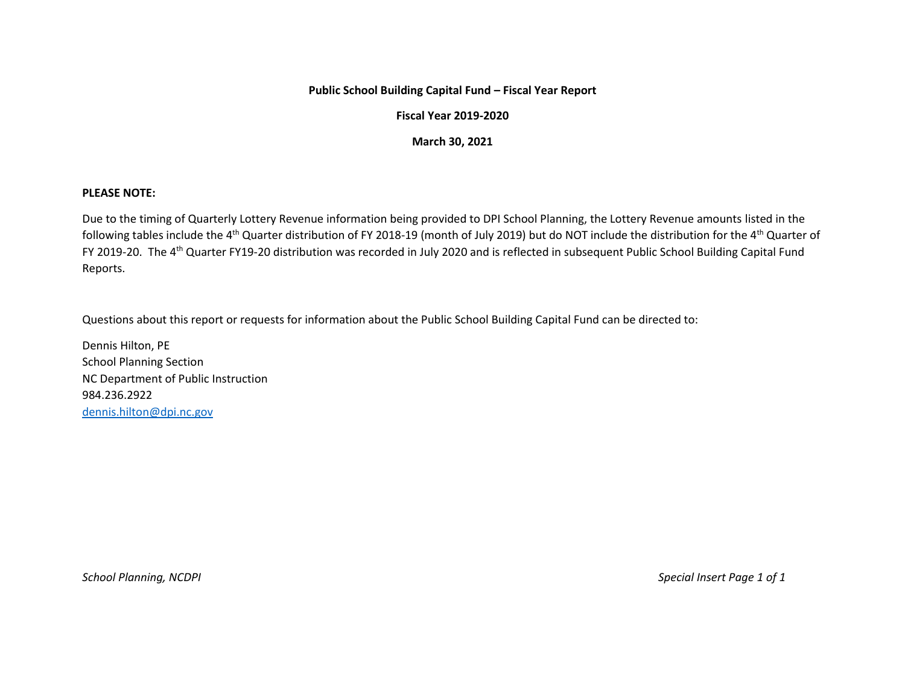**Public School Building Capital Fund – Fiscal Year Report**

**Fiscal Year 2019-2020**

**March 30, 2021**

**PLEASE NOTE:**

Due to the timing of Quarterly Lottery Revenue information being provided to DPI School Planning, the Lottery Revenue amounts listed in the following tables include the 4th Quarter distribution of FY 2018-19 (month of July 2019) but do NOT include the distribution for the 4th Quarter of FY 2019-20. The 4th Quarter FY19-20 distribution was recorded in July 2020 and is reflected in subsequent Public School Building Capital Fund Reports.

Questions about this report or requests for information about the Public School Building Capital Fund can be directed to:

Dennis Hilton, PE
School Planning Section
NC Department of Public Instruction
984.236.2922
dennis.hilton@dpi.nc.gov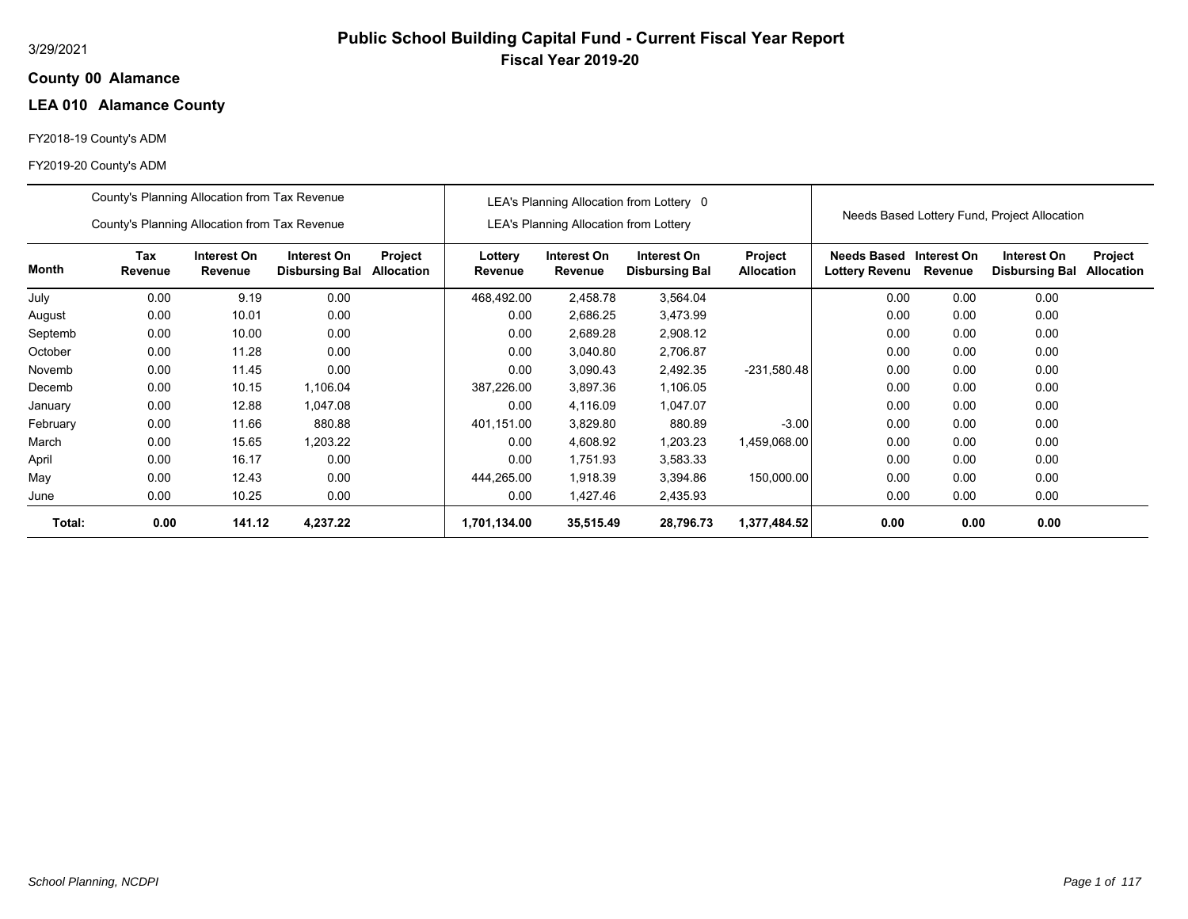# Public School Building Capital Fund - Current Fiscal Year Report

## Fiscal Year 2019-20

3/29/2021

**County 00 Alamance**

**LEA 010 Alamance County**

FY2018-19 County's ADM

FY2019-20 County's ADM

| | County's Planning Allocation from Tax Revenue<br>County's Planning Allocation from Tax Revenue | | | | LEA's Planning Allocation from Lottery 0<br>LEA's Planning Allocation from Lottery | | | | Needs Based Lottery Fund, Project Allocation | | | |
|---|---|---|---|---|---|---|---|---|---|---|---|---|
| **Month** | **Tax Revenue** | **Interest On Revenue** | **Interest On Disbursing Bal** | **Project Allocation** | **Lottery Revenue** | **Interest On Revenue** | **Interest On Disbursing Bal** | **Project Allocation** | **Needs Based Lottery Revenu** | **Interest On Revenue** | **Interest On Disbursing Bal** | **Project Allocation** |
| July | 0.00 | 9.19 | 0.00 | | 468,492.00 | 2,458.78 | 3,564.04 | | 0.00 | 0.00 | 0.00 | |
| August | 0.00 | 10.01 | 0.00 | | 0.00 | 2,686.25 | 3,473.99 | | 0.00 | 0.00 | 0.00 | |
| Septemb | 0.00 | 10.00 | 0.00 | | 0.00 | 2,689.28 | 2,908.12 | | 0.00 | 0.00 | 0.00 | |
| October | 0.00 | 11.28 | 0.00 | | 0.00 | 3,040.80 | 2,706.87 | | 0.00 | 0.00 | 0.00 | |
| Novemb | 0.00 | 11.45 | 0.00 | | 0.00 | 3,090.43 | 2,492.35 | -231,580.48 | 0.00 | 0.00 | 0.00 | |
| Decemb | 0.00 | 10.15 | 1,106.04 | | 387,226.00 | 3,897.36 | 1,106.05 | | 0.00 | 0.00 | 0.00 | |
| January | 0.00 | 12.88 | 1,047.08 | | 0.00 | 4,116.09 | 1,047.07 | | 0.00 | 0.00 | 0.00 | |
| February | 0.00 | 11.66 | 880.88 | | 401,151.00 | 3,829.80 | 880.89 | -3.00 | 0.00 | 0.00 | 0.00 | |
| March | 0.00 | 15.65 | 1,203.22 | | 0.00 | 4,608.92 | 1,203.23 | 1,459,068.00 | 0.00 | 0.00 | 0.00 | |
| April | 0.00 | 16.17 | 0.00 | | 0.00 | 1,751.93 | 3,583.33 | | 0.00 | 0.00 | 0.00 | |
| May | 0.00 | 12.43 | 0.00 | | 444,265.00 | 1,918.39 | 3,394.86 | 150,000.00 | 0.00 | 0.00 | 0.00 | |
| June | 0.00 | 10.25 | 0.00 | | 0.00 | 1,427.46 | 2,435.93 | | 0.00 | 0.00 | 0.00 | |
| **Total:** | **0.00** | **141.12** | **4,237.22** | | **1,701,134.00** | **35,515.49** | **28,796.73** | **1,377,484.52** | **0.00** | **0.00** | **0.00** | |

*School Planning, NCDPI*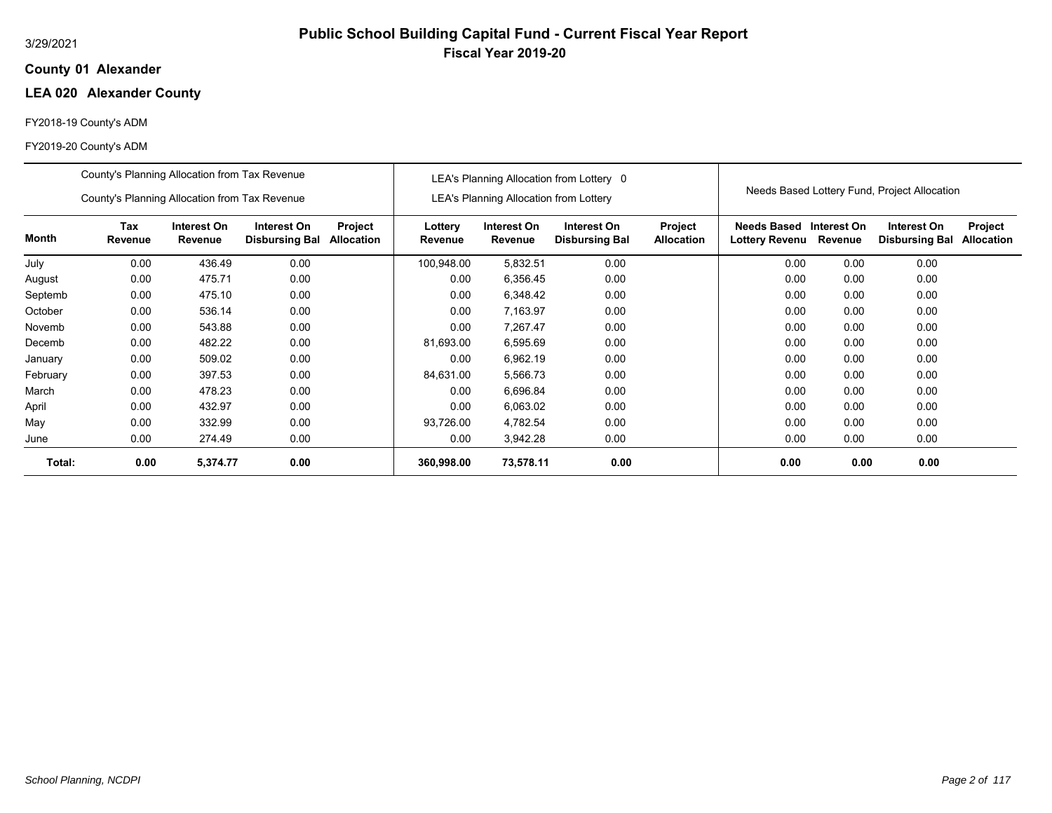3/29/2021

# Public School Building Capital Fund - Current Fiscal Year Report

## Fiscal Year 2019-20

**County 01 Alexander**

**LEA 020 Alexander County**

FY2018-19 County's ADM

FY2019-20 County's ADM

| | County's Planning Allocation from Tax Revenue<br>County's Planning Allocation from Tax Revenue | | | | LEA's Planning Allocation from Lottery 0<br>LEA's Planning Allocation from Lottery | | | | Needs Based Lottery Fund, Project Allocation | | | |
|---|---|---|---|---|---|---|---|---|---|---|---|---|
| **Month** | **Tax Revenue** | **Interest On Revenue** | **Interest On Disbursing Bal** | **Project Allocation** | **Lottery Revenue** | **Interest On Revenue** | **Interest On Disbursing Bal** | **Project Allocation** | **Needs Based Lottery Revenu** | **Interest On Revenue** | **Interest On Disbursing Bal** | **Project Allocation** |
| July | 0.00 | 436.49 | 0.00 | | 100,948.00 | 5,832.51 | 0.00 | | 0.00 | 0.00 | 0.00 | |
| August | 0.00 | 475.71 | 0.00 | | 0.00 | 6,356.45 | 0.00 | | 0.00 | 0.00 | 0.00 | |
| Septemb | 0.00 | 475.10 | 0.00 | | 0.00 | 6,348.42 | 0.00 | | 0.00 | 0.00 | 0.00 | |
| October | 0.00 | 536.14 | 0.00 | | 0.00 | 7,163.97 | 0.00 | | 0.00 | 0.00 | 0.00 | |
| Novemb | 0.00 | 543.88 | 0.00 | | 0.00 | 7,267.47 | 0.00 | | 0.00 | 0.00 | 0.00 | |
| Decemb | 0.00 | 482.22 | 0.00 | | 81,693.00 | 6,595.69 | 0.00 | | 0.00 | 0.00 | 0.00 | |
| January | 0.00 | 509.02 | 0.00 | | 0.00 | 6,962.19 | 0.00 | | 0.00 | 0.00 | 0.00 | |
| February | 0.00 | 397.53 | 0.00 | | 84,631.00 | 5,566.73 | 0.00 | | 0.00 | 0.00 | 0.00 | |
| March | 0.00 | 478.23 | 0.00 | | 0.00 | 6,696.84 | 0.00 | | 0.00 | 0.00 | 0.00 | |
| April | 0.00 | 432.97 | 0.00 | | 0.00 | 6,063.02 | 0.00 | | 0.00 | 0.00 | 0.00 | |
| May | 0.00 | 332.99 | 0.00 | | 93,726.00 | 4,782.54 | 0.00 | | 0.00 | 0.00 | 0.00 | |
| June | 0.00 | 274.49 | 0.00 | | 0.00 | 3,942.28 | 0.00 | | 0.00 | 0.00 | 0.00 | |
| **Total:** | **0.00** | **5,374.77** | **0.00** | | **360,998.00** | **73,578.11** | **0.00** | | **0.00** | **0.00** | **0.00** | |

*School Planning, NCDPI*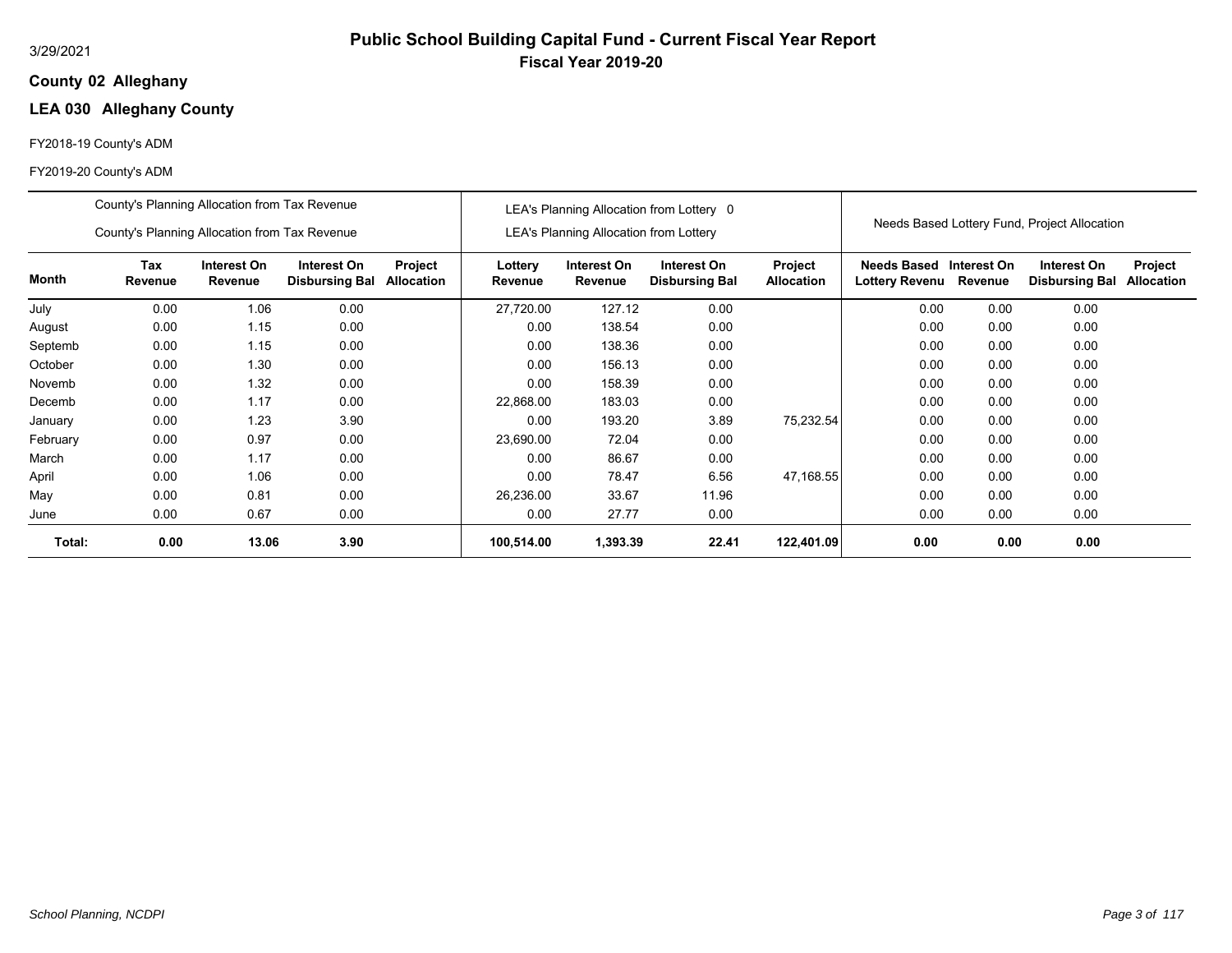3/29/2021

# Public School Building Capital Fund - Current Fiscal Year Report

**Fiscal Year 2019-20**

**County 02 Alleghany**

## LEA 030 Alleghany County

FY2018-19 County's ADM

FY2019-20 County's ADM

| | County's Planning Allocation from Tax Revenue<br>County's Planning Allocation from Tax Revenue | | | | LEA's Planning Allocation from Lottery 0<br>LEA's Planning Allocation from Lottery | | | | Needs Based Lottery Fund, Project Allocation | | | |
|---|---|---|---|---|---|---|---|---|---|---|---|---|
| **Month** | **Tax Revenue** | **Interest On Revenue** | **Interest On Disbursing Bal** | **Project Allocation** | **Lottery Revenue** | **Interest On Revenue** | **Interest On Disbursing Bal** | **Project Allocation** | **Needs Based Lottery Revenu** | **Interest On Revenue** | **Interest On Disbursing Bal** | **Project Allocation** |
| July | 0.00 | 1.06 | 0.00 | | 27,720.00 | 127.12 | 0.00 | | 0.00 | 0.00 | 0.00 | |
| August | 0.00 | 1.15 | 0.00 | | 0.00 | 138.54 | 0.00 | | 0.00 | 0.00 | 0.00 | |
| Septemb | 0.00 | 1.15 | 0.00 | | 0.00 | 138.36 | 0.00 | | 0.00 | 0.00 | 0.00 | |
| October | 0.00 | 1.30 | 0.00 | | 0.00 | 156.13 | 0.00 | | 0.00 | 0.00 | 0.00 | |
| Novemb | 0.00 | 1.32 | 0.00 | | 0.00 | 158.39 | 0.00 | | 0.00 | 0.00 | 0.00 | |
| Decemb | 0.00 | 1.17 | 0.00 | | 22,868.00 | 183.03 | 0.00 | | 0.00 | 0.00 | 0.00 | |
| January | 0.00 | 1.23 | 3.90 | | 0.00 | 193.20 | 3.89 | 75,232.54 | 0.00 | 0.00 | 0.00 | |
| February | 0.00 | 0.97 | 0.00 | | 23,690.00 | 72.04 | 0.00 | | 0.00 | 0.00 | 0.00 | |
| March | 0.00 | 1.17 | 0.00 | | 0.00 | 86.67 | 0.00 | | 0.00 | 0.00 | 0.00 | |
| April | 0.00 | 1.06 | 0.00 | | 0.00 | 78.47 | 6.56 | 47,168.55 | 0.00 | 0.00 | 0.00 | |
| May | 0.00 | 0.81 | 0.00 | | 26,236.00 | 33.67 | 11.96 | | 0.00 | 0.00 | 0.00 | |
| June | 0.00 | 0.67 | 0.00 | | 0.00 | 27.77 | 0.00 | | 0.00 | 0.00 | 0.00 | |
| **Total:** | **0.00** | **13.06** | **3.90** | | **100,514.00** | **1,393.39** | **22.41** | **122,401.09** | **0.00** | **0.00** | **0.00** | |

*School Planning, NCDPI*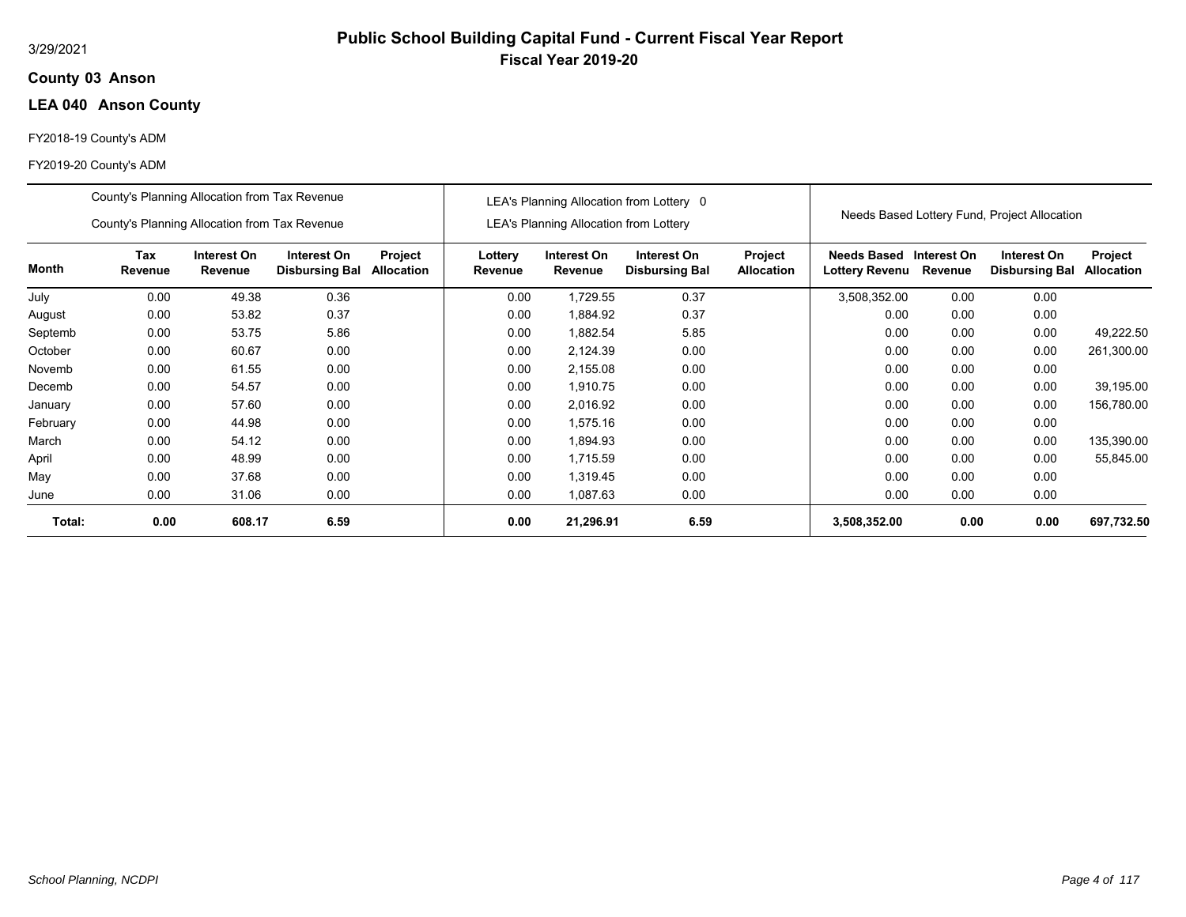# Public School Building Capital Fund - Current Fiscal Year Report

## Fiscal Year 2019-20

3/29/2021

**County 03 Anson**

**LEA 040 Anson County**

FY2018-19 County's ADM

FY2019-20 County's ADM

| | County's Planning Allocation from Tax Revenue / County's Planning Allocation from Tax Revenue | | | | LEA's Planning Allocation from Lottery 0 / LEA's Planning Allocation from Lottery | | | | Needs Based Lottery Fund, Project Allocation | | | |
|---|---|---|---|---|---|---|---|---|---|---|---|---|
| **Month** | **Tax Revenue** | **Interest On Revenue** | **Interest On Disbursing Bal** | **Project Allocation** | **Lottery Revenue** | **Interest On Revenue** | **Interest On Disbursing Bal** | **Project Allocation** | **Needs Based Lottery Revenu** | **Interest On Revenue** | **Interest On Disbursing Bal** | **Project Allocation** |
| July | 0.00 | 49.38 | 0.36 | | 0.00 | 1,729.55 | 0.37 | | 3,508,352.00 | 0.00 | 0.00 | |
| August | 0.00 | 53.82 | 0.37 | | 0.00 | 1,884.92 | 0.37 | | 0.00 | 0.00 | 0.00 | |
| Septemb | 0.00 | 53.75 | 5.86 | | 0.00 | 1,882.54 | 5.85 | | 0.00 | 0.00 | 0.00 | 49,222.50 |
| October | 0.00 | 60.67 | 0.00 | | 0.00 | 2,124.39 | 0.00 | | 0.00 | 0.00 | 0.00 | 261,300.00 |
| Novemb | 0.00 | 61.55 | 0.00 | | 0.00 | 2,155.08 | 0.00 | | 0.00 | 0.00 | 0.00 | |
| Decemb | 0.00 | 54.57 | 0.00 | | 0.00 | 1,910.75 | 0.00 | | 0.00 | 0.00 | 0.00 | 39,195.00 |
| January | 0.00 | 57.60 | 0.00 | | 0.00 | 2,016.92 | 0.00 | | 0.00 | 0.00 | 0.00 | 156,780.00 |
| February | 0.00 | 44.98 | 0.00 | | 0.00 | 1,575.16 | 0.00 | | 0.00 | 0.00 | 0.00 | |
| March | 0.00 | 54.12 | 0.00 | | 0.00 | 1,894.93 | 0.00 | | 0.00 | 0.00 | 0.00 | 135,390.00 |
| April | 0.00 | 48.99 | 0.00 | | 0.00 | 1,715.59 | 0.00 | | 0.00 | 0.00 | 0.00 | 55,845.00 |
| May | 0.00 | 37.68 | 0.00 | | 0.00 | 1,319.45 | 0.00 | | 0.00 | 0.00 | 0.00 | |
| June | 0.00 | 31.06 | 0.00 | | 0.00 | 1,087.63 | 0.00 | | 0.00 | 0.00 | 0.00 | |
| **Total:** | **0.00** | **608.17** | **6.59** | | **0.00** | **21,296.91** | **6.59** | | **3,508,352.00** | **0.00** | **0.00** | **697,732.50** |

*School Planning, NCDPI*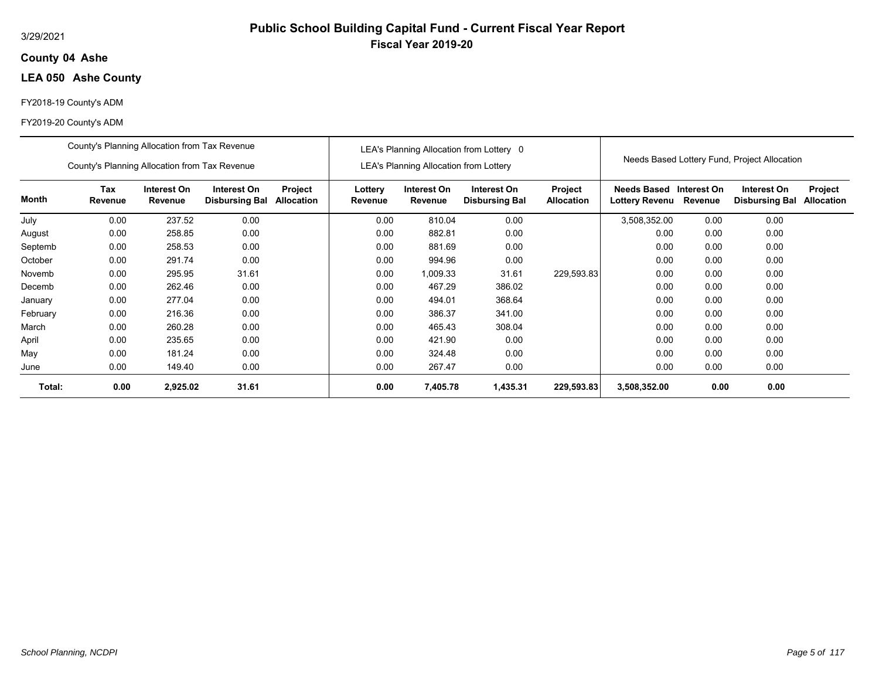# Public School Building Capital Fund - Current Fiscal Year Report

## Fiscal Year 2019-20

3/29/2021

**County 04 Ashe**

**LEA 050 Ashe County**

FY2018-19 County's ADM

FY2019-20 County's ADM

| | County's Planning Allocation from Tax Revenue<br>County's Planning Allocation from Tax Revenue | | | | LEA's Planning Allocation from Lottery 0<br>LEA's Planning Allocation from Lottery | | | | Needs Based Lottery Fund, Project Allocation | | | |
|---|---|---|---|---|---|---|---|---|---|---|---|---|
| **Month** | **Tax Revenue** | **Interest On Revenue** | **Interest On Disbursing Bal** | **Project Allocation** | **Lottery Revenue** | **Interest On Revenue** | **Interest On Disbursing Bal** | **Project Allocation** | **Needs Based Lottery Revenu** | **Interest On Revenue** | **Interest On Disbursing Bal** | **Project Allocation** |
| July | 0.00 | 237.52 | 0.00 | | 0.00 | 810.04 | 0.00 | | 3,508,352.00 | 0.00 | 0.00 | |
| August | 0.00 | 258.85 | 0.00 | | 0.00 | 882.81 | 0.00 | | 0.00 | 0.00 | 0.00 | |
| Septemb | 0.00 | 258.53 | 0.00 | | 0.00 | 881.69 | 0.00 | | 0.00 | 0.00 | 0.00 | |
| October | 0.00 | 291.74 | 0.00 | | 0.00 | 994.96 | 0.00 | | 0.00 | 0.00 | 0.00 | |
| Novemb | 0.00 | 295.95 | 31.61 | | 0.00 | 1,009.33 | 31.61 | 229,593.83 | 0.00 | 0.00 | 0.00 | |
| Decemb | 0.00 | 262.46 | 0.00 | | 0.00 | 467.29 | 386.02 | | 0.00 | 0.00 | 0.00 | |
| January | 0.00 | 277.04 | 0.00 | | 0.00 | 494.01 | 368.64 | | 0.00 | 0.00 | 0.00 | |
| February | 0.00 | 216.36 | 0.00 | | 0.00 | 386.37 | 341.00 | | 0.00 | 0.00 | 0.00 | |
| March | 0.00 | 260.28 | 0.00 | | 0.00 | 465.43 | 308.04 | | 0.00 | 0.00 | 0.00 | |
| April | 0.00 | 235.65 | 0.00 | | 0.00 | 421.90 | 0.00 | | 0.00 | 0.00 | 0.00 | |
| May | 0.00 | 181.24 | 0.00 | | 0.00 | 324.48 | 0.00 | | 0.00 | 0.00 | 0.00 | |
| June | 0.00 | 149.40 | 0.00 | | 0.00 | 267.47 | 0.00 | | 0.00 | 0.00 | 0.00 | |
| **Total:** | **0.00** | **2,925.02** | **31.61** | | **0.00** | **7,405.78** | **1,435.31** | **229,593.83** | **3,508,352.00** | **0.00** | **0.00** | |

*School Planning, NCDPI*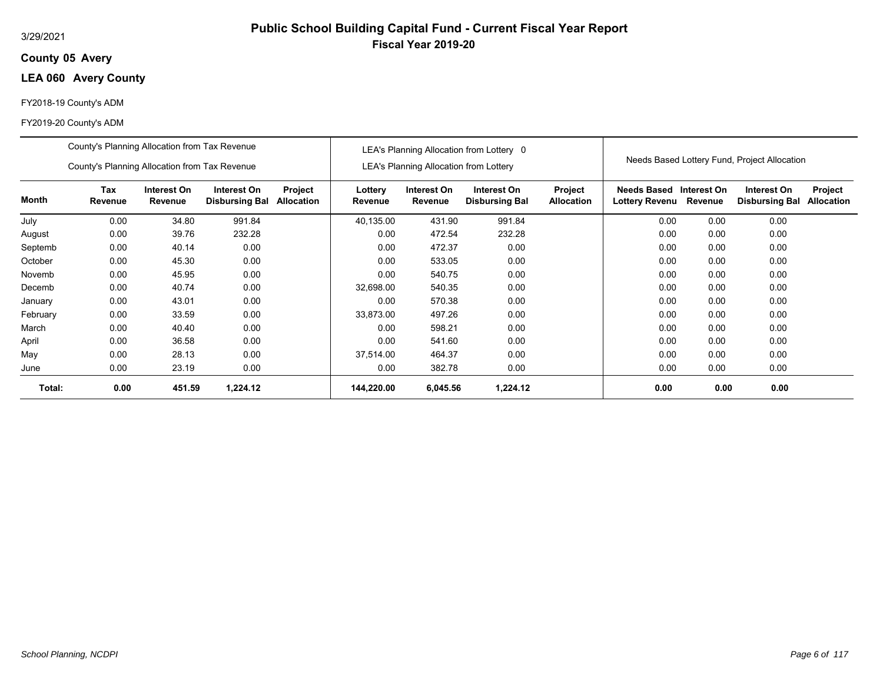3/29/2021

# Public School Building Capital Fund - Current Fiscal Year Report

## Fiscal Year 2019-20

**County 05 Avery**

**LEA 060 Avery County**

FY2018-19 County's ADM

FY2019-20 County's ADM

| | County's Planning Allocation from Tax Revenue<br>County's Planning Allocation from Tax Revenue | | | | LEA's Planning Allocation from Lottery 0<br>LEA's Planning Allocation from Lottery | | | | Needs Based Lottery Fund, Project Allocation | | | |
|---|---|---|---|---|---|---|---|---|---|---|---|---|
| **Month** | **Tax Revenue** | **Interest On Revenue** | **Interest On Disbursing Bal** | **Project Allocation** | **Lottery Revenue** | **Interest On Revenue** | **Interest On Disbursing Bal** | **Project Allocation** | **Needs Based Lottery Revenu** | **Interest On Revenue** | **Interest On Disbursing Bal** | **Project Allocation** |
| July | 0.00 | 34.80 | 991.84 | | 40,135.00 | 431.90 | 991.84 | | 0.00 | 0.00 | 0.00 | |
| August | 0.00 | 39.76 | 232.28 | | 0.00 | 472.54 | 232.28 | | 0.00 | 0.00 | 0.00 | |
| Septemb | 0.00 | 40.14 | 0.00 | | 0.00 | 472.37 | 0.00 | | 0.00 | 0.00 | 0.00 | |
| October | 0.00 | 45.30 | 0.00 | | 0.00 | 533.05 | 0.00 | | 0.00 | 0.00 | 0.00 | |
| Novemb | 0.00 | 45.95 | 0.00 | | 0.00 | 540.75 | 0.00 | | 0.00 | 0.00 | 0.00 | |
| Decemb | 0.00 | 40.74 | 0.00 | | 32,698.00 | 540.35 | 0.00 | | 0.00 | 0.00 | 0.00 | |
| January | 0.00 | 43.01 | 0.00 | | 0.00 | 570.38 | 0.00 | | 0.00 | 0.00 | 0.00 | |
| February | 0.00 | 33.59 | 0.00 | | 33,873.00 | 497.26 | 0.00 | | 0.00 | 0.00 | 0.00 | |
| March | 0.00 | 40.40 | 0.00 | | 0.00 | 598.21 | 0.00 | | 0.00 | 0.00 | 0.00 | |
| April | 0.00 | 36.58 | 0.00 | | 0.00 | 541.60 | 0.00 | | 0.00 | 0.00 | 0.00 | |
| May | 0.00 | 28.13 | 0.00 | | 37,514.00 | 464.37 | 0.00 | | 0.00 | 0.00 | 0.00 | |
| June | 0.00 | 23.19 | 0.00 | | 0.00 | 382.78 | 0.00 | | 0.00 | 0.00 | 0.00 | |
| **Total:** | **0.00** | **451.59** | **1,224.12** | | **144,220.00** | **6,045.56** | **1,224.12** | | **0.00** | **0.00** | **0.00** | |

*School Planning, NCDPI*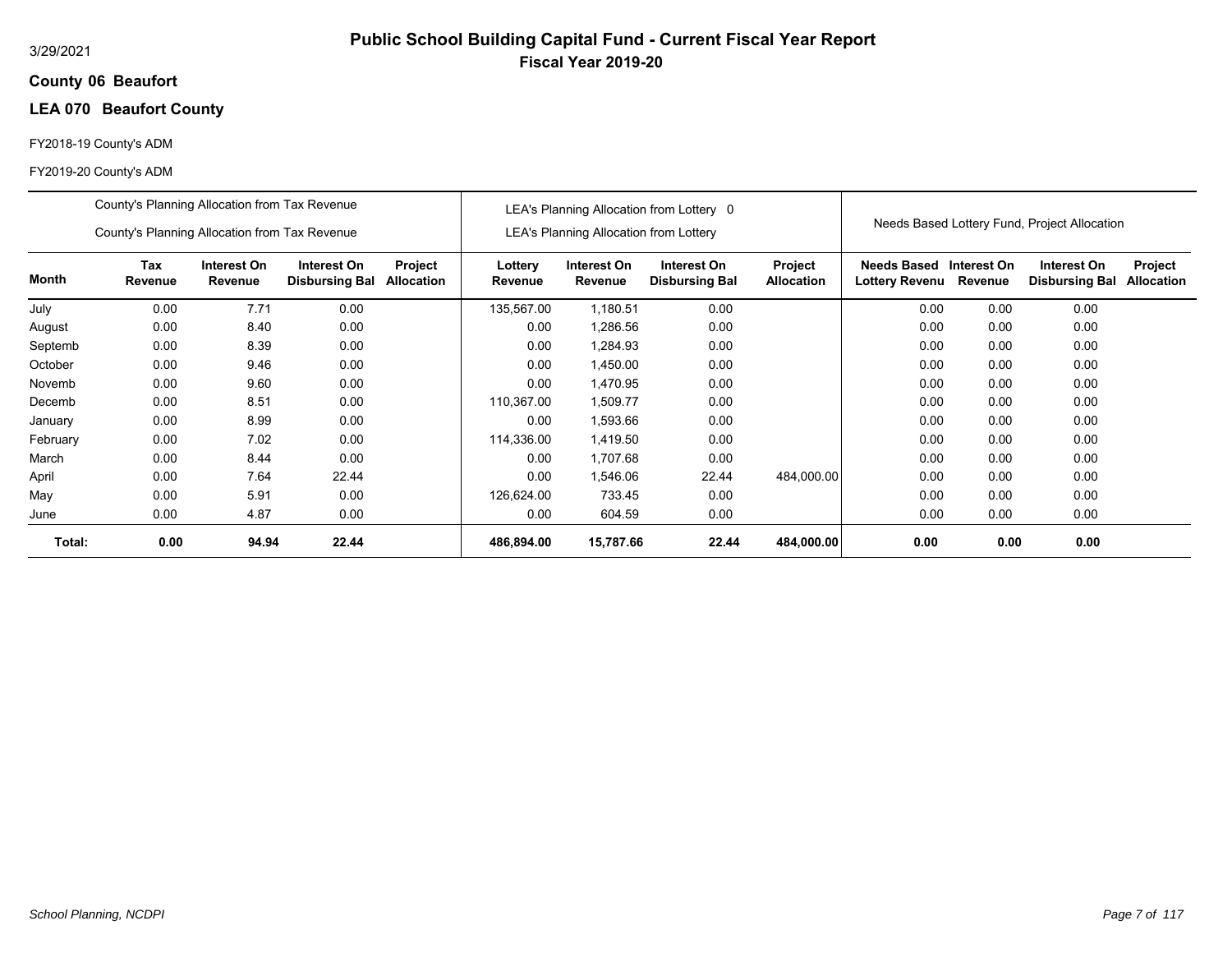# Public School Building Capital Fund - Current Fiscal Year Report

**Fiscal Year 2019-20**

3/29/2021

**County 06 Beaufort**

## LEA 070 Beaufort County

FY2018-19 County's ADM

FY2019-20 County's ADM

| | County's Planning Allocation from Tax Revenue<br>County's Planning Allocation from Tax Revenue | | | | LEA's Planning Allocation from Lottery 0<br>LEA's Planning Allocation from Lottery | | | | Needs Based Lottery Fund, Project Allocation | | | |
|---|---|---|---|---|---|---|---|---|---|---|---|---|
| **Month** | **Tax Revenue** | **Interest On Revenue** | **Interest On Disbursing Bal** | **Project Allocation** | **Lottery Revenue** | **Interest On Revenue** | **Interest On Disbursing Bal** | **Project Allocation** | **Needs Based Lottery Revenu** | **Interest On Revenue** | **Interest On Disbursing Bal** | **Project Allocation** |
| July | 0.00 | 7.71 | 0.00 | | 135,567.00 | 1,180.51 | 0.00 | | 0.00 | 0.00 | 0.00 | |
| August | 0.00 | 8.40 | 0.00 | | 0.00 | 1,286.56 | 0.00 | | 0.00 | 0.00 | 0.00 | |
| Septemb | 0.00 | 8.39 | 0.00 | | 0.00 | 1,284.93 | 0.00 | | 0.00 | 0.00 | 0.00 | |
| October | 0.00 | 9.46 | 0.00 | | 0.00 | 1,450.00 | 0.00 | | 0.00 | 0.00 | 0.00 | |
| Novemb | 0.00 | 9.60 | 0.00 | | 0.00 | 1,470.95 | 0.00 | | 0.00 | 0.00 | 0.00 | |
| Decemb | 0.00 | 8.51 | 0.00 | | 110,367.00 | 1,509.77 | 0.00 | | 0.00 | 0.00 | 0.00 | |
| January | 0.00 | 8.99 | 0.00 | | 0.00 | 1,593.66 | 0.00 | | 0.00 | 0.00 | 0.00 | |
| February | 0.00 | 7.02 | 0.00 | | 114,336.00 | 1,419.50 | 0.00 | | 0.00 | 0.00 | 0.00 | |
| March | 0.00 | 8.44 | 0.00 | | 0.00 | 1,707.68 | 0.00 | | 0.00 | 0.00 | 0.00 | |
| April | 0.00 | 7.64 | 22.44 | | 0.00 | 1,546.06 | 22.44 | 484,000.00 | 0.00 | 0.00 | 0.00 | |
| May | 0.00 | 5.91 | 0.00 | | 126,624.00 | 733.45 | 0.00 | | 0.00 | 0.00 | 0.00 | |
| June | 0.00 | 4.87 | 0.00 | | 0.00 | 604.59 | 0.00 | | 0.00 | 0.00 | 0.00 | |
| **Total:** | **0.00** | **94.94** | **22.44** | | **486,894.00** | **15,787.66** | **22.44** | **484,000.00** | **0.00** | **0.00** | **0.00** | |

*School Planning, NCDPI*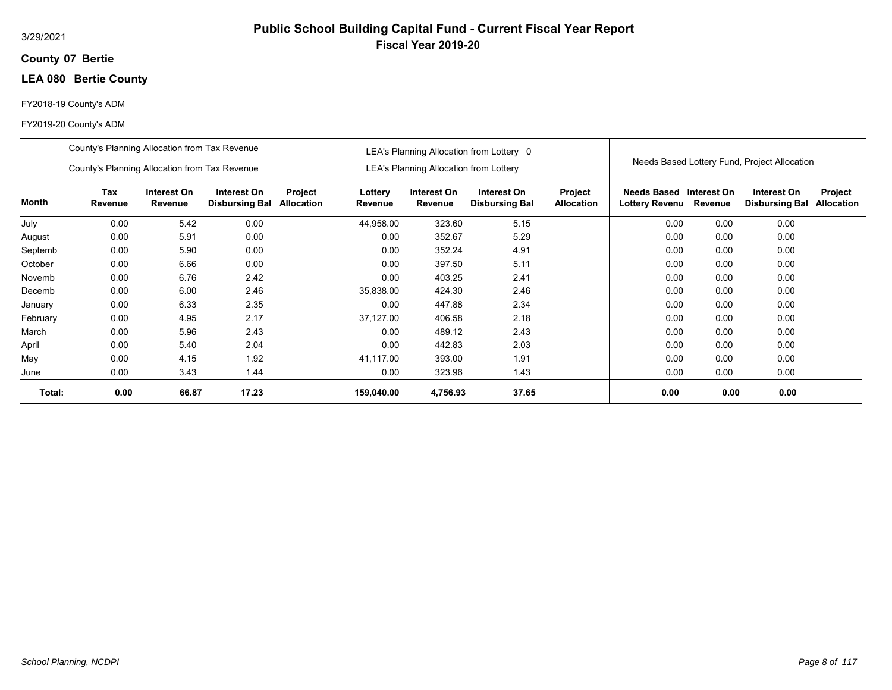# Public School Building Capital Fund - Current Fiscal Year Report

**Fiscal Year 2019-20**

3/29/2021

**County 07 Bertie**

**LEA 080 Bertie County**

FY2018-19 County's ADM

FY2019-20 County's ADM

| | County's Planning Allocation from Tax Revenue<br>County's Planning Allocation from Tax Revenue | | | | LEA's Planning Allocation from Lottery 0<br>LEA's Planning Allocation from Lottery | | | | Needs Based Lottery Fund, Project Allocation | | | |
|---|---|---|---|---|---|---|---|---|---|---|---|---|
| **Month** | **Tax Revenue** | **Interest On Revenue** | **Interest On Disbursing Bal** | **Project Allocation** | **Lottery Revenue** | **Interest On Revenue** | **Interest On Disbursing Bal** | **Project Allocation** | **Needs Based Lottery Revenu** | **Interest On Revenue** | **Interest On Disbursing Bal** | **Project Allocation** |
| July | 0.00 | 5.42 | 0.00 | | 44,958.00 | 323.60 | 5.15 | | 0.00 | 0.00 | 0.00 | |
| August | 0.00 | 5.91 | 0.00 | | 0.00 | 352.67 | 5.29 | | 0.00 | 0.00 | 0.00 | |
| Septemb | 0.00 | 5.90 | 0.00 | | 0.00 | 352.24 | 4.91 | | 0.00 | 0.00 | 0.00 | |
| October | 0.00 | 6.66 | 0.00 | | 0.00 | 397.50 | 5.11 | | 0.00 | 0.00 | 0.00 | |
| Novemb | 0.00 | 6.76 | 2.42 | | 0.00 | 403.25 | 2.41 | | 0.00 | 0.00 | 0.00 | |
| Decemb | 0.00 | 6.00 | 2.46 | | 35,838.00 | 424.30 | 2.46 | | 0.00 | 0.00 | 0.00 | |
| January | 0.00 | 6.33 | 2.35 | | 0.00 | 447.88 | 2.34 | | 0.00 | 0.00 | 0.00 | |
| February | 0.00 | 4.95 | 2.17 | | 37,127.00 | 406.58 | 2.18 | | 0.00 | 0.00 | 0.00 | |
| March | 0.00 | 5.96 | 2.43 | | 0.00 | 489.12 | 2.43 | | 0.00 | 0.00 | 0.00 | |
| April | 0.00 | 5.40 | 2.04 | | 0.00 | 442.83 | 2.03 | | 0.00 | 0.00 | 0.00 | |
| May | 0.00 | 4.15 | 1.92 | | 41,117.00 | 393.00 | 1.91 | | 0.00 | 0.00 | 0.00 | |
| June | 0.00 | 3.43 | 1.44 | | 0.00 | 323.96 | 1.43 | | 0.00 | 0.00 | 0.00 | |
| **Total:** | **0.00** | **66.87** | **17.23** | | **159,040.00** | **4,756.93** | **37.65** | | **0.00** | **0.00** | **0.00** | |

*School Planning, NCDPI*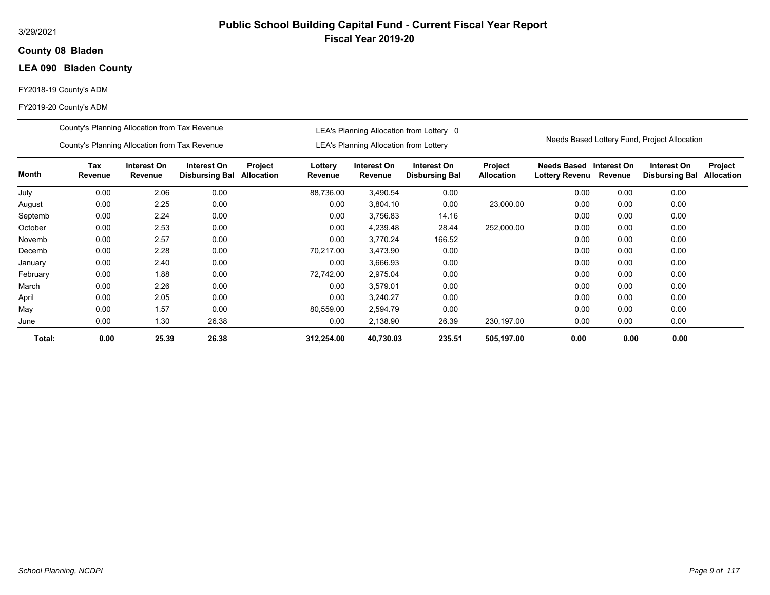# Public School Building Capital Fund - Current Fiscal Year Report

**Fiscal Year 2019-20**

3/29/2021

**County 08 Bladen**

**LEA 090 Bladen County**

FY2018-19 County's ADM

FY2019-20 County's ADM

| | County's Planning Allocation from Tax Revenue / County's Planning Allocation from Tax Revenue | | | | LEA's Planning Allocation from Lottery 0 / LEA's Planning Allocation from Lottery | | | | Needs Based Lottery Fund, Project Allocation | | | |
|---|---|---|---|---|---|---|---|---|---|---|---|---|
| **Month** | **Tax Revenue** | **Interest On Revenue** | **Interest On Disbursing Bal** | **Project Allocation** | **Lottery Revenue** | **Interest On Revenue** | **Interest On Disbursing Bal** | **Project Allocation** | **Needs Based Lottery Revenu** | **Interest On Revenue** | **Interest On Disbursing Bal** | **Project Allocation** |
| July | 0.00 | 2.06 | 0.00 | | 88,736.00 | 3,490.54 | 0.00 | | 0.00 | 0.00 | 0.00 | |
| August | 0.00 | 2.25 | 0.00 | | 0.00 | 3,804.10 | 0.00 | 23,000.00 | 0.00 | 0.00 | 0.00 | |
| Septemb | 0.00 | 2.24 | 0.00 | | 0.00 | 3,756.83 | 14.16 | | 0.00 | 0.00 | 0.00 | |
| October | 0.00 | 2.53 | 0.00 | | 0.00 | 4,239.48 | 28.44 | 252,000.00 | 0.00 | 0.00 | 0.00 | |
| Novemb | 0.00 | 2.57 | 0.00 | | 0.00 | 3,770.24 | 166.52 | | 0.00 | 0.00 | 0.00 | |
| Decemb | 0.00 | 2.28 | 0.00 | | 70,217.00 | 3,473.90 | 0.00 | | 0.00 | 0.00 | 0.00 | |
| January | 0.00 | 2.40 | 0.00 | | 0.00 | 3,666.93 | 0.00 | | 0.00 | 0.00 | 0.00 | |
| February | 0.00 | 1.88 | 0.00 | | 72,742.00 | 2,975.04 | 0.00 | | 0.00 | 0.00 | 0.00 | |
| March | 0.00 | 2.26 | 0.00 | | 0.00 | 3,579.01 | 0.00 | | 0.00 | 0.00 | 0.00 | |
| April | 0.00 | 2.05 | 0.00 | | 0.00 | 3,240.27 | 0.00 | | 0.00 | 0.00 | 0.00 | |
| May | 0.00 | 1.57 | 0.00 | | 80,559.00 | 2,594.79 | 0.00 | | 0.00 | 0.00 | 0.00 | |
| June | 0.00 | 1.30 | 26.38 | | 0.00 | 2,138.90 | 26.39 | 230,197.00 | 0.00 | 0.00 | 0.00 | |
| **Total:** | **0.00** | **25.39** | **26.38** | | **312,254.00** | **40,730.03** | **235.51** | **505,197.00** | **0.00** | **0.00** | **0.00** | |

*School Planning, NCDPI*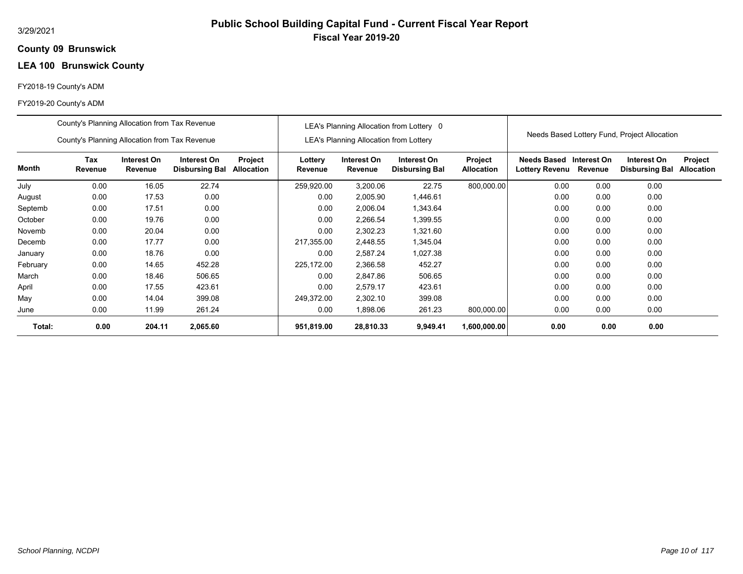# Public School Building Capital Fund - Current Fiscal Year Report

**Fiscal Year 2019-20**

3/29/2021

**County 09 Brunswick**

**LEA 100 Brunswick County**

FY2018-19 County's ADM

FY2019-20 County's ADM

| | County's Planning Allocation from Tax Revenue<br>County's Planning Allocation from Tax Revenue | | | | LEA's Planning Allocation from Lottery 0<br>LEA's Planning Allocation from Lottery | | | | Needs Based Lottery Fund, Project Allocation | | | |
|---|---|---|---|---|---|---|---|---|---|---|---|---|
| **Month** | **Tax Revenue** | **Interest On Revenue** | **Interest On Disbursing Bal** | **Project Allocation** | **Lottery Revenue** | **Interest On Revenue** | **Interest On Disbursing Bal** | **Project Allocation** | **Needs Based Lottery Revenu** | **Interest On Revenue** | **Interest On Disbursing Bal** | **Project Allocation** |
| July | 0.00 | 16.05 | 22.74 | | 259,920.00 | 3,200.06 | 22.75 | 800,000.00 | 0.00 | 0.00 | 0.00 | |
| August | 0.00 | 17.53 | 0.00 | | 0.00 | 2,005.90 | 1,446.61 | | 0.00 | 0.00 | 0.00 | |
| Septemb | 0.00 | 17.51 | 0.00 | | 0.00 | 2,006.04 | 1,343.64 | | 0.00 | 0.00 | 0.00 | |
| October | 0.00 | 19.76 | 0.00 | | 0.00 | 2,266.54 | 1,399.55 | | 0.00 | 0.00 | 0.00 | |
| Novemb | 0.00 | 20.04 | 0.00 | | 0.00 | 2,302.23 | 1,321.60 | | 0.00 | 0.00 | 0.00 | |
| Decemb | 0.00 | 17.77 | 0.00 | | 217,355.00 | 2,448.55 | 1,345.04 | | 0.00 | 0.00 | 0.00 | |
| January | 0.00 | 18.76 | 0.00 | | 0.00 | 2,587.24 | 1,027.38 | | 0.00 | 0.00 | 0.00 | |
| February | 0.00 | 14.65 | 452.28 | | 225,172.00 | 2,366.58 | 452.27 | | 0.00 | 0.00 | 0.00 | |
| March | 0.00 | 18.46 | 506.65 | | 0.00 | 2,847.86 | 506.65 | | 0.00 | 0.00 | 0.00 | |
| April | 0.00 | 17.55 | 423.61 | | 0.00 | 2,579.17 | 423.61 | | 0.00 | 0.00 | 0.00 | |
| May | 0.00 | 14.04 | 399.08 | | 249,372.00 | 2,302.10 | 399.08 | | 0.00 | 0.00 | 0.00 | |
| June | 0.00 | 11.99 | 261.24 | | 0.00 | 1,898.06 | 261.23 | 800,000.00 | 0.00 | 0.00 | 0.00 | |
| **Total:** | **0.00** | **204.11** | **2,065.60** | | **951,819.00** | **28,810.33** | **9,949.41** | **1,600,000.00** | **0.00** | **0.00** | **0.00** | |

*School Planning, NCDPI*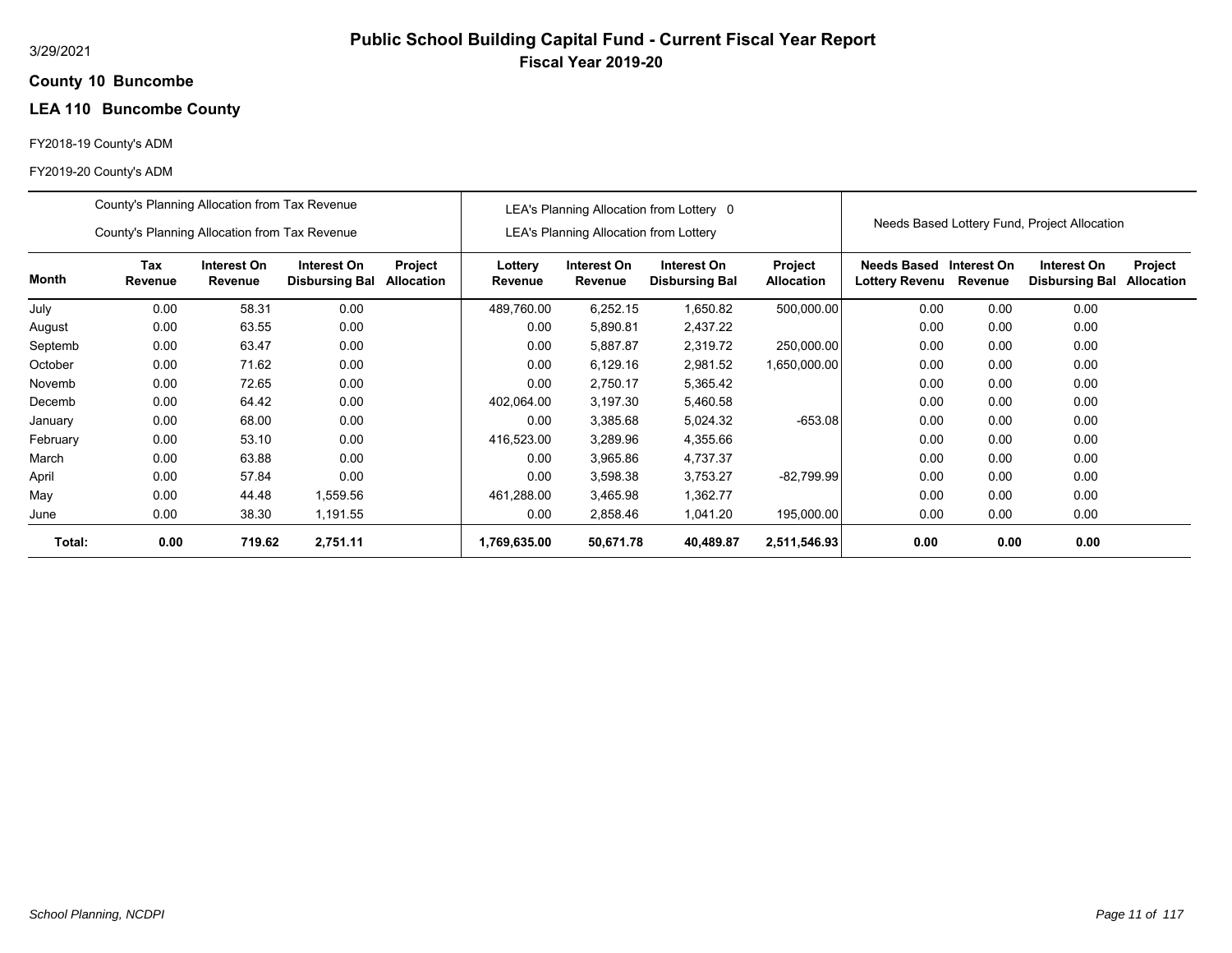3/29/2021

# Public School Building Capital Fund - Current Fiscal Year Report

## Fiscal Year 2019-20

**County 10 Buncombe**

**LEA 110 Buncombe County**

FY2018-19 County's ADM

FY2019-20 County's ADM

| | County's Planning Allocation from Tax Revenue<br>County's Planning Allocation from Tax Revenue | | | | LEA's Planning Allocation from Lottery 0<br>LEA's Planning Allocation from Lottery | | | | Needs Based Lottery Fund, Project Allocation | | | |
|---|---|---|---|---|---|---|---|---|---|---|---|---|
| **Month** | **Tax Revenue** | **Interest On Revenue** | **Interest On Disbursing Bal** | **Project Allocation** | **Lottery Revenue** | **Interest On Revenue** | **Interest On Disbursing Bal** | **Project Allocation** | **Needs Based Lottery Revenu** | **Interest On Revenue** | **Interest On Disbursing Bal** | **Project Allocation** |
| July | 0.00 | 58.31 | 0.00 | | 489,760.00 | 6,252.15 | 1,650.82 | 500,000.00 | 0.00 | 0.00 | 0.00 | |
| August | 0.00 | 63.55 | 0.00 | | 0.00 | 5,890.81 | 2,437.22 | | 0.00 | 0.00 | 0.00 | |
| Septemb | 0.00 | 63.47 | 0.00 | | 0.00 | 5,887.87 | 2,319.72 | 250,000.00 | 0.00 | 0.00 | 0.00 | |
| October | 0.00 | 71.62 | 0.00 | | 0.00 | 6,129.16 | 2,981.52 | 1,650,000.00 | 0.00 | 0.00 | 0.00 | |
| Novemb | 0.00 | 72.65 | 0.00 | | 0.00 | 2,750.17 | 5,365.42 | | 0.00 | 0.00 | 0.00 | |
| Decemb | 0.00 | 64.42 | 0.00 | | 402,064.00 | 3,197.30 | 5,460.58 | | 0.00 | 0.00 | 0.00 | |
| January | 0.00 | 68.00 | 0.00 | | 0.00 | 3,385.68 | 5,024.32 | -653.08 | 0.00 | 0.00 | 0.00 | |
| February | 0.00 | 53.10 | 0.00 | | 416,523.00 | 3,289.96 | 4,355.66 | | 0.00 | 0.00 | 0.00 | |
| March | 0.00 | 63.88 | 0.00 | | 0.00 | 3,965.86 | 4,737.37 | | 0.00 | 0.00 | 0.00 | |
| April | 0.00 | 57.84 | 0.00 | | 0.00 | 3,598.38 | 3,753.27 | -82,799.99 | 0.00 | 0.00 | 0.00 | |
| May | 0.00 | 44.48 | 1,559.56 | | 461,288.00 | 3,465.98 | 1,362.77 | | 0.00 | 0.00 | 0.00 | |
| June | 0.00 | 38.30 | 1,191.55 | | 0.00 | 2,858.46 | 1,041.20 | 195,000.00 | 0.00 | 0.00 | 0.00 | |
| **Total:** | **0.00** | **719.62** | **2,751.11** | | **1,769,635.00** | **50,671.78** | **40,489.87** | **2,511,546.93** | **0.00** | **0.00** | **0.00** | |

*School Planning, NCDPI*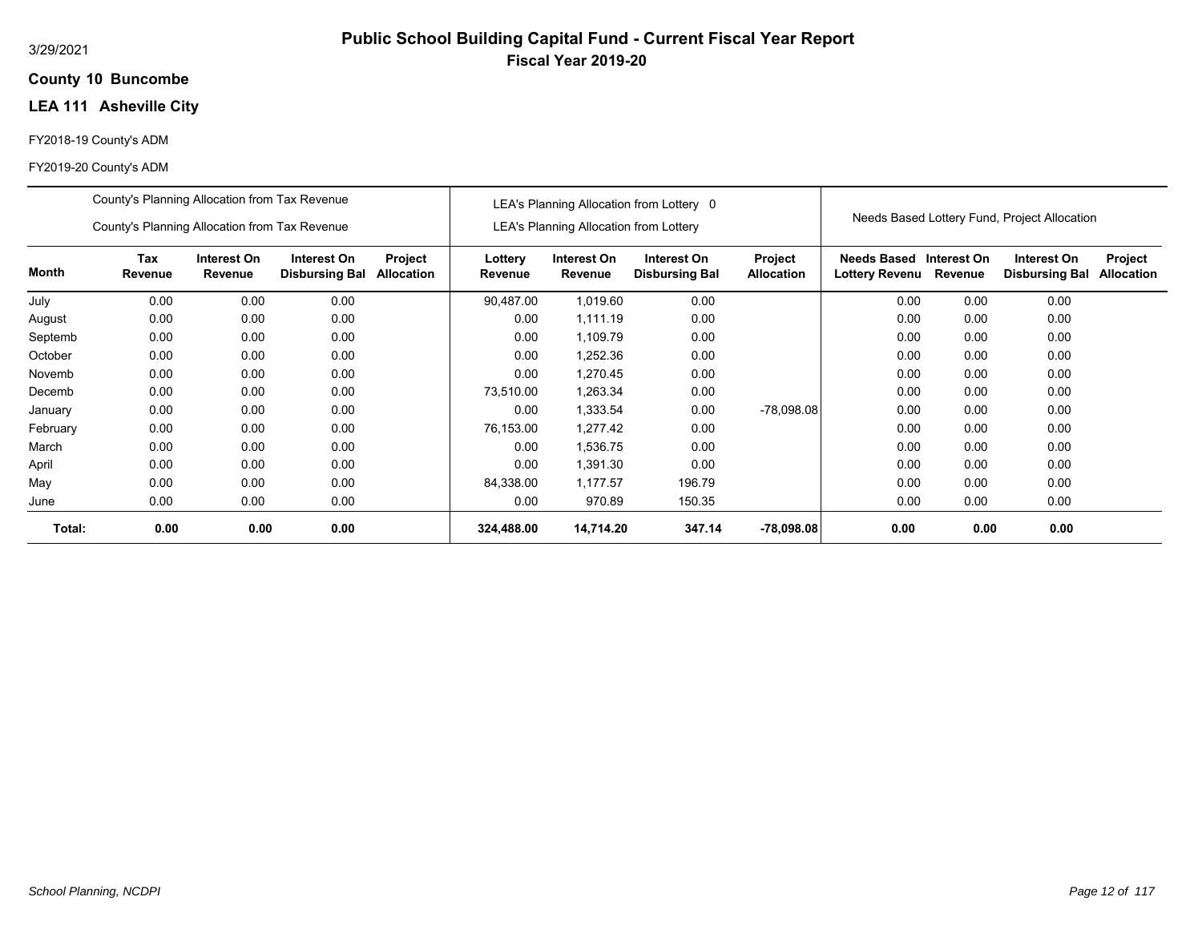3/29/2021

# Public School Building Capital Fund - Current Fiscal Year Report

## Fiscal Year 2019-20

**County 10 Buncombe**

**LEA 111 Asheville City**

FY2018-19 County's ADM

FY2019-20 County's ADM

| | County's Planning Allocation from Tax Revenue<br>County's Planning Allocation from Tax Revenue | | | | LEA's Planning Allocation from Lottery 0<br>LEA's Planning Allocation from Lottery | | | | Needs Based Lottery Fund, Project Allocation | | | |
|---|---|---|---|---|---|---|---|---|---|---|---|---|
| **Month** | **Tax Revenue** | **Interest On Revenue** | **Interest On Disbursing Bal** | **Project Allocation** | **Lottery Revenue** | **Interest On Revenue** | **Interest On Disbursing Bal** | **Project Allocation** | **Needs Based Lottery Revenu** | **Interest On Revenue** | **Interest On Disbursing Bal** | **Project Allocation** |
| July | 0.00 | 0.00 | 0.00 | | 90,487.00 | 1,019.60 | 0.00 | | 0.00 | 0.00 | 0.00 | |
| August | 0.00 | 0.00 | 0.00 | | 0.00 | 1,111.19 | 0.00 | | 0.00 | 0.00 | 0.00 | |
| Septemb | 0.00 | 0.00 | 0.00 | | 0.00 | 1,109.79 | 0.00 | | 0.00 | 0.00 | 0.00 | |
| October | 0.00 | 0.00 | 0.00 | | 0.00 | 1,252.36 | 0.00 | | 0.00 | 0.00 | 0.00 | |
| Novemb | 0.00 | 0.00 | 0.00 | | 0.00 | 1,270.45 | 0.00 | | 0.00 | 0.00 | 0.00 | |
| Decemb | 0.00 | 0.00 | 0.00 | | 73,510.00 | 1,263.34 | 0.00 | | 0.00 | 0.00 | 0.00 | |
| January | 0.00 | 0.00 | 0.00 | | 0.00 | 1,333.54 | 0.00 | -78,098.08 | 0.00 | 0.00 | 0.00 | |
| February | 0.00 | 0.00 | 0.00 | | 76,153.00 | 1,277.42 | 0.00 | | 0.00 | 0.00 | 0.00 | |
| March | 0.00 | 0.00 | 0.00 | | 0.00 | 1,536.75 | 0.00 | | 0.00 | 0.00 | 0.00 | |
| April | 0.00 | 0.00 | 0.00 | | 0.00 | 1,391.30 | 0.00 | | 0.00 | 0.00 | 0.00 | |
| May | 0.00 | 0.00 | 0.00 | | 84,338.00 | 1,177.57 | 196.79 | | 0.00 | 0.00 | 0.00 | |
| June | 0.00 | 0.00 | 0.00 | | 0.00 | 970.89 | 150.35 | | 0.00 | 0.00 | 0.00 | |
| **Total:** | **0.00** | **0.00** | **0.00** | | **324,488.00** | **14,714.20** | **347.14** | **-78,098.08** | **0.00** | **0.00** | **0.00** | |

*School Planning, NCDPI*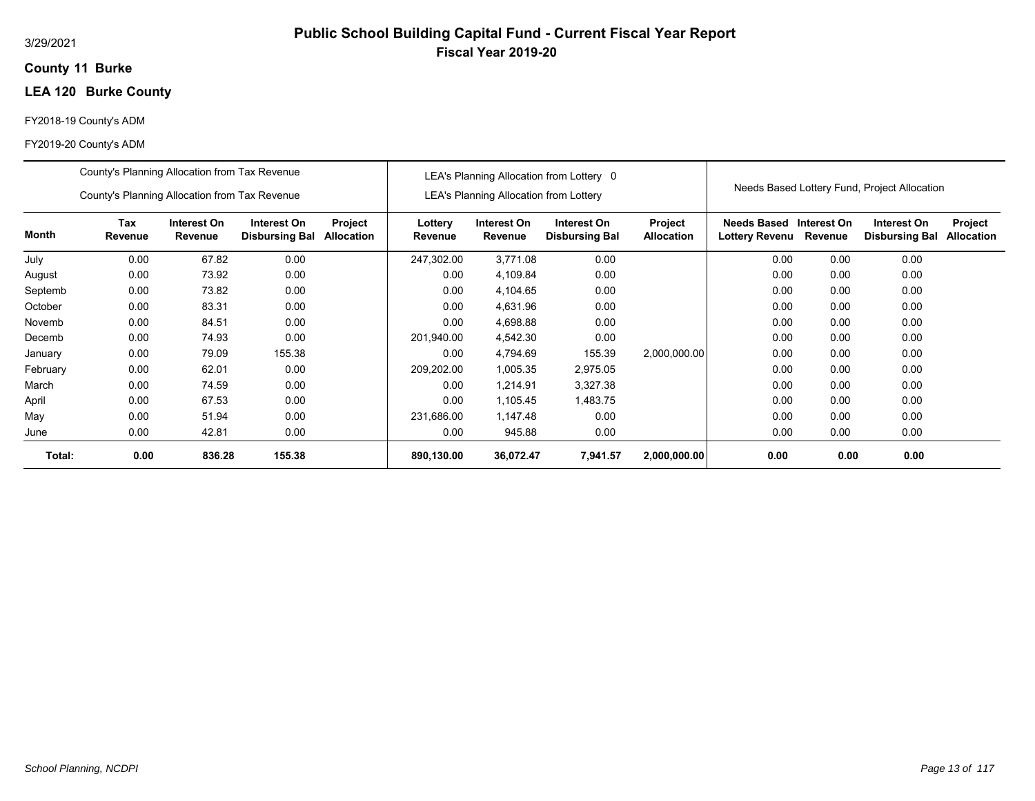# Public School Building Capital Fund - Current Fiscal Year Report

**Fiscal Year 2019-20**

3/29/2021

**County 11 Burke**

**LEA 120 Burke County**

FY2018-19 County's ADM

FY2019-20 County's ADM

| | County's Planning Allocation from Tax Revenue<br>County's Planning Allocation from Tax Revenue | | | | LEA's Planning Allocation from Lottery 0<br>LEA's Planning Allocation from Lottery | | | | Needs Based Lottery Fund, Project Allocation | | | |
|---|---|---|---|---|---|---|---|---|---|---|---|---|
| **Month** | **Tax Revenue** | **Interest On Revenue** | **Interest On Disbursing Bal** | **Project Allocation** | **Lottery Revenue** | **Interest On Revenue** | **Interest On Disbursing Bal** | **Project Allocation** | **Needs Based Lottery Revenu** | **Interest On Revenue** | **Interest On Disbursing Bal** | **Project Allocation** |
| July | 0.00 | 67.82 | 0.00 | | 247,302.00 | 3,771.08 | 0.00 | | 0.00 | 0.00 | 0.00 | |
| August | 0.00 | 73.92 | 0.00 | | 0.00 | 4,109.84 | 0.00 | | 0.00 | 0.00 | 0.00 | |
| Septemb | 0.00 | 73.82 | 0.00 | | 0.00 | 4,104.65 | 0.00 | | 0.00 | 0.00 | 0.00 | |
| October | 0.00 | 83.31 | 0.00 | | 0.00 | 4,631.96 | 0.00 | | 0.00 | 0.00 | 0.00 | |
| Novemb | 0.00 | 84.51 | 0.00 | | 0.00 | 4,698.88 | 0.00 | | 0.00 | 0.00 | 0.00 | |
| Decemb | 0.00 | 74.93 | 0.00 | | 201,940.00 | 4,542.30 | 0.00 | | 0.00 | 0.00 | 0.00 | |
| January | 0.00 | 79.09 | 155.38 | | 0.00 | 4,794.69 | 155.39 | 2,000,000.00 | 0.00 | 0.00 | 0.00 | |
| February | 0.00 | 62.01 | 0.00 | | 209,202.00 | 1,005.35 | 2,975.05 | | 0.00 | 0.00 | 0.00 | |
| March | 0.00 | 74.59 | 0.00 | | 0.00 | 1,214.91 | 3,327.38 | | 0.00 | 0.00 | 0.00 | |
| April | 0.00 | 67.53 | 0.00 | | 0.00 | 1,105.45 | 1,483.75 | | 0.00 | 0.00 | 0.00 | |
| May | 0.00 | 51.94 | 0.00 | | 231,686.00 | 1,147.48 | 0.00 | | 0.00 | 0.00 | 0.00 | |
| June | 0.00 | 42.81 | 0.00 | | 0.00 | 945.88 | 0.00 | | 0.00 | 0.00 | 0.00 | |
| **Total:** | **0.00** | **836.28** | **155.38** | | **890,130.00** | **36,072.47** | **7,941.57** | **2,000,000.00** | **0.00** | **0.00** | **0.00** | |

*School Planning, NCDPI*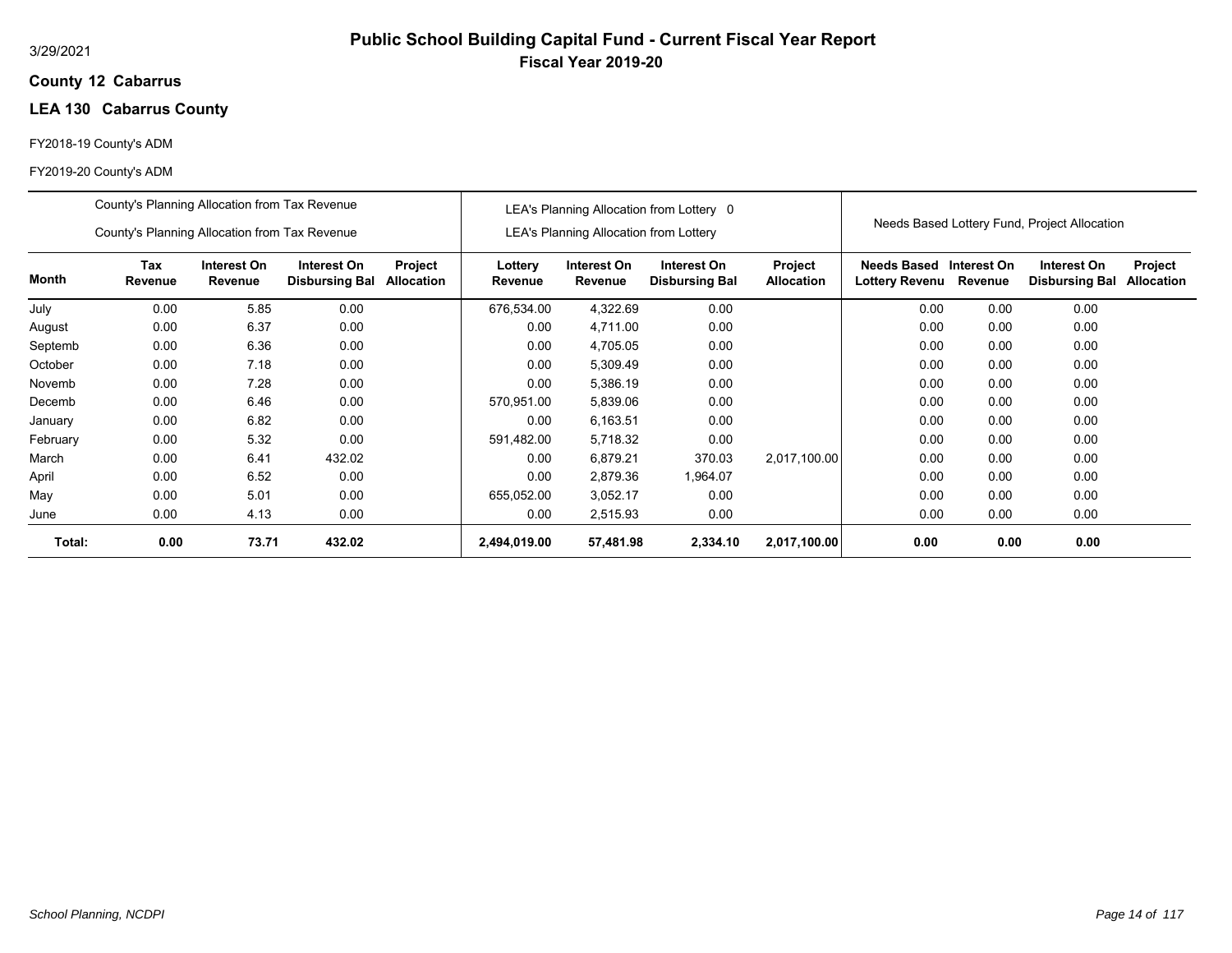3/29/2021

# Public School Building Capital Fund - Current Fiscal Year Report

## Fiscal Year 2019-20

**County 12 Cabarrus**

**LEA 130 Cabarrus County**

FY2018-19 County's ADM

FY2019-20 County's ADM

| | County's Planning Allocation from Tax Revenue<br>County's Planning Allocation from Tax Revenue | | | | LEA's Planning Allocation from Lottery 0<br>LEA's Planning Allocation from Lottery | | | | Needs Based Lottery Fund, Project Allocation | | | |
|---|---|---|---|---|---|---|---|---|---|---|---|---|
| **Month** | **Tax Revenue** | **Interest On Revenue** | **Interest On Disbursing Bal** | **Project Allocation** | **Lottery Revenue** | **Interest On Revenue** | **Interest On Disbursing Bal** | **Project Allocation** | **Needs Based Lottery Revenu** | **Interest On Revenue** | **Interest On Disbursing Bal** | **Project Allocation** |
| July | 0.00 | 5.85 | 0.00 | | 676,534.00 | 4,322.69 | 0.00 | | 0.00 | 0.00 | 0.00 | |
| August | 0.00 | 6.37 | 0.00 | | 0.00 | 4,711.00 | 0.00 | | 0.00 | 0.00 | 0.00 | |
| Septemb | 0.00 | 6.36 | 0.00 | | 0.00 | 4,705.05 | 0.00 | | 0.00 | 0.00 | 0.00 | |
| October | 0.00 | 7.18 | 0.00 | | 0.00 | 5,309.49 | 0.00 | | 0.00 | 0.00 | 0.00 | |
| Novemb | 0.00 | 7.28 | 0.00 | | 0.00 | 5,386.19 | 0.00 | | 0.00 | 0.00 | 0.00 | |
| Decemb | 0.00 | 6.46 | 0.00 | | 570,951.00 | 5,839.06 | 0.00 | | 0.00 | 0.00 | 0.00 | |
| January | 0.00 | 6.82 | 0.00 | | 0.00 | 6,163.51 | 0.00 | | 0.00 | 0.00 | 0.00 | |
| February | 0.00 | 5.32 | 0.00 | | 591,482.00 | 5,718.32 | 0.00 | | 0.00 | 0.00 | 0.00 | |
| March | 0.00 | 6.41 | 432.02 | | 0.00 | 6,879.21 | 370.03 | 2,017,100.00 | 0.00 | 0.00 | 0.00 | |
| April | 0.00 | 6.52 | 0.00 | | 0.00 | 2,879.36 | 1,964.07 | | 0.00 | 0.00 | 0.00 | |
| May | 0.00 | 5.01 | 0.00 | | 655,052.00 | 3,052.17 | 0.00 | | 0.00 | 0.00 | 0.00 | |
| June | 0.00 | 4.13 | 0.00 | | 0.00 | 2,515.93 | 0.00 | | 0.00 | 0.00 | 0.00 | |
| **Total:** | **0.00** | **73.71** | **432.02** | | **2,494,019.00** | **57,481.98** | **2,334.10** | **2,017,100.00** | **0.00** | **0.00** | **0.00** | |

*School Planning, NCDPI*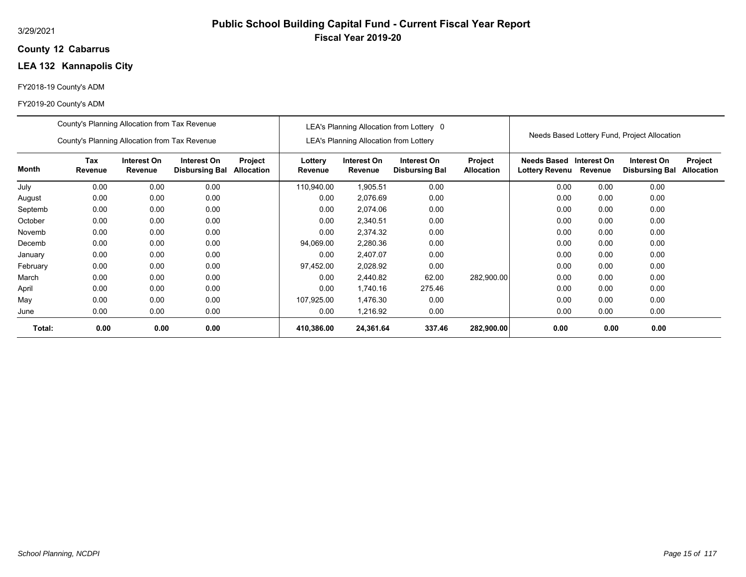# Public School Building Capital Fund - Current Fiscal Year Report

**Fiscal Year 2019-20**

3/29/2021

**County 12 Cabarrus**

**LEA 132 Kannapolis City**

FY2018-19 County's ADM

FY2019-20 County's ADM

| | County's Planning Allocation from Tax Revenue<br>County's Planning Allocation from Tax Revenue | | | | LEA's Planning Allocation from Lottery 0<br>LEA's Planning Allocation from Lottery | | | | Needs Based Lottery Fund, Project Allocation | | | |
|---|---|---|---|---|---|---|---|---|---|---|---|---|
| **Month** | **Tax Revenue** | **Interest On Revenue** | **Interest On Disbursing Bal** | **Project Allocation** | **Lottery Revenue** | **Interest On Revenue** | **Interest On Disbursing Bal** | **Project Allocation** | **Needs Based Lottery Revenu** | **Interest On Revenue** | **Interest On Disbursing Bal** | **Project Allocation** |
| July | 0.00 | 0.00 | 0.00 | | 110,940.00 | 1,905.51 | 0.00 | | 0.00 | 0.00 | 0.00 | |
| August | 0.00 | 0.00 | 0.00 | | 0.00 | 2,076.69 | 0.00 | | 0.00 | 0.00 | 0.00 | |
| Septemb | 0.00 | 0.00 | 0.00 | | 0.00 | 2,074.06 | 0.00 | | 0.00 | 0.00 | 0.00 | |
| October | 0.00 | 0.00 | 0.00 | | 0.00 | 2,340.51 | 0.00 | | 0.00 | 0.00 | 0.00 | |
| Novemb | 0.00 | 0.00 | 0.00 | | 0.00 | 2,374.32 | 0.00 | | 0.00 | 0.00 | 0.00 | |
| Decemb | 0.00 | 0.00 | 0.00 | | 94,069.00 | 2,280.36 | 0.00 | | 0.00 | 0.00 | 0.00 | |
| January | 0.00 | 0.00 | 0.00 | | 0.00 | 2,407.07 | 0.00 | | 0.00 | 0.00 | 0.00 | |
| February | 0.00 | 0.00 | 0.00 | | 97,452.00 | 2,028.92 | 0.00 | | 0.00 | 0.00 | 0.00 | |
| March | 0.00 | 0.00 | 0.00 | | 0.00 | 2,440.82 | 62.00 | 282,900.00 | 0.00 | 0.00 | 0.00 | |
| April | 0.00 | 0.00 | 0.00 | | 0.00 | 1,740.16 | 275.46 | | 0.00 | 0.00 | 0.00 | |
| May | 0.00 | 0.00 | 0.00 | | 107,925.00 | 1,476.30 | 0.00 | | 0.00 | 0.00 | 0.00 | |
| June | 0.00 | 0.00 | 0.00 | | 0.00 | 1,216.92 | 0.00 | | 0.00 | 0.00 | 0.00 | |
| **Total:** | **0.00** | **0.00** | **0.00** | | **410,386.00** | **24,361.64** | **337.46** | **282,900.00** | **0.00** | **0.00** | **0.00** | |

*School Planning, NCDPI*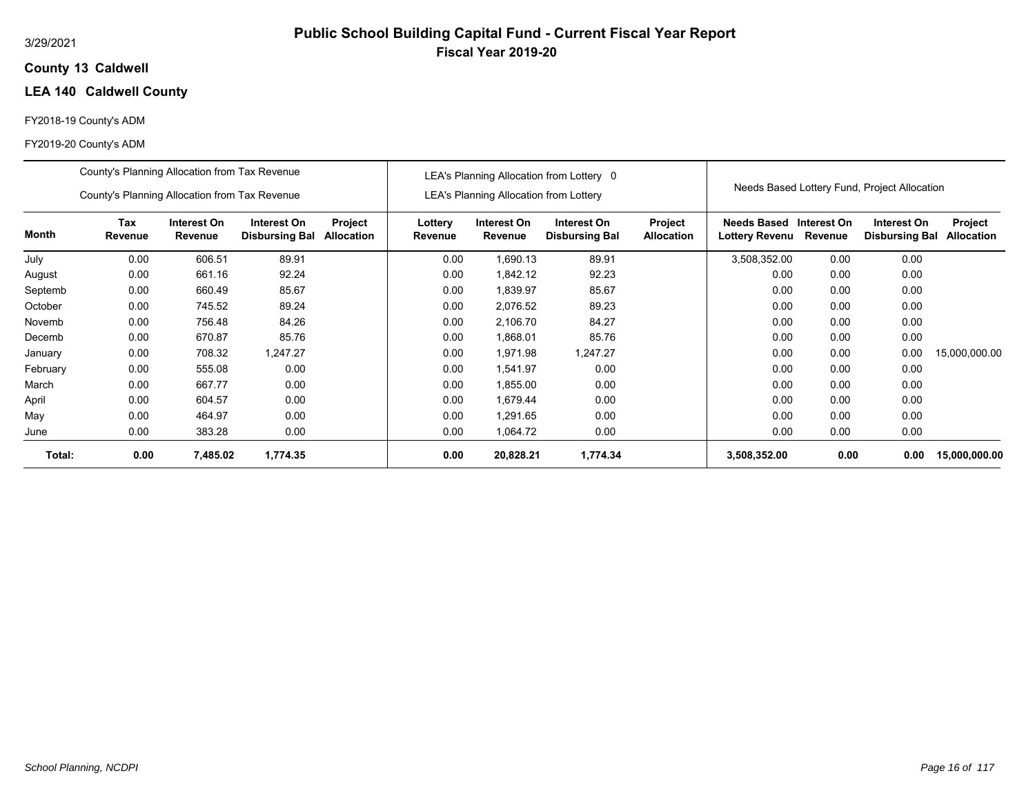# Public School Building Capital Fund - Current Fiscal Year Report

## Fiscal Year 2019-20

3/29/2021

**County 13 Caldwell**

**LEA 140 Caldwell County**

FY2018-19 County's ADM

FY2019-20 County's ADM

| | County's Planning Allocation from Tax Revenue / County's Planning Allocation from Tax Revenue | | | | LEA's Planning Allocation from Lottery 0 / LEA's Planning Allocation from Lottery | | | | Needs Based Lottery Fund, Project Allocation | | | |
|---|---|---|---|---|---|---|---|---|---|---|---|---|
| **Month** | **Tax Revenue** | **Interest On Revenue** | **Interest On Disbursing Bal** | **Project Allocation** | **Lottery Revenue** | **Interest On Revenue** | **Interest On Disbursing Bal** | **Project Allocation** | **Needs Based Lottery Revenu** | **Interest On Revenue** | **Interest On Disbursing Bal** | **Project Allocation** |
| July | 0.00 | 606.51 | 89.91 | | 0.00 | 1,690.13 | 89.91 | | 3,508,352.00 | 0.00 | 0.00 | |
| August | 0.00 | 661.16 | 92.24 | | 0.00 | 1,842.12 | 92.23 | | 0.00 | 0.00 | 0.00 | |
| Septemb | 0.00 | 660.49 | 85.67 | | 0.00 | 1,839.97 | 85.67 | | 0.00 | 0.00 | 0.00 | |
| October | 0.00 | 745.52 | 89.24 | | 0.00 | 2,076.52 | 89.23 | | 0.00 | 0.00 | 0.00 | |
| Novemb | 0.00 | 756.48 | 84.26 | | 0.00 | 2,106.70 | 84.27 | | 0.00 | 0.00 | 0.00 | |
| Decemb | 0.00 | 670.87 | 85.76 | | 0.00 | 1,868.01 | 85.76 | | 0.00 | 0.00 | 0.00 | |
| January | 0.00 | 708.32 | 1,247.27 | | 0.00 | 1,971.98 | 1,247.27 | | 0.00 | 0.00 | 0.00 | 15,000,000.00 |
| February | 0.00 | 555.08 | 0.00 | | 0.00 | 1,541.97 | 0.00 | | 0.00 | 0.00 | 0.00 | |
| March | 0.00 | 667.77 | 0.00 | | 0.00 | 1,855.00 | 0.00 | | 0.00 | 0.00 | 0.00 | |
| April | 0.00 | 604.57 | 0.00 | | 0.00 | 1,679.44 | 0.00 | | 0.00 | 0.00 | 0.00 | |
| May | 0.00 | 464.97 | 0.00 | | 0.00 | 1,291.65 | 0.00 | | 0.00 | 0.00 | 0.00 | |
| June | 0.00 | 383.28 | 0.00 | | 0.00 | 1,064.72 | 0.00 | | 0.00 | 0.00 | 0.00 | |
| **Total:** | **0.00** | **7,485.02** | **1,774.35** | | **0.00** | **20,828.21** | **1,774.34** | | **3,508,352.00** | **0.00** | **0.00** | **15,000,000.00** |

*School Planning, NCDPI*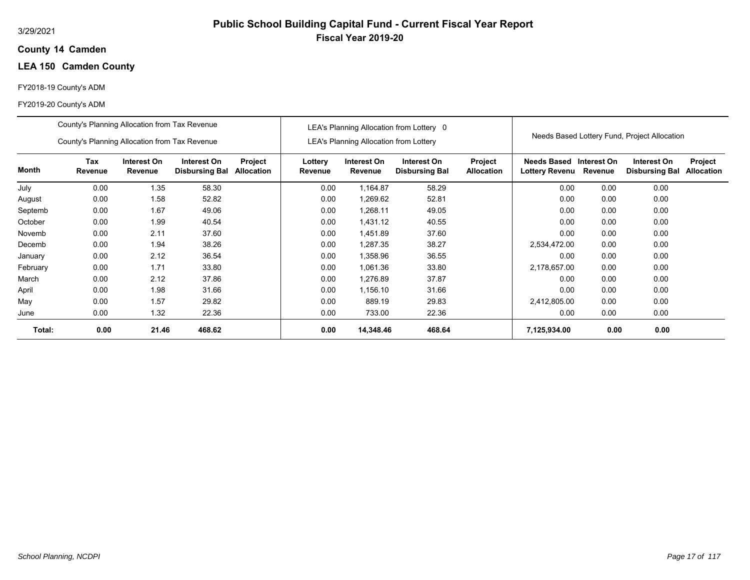# Public School Building Capital Fund - Current Fiscal Year Report

**Fiscal Year 2019-20**

3/29/2021

**County 14 Camden**

**LEA 150 Camden County**

FY2018-19 County's ADM

FY2019-20 County's ADM

| | County's Planning Allocation from Tax Revenue<br>County's Planning Allocation from Tax Revenue | | | | LEA's Planning Allocation from Lottery 0<br>LEA's Planning Allocation from Lottery | | | | Needs Based Lottery Fund, Project Allocation | | | |
|---|---|---|---|---|---|---|---|---|---|---|---|---|
| **Month** | **Tax Revenue** | **Interest On Revenue** | **Interest On Disbursing Bal** | **Project Allocation** | **Lottery Revenue** | **Interest On Revenue** | **Interest On Disbursing Bal** | **Project Allocation** | **Needs Based Lottery Revenu** | **Interest On Revenue** | **Interest On Disbursing Bal** | **Project Allocation** |
| July | 0.00 | 1.35 | 58.30 | | 0.00 | 1,164.87 | 58.29 | | 0.00 | 0.00 | 0.00 | |
| August | 0.00 | 1.58 | 52.82 | | 0.00 | 1,269.62 | 52.81 | | 0.00 | 0.00 | 0.00 | |
| Septemb | 0.00 | 1.67 | 49.06 | | 0.00 | 1,268.11 | 49.05 | | 0.00 | 0.00 | 0.00 | |
| October | 0.00 | 1.99 | 40.54 | | 0.00 | 1,431.12 | 40.55 | | 0.00 | 0.00 | 0.00 | |
| Novemb | 0.00 | 2.11 | 37.60 | | 0.00 | 1,451.89 | 37.60 | | 0.00 | 0.00 | 0.00 | |
| Decemb | 0.00 | 1.94 | 38.26 | | 0.00 | 1,287.35 | 38.27 | | 2,534,472.00 | 0.00 | 0.00 | |
| January | 0.00 | 2.12 | 36.54 | | 0.00 | 1,358.96 | 36.55 | | 0.00 | 0.00 | 0.00 | |
| February | 0.00 | 1.71 | 33.80 | | 0.00 | 1,061.36 | 33.80 | | 2,178,657.00 | 0.00 | 0.00 | |
| March | 0.00 | 2.12 | 37.86 | | 0.00 | 1,276.89 | 37.87 | | 0.00 | 0.00 | 0.00 | |
| April | 0.00 | 1.98 | 31.66 | | 0.00 | 1,156.10 | 31.66 | | 0.00 | 0.00 | 0.00 | |
| May | 0.00 | 1.57 | 29.82 | | 0.00 | 889.19 | 29.83 | | 2,412,805.00 | 0.00 | 0.00 | |
| June | 0.00 | 1.32 | 22.36 | | 0.00 | 733.00 | 22.36 | | 0.00 | 0.00 | 0.00 | |
| **Total:** | **0.00** | **21.46** | **468.62** | | **0.00** | **14,348.46** | **468.64** | | **7,125,934.00** | **0.00** | **0.00** | |

*School Planning, NCDPI*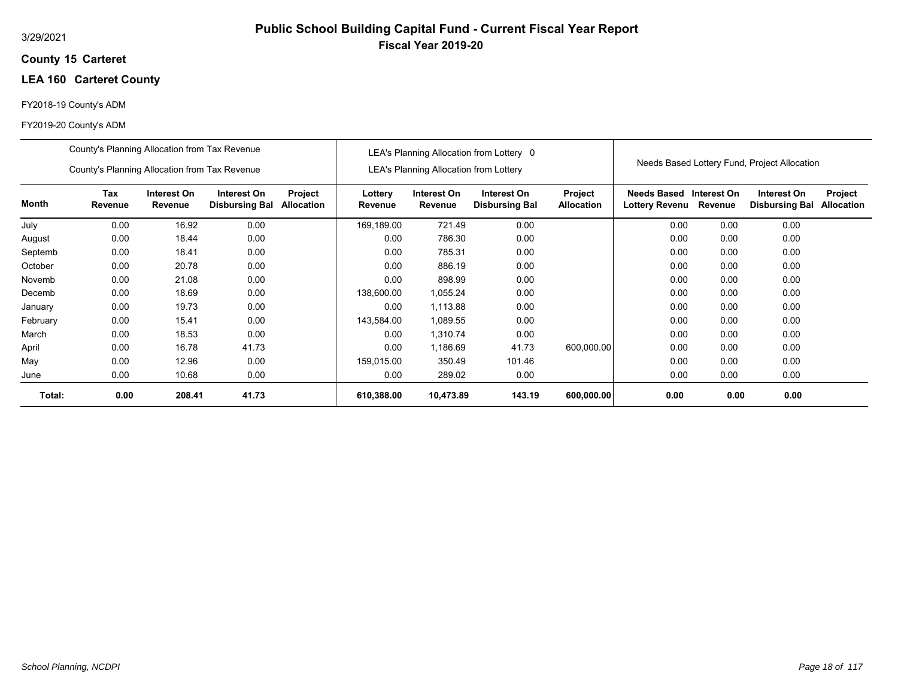3/29/2021

# Public School Building Capital Fund - Current Fiscal Year Report

## Fiscal Year 2019-20

**County 15 Carteret**

**LEA 160 Carteret County**

FY2018-19 County's ADM

FY2019-20 County's ADM

| | County's Planning Allocation from Tax Revenue / County's Planning Allocation from Tax Revenue | | | | LEA's Planning Allocation from Lottery 0 / LEA's Planning Allocation from Lottery | | | | Needs Based Lottery Fund, Project Allocation | | | |
|---|---|---|---|---|---|---|---|---|---|---|---|---|
| **Month** | **Tax Revenue** | **Interest On Revenue** | **Interest On Disbursing Bal** | **Project Allocation** | **Lottery Revenue** | **Interest On Revenue** | **Interest On Disbursing Bal** | **Project Allocation** | **Needs Based Lottery Revenu** | **Interest On Revenue** | **Interest On Disbursing Bal** | **Project Allocation** |
| July | 0.00 | 16.92 | 0.00 | | 169,189.00 | 721.49 | 0.00 | | 0.00 | 0.00 | 0.00 | |
| August | 0.00 | 18.44 | 0.00 | | 0.00 | 786.30 | 0.00 | | 0.00 | 0.00 | 0.00 | |
| Septemb | 0.00 | 18.41 | 0.00 | | 0.00 | 785.31 | 0.00 | | 0.00 | 0.00 | 0.00 | |
| October | 0.00 | 20.78 | 0.00 | | 0.00 | 886.19 | 0.00 | | 0.00 | 0.00 | 0.00 | |
| Novemb | 0.00 | 21.08 | 0.00 | | 0.00 | 898.99 | 0.00 | | 0.00 | 0.00 | 0.00 | |
| Decemb | 0.00 | 18.69 | 0.00 | | 138,600.00 | 1,055.24 | 0.00 | | 0.00 | 0.00 | 0.00 | |
| January | 0.00 | 19.73 | 0.00 | | 0.00 | 1,113.88 | 0.00 | | 0.00 | 0.00 | 0.00 | |
| February | 0.00 | 15.41 | 0.00 | | 143,584.00 | 1,089.55 | 0.00 | | 0.00 | 0.00 | 0.00 | |
| March | 0.00 | 18.53 | 0.00 | | 0.00 | 1,310.74 | 0.00 | | 0.00 | 0.00 | 0.00 | |
| April | 0.00 | 16.78 | 41.73 | | 0.00 | 1,186.69 | 41.73 | 600,000.00 | 0.00 | 0.00 | 0.00 | |
| May | 0.00 | 12.96 | 0.00 | | 159,015.00 | 350.49 | 101.46 | | 0.00 | 0.00 | 0.00 | |
| June | 0.00 | 10.68 | 0.00 | | 0.00 | 289.02 | 0.00 | | 0.00 | 0.00 | 0.00 | |
| **Total:** | **0.00** | **208.41** | **41.73** | | **610,388.00** | **10,473.89** | **143.19** | **600,000.00** | **0.00** | **0.00** | **0.00** | |

*School Planning, NCDPI*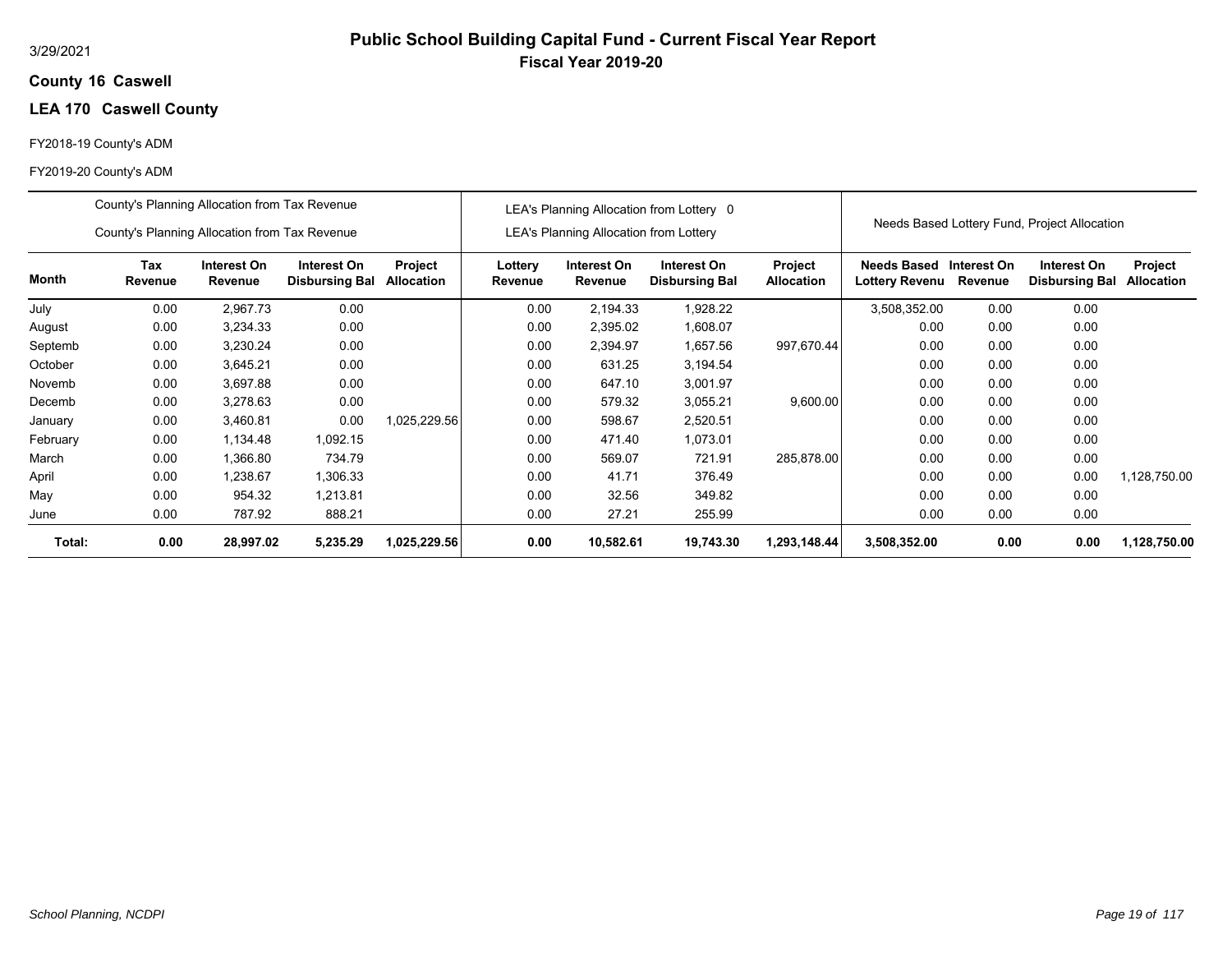3/29/2021

# Public School Building Capital Fund - Current Fiscal Year Report

## Fiscal Year 2019-20

**County 16 Caswell**

**LEA 170 Caswell County**

FY2018-19 County's ADM

FY2019-20 County's ADM

| | County's Planning Allocation from Tax Revenue / County's Planning Allocation from Tax Revenue | | | | LEA's Planning Allocation from Lottery 0 / LEA's Planning Allocation from Lottery | | | | Needs Based Lottery Fund, Project Allocation | | | |
|---|---|---|---|---|---|---|---|---|---|---|---|---|
| **Month** | **Tax Revenue** | **Interest On Revenue** | **Interest On Disbursing Bal** | **Project Allocation** | **Lottery Revenue** | **Interest On Revenue** | **Interest On Disbursing Bal** | **Project Allocation** | **Needs Based Lottery Revenu** | **Interest On Revenue** | **Interest On Disbursing Bal** | **Project Allocation** |
| July | 0.00 | 2,967.73 | 0.00 | | 0.00 | 2,194.33 | 1,928.22 | | 3,508,352.00 | 0.00 | 0.00 | |
| August | 0.00 | 3,234.33 | 0.00 | | 0.00 | 2,395.02 | 1,608.07 | | 0.00 | 0.00 | 0.00 | |
| Septemb | 0.00 | 3,230.24 | 0.00 | | 0.00 | 2,394.97 | 1,657.56 | 997,670.44 | 0.00 | 0.00 | 0.00 | |
| October | 0.00 | 3,645.21 | 0.00 | | 0.00 | 631.25 | 3,194.54 | | 0.00 | 0.00 | 0.00 | |
| Novemb | 0.00 | 3,697.88 | 0.00 | | 0.00 | 647.10 | 3,001.97 | | 0.00 | 0.00 | 0.00 | |
| Decemb | 0.00 | 3,278.63 | 0.00 | | 0.00 | 579.32 | 3,055.21 | 9,600.00 | 0.00 | 0.00 | 0.00 | |
| January | 0.00 | 3,460.81 | 0.00 | 1,025,229.56 | 0.00 | 598.67 | 2,520.51 | | 0.00 | 0.00 | 0.00 | |
| February | 0.00 | 1,134.48 | 1,092.15 | | 0.00 | 471.40 | 1,073.01 | | 0.00 | 0.00 | 0.00 | |
| March | 0.00 | 1,366.80 | 734.79 | | 0.00 | 569.07 | 721.91 | 285,878.00 | 0.00 | 0.00 | 0.00 | |
| April | 0.00 | 1,238.67 | 1,306.33 | | 0.00 | 41.71 | 376.49 | | 0.00 | 0.00 | 0.00 | 1,128,750.00 |
| May | 0.00 | 954.32 | 1,213.81 | | 0.00 | 32.56 | 349.82 | | 0.00 | 0.00 | 0.00 | |
| June | 0.00 | 787.92 | 888.21 | | 0.00 | 27.21 | 255.99 | | 0.00 | 0.00 | 0.00 | |
| **Total:** | **0.00** | **28,997.02** | **5,235.29** | **1,025,229.56** | **0.00** | **10,582.61** | **19,743.30** | **1,293,148.44** | **3,508,352.00** | **0.00** | **0.00** | **1,128,750.00** |

*School Planning, NCDPI*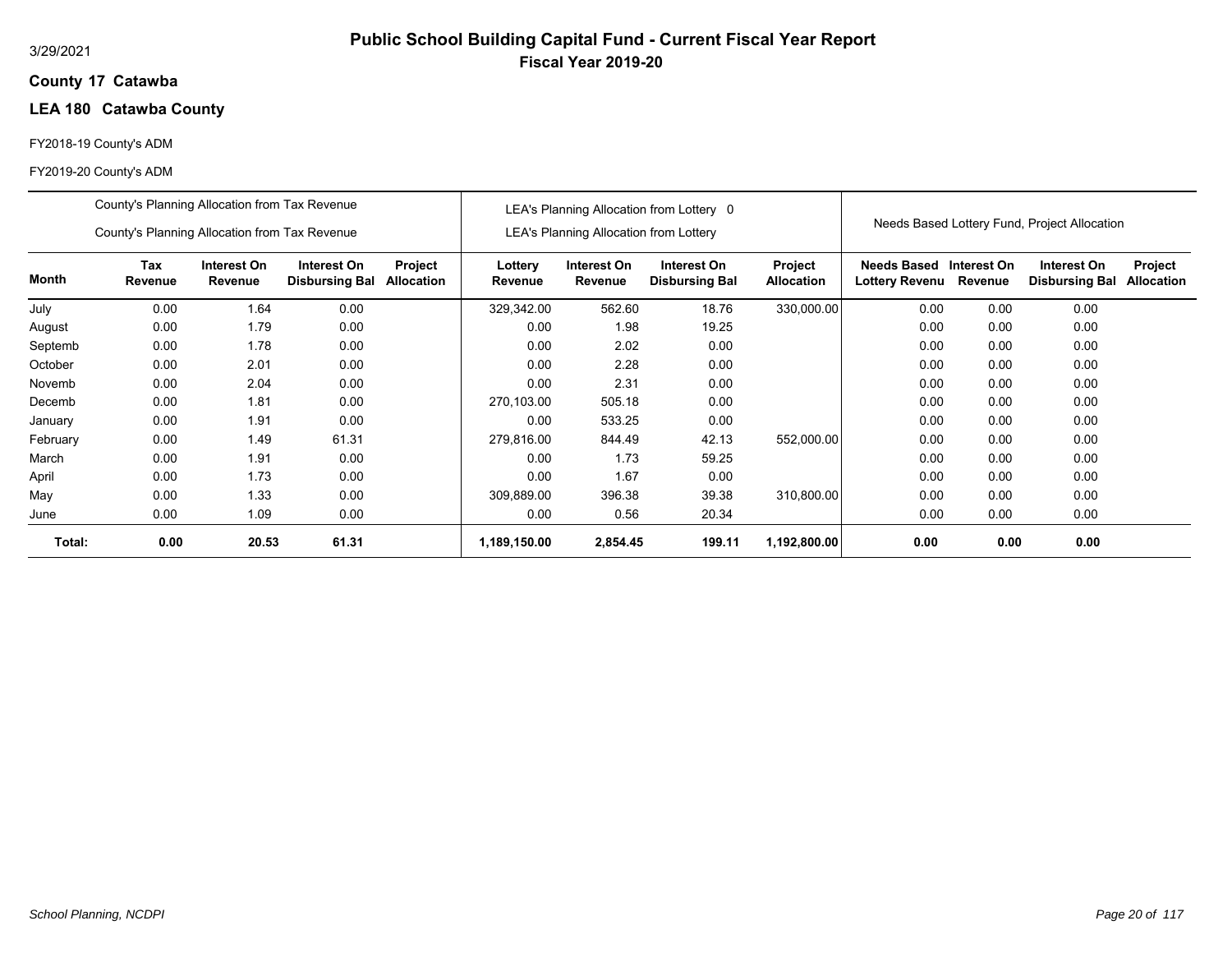3/29/2021

# Public School Building Capital Fund - Current Fiscal Year Report

## Fiscal Year 2019-20

**County 17 Catawba**

**LEA 180 Catawba County**

FY2018-19 County's ADM

FY2019-20 County's ADM

| | County's Planning Allocation from Tax Revenue / County's Planning Allocation from Tax Revenue | | | | LEA's Planning Allocation from Lottery 0 / LEA's Planning Allocation from Lottery | | | | Needs Based Lottery Fund, Project Allocation | | | |
|---|---|---|---|---|---|---|---|---|---|---|---|---|
| **Month** | **Tax Revenue** | **Interest On Revenue** | **Interest On Disbursing Bal** | **Project Allocation** | **Lottery Revenue** | **Interest On Revenue** | **Interest On Disbursing Bal** | **Project Allocation** | **Needs Based Lottery Revenu** | **Interest On Revenue** | **Interest On Disbursing Bal** | **Project Allocation** |
| July | 0.00 | 1.64 | 0.00 | | 329,342.00 | 562.60 | 18.76 | 330,000.00 | 0.00 | 0.00 | 0.00 | |
| August | 0.00 | 1.79 | 0.00 | | 0.00 | 1.98 | 19.25 | | 0.00 | 0.00 | 0.00 | |
| Septemb | 0.00 | 1.78 | 0.00 | | 0.00 | 2.02 | 0.00 | | 0.00 | 0.00 | 0.00 | |
| October | 0.00 | 2.01 | 0.00 | | 0.00 | 2.28 | 0.00 | | 0.00 | 0.00 | 0.00 | |
| Novemb | 0.00 | 2.04 | 0.00 | | 0.00 | 2.31 | 0.00 | | 0.00 | 0.00 | 0.00 | |
| Decemb | 0.00 | 1.81 | 0.00 | | 270,103.00 | 505.18 | 0.00 | | 0.00 | 0.00 | 0.00 | |
| January | 0.00 | 1.91 | 0.00 | | 0.00 | 533.25 | 0.00 | | 0.00 | 0.00 | 0.00 | |
| February | 0.00 | 1.49 | 61.31 | | 279,816.00 | 844.49 | 42.13 | 552,000.00 | 0.00 | 0.00 | 0.00 | |
| March | 0.00 | 1.91 | 0.00 | | 0.00 | 1.73 | 59.25 | | 0.00 | 0.00 | 0.00 | |
| April | 0.00 | 1.73 | 0.00 | | 0.00 | 1.67 | 0.00 | | 0.00 | 0.00 | 0.00 | |
| May | 0.00 | 1.33 | 0.00 | | 309,889.00 | 396.38 | 39.38 | 310,800.00 | 0.00 | 0.00 | 0.00 | |
| June | 0.00 | 1.09 | 0.00 | | 0.00 | 0.56 | 20.34 | | 0.00 | 0.00 | 0.00 | |
| **Total:** | **0.00** | **20.53** | **61.31** | | **1,189,150.00** | **2,854.45** | **199.11** | **1,192,800.00** | **0.00** | **0.00** | **0.00** | |

*School Planning, NCDPI*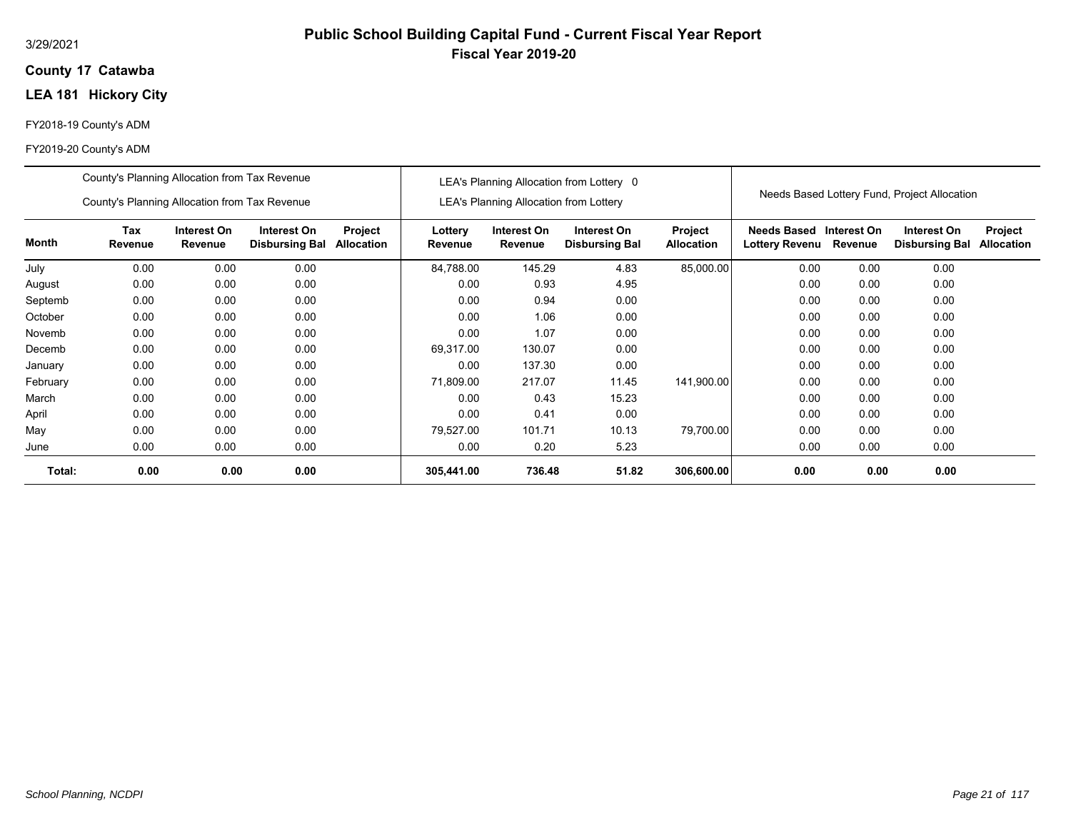# Public School Building Capital Fund - Current Fiscal Year Report

**Fiscal Year 2019-20**

3/29/2021

**County 17 Catawba**

**LEA 181 Hickory City**

FY2018-19 County's ADM

FY2019-20 County's ADM

| | County's Planning Allocation from Tax Revenue<br>County's Planning Allocation from Tax Revenue | | | | LEA's Planning Allocation from Lottery 0<br>LEA's Planning Allocation from Lottery | | | | Needs Based Lottery Fund, Project Allocation | | | |
|---|---|---|---|---|---|---|---|---|---|---|---|---|
| **Month** | **Tax Revenue** | **Interest On Revenue** | **Interest On Disbursing Bal** | **Project Allocation** | **Lottery Revenue** | **Interest On Revenue** | **Interest On Disbursing Bal** | **Project Allocation** | **Needs Based Lottery Revenu** | **Interest On Revenue** | **Interest On Disbursing Bal** | **Project Allocation** |
| July | 0.00 | 0.00 | 0.00 | | 84,788.00 | 145.29 | 4.83 | 85,000.00 | 0.00 | 0.00 | 0.00 | |
| August | 0.00 | 0.00 | 0.00 | | 0.00 | 0.93 | 4.95 | | 0.00 | 0.00 | 0.00 | |
| Septemb | 0.00 | 0.00 | 0.00 | | 0.00 | 0.94 | 0.00 | | 0.00 | 0.00 | 0.00 | |
| October | 0.00 | 0.00 | 0.00 | | 0.00 | 1.06 | 0.00 | | 0.00 | 0.00 | 0.00 | |
| Novemb | 0.00 | 0.00 | 0.00 | | 0.00 | 1.07 | 0.00 | | 0.00 | 0.00 | 0.00 | |
| Decemb | 0.00 | 0.00 | 0.00 | | 69,317.00 | 130.07 | 0.00 | | 0.00 | 0.00 | 0.00 | |
| January | 0.00 | 0.00 | 0.00 | | 0.00 | 137.30 | 0.00 | | 0.00 | 0.00 | 0.00 | |
| February | 0.00 | 0.00 | 0.00 | | 71,809.00 | 217.07 | 11.45 | 141,900.00 | 0.00 | 0.00 | 0.00 | |
| March | 0.00 | 0.00 | 0.00 | | 0.00 | 0.43 | 15.23 | | 0.00 | 0.00 | 0.00 | |
| April | 0.00 | 0.00 | 0.00 | | 0.00 | 0.41 | 0.00 | | 0.00 | 0.00 | 0.00 | |
| May | 0.00 | 0.00 | 0.00 | | 79,527.00 | 101.71 | 10.13 | 79,700.00 | 0.00 | 0.00 | 0.00 | |
| June | 0.00 | 0.00 | 0.00 | | 0.00 | 0.20 | 5.23 | | 0.00 | 0.00 | 0.00 | |
| **Total:** | **0.00** | **0.00** | **0.00** | | **305,441.00** | **736.48** | **51.82** | **306,600.00** | **0.00** | **0.00** | **0.00** | |

*School Planning, NCDPI*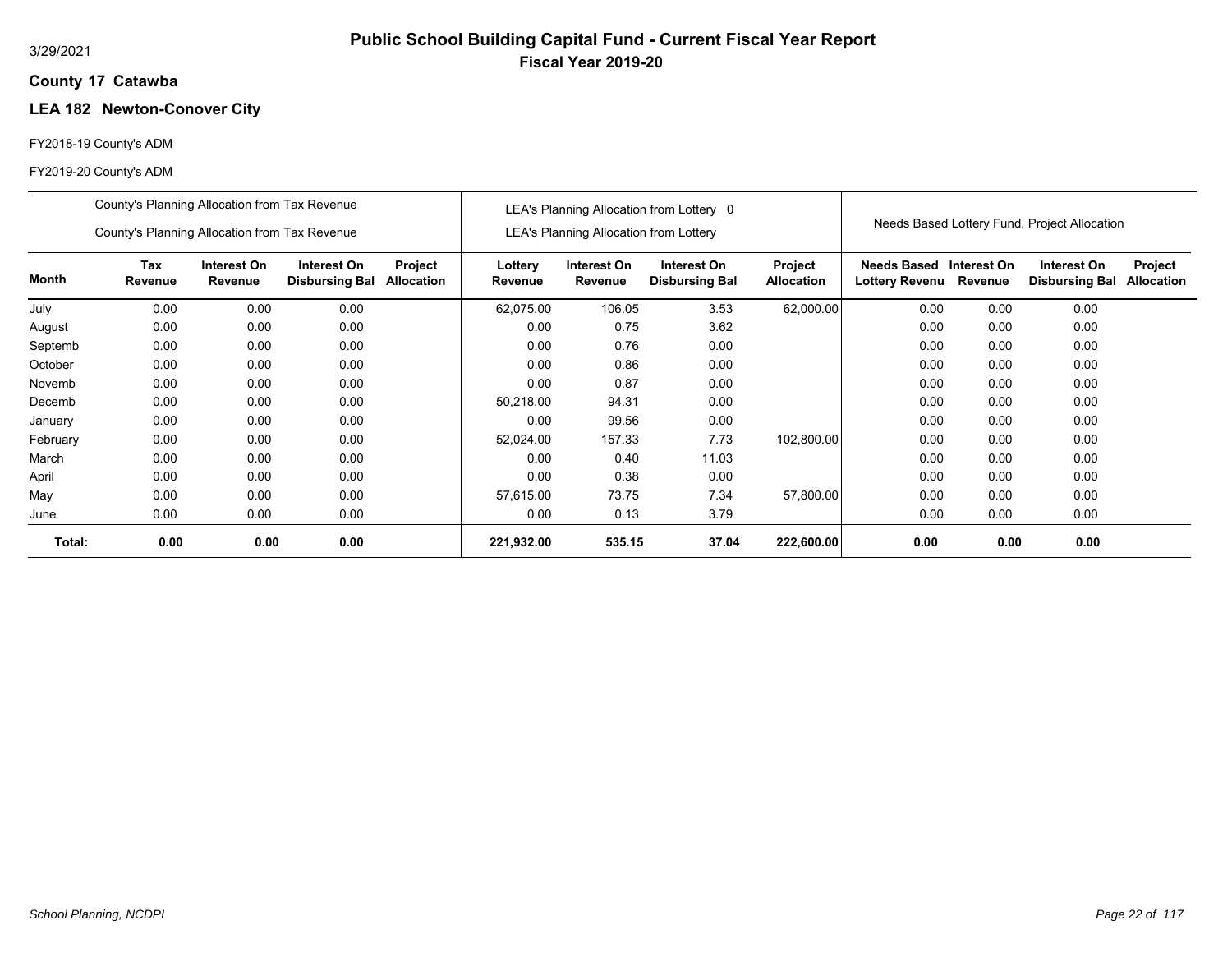# Public School Building Capital Fund - Current Fiscal Year Report

**Fiscal Year 2019-20**

3/29/2021

**County 17 Catawba**

**LEA 182 Newton-Conover City**

FY2018-19 County's ADM

FY2019-20 County's ADM

| | County's Planning Allocation from Tax Revenue<br>County's Planning Allocation from Tax Revenue | | | | LEA's Planning Allocation from Lottery 0<br>LEA's Planning Allocation from Lottery | | | | Needs Based Lottery Fund, Project Allocation | | | |
|---|---|---|---|---|---|---|---|---|---|---|---|---|
| **Month** | **Tax Revenue** | **Interest On Revenue** | **Interest On Disbursing Bal** | **Project Allocation** | **Lottery Revenue** | **Interest On Revenue** | **Interest On Disbursing Bal** | **Project Allocation** | **Needs Based Lottery Revenu** | **Interest On Revenue** | **Interest On Disbursing Bal** | **Project Allocation** |
| July | 0.00 | 0.00 | 0.00 | | 62,075.00 | 106.05 | 3.53 | 62,000.00 | 0.00 | 0.00 | 0.00 | |
| August | 0.00 | 0.00 | 0.00 | | 0.00 | 0.75 | 3.62 | | 0.00 | 0.00 | 0.00 | |
| Septemb | 0.00 | 0.00 | 0.00 | | 0.00 | 0.76 | 0.00 | | 0.00 | 0.00 | 0.00 | |
| October | 0.00 | 0.00 | 0.00 | | 0.00 | 0.86 | 0.00 | | 0.00 | 0.00 | 0.00 | |
| Novemb | 0.00 | 0.00 | 0.00 | | 0.00 | 0.87 | 0.00 | | 0.00 | 0.00 | 0.00 | |
| Decemb | 0.00 | 0.00 | 0.00 | | 50,218.00 | 94.31 | 0.00 | | 0.00 | 0.00 | 0.00 | |
| January | 0.00 | 0.00 | 0.00 | | 0.00 | 99.56 | 0.00 | | 0.00 | 0.00 | 0.00 | |
| February | 0.00 | 0.00 | 0.00 | | 52,024.00 | 157.33 | 7.73 | 102,800.00 | 0.00 | 0.00 | 0.00 | |
| March | 0.00 | 0.00 | 0.00 | | 0.00 | 0.40 | 11.03 | | 0.00 | 0.00 | 0.00 | |
| April | 0.00 | 0.00 | 0.00 | | 0.00 | 0.38 | 0.00 | | 0.00 | 0.00 | 0.00 | |
| May | 0.00 | 0.00 | 0.00 | | 57,615.00 | 73.75 | 7.34 | 57,800.00 | 0.00 | 0.00 | 0.00 | |
| June | 0.00 | 0.00 | 0.00 | | 0.00 | 0.13 | 3.79 | | 0.00 | 0.00 | 0.00 | |
| **Total:** | **0.00** | **0.00** | **0.00** | | **221,932.00** | **535.15** | **37.04** | **222,600.00** | **0.00** | **0.00** | **0.00** | |

*School Planning, NCDPI*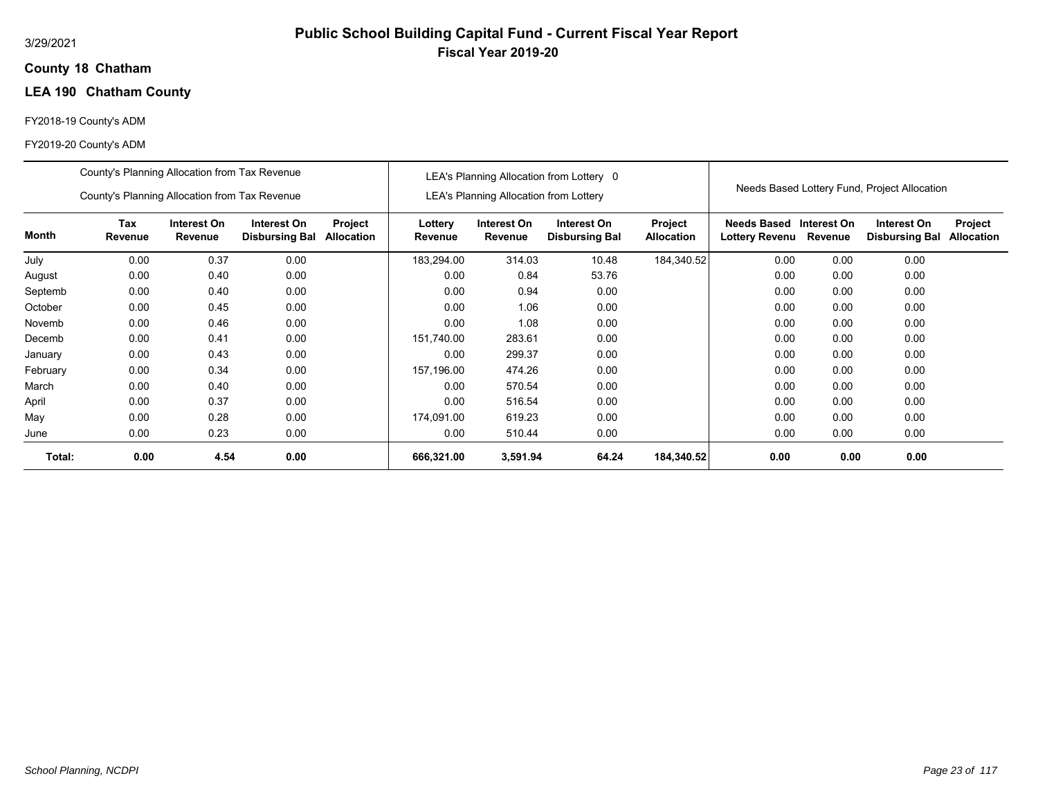# Public School Building Capital Fund - Current Fiscal Year Report

## Fiscal Year 2019-20

3/29/2021

**County 18 Chatham**

**LEA 190 Chatham County**

FY2018-19 County's ADM

FY2019-20 County's ADM

| | County's Planning Allocation from Tax Revenue / County's Planning Allocation from Tax Revenue | | | | LEA's Planning Allocation from Lottery 0 / LEA's Planning Allocation from Lottery | | | | Needs Based Lottery Fund, Project Allocation | | | |
|---|---|---|---|---|---|---|---|---|---|---|---|---|
| **Month** | **Tax Revenue** | **Interest On Revenue** | **Interest On Disbursing Bal** | **Project Allocation** | **Lottery Revenue** | **Interest On Revenue** | **Interest On Disbursing Bal** | **Project Allocation** | **Needs Based Lottery Revenu** | **Interest On Revenue** | **Interest On Disbursing Bal** | **Project Allocation** |
| July | 0.00 | 0.37 | 0.00 | | 183,294.00 | 314.03 | 10.48 | 184,340.52 | 0.00 | 0.00 | 0.00 | |
| August | 0.00 | 0.40 | 0.00 | | 0.00 | 0.84 | 53.76 | | 0.00 | 0.00 | 0.00 | |
| Septemb | 0.00 | 0.40 | 0.00 | | 0.00 | 0.94 | 0.00 | | 0.00 | 0.00 | 0.00 | |
| October | 0.00 | 0.45 | 0.00 | | 0.00 | 1.06 | 0.00 | | 0.00 | 0.00 | 0.00 | |
| Novemb | 0.00 | 0.46 | 0.00 | | 0.00 | 1.08 | 0.00 | | 0.00 | 0.00 | 0.00 | |
| Decemb | 0.00 | 0.41 | 0.00 | | 151,740.00 | 283.61 | 0.00 | | 0.00 | 0.00 | 0.00 | |
| January | 0.00 | 0.43 | 0.00 | | 0.00 | 299.37 | 0.00 | | 0.00 | 0.00 | 0.00 | |
| February | 0.00 | 0.34 | 0.00 | | 157,196.00 | 474.26 | 0.00 | | 0.00 | 0.00 | 0.00 | |
| March | 0.00 | 0.40 | 0.00 | | 0.00 | 570.54 | 0.00 | | 0.00 | 0.00 | 0.00 | |
| April | 0.00 | 0.37 | 0.00 | | 0.00 | 516.54 | 0.00 | | 0.00 | 0.00 | 0.00 | |
| May | 0.00 | 0.28 | 0.00 | | 174,091.00 | 619.23 | 0.00 | | 0.00 | 0.00 | 0.00 | |
| June | 0.00 | 0.23 | 0.00 | | 0.00 | 510.44 | 0.00 | | 0.00 | 0.00 | 0.00 | |
| **Total:** | **0.00** | **4.54** | **0.00** | | **666,321.00** | **3,591.94** | **64.24** | **184,340.52** | **0.00** | **0.00** | **0.00** | |

*School Planning, NCDPI*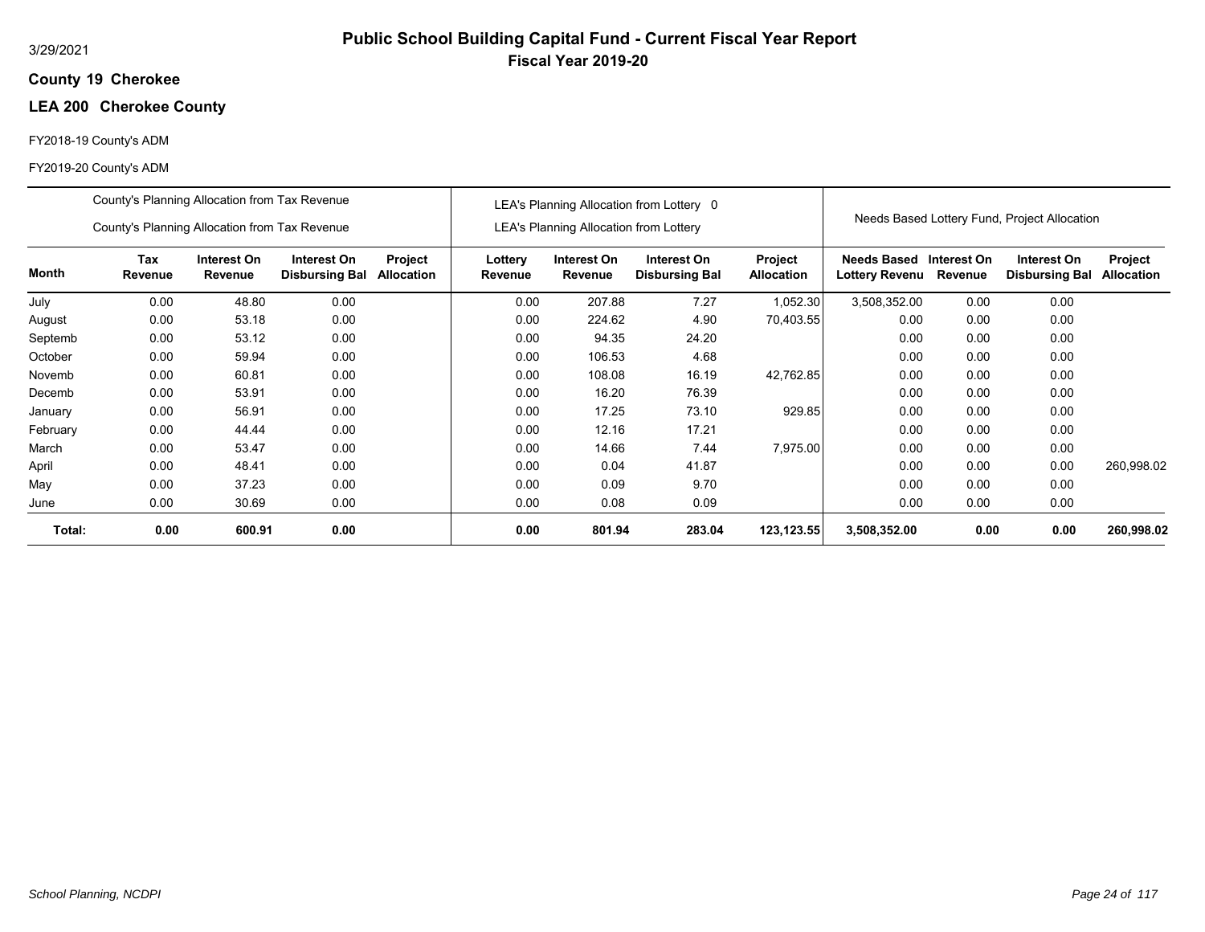3/29/2021

# Public School Building Capital Fund - Current Fiscal Year Report

## Fiscal Year 2019-20

**County 19 Cherokee**

**LEA 200 Cherokee County**

FY2018-19 County's ADM

FY2019-20 County's ADM

| | County's Planning Allocation from Tax Revenue / County's Planning Allocation from Tax Revenue | | | | LEA's Planning Allocation from Lottery 0 / LEA's Planning Allocation from Lottery | | | | Needs Based Lottery Fund, Project Allocation | | | |
|---|---|---|---|---|---|---|---|---|---|---|---|---|
| **Month** | **Tax Revenue** | **Interest On Revenue** | **Interest On Disbursing Bal** | **Project Allocation** | **Lottery Revenue** | **Interest On Revenue** | **Interest On Disbursing Bal** | **Project Allocation** | **Needs Based Lottery Revenu** | **Interest On Revenue** | **Interest On Disbursing Bal** | **Project Allocation** |
| July | 0.00 | 48.80 | 0.00 | | 0.00 | 207.88 | 7.27 | 1,052.30 | 3,508,352.00 | 0.00 | 0.00 | |
| August | 0.00 | 53.18 | 0.00 | | 0.00 | 224.62 | 4.90 | 70,403.55 | 0.00 | 0.00 | 0.00 | |
| Septemb | 0.00 | 53.12 | 0.00 | | 0.00 | 94.35 | 24.20 | | 0.00 | 0.00 | 0.00 | |
| October | 0.00 | 59.94 | 0.00 | | 0.00 | 106.53 | 4.68 | | 0.00 | 0.00 | 0.00 | |
| Novemb | 0.00 | 60.81 | 0.00 | | 0.00 | 108.08 | 16.19 | 42,762.85 | 0.00 | 0.00 | 0.00 | |
| Decemb | 0.00 | 53.91 | 0.00 | | 0.00 | 16.20 | 76.39 | | 0.00 | 0.00 | 0.00 | |
| January | 0.00 | 56.91 | 0.00 | | 0.00 | 17.25 | 73.10 | 929.85 | 0.00 | 0.00 | 0.00 | |
| February | 0.00 | 44.44 | 0.00 | | 0.00 | 12.16 | 17.21 | | 0.00 | 0.00 | 0.00 | |
| March | 0.00 | 53.47 | 0.00 | | 0.00 | 14.66 | 7.44 | 7,975.00 | 0.00 | 0.00 | 0.00 | |
| April | 0.00 | 48.41 | 0.00 | | 0.00 | 0.04 | 41.87 | | 0.00 | 0.00 | 0.00 | 260,998.02 |
| May | 0.00 | 37.23 | 0.00 | | 0.00 | 0.09 | 9.70 | | 0.00 | 0.00 | 0.00 | |
| June | 0.00 | 30.69 | 0.00 | | 0.00 | 0.08 | 0.09 | | 0.00 | 0.00 | 0.00 | |
| **Total:** | **0.00** | **600.91** | **0.00** | | **0.00** | **801.94** | **283.04** | **123,123.55** | **3,508,352.00** | **0.00** | **0.00** | **260,998.02** |

*School Planning, NCDPI*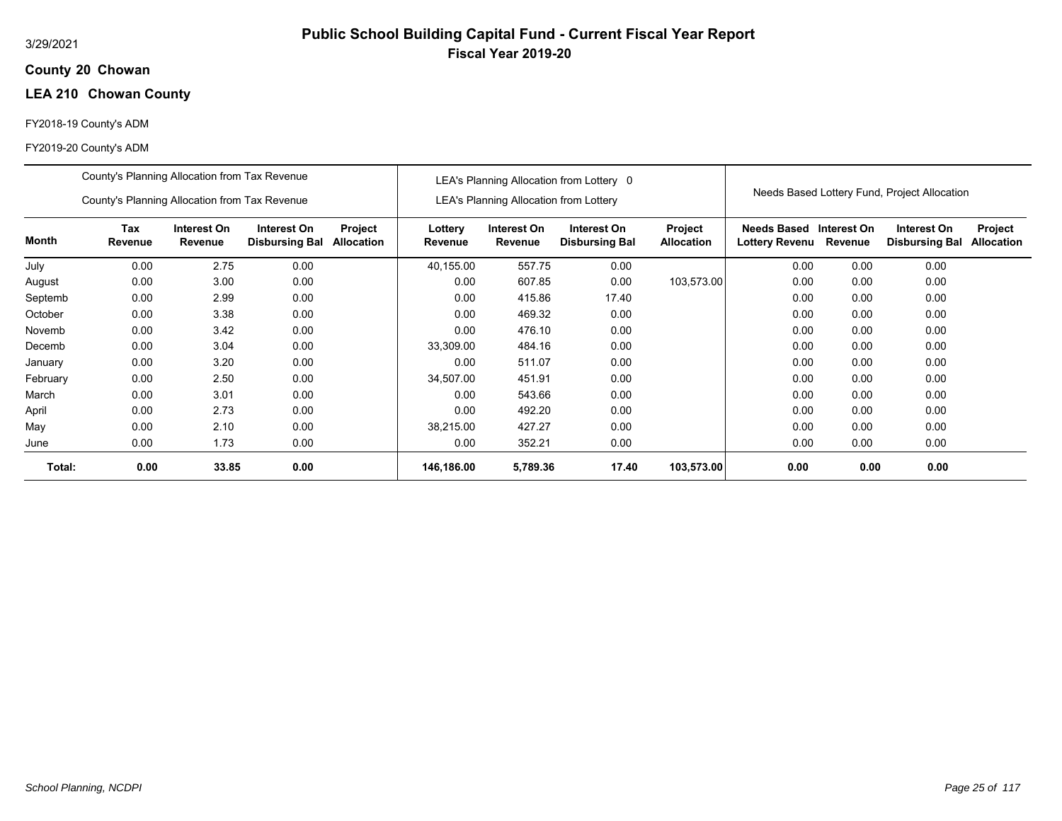3/29/2021

# Public School Building Capital Fund - Current Fiscal Year Report

**Fiscal Year 2019-20**

**County 20 Chowan**

**LEA 210 Chowan County**

FY2018-19 County's ADM

FY2019-20 County's ADM

| | County's Planning Allocation from Tax Revenue / County's Planning Allocation from Tax Revenue | | | | LEA's Planning Allocation from Lottery 0 / LEA's Planning Allocation from Lottery | | | | Needs Based Lottery Fund, Project Allocation | | | |
|---|---|---|---|---|---|---|---|---|---|---|---|---|
| **Month** | **Tax Revenue** | **Interest On Revenue** | **Interest On Disbursing Bal** | **Project Allocation** | **Lottery Revenue** | **Interest On Revenue** | **Interest On Disbursing Bal** | **Project Allocation** | **Needs Based Lottery Revenu** | **Interest On Revenue** | **Interest On Disbursing Bal** | **Project Allocation** |
| July | 0.00 | 2.75 | 0.00 | | 40,155.00 | 557.75 | 0.00 | | 0.00 | 0.00 | 0.00 | |
| August | 0.00 | 3.00 | 0.00 | | 0.00 | 607.85 | 0.00 | 103,573.00 | 0.00 | 0.00 | 0.00 | |
| Septemb | 0.00 | 2.99 | 0.00 | | 0.00 | 415.86 | 17.40 | | 0.00 | 0.00 | 0.00 | |
| October | 0.00 | 3.38 | 0.00 | | 0.00 | 469.32 | 0.00 | | 0.00 | 0.00 | 0.00 | |
| Novemb | 0.00 | 3.42 | 0.00 | | 0.00 | 476.10 | 0.00 | | 0.00 | 0.00 | 0.00 | |
| Decemb | 0.00 | 3.04 | 0.00 | | 33,309.00 | 484.16 | 0.00 | | 0.00 | 0.00 | 0.00 | |
| January | 0.00 | 3.20 | 0.00 | | 0.00 | 511.07 | 0.00 | | 0.00 | 0.00 | 0.00 | |
| February | 0.00 | 2.50 | 0.00 | | 34,507.00 | 451.91 | 0.00 | | 0.00 | 0.00 | 0.00 | |
| March | 0.00 | 3.01 | 0.00 | | 0.00 | 543.66 | 0.00 | | 0.00 | 0.00 | 0.00 | |
| April | 0.00 | 2.73 | 0.00 | | 0.00 | 492.20 | 0.00 | | 0.00 | 0.00 | 0.00 | |
| May | 0.00 | 2.10 | 0.00 | | 38,215.00 | 427.27 | 0.00 | | 0.00 | 0.00 | 0.00 | |
| June | 0.00 | 1.73 | 0.00 | | 0.00 | 352.21 | 0.00 | | 0.00 | 0.00 | 0.00 | |
| **Total:** | **0.00** | **33.85** | **0.00** | | **146,186.00** | **5,789.36** | **17.40** | **103,573.00** | **0.00** | **0.00** | **0.00** | |

*School Planning, NCDPI*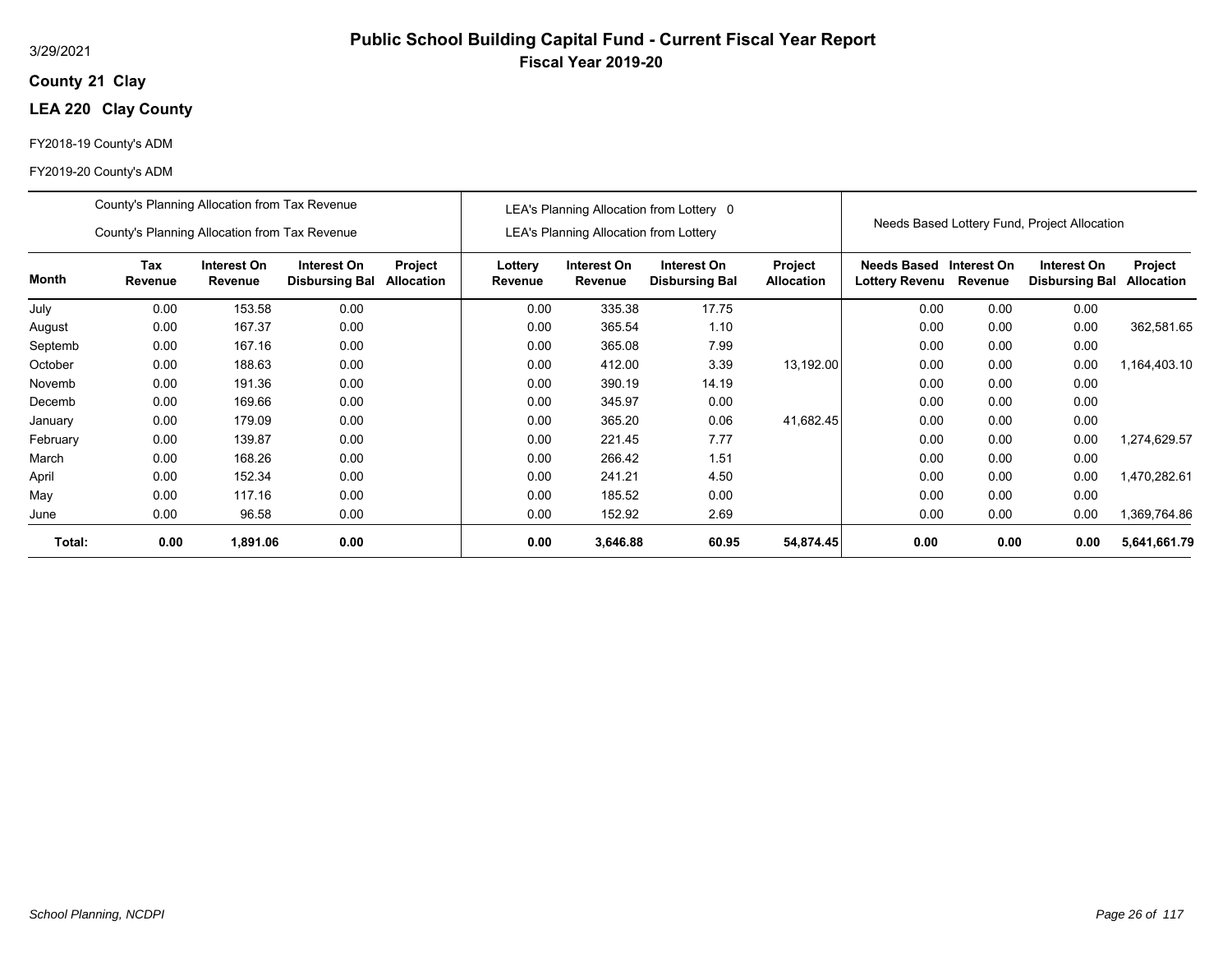# Public School Building Capital Fund - Current Fiscal Year Report

## Fiscal Year 2019-20

3/29/2021

**County 21 Clay**

**LEA 220 Clay County**

FY2018-19 County's ADM

FY2019-20 County's ADM

| | County's Planning Allocation from Tax Revenue / County's Planning Allocation from Tax Revenue | | | | LEA's Planning Allocation from Lottery 0 / LEA's Planning Allocation from Lottery | | | | Needs Based Lottery Fund, Project Allocation | | | |
|---|---|---|---|---|---|---|---|---|---|---|---|---|
| **Month** | **Tax Revenue** | **Interest On Revenue** | **Interest On Disbursing Bal** | **Project Allocation** | **Lottery Revenue** | **Interest On Revenue** | **Interest On Disbursing Bal** | **Project Allocation** | **Needs Based Lottery Revenu** | **Interest On Revenue** | **Interest On Disbursing Bal** | **Project Allocation** |
| July | 0.00 | 153.58 | 0.00 | | 0.00 | 335.38 | 17.75 | | 0.00 | 0.00 | 0.00 | |
| August | 0.00 | 167.37 | 0.00 | | 0.00 | 365.54 | 1.10 | | 0.00 | 0.00 | 0.00 | 362,581.65 |
| Septemb | 0.00 | 167.16 | 0.00 | | 0.00 | 365.08 | 7.99 | | 0.00 | 0.00 | 0.00 | |
| October | 0.00 | 188.63 | 0.00 | | 0.00 | 412.00 | 3.39 | 13,192.00 | 0.00 | 0.00 | 0.00 | 1,164,403.10 |
| Novemb | 0.00 | 191.36 | 0.00 | | 0.00 | 390.19 | 14.19 | | 0.00 | 0.00 | 0.00 | |
| Decemb | 0.00 | 169.66 | 0.00 | | 0.00 | 345.97 | 0.00 | | 0.00 | 0.00 | 0.00 | |
| January | 0.00 | 179.09 | 0.00 | | 0.00 | 365.20 | 0.06 | 41,682.45 | 0.00 | 0.00 | 0.00 | |
| February | 0.00 | 139.87 | 0.00 | | 0.00 | 221.45 | 7.77 | | 0.00 | 0.00 | 0.00 | 1,274,629.57 |
| March | 0.00 | 168.26 | 0.00 | | 0.00 | 266.42 | 1.51 | | 0.00 | 0.00 | 0.00 | |
| April | 0.00 | 152.34 | 0.00 | | 0.00 | 241.21 | 4.50 | | 0.00 | 0.00 | 0.00 | 1,470,282.61 |
| May | 0.00 | 117.16 | 0.00 | | 0.00 | 185.52 | 0.00 | | 0.00 | 0.00 | 0.00 | |
| June | 0.00 | 96.58 | 0.00 | | 0.00 | 152.92 | 2.69 | | 0.00 | 0.00 | 0.00 | 1,369,764.86 |
| **Total:** | **0.00** | **1,891.06** | **0.00** | | **0.00** | **3,646.88** | **60.95** | **54,874.45** | **0.00** | **0.00** | **0.00** | **5,641,661.79** |

*School Planning, NCDPI*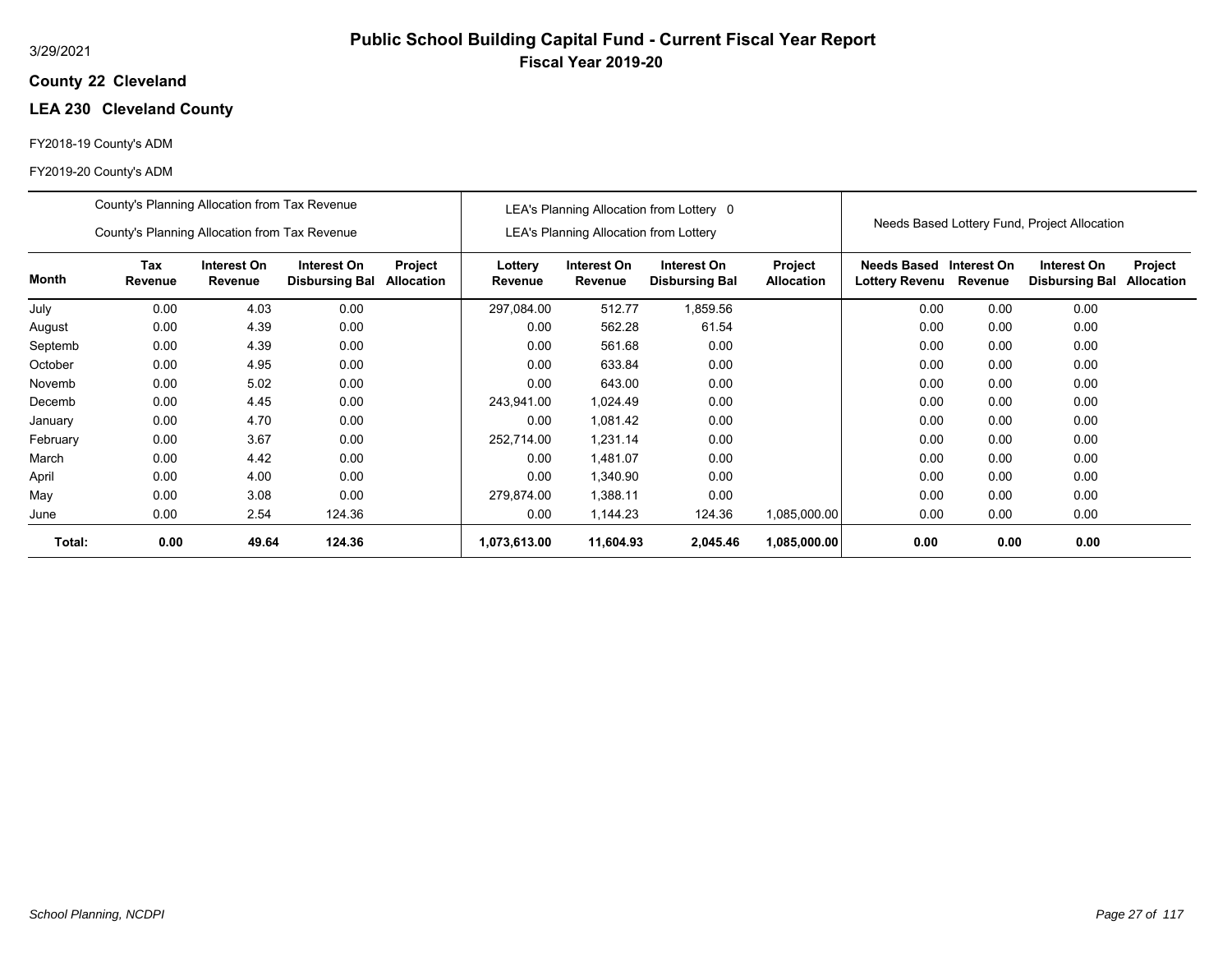# Public School Building Capital Fund - Current Fiscal Year Report

**Fiscal Year 2019-20**

3/29/2021

**County 22 Cleveland**

**LEA 230 Cleveland County**

FY2018-19 County's ADM

FY2019-20 County's ADM

| | County's Planning Allocation from Tax Revenue<br>County's Planning Allocation from Tax Revenue | | | | LEA's Planning Allocation from Lottery 0<br>LEA's Planning Allocation from Lottery | | | | Needs Based Lottery Fund, Project Allocation | | | |
|---|---|---|---|---|---|---|---|---|---|---|---|---|
| **Month** | **Tax Revenue** | **Interest On Revenue** | **Interest On Disbursing Bal** | **Project Allocation** | **Lottery Revenue** | **Interest On Revenue** | **Interest On Disbursing Bal** | **Project Allocation** | **Needs Based Lottery Revenu** | **Interest On Revenue** | **Interest On Disbursing Bal** | **Project Allocation** |
| July | 0.00 | 4.03 | 0.00 | | 297,084.00 | 512.77 | 1,859.56 | | 0.00 | 0.00 | 0.00 | |
| August | 0.00 | 4.39 | 0.00 | | 0.00 | 562.28 | 61.54 | | 0.00 | 0.00 | 0.00 | |
| Septemb | 0.00 | 4.39 | 0.00 | | 0.00 | 561.68 | 0.00 | | 0.00 | 0.00 | 0.00 | |
| October | 0.00 | 4.95 | 0.00 | | 0.00 | 633.84 | 0.00 | | 0.00 | 0.00 | 0.00 | |
| Novemb | 0.00 | 5.02 | 0.00 | | 0.00 | 643.00 | 0.00 | | 0.00 | 0.00 | 0.00 | |
| Decemb | 0.00 | 4.45 | 0.00 | | 243,941.00 | 1,024.49 | 0.00 | | 0.00 | 0.00 | 0.00 | |
| January | 0.00 | 4.70 | 0.00 | | 0.00 | 1,081.42 | 0.00 | | 0.00 | 0.00 | 0.00 | |
| February | 0.00 | 3.67 | 0.00 | | 252,714.00 | 1,231.14 | 0.00 | | 0.00 | 0.00 | 0.00 | |
| March | 0.00 | 4.42 | 0.00 | | 0.00 | 1,481.07 | 0.00 | | 0.00 | 0.00 | 0.00 | |
| April | 0.00 | 4.00 | 0.00 | | 0.00 | 1,340.90 | 0.00 | | 0.00 | 0.00 | 0.00 | |
| May | 0.00 | 3.08 | 0.00 | | 279,874.00 | 1,388.11 | 0.00 | | 0.00 | 0.00 | 0.00 | |
| June | 0.00 | 2.54 | 124.36 | | 0.00 | 1,144.23 | 124.36 | 1,085,000.00 | 0.00 | 0.00 | 0.00 | |
| **Total:** | **0.00** | **49.64** | **124.36** | | **1,073,613.00** | **11,604.93** | **2,045.46** | **1,085,000.00** | **0.00** | **0.00** | **0.00** | |

*School Planning, NCDPI*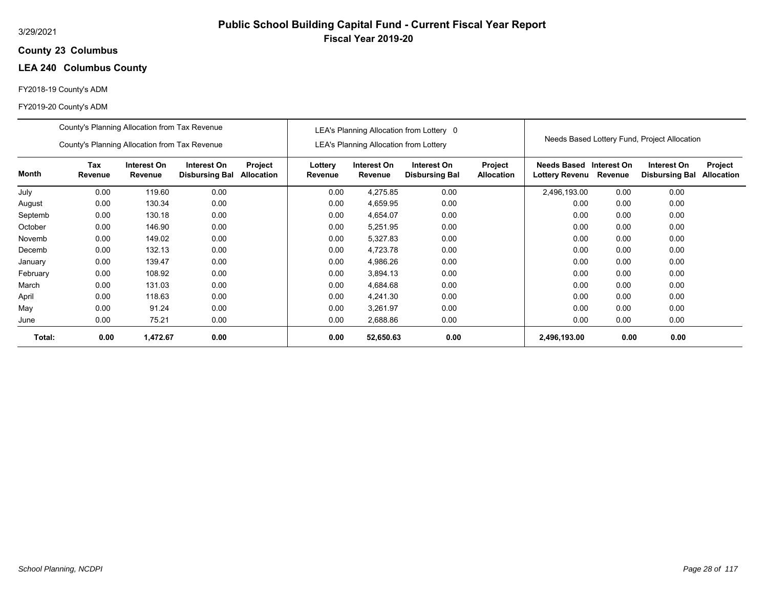3/29/2021

# Public School Building Capital Fund - Current Fiscal Year Report

## Fiscal Year 2019-20

**County 23 Columbus**

**LEA 240 Columbus County**

FY2018-19 County's ADM

FY2019-20 County's ADM

| | County's Planning Allocation from Tax Revenue<br>County's Planning Allocation from Tax Revenue | | | | LEA's Planning Allocation from Lottery 0<br>LEA's Planning Allocation from Lottery | | | | Needs Based Lottery Fund, Project Allocation | | | |
|---|---|---|---|---|---|---|---|---|---|---|---|---|
| **Month** | **Tax Revenue** | **Interest On Revenue** | **Interest On Disbursing Bal** | **Project Allocation** | **Lottery Revenue** | **Interest On Revenue** | **Interest On Disbursing Bal** | **Project Allocation** | **Needs Based Lottery Revenu** | **Interest On Revenue** | **Interest On Disbursing Bal** | **Project Allocation** |
| July | 0.00 | 119.60 | 0.00 | | 0.00 | 4,275.85 | 0.00 | | 2,496,193.00 | 0.00 | 0.00 | |
| August | 0.00 | 130.34 | 0.00 | | 0.00 | 4,659.95 | 0.00 | | 0.00 | 0.00 | 0.00 | |
| Septemb | 0.00 | 130.18 | 0.00 | | 0.00 | 4,654.07 | 0.00 | | 0.00 | 0.00 | 0.00 | |
| October | 0.00 | 146.90 | 0.00 | | 0.00 | 5,251.95 | 0.00 | | 0.00 | 0.00 | 0.00 | |
| Novemb | 0.00 | 149.02 | 0.00 | | 0.00 | 5,327.83 | 0.00 | | 0.00 | 0.00 | 0.00 | |
| Decemb | 0.00 | 132.13 | 0.00 | | 0.00 | 4,723.78 | 0.00 | | 0.00 | 0.00 | 0.00 | |
| January | 0.00 | 139.47 | 0.00 | | 0.00 | 4,986.26 | 0.00 | | 0.00 | 0.00 | 0.00 | |
| February | 0.00 | 108.92 | 0.00 | | 0.00 | 3,894.13 | 0.00 | | 0.00 | 0.00 | 0.00 | |
| March | 0.00 | 131.03 | 0.00 | | 0.00 | 4,684.68 | 0.00 | | 0.00 | 0.00 | 0.00 | |
| April | 0.00 | 118.63 | 0.00 | | 0.00 | 4,241.30 | 0.00 | | 0.00 | 0.00 | 0.00 | |
| May | 0.00 | 91.24 | 0.00 | | 0.00 | 3,261.97 | 0.00 | | 0.00 | 0.00 | 0.00 | |
| June | 0.00 | 75.21 | 0.00 | | 0.00 | 2,688.86 | 0.00 | | 0.00 | 0.00 | 0.00 | |
| **Total:** | **0.00** | **1,472.67** | **0.00** | | **0.00** | **52,650.63** | **0.00** | | **2,496,193.00** | **0.00** | **0.00** | |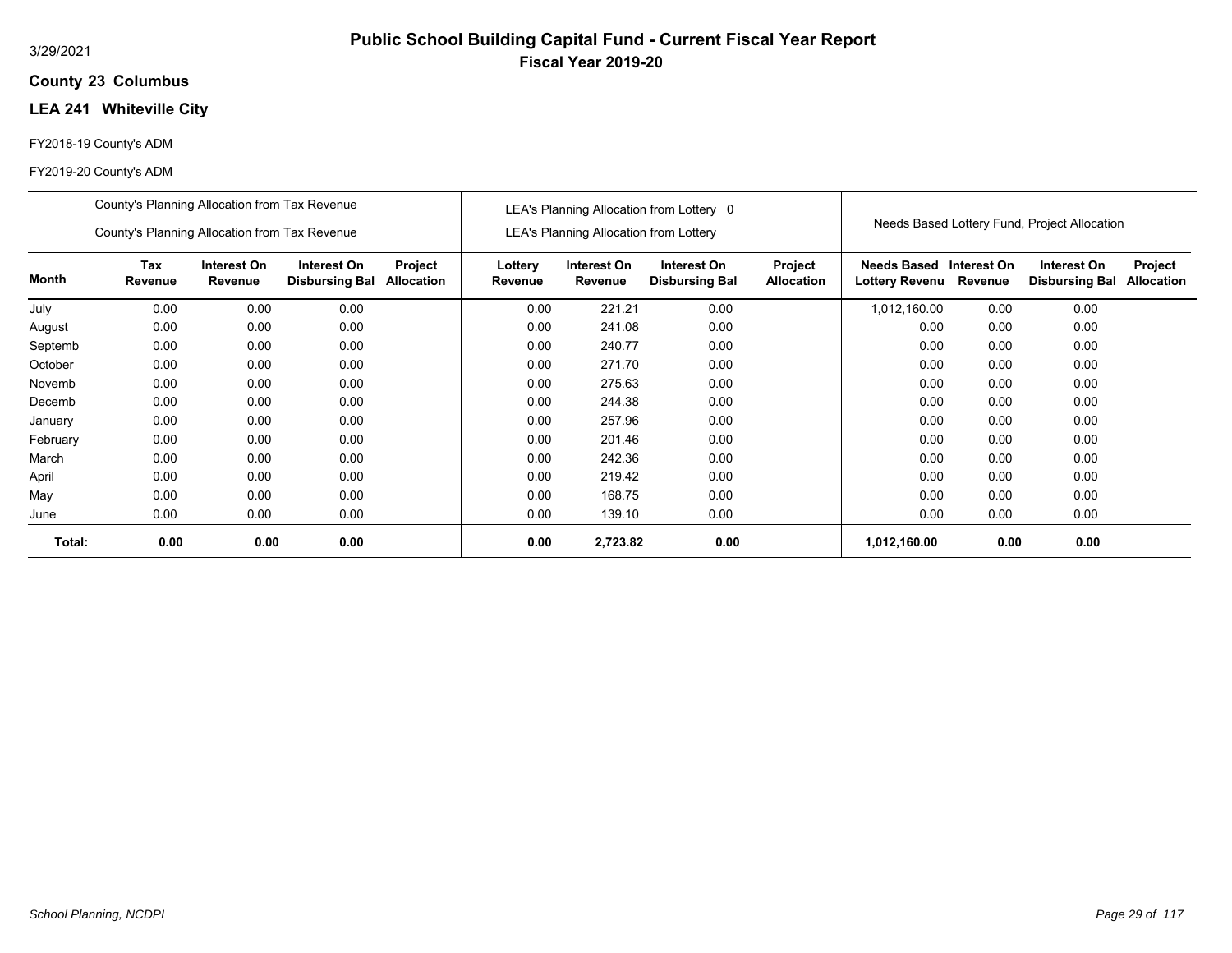# Public School Building Capital Fund - Current Fiscal Year Report

**Fiscal Year 2019-20**

3/29/2021

**County 23 Columbus**

**LEA 241 Whiteville City**

FY2018-19 County's ADM

FY2019-20 County's ADM

| | County's Planning Allocation from Tax Revenue<br>County's Planning Allocation from Tax Revenue | | | | LEA's Planning Allocation from Lottery 0<br>LEA's Planning Allocation from Lottery | | | | Needs Based Lottery Fund, Project Allocation | | | |
|---|---|---|---|---|---|---|---|---|---|---|---|---|
| **Month** | **Tax Revenue** | **Interest On Revenue** | **Interest On Disbursing Bal** | **Project Allocation** | **Lottery Revenue** | **Interest On Revenue** | **Interest On Disbursing Bal** | **Project Allocation** | **Needs Based Lottery Revenu** | **Interest On Revenue** | **Interest On Disbursing Bal** | **Project Allocation** |
| July | 0.00 | 0.00 | 0.00 | | 0.00 | 221.21 | 0.00 | | 1,012,160.00 | 0.00 | 0.00 | |
| August | 0.00 | 0.00 | 0.00 | | 0.00 | 241.08 | 0.00 | | 0.00 | 0.00 | 0.00 | |
| Septemb | 0.00 | 0.00 | 0.00 | | 0.00 | 240.77 | 0.00 | | 0.00 | 0.00 | 0.00 | |
| October | 0.00 | 0.00 | 0.00 | | 0.00 | 271.70 | 0.00 | | 0.00 | 0.00 | 0.00 | |
| Novemb | 0.00 | 0.00 | 0.00 | | 0.00 | 275.63 | 0.00 | | 0.00 | 0.00 | 0.00 | |
| Decemb | 0.00 | 0.00 | 0.00 | | 0.00 | 244.38 | 0.00 | | 0.00 | 0.00 | 0.00 | |
| January | 0.00 | 0.00 | 0.00 | | 0.00 | 257.96 | 0.00 | | 0.00 | 0.00 | 0.00 | |
| February | 0.00 | 0.00 | 0.00 | | 0.00 | 201.46 | 0.00 | | 0.00 | 0.00 | 0.00 | |
| March | 0.00 | 0.00 | 0.00 | | 0.00 | 242.36 | 0.00 | | 0.00 | 0.00 | 0.00 | |
| April | 0.00 | 0.00 | 0.00 | | 0.00 | 219.42 | 0.00 | | 0.00 | 0.00 | 0.00 | |
| May | 0.00 | 0.00 | 0.00 | | 0.00 | 168.75 | 0.00 | | 0.00 | 0.00 | 0.00 | |
| June | 0.00 | 0.00 | 0.00 | | 0.00 | 139.10 | 0.00 | | 0.00 | 0.00 | 0.00 | |
| **Total:** | **0.00** | **0.00** | **0.00** | | **0.00** | **2,723.82** | **0.00** | | **1,012,160.00** | **0.00** | **0.00** | |

*School Planning, NCDPI*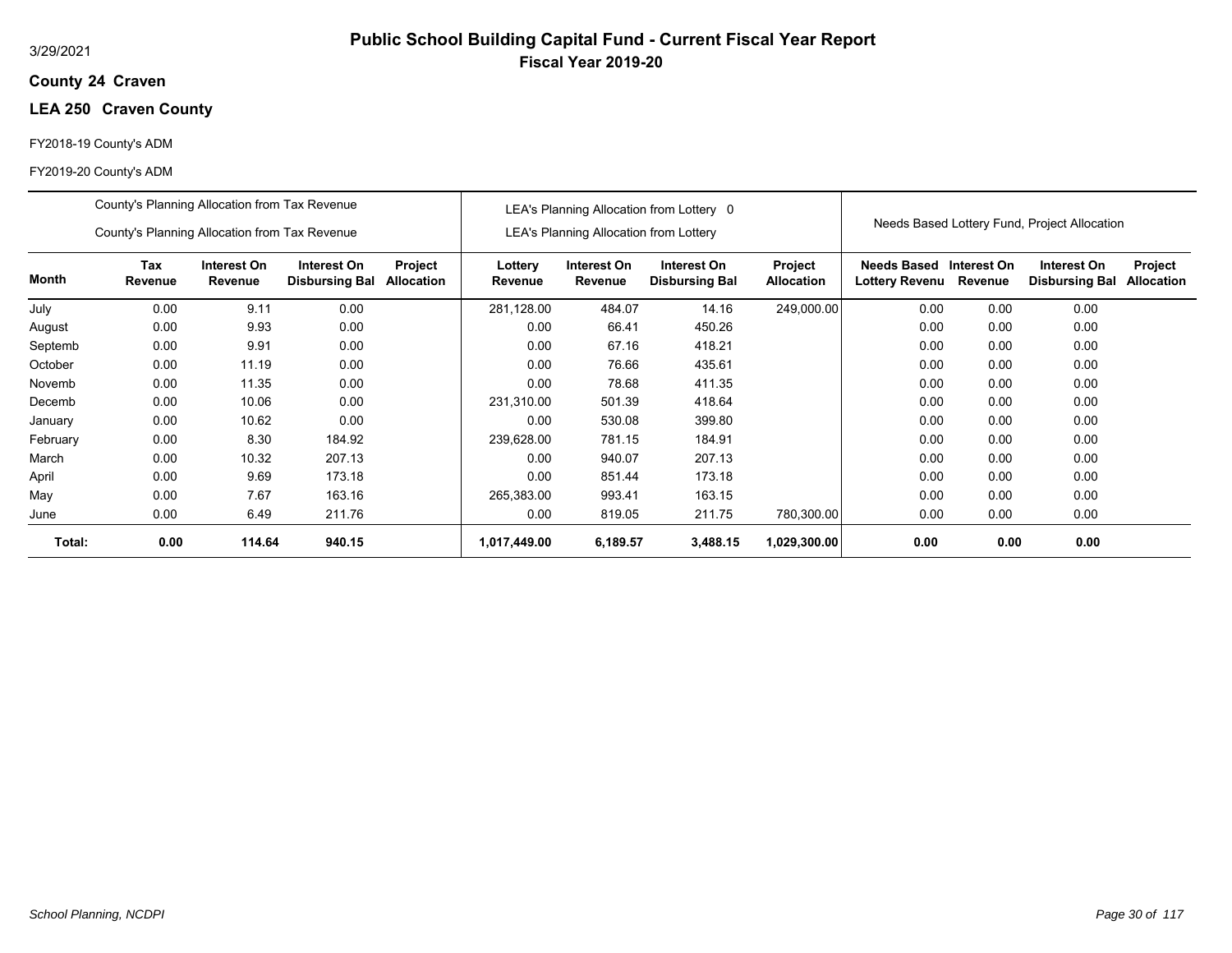# Public School Building Capital Fund - Current Fiscal Year Report

**Fiscal Year 2019-20**

3/29/2021

**County 24 Craven**

**LEA 250 Craven County**

FY2018-19 County's ADM

FY2019-20 County's ADM

| | County's Planning Allocation from Tax Revenue<br>County's Planning Allocation from Tax Revenue | | | | LEA's Planning Allocation from Lottery 0<br>LEA's Planning Allocation from Lottery | | | | Needs Based Lottery Fund, Project Allocation | | | |
|---|---|---|---|---|---|---|---|---|---|---|---|---|
| **Month** | **Tax Revenue** | **Interest On Revenue** | **Interest On Disbursing Bal** | **Project Allocation** | **Lottery Revenue** | **Interest On Revenue** | **Interest On Disbursing Bal** | **Project Allocation** | **Needs Based Lottery Revenu** | **Interest On Revenue** | **Interest On Disbursing Bal** | **Project Allocation** |
| July | 0.00 | 9.11 | 0.00 | | 281,128.00 | 484.07 | 14.16 | 249,000.00 | 0.00 | 0.00 | 0.00 | |
| August | 0.00 | 9.93 | 0.00 | | 0.00 | 66.41 | 450.26 | | 0.00 | 0.00 | 0.00 | |
| Septemb | 0.00 | 9.91 | 0.00 | | 0.00 | 67.16 | 418.21 | | 0.00 | 0.00 | 0.00 | |
| October | 0.00 | 11.19 | 0.00 | | 0.00 | 76.66 | 435.61 | | 0.00 | 0.00 | 0.00 | |
| Novemb | 0.00 | 11.35 | 0.00 | | 0.00 | 78.68 | 411.35 | | 0.00 | 0.00 | 0.00 | |
| Decemb | 0.00 | 10.06 | 0.00 | | 231,310.00 | 501.39 | 418.64 | | 0.00 | 0.00 | 0.00 | |
| January | 0.00 | 10.62 | 0.00 | | 0.00 | 530.08 | 399.80 | | 0.00 | 0.00 | 0.00 | |
| February | 0.00 | 8.30 | 184.92 | | 239,628.00 | 781.15 | 184.91 | | 0.00 | 0.00 | 0.00 | |
| March | 0.00 | 10.32 | 207.13 | | 0.00 | 940.07 | 207.13 | | 0.00 | 0.00 | 0.00 | |
| April | 0.00 | 9.69 | 173.18 | | 0.00 | 851.44 | 173.18 | | 0.00 | 0.00 | 0.00 | |
| May | 0.00 | 7.67 | 163.16 | | 265,383.00 | 993.41 | 163.15 | | 0.00 | 0.00 | 0.00 | |
| June | 0.00 | 6.49 | 211.76 | | 0.00 | 819.05 | 211.75 | 780,300.00 | 0.00 | 0.00 | 0.00 | |
| **Total:** | **0.00** | **114.64** | **940.15** | | **1,017,449.00** | **6,189.57** | **3,488.15** | **1,029,300.00** | **0.00** | **0.00** | **0.00** | |

*School Planning, NCDPI*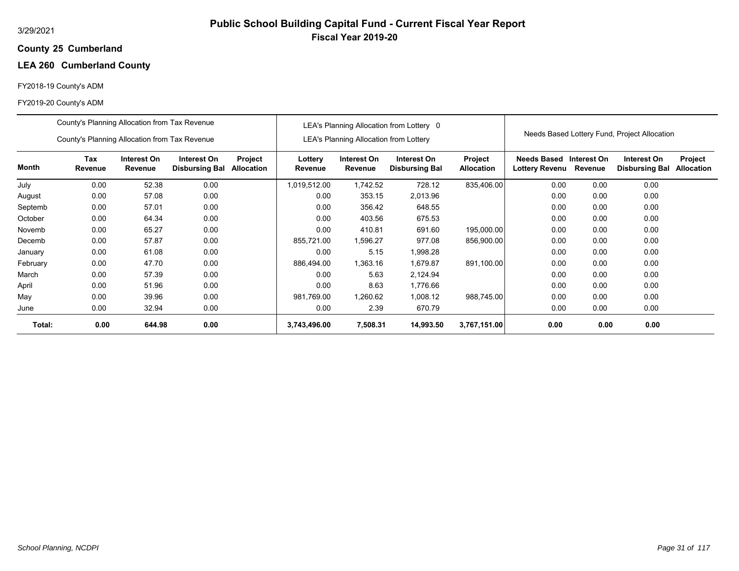3/29/2021

# Public School Building Capital Fund - Current Fiscal Year Report

## Fiscal Year 2019-20

**County 25 Cumberland**

**LEA 260 Cumberland County**

FY2018-19 County's ADM

FY2019-20 County's ADM

| | County's Planning Allocation from Tax Revenue / County's Planning Allocation from Tax Revenue | | | | LEA's Planning Allocation from Lottery 0 / LEA's Planning Allocation from Lottery | | | | Needs Based Lottery Fund, Project Allocation | | | |
|---|---|---|---|---|---|---|---|---|---|---|---|---|
| **Month** | **Tax Revenue** | **Interest On Revenue** | **Interest On Disbursing Bal** | **Project Allocation** | **Lottery Revenue** | **Interest On Revenue** | **Interest On Disbursing Bal** | **Project Allocation** | **Needs Based Lottery Revenu** | **Interest On Revenue** | **Interest On Disbursing Bal** | **Project Allocation** |
| July | 0.00 | 52.38 | 0.00 | | 1,019,512.00 | 1,742.52 | 728.12 | 835,406.00 | 0.00 | 0.00 | 0.00 | |
| August | 0.00 | 57.08 | 0.00 | | 0.00 | 353.15 | 2,013.96 | | 0.00 | 0.00 | 0.00 | |
| Septemb | 0.00 | 57.01 | 0.00 | | 0.00 | 356.42 | 648.55 | | 0.00 | 0.00 | 0.00 | |
| October | 0.00 | 64.34 | 0.00 | | 0.00 | 403.56 | 675.53 | | 0.00 | 0.00 | 0.00 | |
| Novemb | 0.00 | 65.27 | 0.00 | | 0.00 | 410.81 | 691.60 | 195,000.00 | 0.00 | 0.00 | 0.00 | |
| Decemb | 0.00 | 57.87 | 0.00 | | 855,721.00 | 1,596.27 | 977.08 | 856,900.00 | 0.00 | 0.00 | 0.00 | |
| January | 0.00 | 61.08 | 0.00 | | 0.00 | 5.15 | 1,998.28 | | 0.00 | 0.00 | 0.00 | |
| February | 0.00 | 47.70 | 0.00 | | 886,494.00 | 1,363.16 | 1,679.87 | 891,100.00 | 0.00 | 0.00 | 0.00 | |
| March | 0.00 | 57.39 | 0.00 | | 0.00 | 5.63 | 2,124.94 | | 0.00 | 0.00 | 0.00 | |
| April | 0.00 | 51.96 | 0.00 | | 0.00 | 8.63 | 1,776.66 | | 0.00 | 0.00 | 0.00 | |
| May | 0.00 | 39.96 | 0.00 | | 981,769.00 | 1,260.62 | 1,008.12 | 988,745.00 | 0.00 | 0.00 | 0.00 | |
| June | 0.00 | 32.94 | 0.00 | | 0.00 | 2.39 | 670.79 | | 0.00 | 0.00 | 0.00 | |
| **Total:** | **0.00** | **644.98** | **0.00** | | **3,743,496.00** | **7,508.31** | **14,993.50** | **3,767,151.00** | **0.00** | **0.00** | **0.00** | |

*School Planning, NCDPI*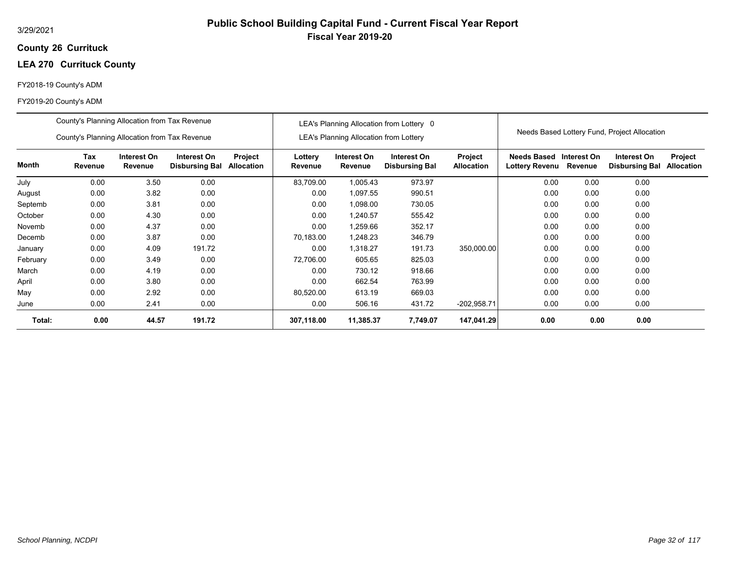3/29/2021

# Public School Building Capital Fund - Current Fiscal Year Report

## Fiscal Year 2019-20

**County 26 Currituck**

**LEA 270 Currituck County**

FY2018-19 County's ADM

FY2019-20 County's ADM

| | County's Planning Allocation from Tax Revenue<br>County's Planning Allocation from Tax Revenue | | | | LEA's Planning Allocation from Lottery 0<br>LEA's Planning Allocation from Lottery | | | | Needs Based Lottery Fund, Project Allocation | | | |
|---|---|---|---|---|---|---|---|---|---|---|---|---|
| **Month** | **Tax Revenue** | **Interest On Revenue** | **Interest On Disbursing Bal** | **Project Allocation** | **Lottery Revenue** | **Interest On Revenue** | **Interest On Disbursing Bal** | **Project Allocation** | **Needs Based Lottery Revenu** | **Interest On Revenue** | **Interest On Disbursing Bal** | **Project Allocation** |
| July | 0.00 | 3.50 | 0.00 | | 83,709.00 | 1,005.43 | 973.97 | | 0.00 | 0.00 | 0.00 | |
| August | 0.00 | 3.82 | 0.00 | | 0.00 | 1,097.55 | 990.51 | | 0.00 | 0.00 | 0.00 | |
| Septemb | 0.00 | 3.81 | 0.00 | | 0.00 | 1,098.00 | 730.05 | | 0.00 | 0.00 | 0.00 | |
| October | 0.00 | 4.30 | 0.00 | | 0.00 | 1,240.57 | 555.42 | | 0.00 | 0.00 | 0.00 | |
| Novemb | 0.00 | 4.37 | 0.00 | | 0.00 | 1,259.66 | 352.17 | | 0.00 | 0.00 | 0.00 | |
| Decemb | 0.00 | 3.87 | 0.00 | | 70,183.00 | 1,248.23 | 346.79 | | 0.00 | 0.00 | 0.00 | |
| January | 0.00 | 4.09 | 191.72 | | 0.00 | 1,318.27 | 191.73 | 350,000.00 | 0.00 | 0.00 | 0.00 | |
| February | 0.00 | 3.49 | 0.00 | | 72,706.00 | 605.65 | 825.03 | | 0.00 | 0.00 | 0.00 | |
| March | 0.00 | 4.19 | 0.00 | | 0.00 | 730.12 | 918.66 | | 0.00 | 0.00 | 0.00 | |
| April | 0.00 | 3.80 | 0.00 | | 0.00 | 662.54 | 763.99 | | 0.00 | 0.00 | 0.00 | |
| May | 0.00 | 2.92 | 0.00 | | 80,520.00 | 613.19 | 669.03 | | 0.00 | 0.00 | 0.00 | |
| June | 0.00 | 2.41 | 0.00 | | 0.00 | 506.16 | 431.72 | -202,958.71 | 0.00 | 0.00 | 0.00 | |
| **Total:** | **0.00** | **44.57** | **191.72** | | **307,118.00** | **11,385.37** | **7,749.07** | **147,041.29** | **0.00** | **0.00** | **0.00** | |

*School Planning, NCDPI*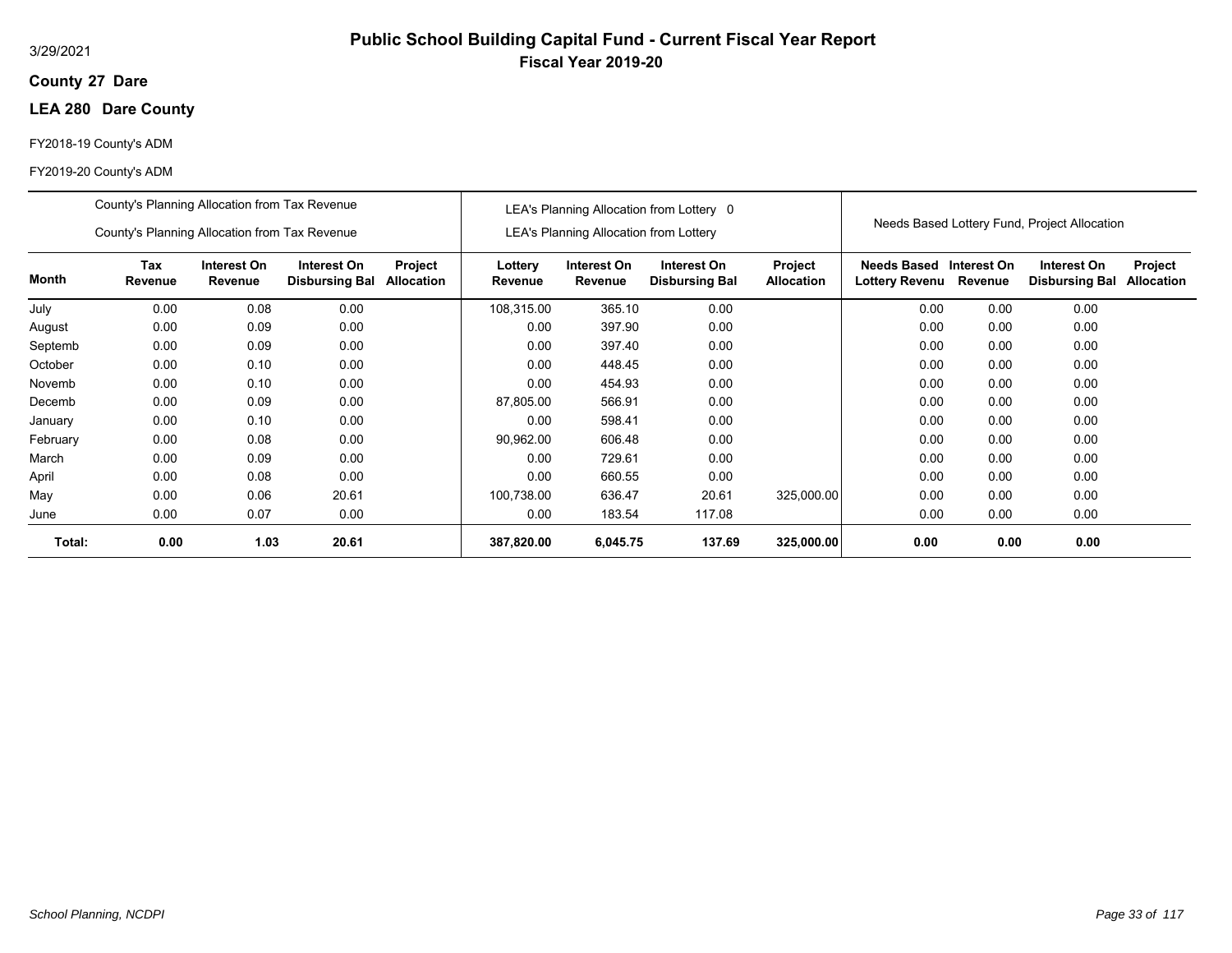# Public School Building Capital Fund - Current Fiscal Year Report

**Fiscal Year 2019-20**

3/29/2021

**County 27 Dare**

**LEA 280 Dare County**

FY2018-19 County's ADM

FY2019-20 County's ADM

| | County's Planning Allocation from Tax Revenue<br>County's Planning Allocation from Tax Revenue | | | | LEA's Planning Allocation from Lottery 0<br>LEA's Planning Allocation from Lottery | | | | Needs Based Lottery Fund, Project Allocation | | | |
|---|---|---|---|---|---|---|---|---|---|---|---|---|
| **Month** | **Tax Revenue** | **Interest On Revenue** | **Interest On Disbursing Bal** | **Project Allocation** | **Lottery Revenue** | **Interest On Revenue** | **Interest On Disbursing Bal** | **Project Allocation** | **Needs Based Lottery Revenu** | **Interest On Revenue** | **Interest On Disbursing Bal** | **Project Allocation** |
| July | 0.00 | 0.08 | 0.00 | | 108,315.00 | 365.10 | 0.00 | | 0.00 | 0.00 | 0.00 | |
| August | 0.00 | 0.09 | 0.00 | | 0.00 | 397.90 | 0.00 | | 0.00 | 0.00 | 0.00 | |
| Septemb | 0.00 | 0.09 | 0.00 | | 0.00 | 397.40 | 0.00 | | 0.00 | 0.00 | 0.00 | |
| October | 0.00 | 0.10 | 0.00 | | 0.00 | 448.45 | 0.00 | | 0.00 | 0.00 | 0.00 | |
| Novemb | 0.00 | 0.10 | 0.00 | | 0.00 | 454.93 | 0.00 | | 0.00 | 0.00 | 0.00 | |
| Decemb | 0.00 | 0.09 | 0.00 | | 87,805.00 | 566.91 | 0.00 | | 0.00 | 0.00 | 0.00 | |
| January | 0.00 | 0.10 | 0.00 | | 0.00 | 598.41 | 0.00 | | 0.00 | 0.00 | 0.00 | |
| February | 0.00 | 0.08 | 0.00 | | 90,962.00 | 606.48 | 0.00 | | 0.00 | 0.00 | 0.00 | |
| March | 0.00 | 0.09 | 0.00 | | 0.00 | 729.61 | 0.00 | | 0.00 | 0.00 | 0.00 | |
| April | 0.00 | 0.08 | 0.00 | | 0.00 | 660.55 | 0.00 | | 0.00 | 0.00 | 0.00 | |
| May | 0.00 | 0.06 | 20.61 | | 100,738.00 | 636.47 | 20.61 | 325,000.00 | 0.00 | 0.00 | 0.00 | |
| June | 0.00 | 0.07 | 0.00 | | 0.00 | 183.54 | 117.08 | | 0.00 | 0.00 | 0.00 | |
| **Total:** | **0.00** | **1.03** | **20.61** | | **387,820.00** | **6,045.75** | **137.69** | **325,000.00** | **0.00** | **0.00** | **0.00** | |

*School Planning, NCDPI*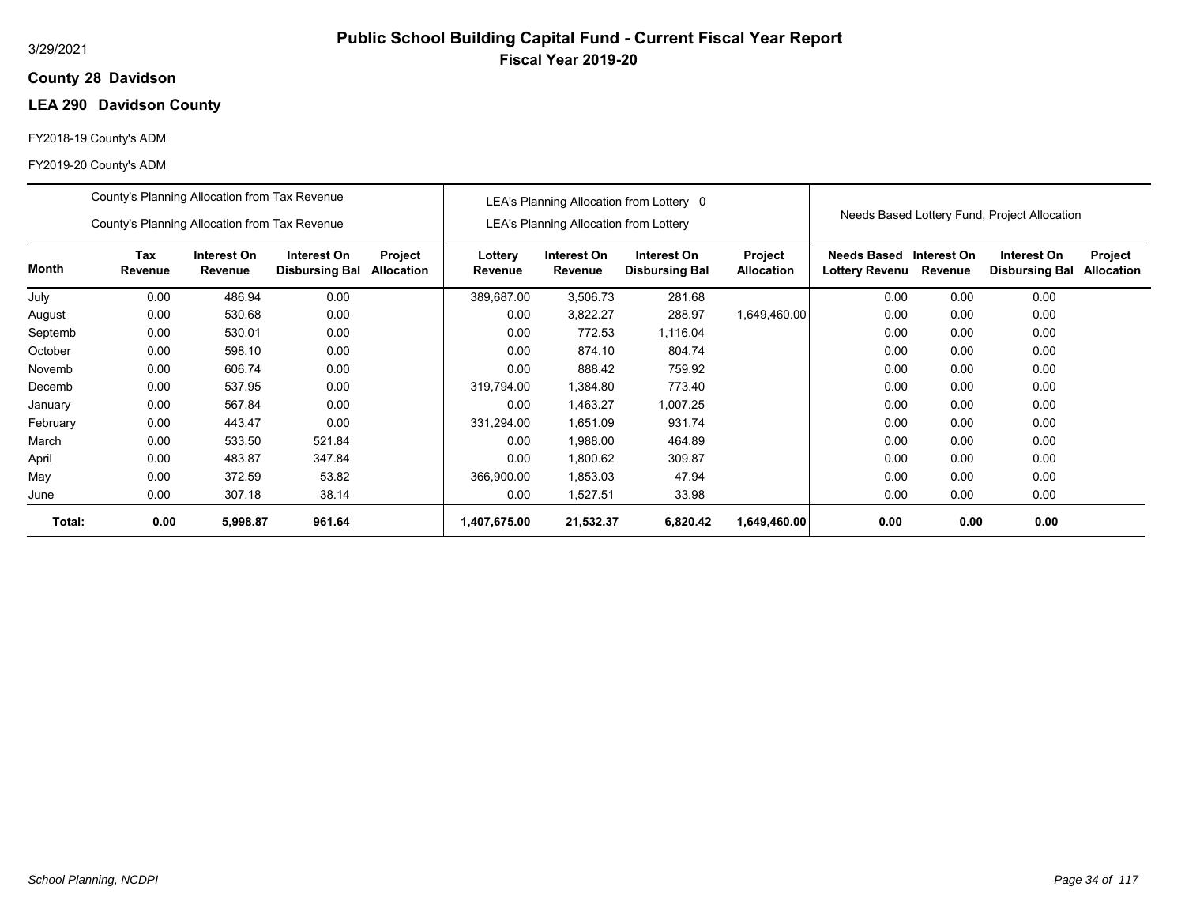3/29/2021

# Public School Building Capital Fund - Current Fiscal Year Report

## Fiscal Year 2019-20

**County 28 Davidson**

**LEA 290 Davidson County**

FY2018-19 County's ADM

FY2019-20 County's ADM

| | County's Planning Allocation from Tax Revenue<br>County's Planning Allocation from Tax Revenue | | | | LEA's Planning Allocation from Lottery 0<br>LEA's Planning Allocation from Lottery | | | | Needs Based Lottery Fund, Project Allocation | | | |
|---|---|---|---|---|---|---|---|---|---|---|---|---|
| **Month** | **Tax Revenue** | **Interest On Revenue** | **Interest On Disbursing Bal** | **Project Allocation** | **Lottery Revenue** | **Interest On Revenue** | **Interest On Disbursing Bal** | **Project Allocation** | **Needs Based Lottery Revenu** | **Interest On Revenue** | **Interest On Disbursing Bal** | **Project Allocation** |
| July | 0.00 | 486.94 | 0.00 | | 389,687.00 | 3,506.73 | 281.68 | | 0.00 | 0.00 | 0.00 | |
| August | 0.00 | 530.68 | 0.00 | | 0.00 | 3,822.27 | 288.97 | 1,649,460.00 | 0.00 | 0.00 | 0.00 | |
| Septemb | 0.00 | 530.01 | 0.00 | | 0.00 | 772.53 | 1,116.04 | | 0.00 | 0.00 | 0.00 | |
| October | 0.00 | 598.10 | 0.00 | | 0.00 | 874.10 | 804.74 | | 0.00 | 0.00 | 0.00 | |
| Novemb | 0.00 | 606.74 | 0.00 | | 0.00 | 888.42 | 759.92 | | 0.00 | 0.00 | 0.00 | |
| Decemb | 0.00 | 537.95 | 0.00 | | 319,794.00 | 1,384.80 | 773.40 | | 0.00 | 0.00 | 0.00 | |
| January | 0.00 | 567.84 | 0.00 | | 0.00 | 1,463.27 | 1,007.25 | | 0.00 | 0.00 | 0.00 | |
| February | 0.00 | 443.47 | 0.00 | | 331,294.00 | 1,651.09 | 931.74 | | 0.00 | 0.00 | 0.00 | |
| March | 0.00 | 533.50 | 521.84 | | 0.00 | 1,988.00 | 464.89 | | 0.00 | 0.00 | 0.00 | |
| April | 0.00 | 483.87 | 347.84 | | 0.00 | 1,800.62 | 309.87 | | 0.00 | 0.00 | 0.00 | |
| May | 0.00 | 372.59 | 53.82 | | 366,900.00 | 1,853.03 | 47.94 | | 0.00 | 0.00 | 0.00 | |
| June | 0.00 | 307.18 | 38.14 | | 0.00 | 1,527.51 | 33.98 | | 0.00 | 0.00 | 0.00 | |
| **Total:** | **0.00** | **5,998.87** | **961.64** | | **1,407,675.00** | **21,532.37** | **6,820.42** | **1,649,460.00** | **0.00** | **0.00** | **0.00** | |

*School Planning, NCDPI*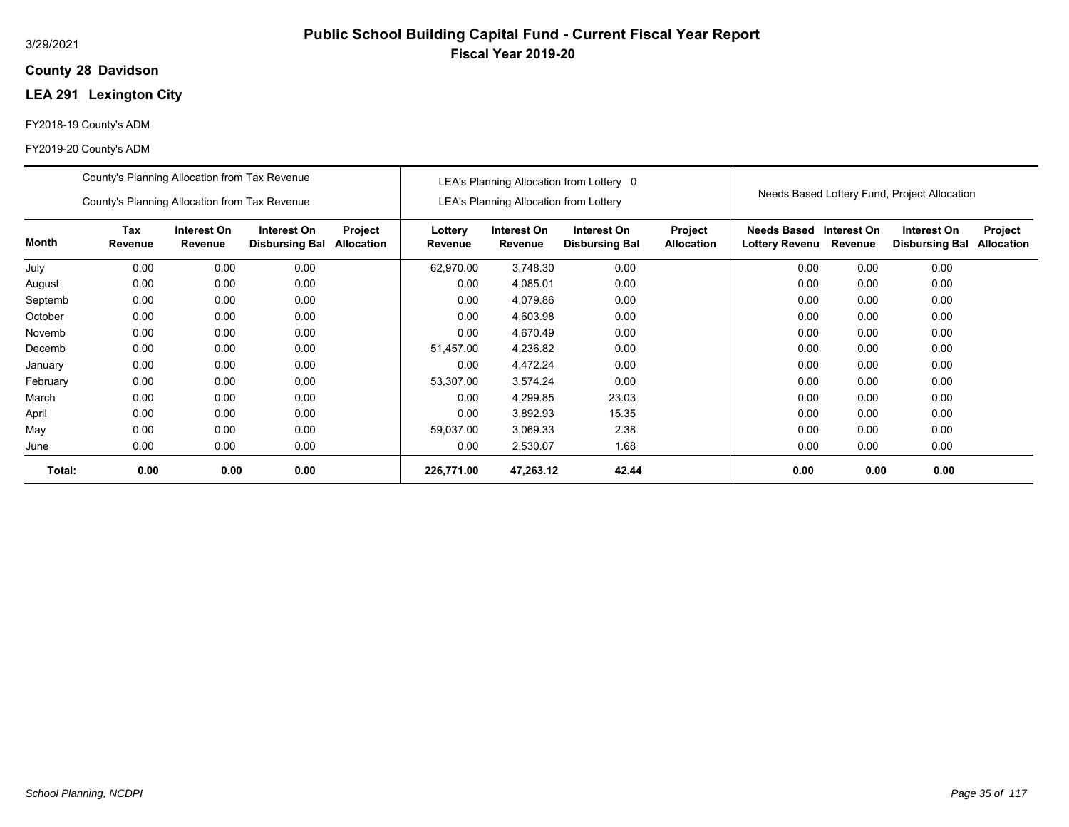# Public School Building Capital Fund - Current Fiscal Year Report

## Fiscal Year 2019-20

3/29/2021

**County 28 Davidson**

**LEA 291 Lexington City**

FY2018-19 County's ADM

FY2019-20 County's ADM

| | County's Planning Allocation from Tax Revenue<br>County's Planning Allocation from Tax Revenue | | | | LEA's Planning Allocation from Lottery 0<br>LEA's Planning Allocation from Lottery | | | | Needs Based Lottery Fund, Project Allocation | | | |
|---|---|---|---|---|---|---|---|---|---|---|---|---|
| **Month** | **Tax Revenue** | **Interest On Revenue** | **Interest On Disbursing Bal** | **Project Allocation** | **Lottery Revenue** | **Interest On Revenue** | **Interest On Disbursing Bal** | **Project Allocation** | **Needs Based Lottery Revenu** | **Interest On Revenue** | **Interest On Disbursing Bal** | **Project Allocation** |
| July | 0.00 | 0.00 | 0.00 | | 62,970.00 | 3,748.30 | 0.00 | | 0.00 | 0.00 | 0.00 | |
| August | 0.00 | 0.00 | 0.00 | | 0.00 | 4,085.01 | 0.00 | | 0.00 | 0.00 | 0.00 | |
| Septemb | 0.00 | 0.00 | 0.00 | | 0.00 | 4,079.86 | 0.00 | | 0.00 | 0.00 | 0.00 | |
| October | 0.00 | 0.00 | 0.00 | | 0.00 | 4,603.98 | 0.00 | | 0.00 | 0.00 | 0.00 | |
| Novemb | 0.00 | 0.00 | 0.00 | | 0.00 | 4,670.49 | 0.00 | | 0.00 | 0.00 | 0.00 | |
| Decemb | 0.00 | 0.00 | 0.00 | | 51,457.00 | 4,236.82 | 0.00 | | 0.00 | 0.00 | 0.00 | |
| January | 0.00 | 0.00 | 0.00 | | 0.00 | 4,472.24 | 0.00 | | 0.00 | 0.00 | 0.00 | |
| February | 0.00 | 0.00 | 0.00 | | 53,307.00 | 3,574.24 | 0.00 | | 0.00 | 0.00 | 0.00 | |
| March | 0.00 | 0.00 | 0.00 | | 0.00 | 4,299.85 | 23.03 | | 0.00 | 0.00 | 0.00 | |
| April | 0.00 | 0.00 | 0.00 | | 0.00 | 3,892.93 | 15.35 | | 0.00 | 0.00 | 0.00 | |
| May | 0.00 | 0.00 | 0.00 | | 59,037.00 | 3,069.33 | 2.38 | | 0.00 | 0.00 | 0.00 | |
| June | 0.00 | 0.00 | 0.00 | | 0.00 | 2,530.07 | 1.68 | | 0.00 | 0.00 | 0.00 | |
| **Total:** | **0.00** | **0.00** | **0.00** | | **226,771.00** | **47,263.12** | **42.44** | | **0.00** | **0.00** | **0.00** | |

*School Planning, NCDPI*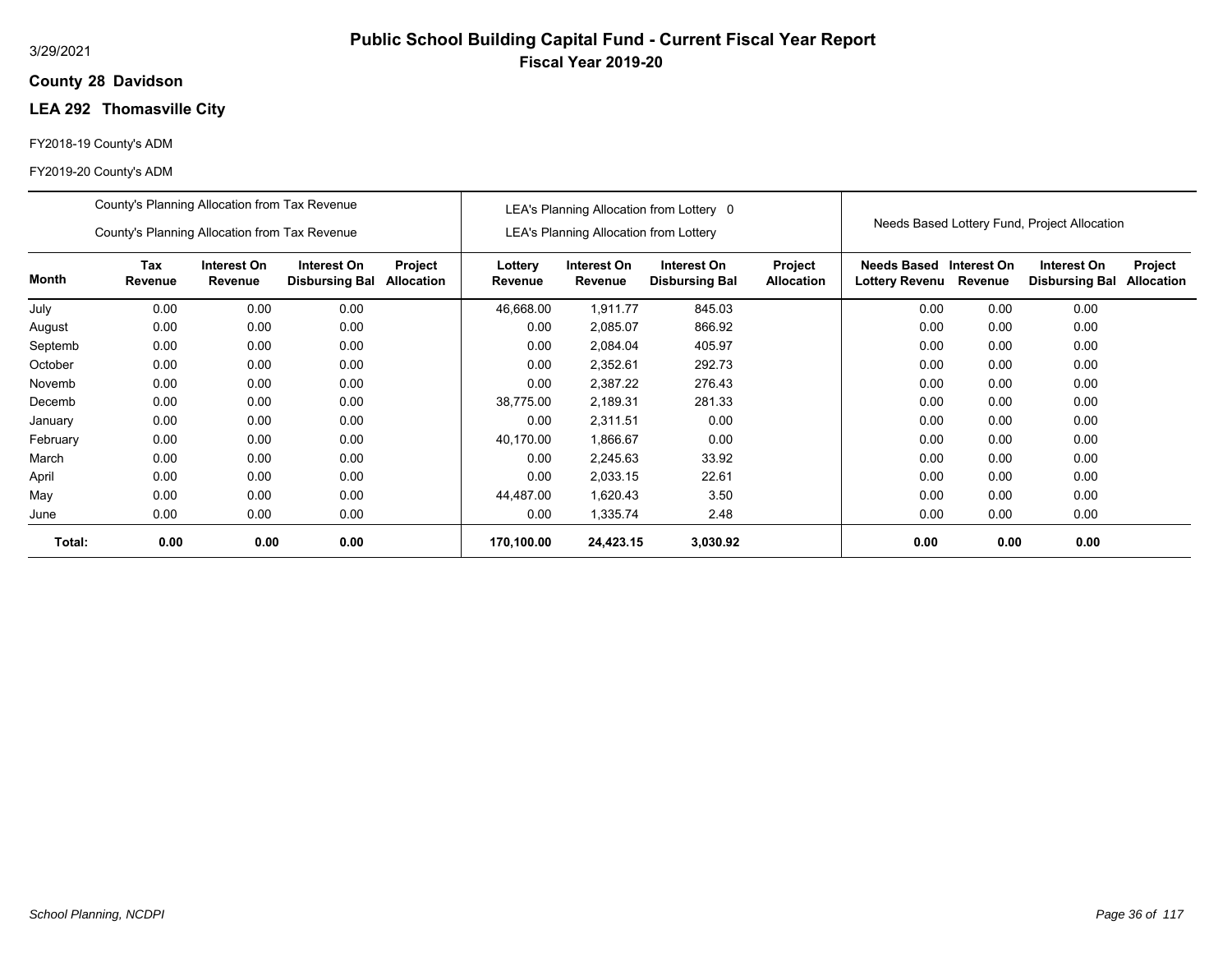# Public School Building Capital Fund - Current Fiscal Year Report

**Fiscal Year 2019-20**

3/29/2021

**County 28 Davidson**

**LEA 292 Thomasville City**

FY2018-19 County's ADM

FY2019-20 County's ADM

| | County's Planning Allocation from Tax Revenue / County's Planning Allocation from Tax Revenue | | | | LEA's Planning Allocation from Lottery 0 / LEA's Planning Allocation from Lottery | | | | Needs Based Lottery Fund, Project Allocation | | | |
|---|---|---|---|---|---|---|---|---|---|---|---|---|
| **Month** | **Tax Revenue** | **Interest On Revenue** | **Interest On Disbursing Bal** | **Project Allocation** | **Lottery Revenue** | **Interest On Revenue** | **Interest On Disbursing Bal** | **Project Allocation** | **Needs Based Lottery Revenu** | **Interest On Revenue** | **Interest On Disbursing Bal** | **Project Allocation** |
| July | 0.00 | 0.00 | 0.00 | | 46,668.00 | 1,911.77 | 845.03 | | 0.00 | 0.00 | 0.00 | |
| August | 0.00 | 0.00 | 0.00 | | 0.00 | 2,085.07 | 866.92 | | 0.00 | 0.00 | 0.00 | |
| Septemb | 0.00 | 0.00 | 0.00 | | 0.00 | 2,084.04 | 405.97 | | 0.00 | 0.00 | 0.00 | |
| October | 0.00 | 0.00 | 0.00 | | 0.00 | 2,352.61 | 292.73 | | 0.00 | 0.00 | 0.00 | |
| Novemb | 0.00 | 0.00 | 0.00 | | 0.00 | 2,387.22 | 276.43 | | 0.00 | 0.00 | 0.00 | |
| Decemb | 0.00 | 0.00 | 0.00 | | 38,775.00 | 2,189.31 | 281.33 | | 0.00 | 0.00 | 0.00 | |
| January | 0.00 | 0.00 | 0.00 | | 0.00 | 2,311.51 | 0.00 | | 0.00 | 0.00 | 0.00 | |
| February | 0.00 | 0.00 | 0.00 | | 40,170.00 | 1,866.67 | 0.00 | | 0.00 | 0.00 | 0.00 | |
| March | 0.00 | 0.00 | 0.00 | | 0.00 | 2,245.63 | 33.92 | | 0.00 | 0.00 | 0.00 | |
| April | 0.00 | 0.00 | 0.00 | | 0.00 | 2,033.15 | 22.61 | | 0.00 | 0.00 | 0.00 | |
| May | 0.00 | 0.00 | 0.00 | | 44,487.00 | 1,620.43 | 3.50 | | 0.00 | 0.00 | 0.00 | |
| June | 0.00 | 0.00 | 0.00 | | 0.00 | 1,335.74 | 2.48 | | 0.00 | 0.00 | 0.00 | |
| **Total:** | **0.00** | **0.00** | **0.00** | | **170,100.00** | **24,423.15** | **3,030.92** | | **0.00** | **0.00** | **0.00** | |

*School Planning, NCDPI*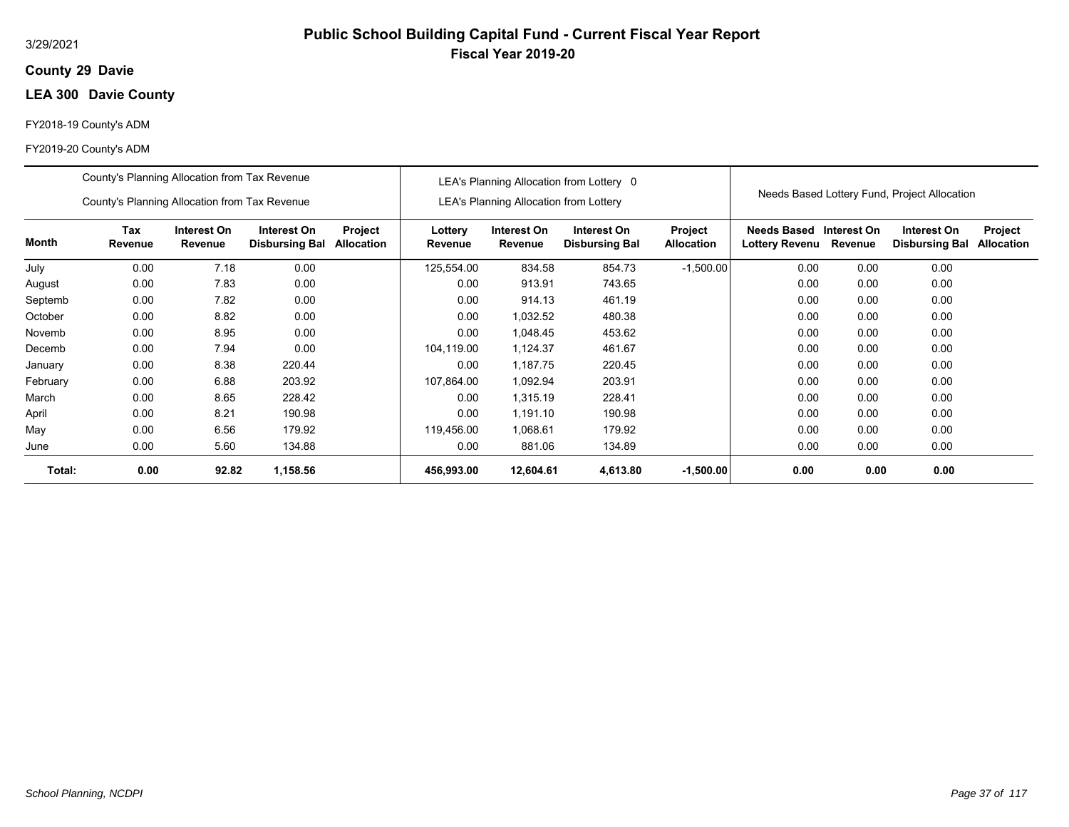3/29/2021

# Public School Building Capital Fund - Current Fiscal Year Report

## Fiscal Year 2019-20

**County 29 Davie**

**LEA 300 Davie County**

FY2018-19 County's ADM

FY2019-20 County's ADM

| | County's Planning Allocation from Tax Revenue<br>County's Planning Allocation from Tax Revenue | | | | LEA's Planning Allocation from Lottery 0<br>LEA's Planning Allocation from Lottery | | | | Needs Based Lottery Fund, Project Allocation | | | |
|---|---|---|---|---|---|---|---|---|---|---|---|---|
| **Month** | **Tax Revenue** | **Interest On Revenue** | **Interest On Disbursing Bal** | **Project Allocation** | **Lottery Revenue** | **Interest On Revenue** | **Interest On Disbursing Bal** | **Project Allocation** | **Needs Based Lottery Revenu** | **Interest On Revenue** | **Interest On Disbursing Bal** | **Project Allocation** |
| July | 0.00 | 7.18 | 0.00 | | 125,554.00 | 834.58 | 854.73 | -1,500.00 | 0.00 | 0.00 | 0.00 | |
| August | 0.00 | 7.83 | 0.00 | | 0.00 | 913.91 | 743.65 | | 0.00 | 0.00 | 0.00 | |
| Septemb | 0.00 | 7.82 | 0.00 | | 0.00 | 914.13 | 461.19 | | 0.00 | 0.00 | 0.00 | |
| October | 0.00 | 8.82 | 0.00 | | 0.00 | 1,032.52 | 480.38 | | 0.00 | 0.00 | 0.00 | |
| Novemb | 0.00 | 8.95 | 0.00 | | 0.00 | 1,048.45 | 453.62 | | 0.00 | 0.00 | 0.00 | |
| Decemb | 0.00 | 7.94 | 0.00 | | 104,119.00 | 1,124.37 | 461.67 | | 0.00 | 0.00 | 0.00 | |
| January | 0.00 | 8.38 | 220.44 | | 0.00 | 1,187.75 | 220.45 | | 0.00 | 0.00 | 0.00 | |
| February | 0.00 | 6.88 | 203.92 | | 107,864.00 | 1,092.94 | 203.91 | | 0.00 | 0.00 | 0.00 | |
| March | 0.00 | 8.65 | 228.42 | | 0.00 | 1,315.19 | 228.41 | | 0.00 | 0.00 | 0.00 | |
| April | 0.00 | 8.21 | 190.98 | | 0.00 | 1,191.10 | 190.98 | | 0.00 | 0.00 | 0.00 | |
| May | 0.00 | 6.56 | 179.92 | | 119,456.00 | 1,068.61 | 179.92 | | 0.00 | 0.00 | 0.00 | |
| June | 0.00 | 5.60 | 134.88 | | 0.00 | 881.06 | 134.89 | | 0.00 | 0.00 | 0.00 | |
| **Total:** | **0.00** | **92.82** | **1,158.56** | | **456,993.00** | **12,604.61** | **4,613.80** | **-1,500.00** | **0.00** | **0.00** | **0.00** | |

*School Planning, NCDPI*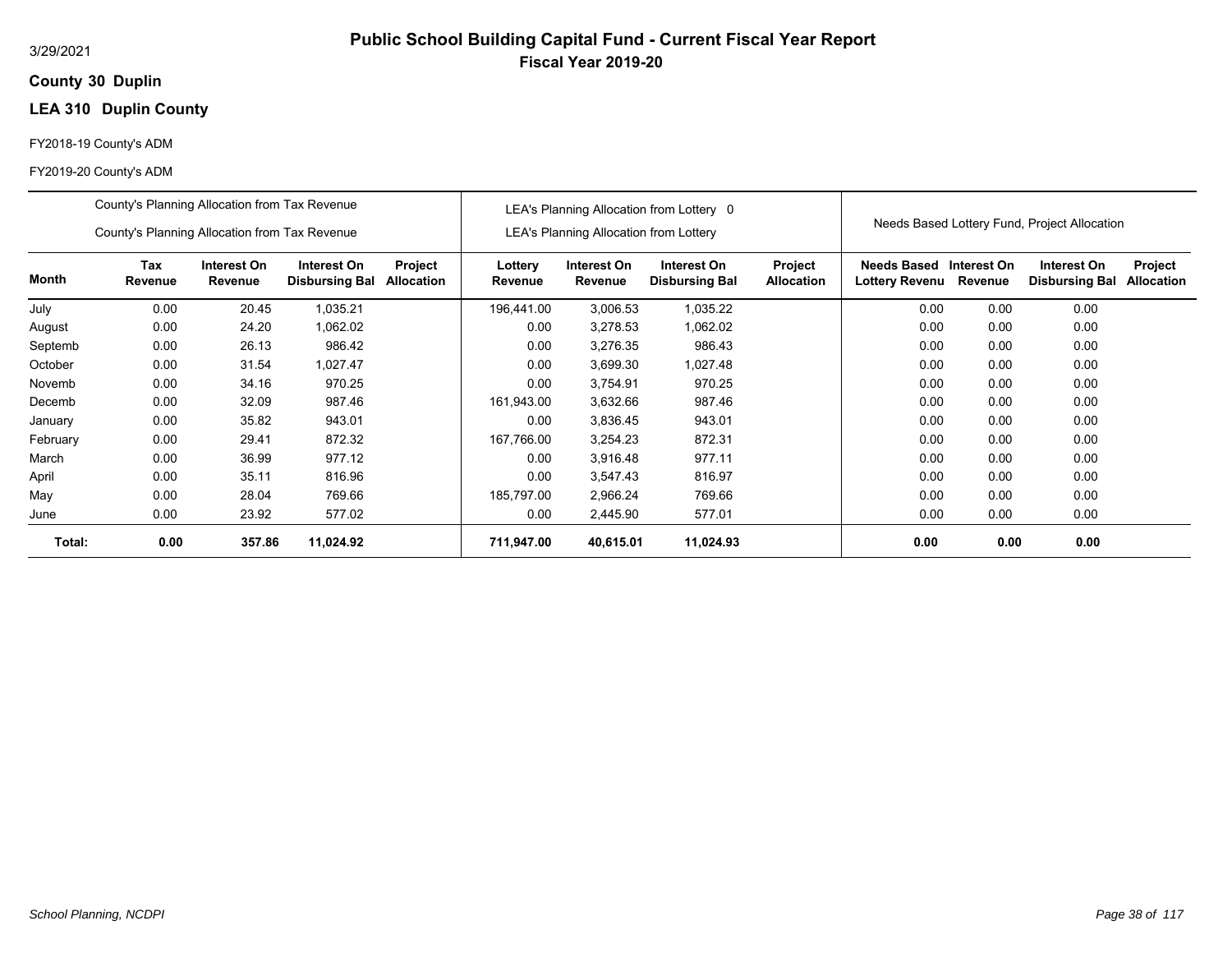3/29/2021

# Public School Building Capital Fund - Current Fiscal Year Report

## Fiscal Year 2019-20

**County 30 Duplin**

**LEA 310 Duplin County**

FY2018-19 County's ADM

FY2019-20 County's ADM

| | County's Planning Allocation from Tax Revenue<br>County's Planning Allocation from Tax Revenue | | | | LEA's Planning Allocation from Lottery 0<br>LEA's Planning Allocation from Lottery | | | | Needs Based Lottery Fund, Project Allocation | | | |
|---|---|---|---|---|---|---|---|---|---|---|---|---|
| **Month** | **Tax Revenue** | **Interest On Revenue** | **Interest On Disbursing Bal** | **Project Allocation** | **Lottery Revenue** | **Interest On Revenue** | **Interest On Disbursing Bal** | **Project Allocation** | **Needs Based Lottery Revenu** | **Interest On Revenue** | **Interest On Disbursing Bal** | **Project Allocation** |
| July | 0.00 | 20.45 | 1,035.21 | | 196,441.00 | 3,006.53 | 1,035.22 | | 0.00 | 0.00 | 0.00 | |
| August | 0.00 | 24.20 | 1,062.02 | | 0.00 | 3,278.53 | 1,062.02 | | 0.00 | 0.00 | 0.00 | |
| Septemb | 0.00 | 26.13 | 986.42 | | 0.00 | 3,276.35 | 986.43 | | 0.00 | 0.00 | 0.00 | |
| October | 0.00 | 31.54 | 1,027.47 | | 0.00 | 3,699.30 | 1,027.48 | | 0.00 | 0.00 | 0.00 | |
| Novemb | 0.00 | 34.16 | 970.25 | | 0.00 | 3,754.91 | 970.25 | | 0.00 | 0.00 | 0.00 | |
| Decemb | 0.00 | 32.09 | 987.46 | | 161,943.00 | 3,632.66 | 987.46 | | 0.00 | 0.00 | 0.00 | |
| January | 0.00 | 35.82 | 943.01 | | 0.00 | 3,836.45 | 943.01 | | 0.00 | 0.00 | 0.00 | |
| February | 0.00 | 29.41 | 872.32 | | 167,766.00 | 3,254.23 | 872.31 | | 0.00 | 0.00 | 0.00 | |
| March | 0.00 | 36.99 | 977.12 | | 0.00 | 3,916.48 | 977.11 | | 0.00 | 0.00 | 0.00 | |
| April | 0.00 | 35.11 | 816.96 | | 0.00 | 3,547.43 | 816.97 | | 0.00 | 0.00 | 0.00 | |
| May | 0.00 | 28.04 | 769.66 | | 185,797.00 | 2,966.24 | 769.66 | | 0.00 | 0.00 | 0.00 | |
| June | 0.00 | 23.92 | 577.02 | | 0.00 | 2,445.90 | 577.01 | | 0.00 | 0.00 | 0.00 | |
| **Total:** | **0.00** | **357.86** | **11,024.92** | | **711,947.00** | **40,615.01** | **11,024.93** | | **0.00** | **0.00** | **0.00** | |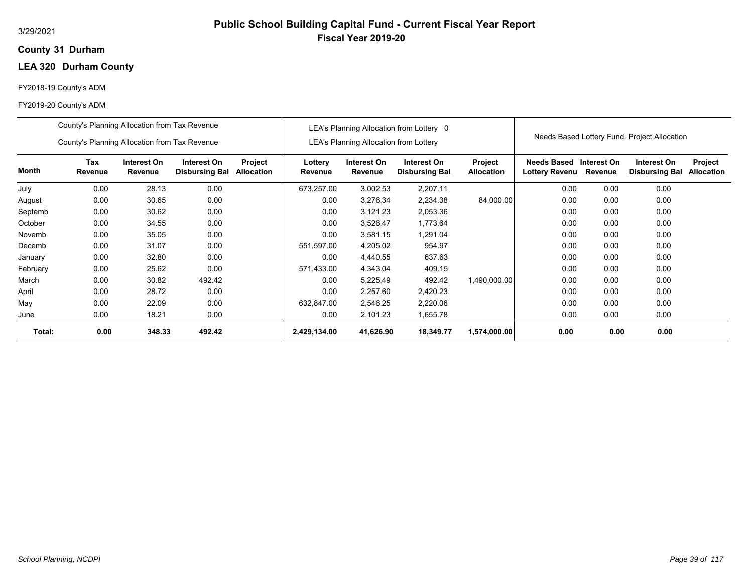3/29/2021

# Public School Building Capital Fund - Current Fiscal Year Report

## Fiscal Year 2019-20

**County 31 Durham**

**LEA 320 Durham County**

FY2018-19 County's ADM

FY2019-20 County's ADM

| | County's Planning Allocation from Tax Revenue<br>County's Planning Allocation from Tax Revenue | | | | LEA's Planning Allocation from Lottery 0<br>LEA's Planning Allocation from Lottery | | | | Needs Based Lottery Fund, Project Allocation | | | |
|---|---|---|---|---|---|---|---|---|---|---|---|---|
| **Month** | **Tax Revenue** | **Interest On Revenue** | **Interest On Disbursing Bal** | **Project Allocation** | **Lottery Revenue** | **Interest On Revenue** | **Interest On Disbursing Bal** | **Project Allocation** | **Needs Based Lottery Revenu** | **Interest On Revenue** | **Interest On Disbursing Bal** | **Project Allocation** |
| July | 0.00 | 28.13 | 0.00 | | 673,257.00 | 3,002.53 | 2,207.11 | | 0.00 | 0.00 | 0.00 | |
| August | 0.00 | 30.65 | 0.00 | | 0.00 | 3,276.34 | 2,234.38 | 84,000.00 | 0.00 | 0.00 | 0.00 | |
| Septemb | 0.00 | 30.62 | 0.00 | | 0.00 | 3,121.23 | 2,053.36 | | 0.00 | 0.00 | 0.00 | |
| October | 0.00 | 34.55 | 0.00 | | 0.00 | 3,526.47 | 1,773.64 | | 0.00 | 0.00 | 0.00 | |
| Novemb | 0.00 | 35.05 | 0.00 | | 0.00 | 3,581.15 | 1,291.04 | | 0.00 | 0.00 | 0.00 | |
| Decemb | 0.00 | 31.07 | 0.00 | | 551,597.00 | 4,205.02 | 954.97 | | 0.00 | 0.00 | 0.00 | |
| January | 0.00 | 32.80 | 0.00 | | 0.00 | 4,440.55 | 637.63 | | 0.00 | 0.00 | 0.00 | |
| February | 0.00 | 25.62 | 0.00 | | 571,433.00 | 4,343.04 | 409.15 | | 0.00 | 0.00 | 0.00 | |
| March | 0.00 | 30.82 | 492.42 | | 0.00 | 5,225.49 | 492.42 | 1,490,000.00 | 0.00 | 0.00 | 0.00 | |
| April | 0.00 | 28.72 | 0.00 | | 0.00 | 2,257.60 | 2,420.23 | | 0.00 | 0.00 | 0.00 | |
| May | 0.00 | 22.09 | 0.00 | | 632,847.00 | 2,546.25 | 2,220.06 | | 0.00 | 0.00 | 0.00 | |
| June | 0.00 | 18.21 | 0.00 | | 0.00 | 2,101.23 | 1,655.78 | | 0.00 | 0.00 | 0.00 | |
| **Total:** | **0.00** | **348.33** | **492.42** | | **2,429,134.00** | **41,626.90** | **18,349.77** | **1,574,000.00** | **0.00** | **0.00** | **0.00** | |

*School Planning, NCDPI*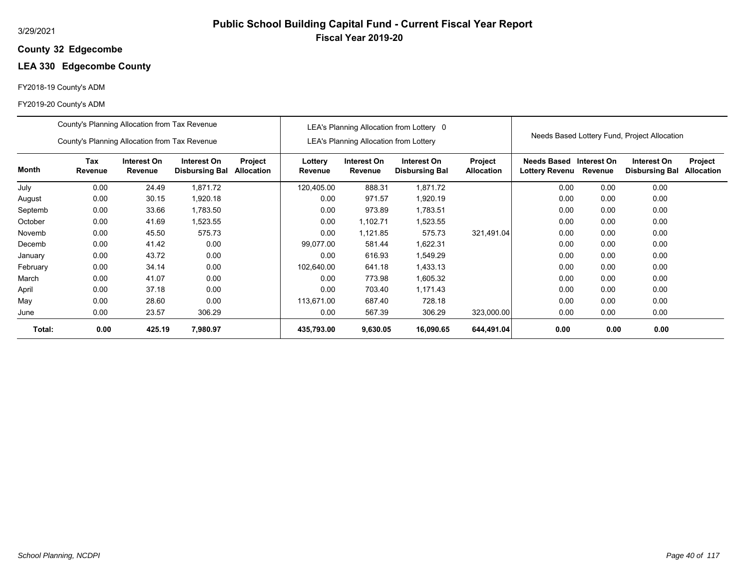3/29/2021

# Public School Building Capital Fund - Current Fiscal Year Report

**Fiscal Year 2019-20**

**County 32 Edgecombe**

**LEA 330 Edgecombe County**

FY2018-19 County's ADM

FY2019-20 County's ADM

| | County's Planning Allocation from Tax Revenue / County's Planning Allocation from Tax Revenue | | | | LEA's Planning Allocation from Lottery 0 / LEA's Planning Allocation from Lottery | | | | Needs Based Lottery Fund, Project Allocation | | | |
|---|---|---|---|---|---|---|---|---|---|---|---|---|
| **Month** | **Tax Revenue** | **Interest On Revenue** | **Interest On Disbursing Bal** | **Project Allocation** | **Lottery Revenue** | **Interest On Revenue** | **Interest On Disbursing Bal** | **Project Allocation** | **Needs Based Lottery Revenu** | **Interest On Revenue** | **Interest On Disbursing Bal** | **Project Allocation** |
| July | 0.00 | 24.49 | 1,871.72 | | 120,405.00 | 888.31 | 1,871.72 | | 0.00 | 0.00 | 0.00 | |
| August | 0.00 | 30.15 | 1,920.18 | | 0.00 | 971.57 | 1,920.19 | | 0.00 | 0.00 | 0.00 | |
| Septemb | 0.00 | 33.66 | 1,783.50 | | 0.00 | 973.89 | 1,783.51 | | 0.00 | 0.00 | 0.00 | |
| October | 0.00 | 41.69 | 1,523.55 | | 0.00 | 1,102.71 | 1,523.55 | | 0.00 | 0.00 | 0.00 | |
| Novemb | 0.00 | 45.50 | 575.73 | | 0.00 | 1,121.85 | 575.73 | 321,491.04 | 0.00 | 0.00 | 0.00 | |
| Decemb | 0.00 | 41.42 | 0.00 | | 99,077.00 | 581.44 | 1,622.31 | | 0.00 | 0.00 | 0.00 | |
| January | 0.00 | 43.72 | 0.00 | | 0.00 | 616.93 | 1,549.29 | | 0.00 | 0.00 | 0.00 | |
| February | 0.00 | 34.14 | 0.00 | | 102,640.00 | 641.18 | 1,433.13 | | 0.00 | 0.00 | 0.00 | |
| March | 0.00 | 41.07 | 0.00 | | 0.00 | 773.98 | 1,605.32 | | 0.00 | 0.00 | 0.00 | |
| April | 0.00 | 37.18 | 0.00 | | 0.00 | 703.40 | 1,171.43 | | 0.00 | 0.00 | 0.00 | |
| May | 0.00 | 28.60 | 0.00 | | 113,671.00 | 687.40 | 728.18 | | 0.00 | 0.00 | 0.00 | |
| June | 0.00 | 23.57 | 306.29 | | 0.00 | 567.39 | 306.29 | 323,000.00 | 0.00 | 0.00 | 0.00 | |
| **Total:** | **0.00** | **425.19** | **7,980.97** | | **435,793.00** | **9,630.05** | **16,090.65** | **644,491.04** | **0.00** | **0.00** | **0.00** | |

*School Planning, NCDPI*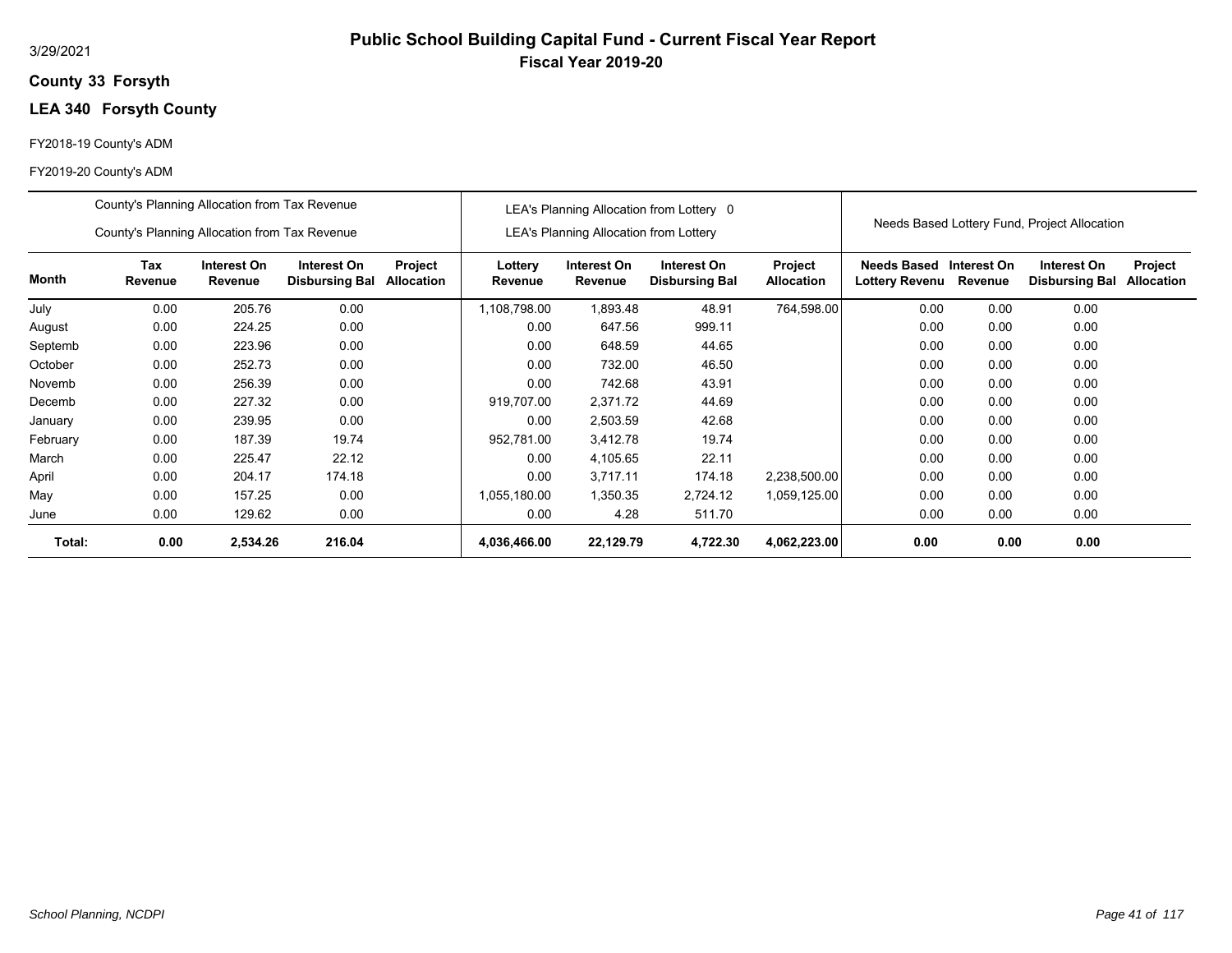3/29/2021

# Public School Building Capital Fund - Current Fiscal Year Report

## Fiscal Year 2019-20

**County 33 Forsyth**

**LEA 340 Forsyth County**

FY2018-19 County's ADM

FY2019-20 County's ADM

| | County's Planning Allocation from Tax Revenue<br>County's Planning Allocation from Tax Revenue | | | | LEA's Planning Allocation from Lottery 0<br>LEA's Planning Allocation from Lottery | | | | Needs Based Lottery Fund, Project Allocation | | | |
|---|---|---|---|---|---|---|---|---|---|---|---|---|
| **Month** | **Tax Revenue** | **Interest On Revenue** | **Interest On Disbursing Bal** | **Project Allocation** | **Lottery Revenue** | **Interest On Revenue** | **Interest On Disbursing Bal** | **Project Allocation** | **Needs Based Lottery Revenu** | **Interest On Revenue** | **Interest On Disbursing Bal** | **Project Allocation** |
| July | 0.00 | 205.76 | 0.00 | | 1,108,798.00 | 1,893.48 | 48.91 | 764,598.00 | 0.00 | 0.00 | 0.00 | |
| August | 0.00 | 224.25 | 0.00 | | 0.00 | 647.56 | 999.11 | | 0.00 | 0.00 | 0.00 | |
| Septemb | 0.00 | 223.96 | 0.00 | | 0.00 | 648.59 | 44.65 | | 0.00 | 0.00 | 0.00 | |
| October | 0.00 | 252.73 | 0.00 | | 0.00 | 732.00 | 46.50 | | 0.00 | 0.00 | 0.00 | |
| Novemb | 0.00 | 256.39 | 0.00 | | 0.00 | 742.68 | 43.91 | | 0.00 | 0.00 | 0.00 | |
| Decemb | 0.00 | 227.32 | 0.00 | | 919,707.00 | 2,371.72 | 44.69 | | 0.00 | 0.00 | 0.00 | |
| January | 0.00 | 239.95 | 0.00 | | 0.00 | 2,503.59 | 42.68 | | 0.00 | 0.00 | 0.00 | |
| February | 0.00 | 187.39 | 19.74 | | 952,781.00 | 3,412.78 | 19.74 | | 0.00 | 0.00 | 0.00 | |
| March | 0.00 | 225.47 | 22.12 | | 0.00 | 4,105.65 | 22.11 | | 0.00 | 0.00 | 0.00 | |
| April | 0.00 | 204.17 | 174.18 | | 0.00 | 3,717.11 | 174.18 | 2,238,500.00 | 0.00 | 0.00 | 0.00 | |
| May | 0.00 | 157.25 | 0.00 | | 1,055,180.00 | 1,350.35 | 2,724.12 | 1,059,125.00 | 0.00 | 0.00 | 0.00 | |
| June | 0.00 | 129.62 | 0.00 | | 0.00 | 4.28 | 511.70 | | 0.00 | 0.00 | 0.00 | |
| **Total:** | **0.00** | **2,534.26** | **216.04** | | **4,036,466.00** | **22,129.79** | **4,722.30** | **4,062,223.00** | **0.00** | **0.00** | **0.00** | |

*School Planning, NCDPI*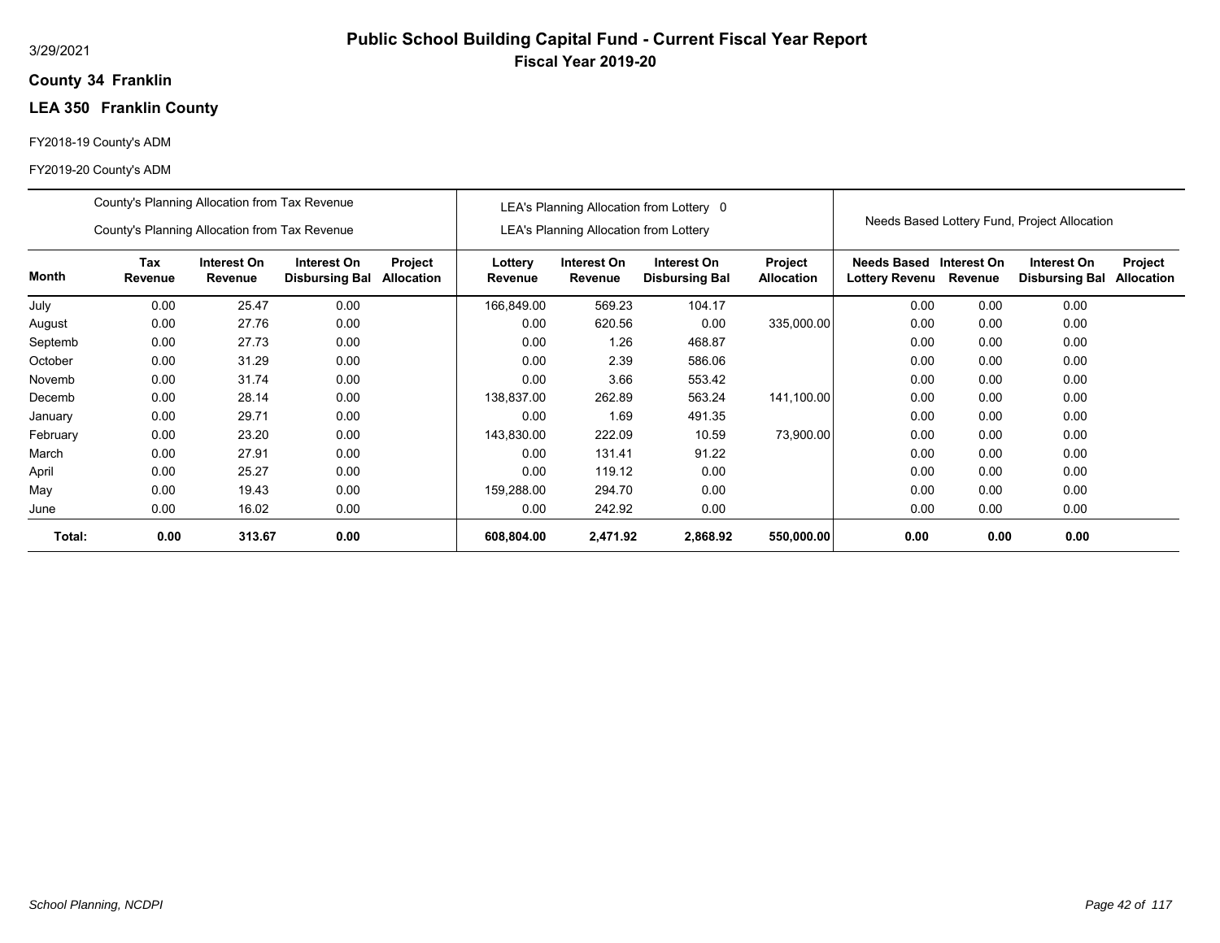# Public School Building Capital Fund - Current Fiscal Year Report

**Fiscal Year 2019-20**

3/29/2021

**County 34 Franklin**

**LEA 350 Franklin County**

FY2018-19 County's ADM

FY2019-20 County's ADM

| | County's Planning Allocation from Tax Revenue<br>County's Planning Allocation from Tax Revenue | | | | LEA's Planning Allocation from Lottery 0<br>LEA's Planning Allocation from Lottery | | | | Needs Based Lottery Fund, Project Allocation | | | |
|---|---|---|---|---|---|---|---|---|---|---|---|---|
| **Month** | **Tax Revenue** | **Interest On Revenue** | **Interest On Disbursing Bal** | **Project Allocation** | **Lottery Revenue** | **Interest On Revenue** | **Interest On Disbursing Bal** | **Project Allocation** | **Needs Based Lottery Revenu** | **Interest On Revenue** | **Interest On Disbursing Bal** | **Project Allocation** |
| July | 0.00 | 25.47 | 0.00 | | 166,849.00 | 569.23 | 104.17 | | 0.00 | 0.00 | 0.00 | |
| August | 0.00 | 27.76 | 0.00 | | 0.00 | 620.56 | 0.00 | 335,000.00 | 0.00 | 0.00 | 0.00 | |
| Septemb | 0.00 | 27.73 | 0.00 | | 0.00 | 1.26 | 468.87 | | 0.00 | 0.00 | 0.00 | |
| October | 0.00 | 31.29 | 0.00 | | 0.00 | 2.39 | 586.06 | | 0.00 | 0.00 | 0.00 | |
| Novemb | 0.00 | 31.74 | 0.00 | | 0.00 | 3.66 | 553.42 | | 0.00 | 0.00 | 0.00 | |
| Decemb | 0.00 | 28.14 | 0.00 | | 138,837.00 | 262.89 | 563.24 | 141,100.00 | 0.00 | 0.00 | 0.00 | |
| January | 0.00 | 29.71 | 0.00 | | 0.00 | 1.69 | 491.35 | | 0.00 | 0.00 | 0.00 | |
| February | 0.00 | 23.20 | 0.00 | | 143,830.00 | 222.09 | 10.59 | 73,900.00 | 0.00 | 0.00 | 0.00 | |
| March | 0.00 | 27.91 | 0.00 | | 0.00 | 131.41 | 91.22 | | 0.00 | 0.00 | 0.00 | |
| April | 0.00 | 25.27 | 0.00 | | 0.00 | 119.12 | 0.00 | | 0.00 | 0.00 | 0.00 | |
| May | 0.00 | 19.43 | 0.00 | | 159,288.00 | 294.70 | 0.00 | | 0.00 | 0.00 | 0.00 | |
| June | 0.00 | 16.02 | 0.00 | | 0.00 | 242.92 | 0.00 | | 0.00 | 0.00 | 0.00 | |
| **Total:** | **0.00** | **313.67** | **0.00** | | **608,804.00** | **2,471.92** | **2,868.92** | **550,000.00** | **0.00** | **0.00** | **0.00** | |

*School Planning, NCDPI*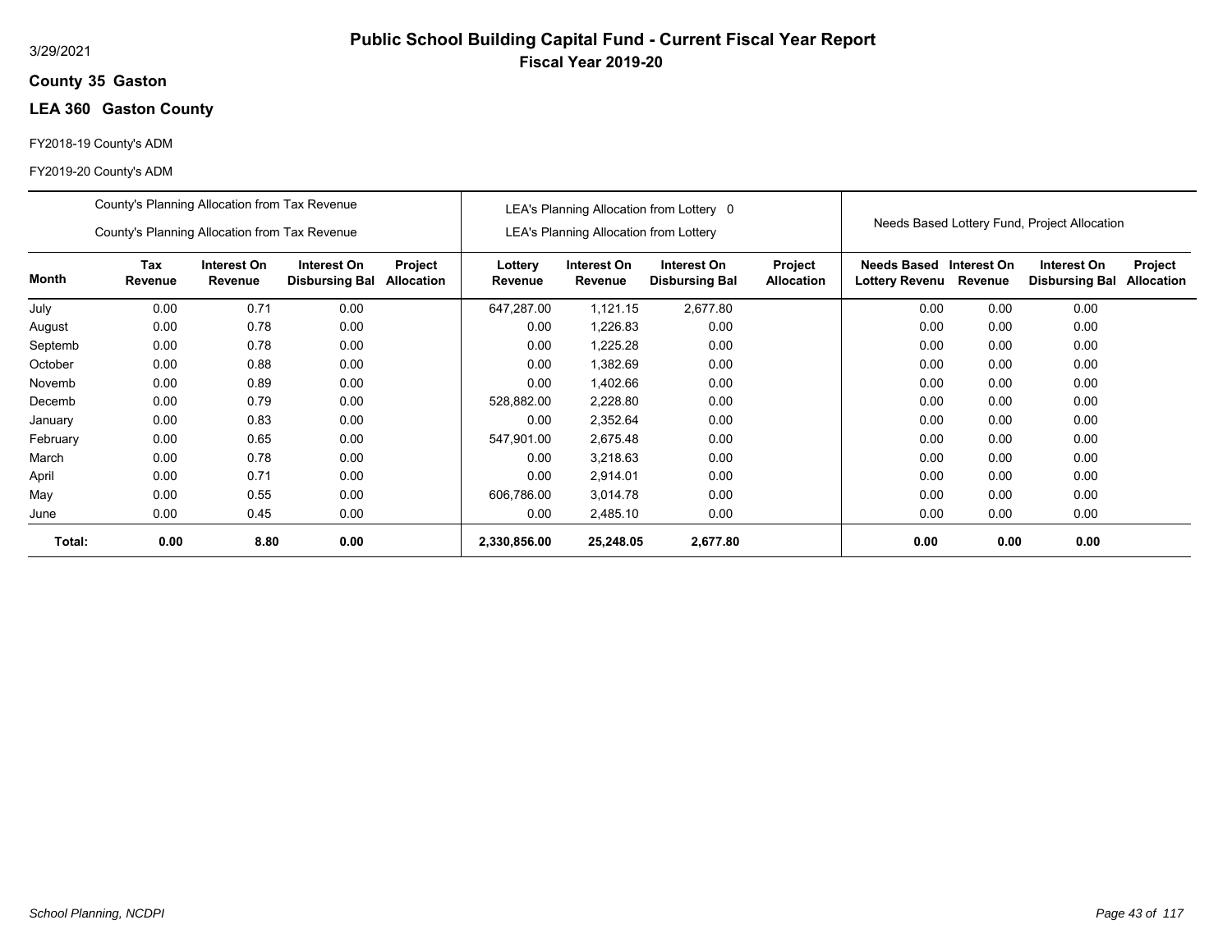3/29/2021

# Public School Building Capital Fund - Current Fiscal Year Report

**Fiscal Year 2019-20**

**County 35 Gaston**

## LEA 360 Gaston County

FY2018-19 County's ADM

FY2019-20 County's ADM

| | County's Planning Allocation from Tax Revenue<br>County's Planning Allocation from Tax Revenue | | | | LEA's Planning Allocation from Lottery 0<br>LEA's Planning Allocation from Lottery | | | | Needs Based Lottery Fund, Project Allocation | | | |
|---|---|---|---|---|---|---|---|---|---|---|---|---|
| **Month** | **Tax Revenue** | **Interest On Revenue** | **Interest On Disbursing Bal** | **Project Allocation** | **Lottery Revenue** | **Interest On Revenue** | **Interest On Disbursing Bal** | **Project Allocation** | **Needs Based Lottery Revenu** | **Interest On Revenue** | **Interest On Disbursing Bal** | **Project Allocation** |
| July | 0.00 | 0.71 | 0.00 | | 647,287.00 | 1,121.15 | 2,677.80 | | 0.00 | 0.00 | 0.00 | |
| August | 0.00 | 0.78 | 0.00 | | 0.00 | 1,226.83 | 0.00 | | 0.00 | 0.00 | 0.00 | |
| Septemb | 0.00 | 0.78 | 0.00 | | 0.00 | 1,225.28 | 0.00 | | 0.00 | 0.00 | 0.00 | |
| October | 0.00 | 0.88 | 0.00 | | 0.00 | 1,382.69 | 0.00 | | 0.00 | 0.00 | 0.00 | |
| Novemb | 0.00 | 0.89 | 0.00 | | 0.00 | 1,402.66 | 0.00 | | 0.00 | 0.00 | 0.00 | |
| Decemb | 0.00 | 0.79 | 0.00 | | 528,882.00 | 2,228.80 | 0.00 | | 0.00 | 0.00 | 0.00 | |
| January | 0.00 | 0.83 | 0.00 | | 0.00 | 2,352.64 | 0.00 | | 0.00 | 0.00 | 0.00 | |
| February | 0.00 | 0.65 | 0.00 | | 547,901.00 | 2,675.48 | 0.00 | | 0.00 | 0.00 | 0.00 | |
| March | 0.00 | 0.78 | 0.00 | | 0.00 | 3,218.63 | 0.00 | | 0.00 | 0.00 | 0.00 | |
| April | 0.00 | 0.71 | 0.00 | | 0.00 | 2,914.01 | 0.00 | | 0.00 | 0.00 | 0.00 | |
| May | 0.00 | 0.55 | 0.00 | | 606,786.00 | 3,014.78 | 0.00 | | 0.00 | 0.00 | 0.00 | |
| June | 0.00 | 0.45 | 0.00 | | 0.00 | 2,485.10 | 0.00 | | 0.00 | 0.00 | 0.00 | |
| **Total:** | **0.00** | **8.80** | **0.00** | | **2,330,856.00** | **25,248.05** | **2,677.80** | | **0.00** | **0.00** | **0.00** | |

*School Planning, NCDPI*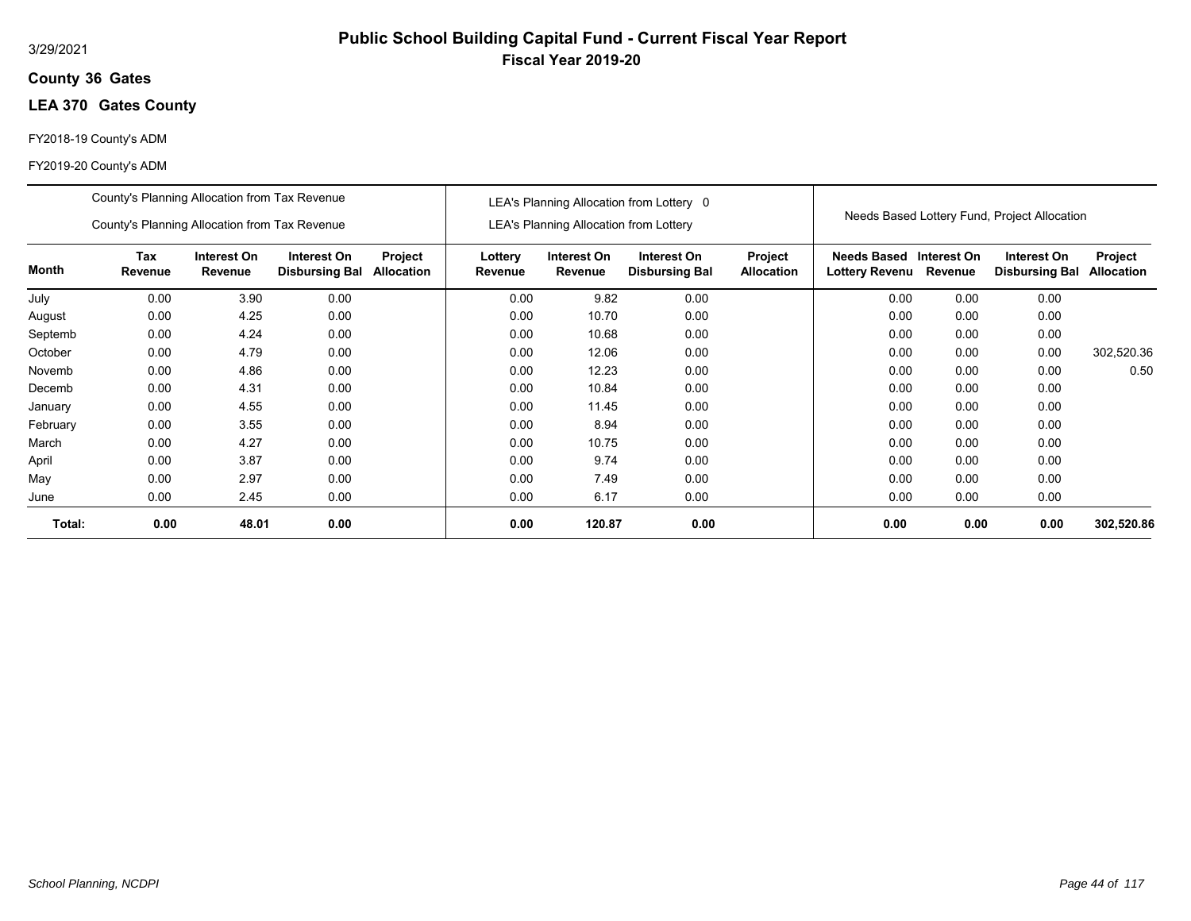3/29/2021

# Public School Building Capital Fund - Current Fiscal Year Report

## Fiscal Year 2019-20

**County 36 Gates**

**LEA 370 Gates County**

FY2018-19 County's ADM

FY2019-20 County's ADM

| | County's Planning Allocation from Tax Revenue<br>County's Planning Allocation from Tax Revenue | | | | LEA's Planning Allocation from Lottery 0<br>LEA's Planning Allocation from Lottery | | | | Needs Based Lottery Fund, Project Allocation | | | |
|---|---|---|---|---|---|---|---|---|---|---|---|---|
| **Month** | **Tax Revenue** | **Interest On Revenue** | **Interest On Disbursing Bal** | **Project Allocation** | **Lottery Revenue** | **Interest On Revenue** | **Interest On Disbursing Bal** | **Project Allocation** | **Needs Based Lottery Revenu** | **Interest On Revenue** | **Interest On Disbursing Bal** | **Project Allocation** |
| July | 0.00 | 3.90 | 0.00 | | 0.00 | 9.82 | 0.00 | | 0.00 | 0.00 | 0.00 | |
| August | 0.00 | 4.25 | 0.00 | | 0.00 | 10.70 | 0.00 | | 0.00 | 0.00 | 0.00 | |
| Septemb | 0.00 | 4.24 | 0.00 | | 0.00 | 10.68 | 0.00 | | 0.00 | 0.00 | 0.00 | |
| October | 0.00 | 4.79 | 0.00 | | 0.00 | 12.06 | 0.00 | | 0.00 | 0.00 | 0.00 | 302,520.36 |
| Novemb | 0.00 | 4.86 | 0.00 | | 0.00 | 12.23 | 0.00 | | 0.00 | 0.00 | 0.00 | 0.50 |
| Decemb | 0.00 | 4.31 | 0.00 | | 0.00 | 10.84 | 0.00 | | 0.00 | 0.00 | 0.00 | |
| January | 0.00 | 4.55 | 0.00 | | 0.00 | 11.45 | 0.00 | | 0.00 | 0.00 | 0.00 | |
| February | 0.00 | 3.55 | 0.00 | | 0.00 | 8.94 | 0.00 | | 0.00 | 0.00 | 0.00 | |
| March | 0.00 | 4.27 | 0.00 | | 0.00 | 10.75 | 0.00 | | 0.00 | 0.00 | 0.00 | |
| April | 0.00 | 3.87 | 0.00 | | 0.00 | 9.74 | 0.00 | | 0.00 | 0.00 | 0.00 | |
| May | 0.00 | 2.97 | 0.00 | | 0.00 | 7.49 | 0.00 | | 0.00 | 0.00 | 0.00 | |
| June | 0.00 | 2.45 | 0.00 | | 0.00 | 6.17 | 0.00 | | 0.00 | 0.00 | 0.00 | |
| **Total:** | **0.00** | **48.01** | **0.00** | | **0.00** | **120.87** | **0.00** | | **0.00** | **0.00** | **0.00** | **302,520.86** |

*School Planning, NCDPI*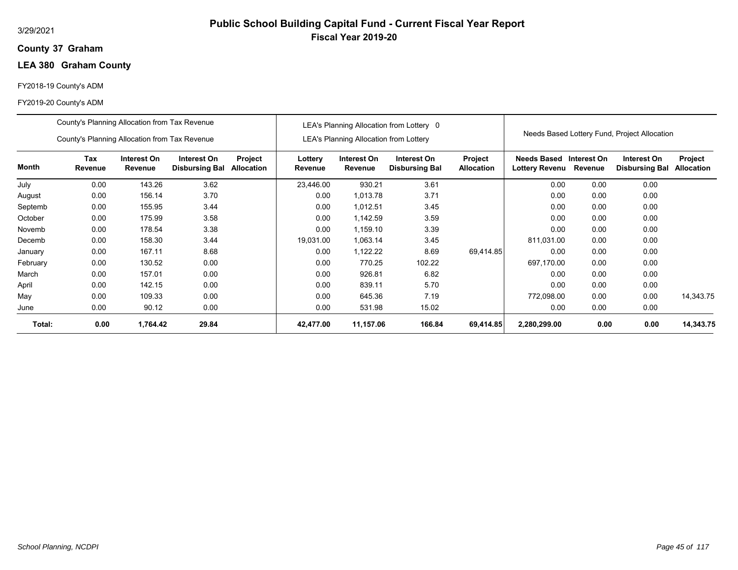3/29/2021

# Public School Building Capital Fund - Current Fiscal Year Report

## Fiscal Year 2019-20

**County 37 Graham**

### LEA 380 Graham County

FY2018-19 County's ADM

FY2019-20 County's ADM

| | County's Planning Allocation from Tax Revenue / County's Planning Allocation from Tax Revenue | | | | LEA's Planning Allocation from Lottery 0 / LEA's Planning Allocation from Lottery | | | | Needs Based Lottery Fund, Project Allocation | | | |
|---|---|---|---|---|---|---|---|---|---|---|---|---|
| **Month** | **Tax Revenue** | **Interest On Revenue** | **Interest On Disbursing Bal** | **Project Allocation** | **Lottery Revenue** | **Interest On Revenue** | **Interest On Disbursing Bal** | **Project Allocation** | **Needs Based Lottery Revenu** | **Interest On Revenue** | **Interest On Disbursing Bal** | **Project Allocation** |
| July | 0.00 | 143.26 | 3.62 | | 23,446.00 | 930.21 | 3.61 | | 0.00 | 0.00 | 0.00 | |
| August | 0.00 | 156.14 | 3.70 | | 0.00 | 1,013.78 | 3.71 | | 0.00 | 0.00 | 0.00 | |
| Septemb | 0.00 | 155.95 | 3.44 | | 0.00 | 1,012.51 | 3.45 | | 0.00 | 0.00 | 0.00 | |
| October | 0.00 | 175.99 | 3.58 | | 0.00 | 1,142.59 | 3.59 | | 0.00 | 0.00 | 0.00 | |
| Novemb | 0.00 | 178.54 | 3.38 | | 0.00 | 1,159.10 | 3.39 | | 0.00 | 0.00 | 0.00 | |
| Decemb | 0.00 | 158.30 | 3.44 | | 19,031.00 | 1,063.14 | 3.45 | | 811,031.00 | 0.00 | 0.00 | |
| January | 0.00 | 167.11 | 8.68 | | 0.00 | 1,122.22 | 8.69 | 69,414.85 | 0.00 | 0.00 | 0.00 | |
| February | 0.00 | 130.52 | 0.00 | | 0.00 | 770.25 | 102.22 | | 697,170.00 | 0.00 | 0.00 | |
| March | 0.00 | 157.01 | 0.00 | | 0.00 | 926.81 | 6.82 | | 0.00 | 0.00 | 0.00 | |
| April | 0.00 | 142.15 | 0.00 | | 0.00 | 839.11 | 5.70 | | 0.00 | 0.00 | 0.00 | |
| May | 0.00 | 109.33 | 0.00 | | 0.00 | 645.36 | 7.19 | | 772,098.00 | 0.00 | 0.00 | 14,343.75 |
| June | 0.00 | 90.12 | 0.00 | | 0.00 | 531.98 | 15.02 | | 0.00 | 0.00 | 0.00 | |
| **Total:** | **0.00** | **1,764.42** | **29.84** | | **42,477.00** | **11,157.06** | **166.84** | **69,414.85** | **2,280,299.00** | **0.00** | **0.00** | **14,343.75** |

*School Planning, NCDPI*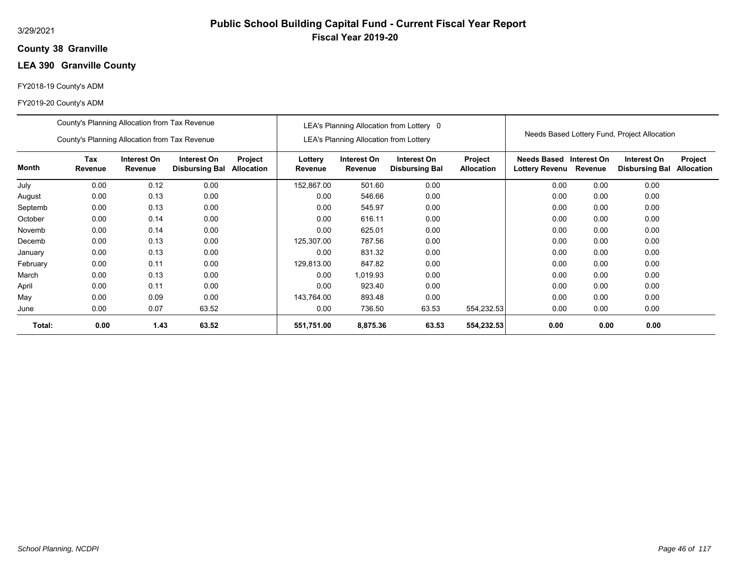3/29/2021

# Public School Building Capital Fund - Current Fiscal Year Report

## Fiscal Year 2019-20

**County 38 Granville**

**LEA 390 Granville County**

FY2018-19 County's ADM

FY2019-20 County's ADM

| | County's Planning Allocation from Tax Revenue<br>County's Planning Allocation from Tax Revenue | | | | LEA's Planning Allocation from Lottery 0<br>LEA's Planning Allocation from Lottery | | | | Needs Based Lottery Fund, Project Allocation | | | |
|---|---|---|---|---|---|---|---|---|---|---|---|---|
| **Month** | **Tax Revenue** | **Interest On Revenue** | **Interest On Disbursing Bal** | **Project Allocation** | **Lottery Revenue** | **Interest On Revenue** | **Interest On Disbursing Bal** | **Project Allocation** | **Needs Based Lottery Revenu** | **Interest On Revenue** | **Interest On Disbursing Bal** | **Project Allocation** |
| July | 0.00 | 0.12 | 0.00 | | 152,867.00 | 501.60 | 0.00 | | 0.00 | 0.00 | 0.00 | |
| August | 0.00 | 0.13 | 0.00 | | 0.00 | 546.66 | 0.00 | | 0.00 | 0.00 | 0.00 | |
| Septemb | 0.00 | 0.13 | 0.00 | | 0.00 | 545.97 | 0.00 | | 0.00 | 0.00 | 0.00 | |
| October | 0.00 | 0.14 | 0.00 | | 0.00 | 616.11 | 0.00 | | 0.00 | 0.00 | 0.00 | |
| Novemb | 0.00 | 0.14 | 0.00 | | 0.00 | 625.01 | 0.00 | | 0.00 | 0.00 | 0.00 | |
| Decemb | 0.00 | 0.13 | 0.00 | | 125,307.00 | 787.56 | 0.00 | | 0.00 | 0.00 | 0.00 | |
| January | 0.00 | 0.13 | 0.00 | | 0.00 | 831.32 | 0.00 | | 0.00 | 0.00 | 0.00 | |
| February | 0.00 | 0.11 | 0.00 | | 129,813.00 | 847.82 | 0.00 | | 0.00 | 0.00 | 0.00 | |
| March | 0.00 | 0.13 | 0.00 | | 0.00 | 1,019.93 | 0.00 | | 0.00 | 0.00 | 0.00 | |
| April | 0.00 | 0.11 | 0.00 | | 0.00 | 923.40 | 0.00 | | 0.00 | 0.00 | 0.00 | |
| May | 0.00 | 0.09 | 0.00 | | 143,764.00 | 893.48 | 0.00 | | 0.00 | 0.00 | 0.00 | |
| June | 0.00 | 0.07 | 63.52 | | 0.00 | 736.50 | 63.53 | 554,232.53 | 0.00 | 0.00 | 0.00 | |
| **Total:** | **0.00** | **1.43** | **63.52** | | **551,751.00** | **8,875.36** | **63.53** | **554,232.53** | **0.00** | **0.00** | **0.00** | |

*School Planning, NCDPI*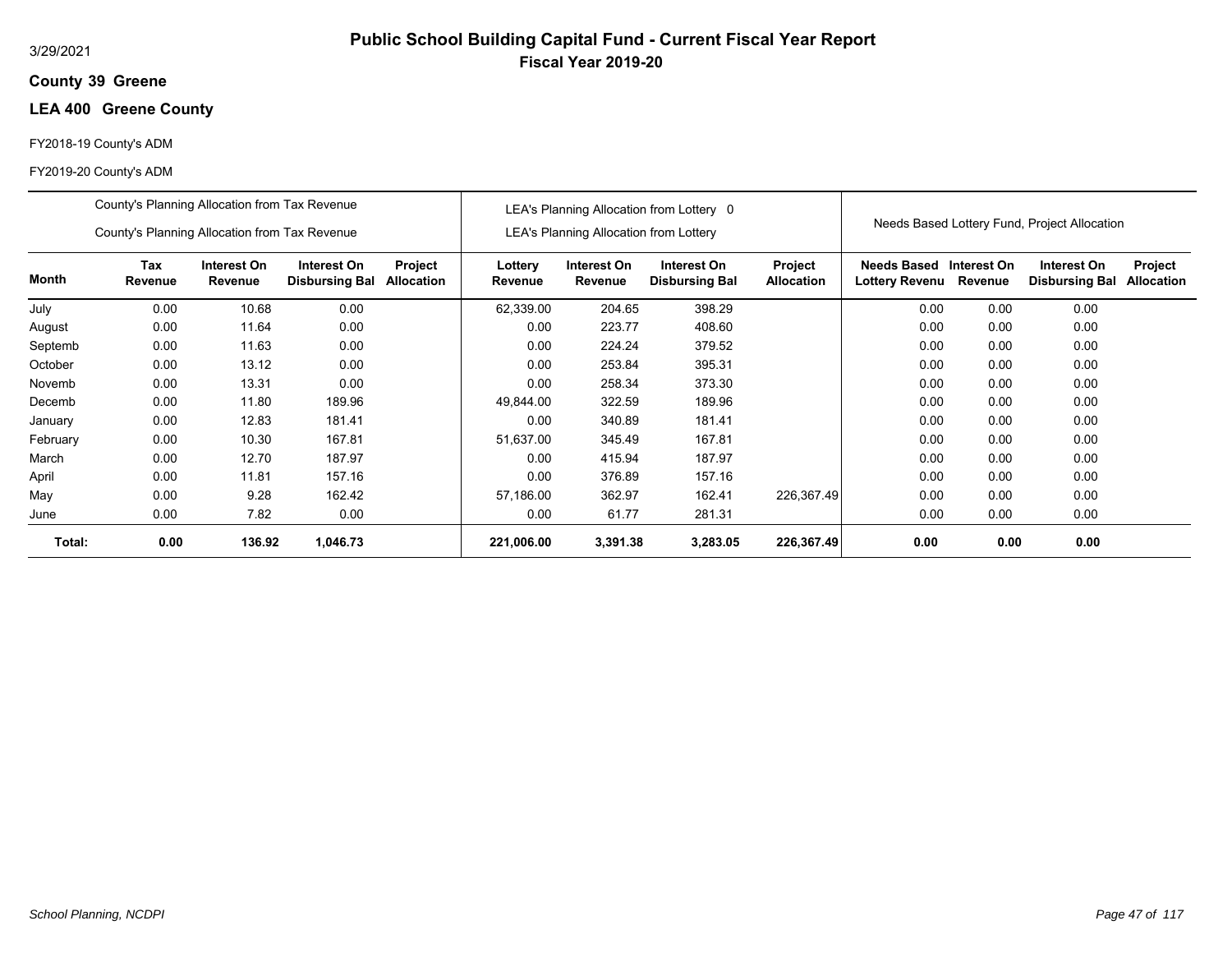# Public School Building Capital Fund - Current Fiscal Year Report

## Fiscal Year 2019-20

3/29/2021

**County 39 Greene**

**LEA 400 Greene County**

FY2018-19 County's ADM

FY2019-20 County's ADM

| | County's Planning Allocation from Tax Revenue / County's Planning Allocation from Tax Revenue | | | | LEA's Planning Allocation from Lottery 0 / LEA's Planning Allocation from Lottery | | | | Needs Based Lottery Fund, Project Allocation | | | |
|---|---|---|---|---|---|---|---|---|---|---|---|---|
| **Month** | **Tax Revenue** | **Interest On Revenue** | **Interest On Disbursing Bal** | **Project Allocation** | **Lottery Revenue** | **Interest On Revenue** | **Interest On Disbursing Bal** | **Project Allocation** | **Needs Based Lottery Revenu** | **Interest On Revenue** | **Interest On Disbursing Bal** | **Project Allocation** |
| July | 0.00 | 10.68 | 0.00 | | 62,339.00 | 204.65 | 398.29 | | 0.00 | 0.00 | 0.00 | |
| August | 0.00 | 11.64 | 0.00 | | 0.00 | 223.77 | 408.60 | | 0.00 | 0.00 | 0.00 | |
| Septemb | 0.00 | 11.63 | 0.00 | | 0.00 | 224.24 | 379.52 | | 0.00 | 0.00 | 0.00 | |
| October | 0.00 | 13.12 | 0.00 | | 0.00 | 253.84 | 395.31 | | 0.00 | 0.00 | 0.00 | |
| Novemb | 0.00 | 13.31 | 0.00 | | 0.00 | 258.34 | 373.30 | | 0.00 | 0.00 | 0.00 | |
| Decemb | 0.00 | 11.80 | 189.96 | | 49,844.00 | 322.59 | 189.96 | | 0.00 | 0.00 | 0.00 | |
| January | 0.00 | 12.83 | 181.41 | | 0.00 | 340.89 | 181.41 | | 0.00 | 0.00 | 0.00 | |
| February | 0.00 | 10.30 | 167.81 | | 51,637.00 | 345.49 | 167.81 | | 0.00 | 0.00 | 0.00 | |
| March | 0.00 | 12.70 | 187.97 | | 0.00 | 415.94 | 187.97 | | 0.00 | 0.00 | 0.00 | |
| April | 0.00 | 11.81 | 157.16 | | 0.00 | 376.89 | 157.16 | | 0.00 | 0.00 | 0.00 | |
| May | 0.00 | 9.28 | 162.42 | | 57,186.00 | 362.97 | 162.41 | 226,367.49 | 0.00 | 0.00 | 0.00 | |
| June | 0.00 | 7.82 | 0.00 | | 0.00 | 61.77 | 281.31 | | 0.00 | 0.00 | 0.00 | |
| **Total:** | **0.00** | **136.92** | **1,046.73** | | **221,006.00** | **3,391.38** | **3,283.05** | **226,367.49** | **0.00** | **0.00** | **0.00** | |

*School Planning, NCDPI*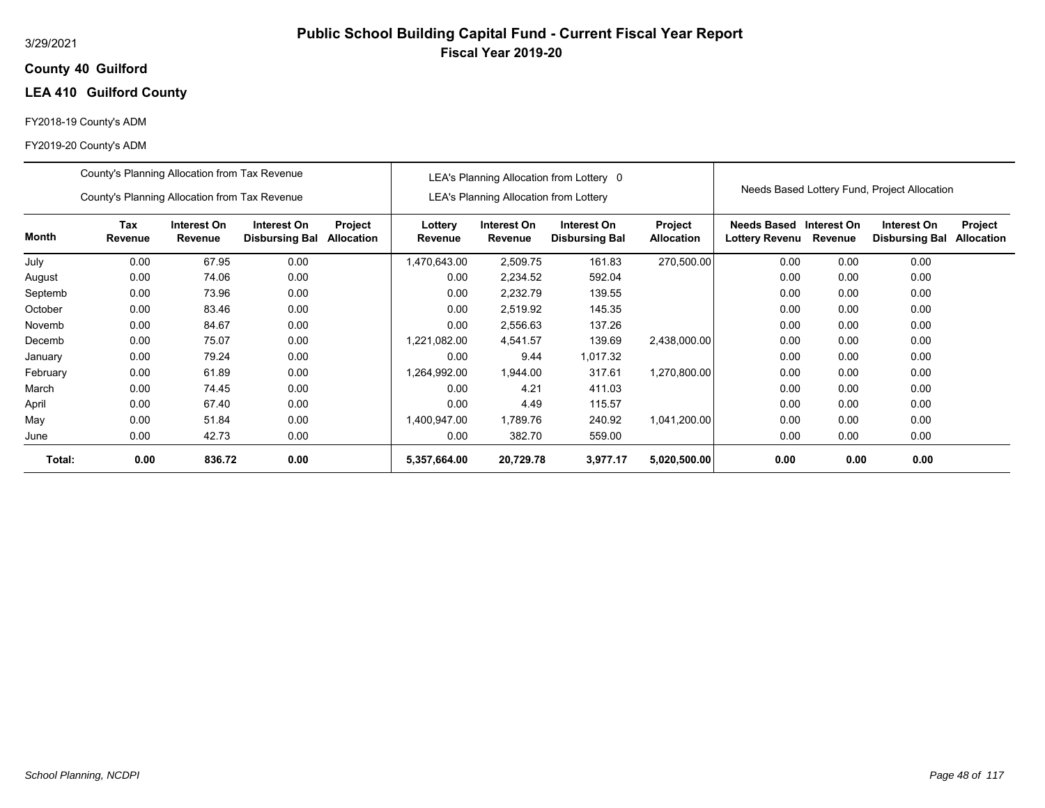3/29/2021

# Public School Building Capital Fund - Current Fiscal Year Report

## Fiscal Year 2019-20

**County 40 Guilford**

**LEA 410 Guilford County**

FY2018-19 County's ADM

FY2019-20 County's ADM

| | County's Planning Allocation from Tax Revenue / County's Planning Allocation from Tax Revenue | | | | LEA's Planning Allocation from Lottery 0 / LEA's Planning Allocation from Lottery | | | | Needs Based Lottery Fund, Project Allocation | | | |
|---|---|---|---|---|---|---|---|---|---|---|---|---|
| **Month** | **Tax Revenue** | **Interest On Revenue** | **Interest On Disbursing Bal** | **Project Allocation** | **Lottery Revenue** | **Interest On Revenue** | **Interest On Disbursing Bal** | **Project Allocation** | **Needs Based Lottery Revenu** | **Interest On Revenue** | **Interest On Disbursing Bal** | **Project Allocation** |
| July | 0.00 | 67.95 | 0.00 | | 1,470,643.00 | 2,509.75 | 161.83 | 270,500.00 | 0.00 | 0.00 | 0.00 | |
| August | 0.00 | 74.06 | 0.00 | | 0.00 | 2,234.52 | 592.04 | | 0.00 | 0.00 | 0.00 | |
| Septemb | 0.00 | 73.96 | 0.00 | | 0.00 | 2,232.79 | 139.55 | | 0.00 | 0.00 | 0.00 | |
| October | 0.00 | 83.46 | 0.00 | | 0.00 | 2,519.92 | 145.35 | | 0.00 | 0.00 | 0.00 | |
| Novemb | 0.00 | 84.67 | 0.00 | | 0.00 | 2,556.63 | 137.26 | | 0.00 | 0.00 | 0.00 | |
| Decemb | 0.00 | 75.07 | 0.00 | | 1,221,082.00 | 4,541.57 | 139.69 | 2,438,000.00 | 0.00 | 0.00 | 0.00 | |
| January | 0.00 | 79.24 | 0.00 | | 0.00 | 9.44 | 1,017.32 | | 0.00 | 0.00 | 0.00 | |
| February | 0.00 | 61.89 | 0.00 | | 1,264,992.00 | 1,944.00 | 317.61 | 1,270,800.00 | 0.00 | 0.00 | 0.00 | |
| March | 0.00 | 74.45 | 0.00 | | 0.00 | 4.21 | 411.03 | | 0.00 | 0.00 | 0.00 | |
| April | 0.00 | 67.40 | 0.00 | | 0.00 | 4.49 | 115.57 | | 0.00 | 0.00 | 0.00 | |
| May | 0.00 | 51.84 | 0.00 | | 1,400,947.00 | 1,789.76 | 240.92 | 1,041,200.00 | 0.00 | 0.00 | 0.00 | |
| June | 0.00 | 42.73 | 0.00 | | 0.00 | 382.70 | 559.00 | | 0.00 | 0.00 | 0.00 | |
| **Total:** | **0.00** | **836.72** | **0.00** | | **5,357,664.00** | **20,729.78** | **3,977.17** | **5,020,500.00** | **0.00** | **0.00** | **0.00** | |

*School Planning, NCDPI*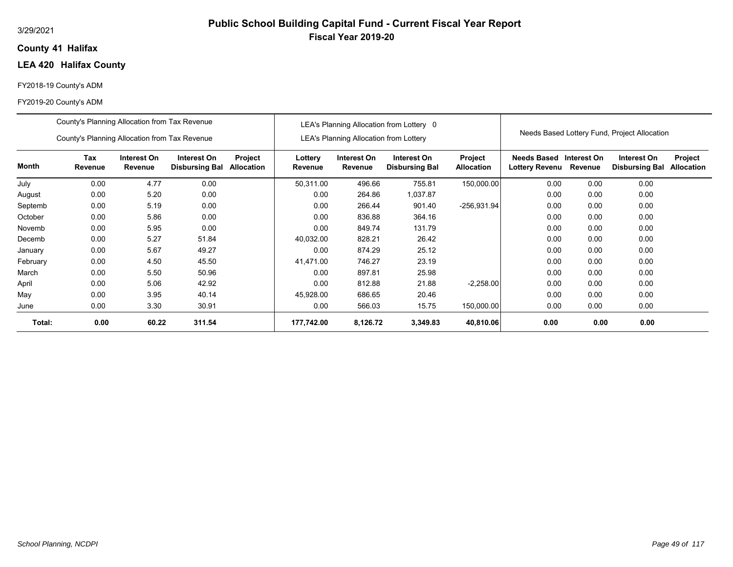3/29/2021

# Public School Building Capital Fund - Current Fiscal Year Report

## Fiscal Year 2019-20

**County 41 Halifax**

**LEA 420 Halifax County**

FY2018-19 County's ADM

FY2019-20 County's ADM

| | County's Planning Allocation from Tax Revenue / County's Planning Allocation from Tax Revenue | | | | LEA's Planning Allocation from Lottery 0 / LEA's Planning Allocation from Lottery | | | | Needs Based Lottery Fund, Project Allocation | | | |
|---|---|---|---|---|---|---|---|---|---|---|---|---|
| **Month** | **Tax Revenue** | **Interest On Revenue** | **Interest On Disbursing Bal** | **Project Allocation** | **Lottery Revenue** | **Interest On Revenue** | **Interest On Disbursing Bal** | **Project Allocation** | **Needs Based Lottery Revenu** | **Interest On Revenue** | **Interest On Disbursing Bal** | **Project Allocation** |
| July | 0.00 | 4.77 | 0.00 | | 50,311.00 | 496.66 | 755.81 | 150,000.00 | 0.00 | 0.00 | 0.00 | |
| August | 0.00 | 5.20 | 0.00 | | 0.00 | 264.86 | 1,037.87 | | 0.00 | 0.00 | 0.00 | |
| Septemb | 0.00 | 5.19 | 0.00 | | 0.00 | 266.44 | 901.40 | -256,931.94 | 0.00 | 0.00 | 0.00 | |
| October | 0.00 | 5.86 | 0.00 | | 0.00 | 836.88 | 364.16 | | 0.00 | 0.00 | 0.00 | |
| Novemb | 0.00 | 5.95 | 0.00 | | 0.00 | 849.74 | 131.79 | | 0.00 | 0.00 | 0.00 | |
| Decemb | 0.00 | 5.27 | 51.84 | | 40,032.00 | 828.21 | 26.42 | | 0.00 | 0.00 | 0.00 | |
| January | 0.00 | 5.67 | 49.27 | | 0.00 | 874.29 | 25.12 | | 0.00 | 0.00 | 0.00 | |
| February | 0.00 | 4.50 | 45.50 | | 41,471.00 | 746.27 | 23.19 | | 0.00 | 0.00 | 0.00 | |
| March | 0.00 | 5.50 | 50.96 | | 0.00 | 897.81 | 25.98 | | 0.00 | 0.00 | 0.00 | |
| April | 0.00 | 5.06 | 42.92 | | 0.00 | 812.88 | 21.88 | -2,258.00 | 0.00 | 0.00 | 0.00 | |
| May | 0.00 | 3.95 | 40.14 | | 45,928.00 | 686.65 | 20.46 | | 0.00 | 0.00 | 0.00 | |
| June | 0.00 | 3.30 | 30.91 | | 0.00 | 566.03 | 15.75 | 150,000.00 | 0.00 | 0.00 | 0.00 | |
| **Total:** | **0.00** | **60.22** | **311.54** | | **177,742.00** | **8,126.72** | **3,349.83** | **40,810.06** | **0.00** | **0.00** | **0.00** | |

*School Planning, NCDPI*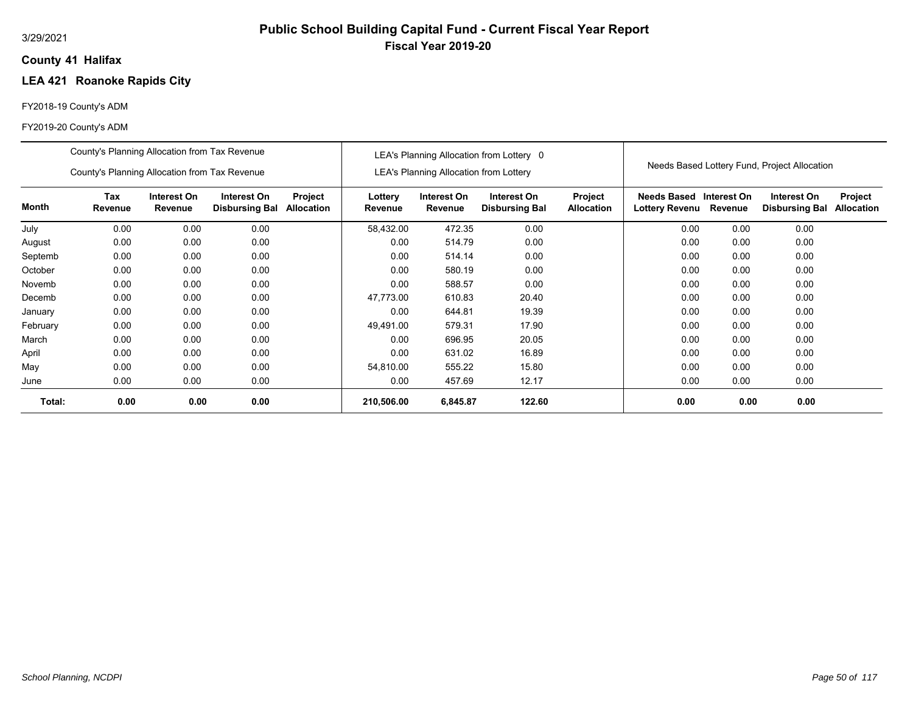3/29/2021

# Public School Building Capital Fund - Current Fiscal Year Report

## Fiscal Year 2019-20

**County 41 Halifax**

### LEA 421 Roanoke Rapids City

FY2018-19 County's ADM

FY2019-20 County's ADM

| | County's Planning Allocation from Tax Revenue<br>County's Planning Allocation from Tax Revenue | | | | LEA's Planning Allocation from Lottery 0<br>LEA's Planning Allocation from Lottery | | | | Needs Based Lottery Fund, Project Allocation | | | |
|---|---|---|---|---|---|---|---|---|---|---|---|---|
| **Month** | **Tax Revenue** | **Interest On Revenue** | **Interest On Disbursing Bal** | **Project Allocation** | **Lottery Revenue** | **Interest On Revenue** | **Interest On Disbursing Bal** | **Project Allocation** | **Needs Based Lottery Revenu** | **Interest On Revenue** | **Interest On Disbursing Bal** | **Project Allocation** |
| July | 0.00 | 0.00 | 0.00 | | 58,432.00 | 472.35 | 0.00 | | 0.00 | 0.00 | 0.00 | |
| August | 0.00 | 0.00 | 0.00 | | 0.00 | 514.79 | 0.00 | | 0.00 | 0.00 | 0.00 | |
| Septemb | 0.00 | 0.00 | 0.00 | | 0.00 | 514.14 | 0.00 | | 0.00 | 0.00 | 0.00 | |
| October | 0.00 | 0.00 | 0.00 | | 0.00 | 580.19 | 0.00 | | 0.00 | 0.00 | 0.00 | |
| Novemb | 0.00 | 0.00 | 0.00 | | 0.00 | 588.57 | 0.00 | | 0.00 | 0.00 | 0.00 | |
| Decemb | 0.00 | 0.00 | 0.00 | | 47,773.00 | 610.83 | 20.40 | | 0.00 | 0.00 | 0.00 | |
| January | 0.00 | 0.00 | 0.00 | | 0.00 | 644.81 | 19.39 | | 0.00 | 0.00 | 0.00 | |
| February | 0.00 | 0.00 | 0.00 | | 49,491.00 | 579.31 | 17.90 | | 0.00 | 0.00 | 0.00 | |
| March | 0.00 | 0.00 | 0.00 | | 0.00 | 696.95 | 20.05 | | 0.00 | 0.00 | 0.00 | |
| April | 0.00 | 0.00 | 0.00 | | 0.00 | 631.02 | 16.89 | | 0.00 | 0.00 | 0.00 | |
| May | 0.00 | 0.00 | 0.00 | | 54,810.00 | 555.22 | 15.80 | | 0.00 | 0.00 | 0.00 | |
| June | 0.00 | 0.00 | 0.00 | | 0.00 | 457.69 | 12.17 | | 0.00 | 0.00 | 0.00 | |
| **Total:** | **0.00** | **0.00** | **0.00** | | **210,506.00** | **6,845.87** | **122.60** | | **0.00** | **0.00** | **0.00** | |

*School Planning, NCDPI*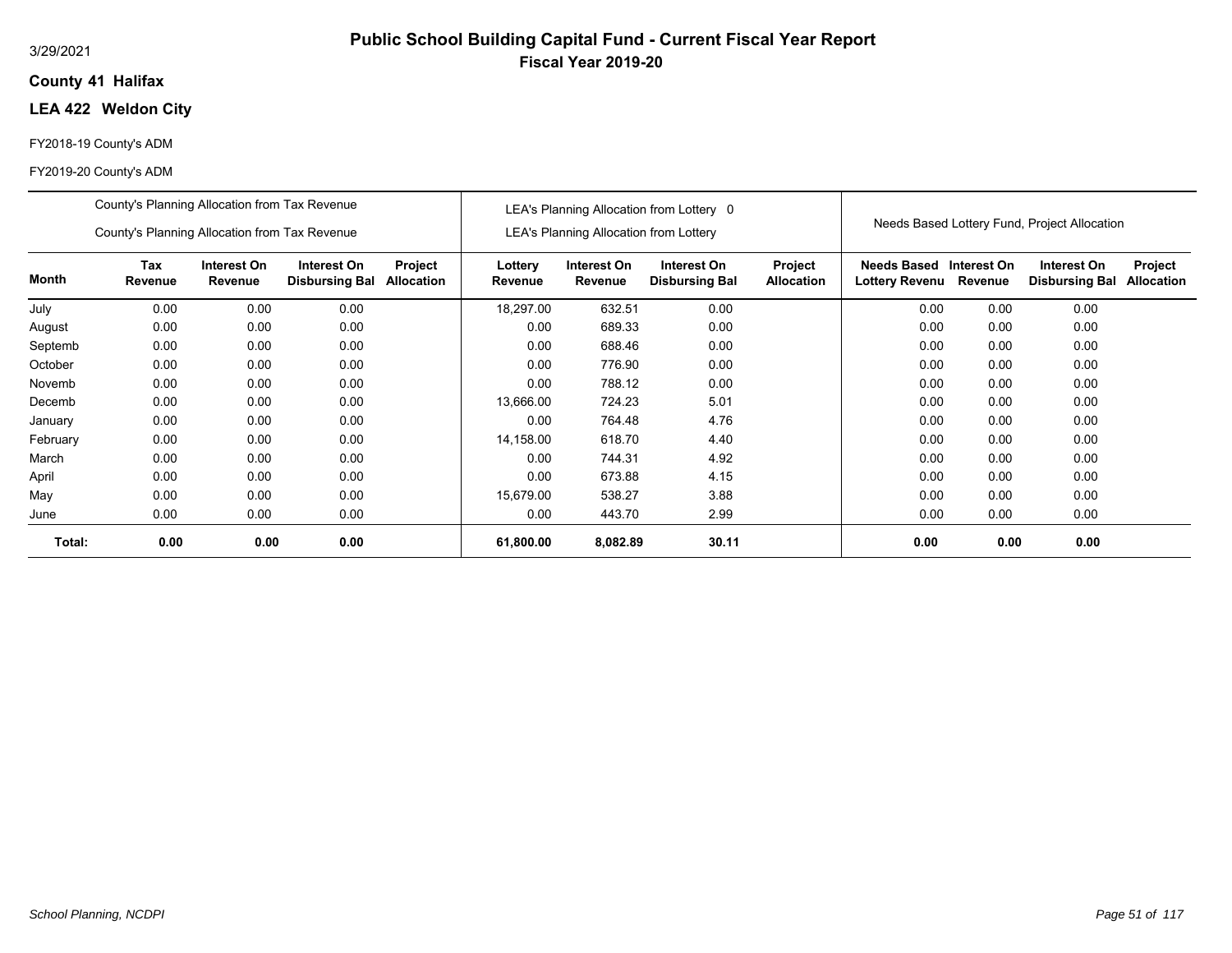3/29/2021

# Public School Building Capital Fund - Current Fiscal Year Report

## Fiscal Year 2019-20

**County 41 Halifax**

**LEA 422 Weldon City**

FY2018-19 County's ADM

FY2019-20 County's ADM

| | County's Planning Allocation from Tax Revenue<br>County's Planning Allocation from Tax Revenue | | | | LEA's Planning Allocation from Lottery 0<br>LEA's Planning Allocation from Lottery | | | | Needs Based Lottery Fund, Project Allocation | | | |
|---|---|---|---|---|---|---|---|---|---|---|---|---|
| **Month** | **Tax Revenue** | **Interest On Revenue** | **Interest On Disbursing Bal** | **Project Allocation** | **Lottery Revenue** | **Interest On Revenue** | **Interest On Disbursing Bal** | **Project Allocation** | **Needs Based Lottery Revenu** | **Interest On Revenue** | **Interest On Disbursing Bal** | **Project Allocation** |
| July | 0.00 | 0.00 | 0.00 | | 18,297.00 | 632.51 | 0.00 | | 0.00 | 0.00 | 0.00 | |
| August | 0.00 | 0.00 | 0.00 | | 0.00 | 689.33 | 0.00 | | 0.00 | 0.00 | 0.00 | |
| Septemb | 0.00 | 0.00 | 0.00 | | 0.00 | 688.46 | 0.00 | | 0.00 | 0.00 | 0.00 | |
| October | 0.00 | 0.00 | 0.00 | | 0.00 | 776.90 | 0.00 | | 0.00 | 0.00 | 0.00 | |
| Novemb | 0.00 | 0.00 | 0.00 | | 0.00 | 788.12 | 0.00 | | 0.00 | 0.00 | 0.00 | |
| Decemb | 0.00 | 0.00 | 0.00 | | 13,666.00 | 724.23 | 5.01 | | 0.00 | 0.00 | 0.00 | |
| January | 0.00 | 0.00 | 0.00 | | 0.00 | 764.48 | 4.76 | | 0.00 | 0.00 | 0.00 | |
| February | 0.00 | 0.00 | 0.00 | | 14,158.00 | 618.70 | 4.40 | | 0.00 | 0.00 | 0.00 | |
| March | 0.00 | 0.00 | 0.00 | | 0.00 | 744.31 | 4.92 | | 0.00 | 0.00 | 0.00 | |
| April | 0.00 | 0.00 | 0.00 | | 0.00 | 673.88 | 4.15 | | 0.00 | 0.00 | 0.00 | |
| May | 0.00 | 0.00 | 0.00 | | 15,679.00 | 538.27 | 3.88 | | 0.00 | 0.00 | 0.00 | |
| June | 0.00 | 0.00 | 0.00 | | 0.00 | 443.70 | 2.99 | | 0.00 | 0.00 | 0.00 | |
| **Total:** | **0.00** | **0.00** | **0.00** | | **61,800.00** | **8,082.89** | **30.11** | | **0.00** | **0.00** | **0.00** | |

*School Planning, NCDPI*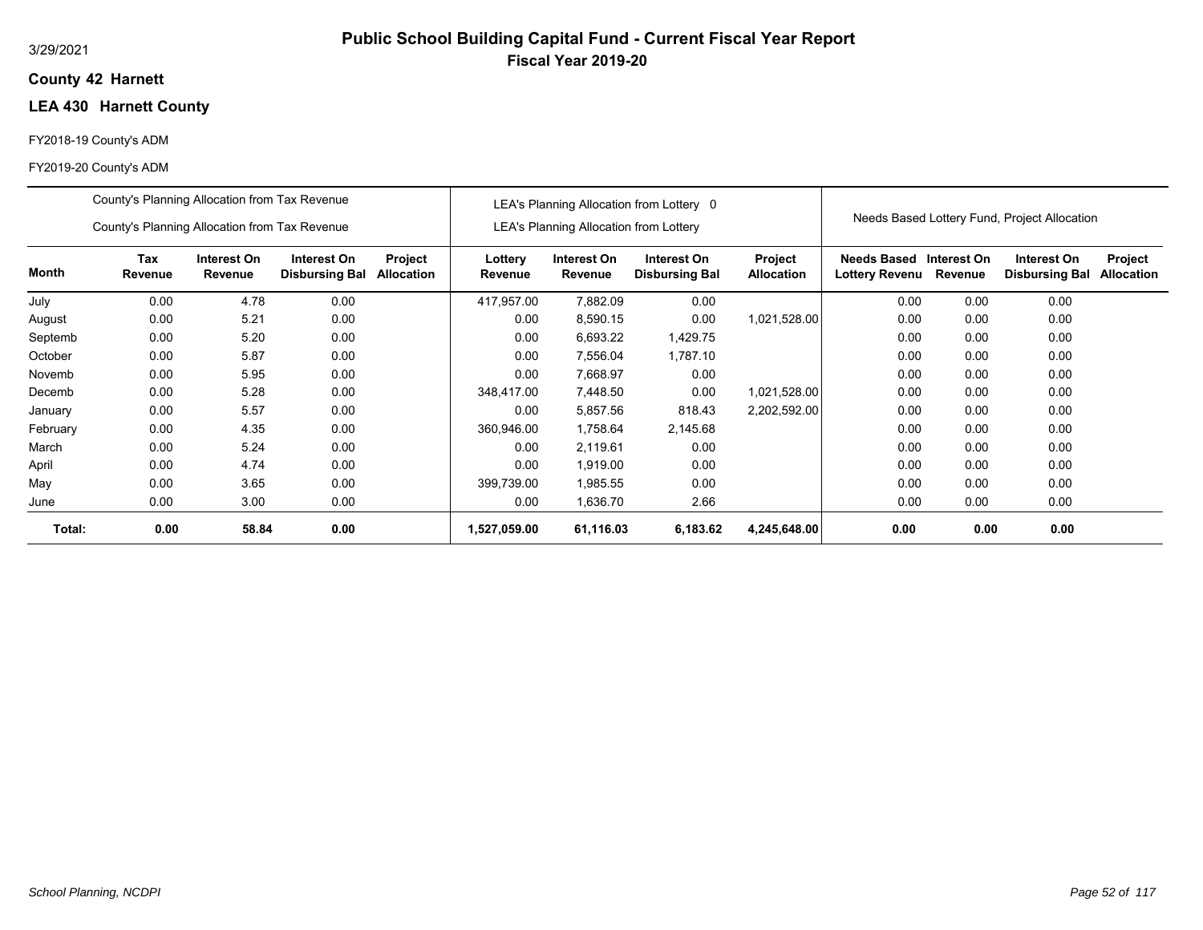# Public School Building Capital Fund - Current Fiscal Year Report

## Fiscal Year 2019-20

3/29/2021

**County 42 Harnett**

**LEA 430 Harnett County**

FY2018-19 County's ADM

FY2019-20 County's ADM

| | County's Planning Allocation from Tax Revenue<br>County's Planning Allocation from Tax Revenue | | | | LEA's Planning Allocation from Lottery 0<br>LEA's Planning Allocation from Lottery | | | | Needs Based Lottery Fund, Project Allocation | | | |
|---|---|---|---|---|---|---|---|---|---|---|---|---|
| **Month** | **Tax Revenue** | **Interest On Revenue** | **Interest On Disbursing Bal** | **Project Allocation** | **Lottery Revenue** | **Interest On Revenue** | **Interest On Disbursing Bal** | **Project Allocation** | **Needs Based Lottery Revenu** | **Interest On Revenue** | **Interest On Disbursing Bal** | **Project Allocation** |
| July | 0.00 | 4.78 | 0.00 | | 417,957.00 | 7,882.09 | 0.00 | | 0.00 | 0.00 | 0.00 | |
| August | 0.00 | 5.21 | 0.00 | | 0.00 | 8,590.15 | 0.00 | 1,021,528.00 | 0.00 | 0.00 | 0.00 | |
| Septemb | 0.00 | 5.20 | 0.00 | | 0.00 | 6,693.22 | 1,429.75 | | 0.00 | 0.00 | 0.00 | |
| October | 0.00 | 5.87 | 0.00 | | 0.00 | 7,556.04 | 1,787.10 | | 0.00 | 0.00 | 0.00 | |
| Novemb | 0.00 | 5.95 | 0.00 | | 0.00 | 7,668.97 | 0.00 | | 0.00 | 0.00 | 0.00 | |
| Decemb | 0.00 | 5.28 | 0.00 | | 348,417.00 | 7,448.50 | 0.00 | 1,021,528.00 | 0.00 | 0.00 | 0.00 | |
| January | 0.00 | 5.57 | 0.00 | | 0.00 | 5,857.56 | 818.43 | 2,202,592.00 | 0.00 | 0.00 | 0.00 | |
| February | 0.00 | 4.35 | 0.00 | | 360,946.00 | 1,758.64 | 2,145.68 | | 0.00 | 0.00 | 0.00 | |
| March | 0.00 | 5.24 | 0.00 | | 0.00 | 2,119.61 | 0.00 | | 0.00 | 0.00 | 0.00 | |
| April | 0.00 | 4.74 | 0.00 | | 0.00 | 1,919.00 | 0.00 | | 0.00 | 0.00 | 0.00 | |
| May | 0.00 | 3.65 | 0.00 | | 399,739.00 | 1,985.55 | 0.00 | | 0.00 | 0.00 | 0.00 | |
| June | 0.00 | 3.00 | 0.00 | | 0.00 | 1,636.70 | 2.66 | | 0.00 | 0.00 | 0.00 | |
| **Total:** | **0.00** | **58.84** | **0.00** | | **1,527,059.00** | **61,116.03** | **6,183.62** | **4,245,648.00** | **0.00** | **0.00** | **0.00** | |

*School Planning, NCDPI*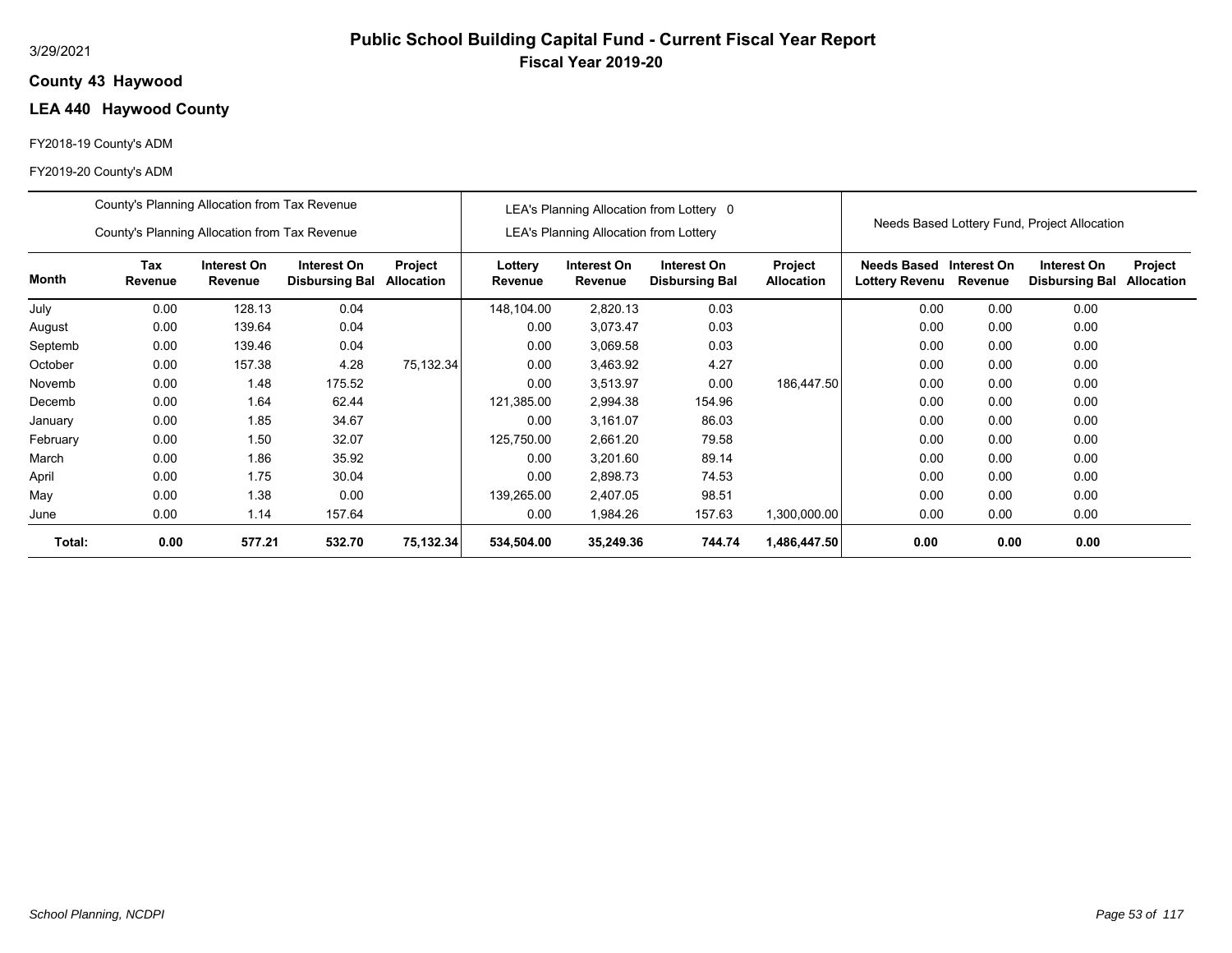# Public School Building Capital Fund - Current Fiscal Year Report

**Fiscal Year 2019-20**

3/29/2021

**County 43 Haywood**

**LEA 440 Haywood County**

FY2018-19 County's ADM

FY2019-20 County's ADM

| | County's Planning Allocation from Tax Revenue / County's Planning Allocation from Tax Revenue | | | | LEA's Planning Allocation from Lottery 0 / LEA's Planning Allocation from Lottery | | | | Needs Based Lottery Fund, Project Allocation | | | |
|---|---|---|---|---|---|---|---|---|---|---|---|---|
| **Month** | **Tax Revenue** | **Interest On Revenue** | **Interest On Disbursing Bal** | **Project Allocation** | **Lottery Revenue** | **Interest On Revenue** | **Interest On Disbursing Bal** | **Project Allocation** | **Needs Based Lottery Revenu** | **Interest On Revenue** | **Interest On Disbursing Bal** | **Project Allocation** |
| July | 0.00 | 128.13 | 0.04 | | 148,104.00 | 2,820.13 | 0.03 | | 0.00 | 0.00 | 0.00 | |
| August | 0.00 | 139.64 | 0.04 | | 0.00 | 3,073.47 | 0.03 | | 0.00 | 0.00 | 0.00 | |
| Septemb | 0.00 | 139.46 | 0.04 | | 0.00 | 3,069.58 | 0.03 | | 0.00 | 0.00 | 0.00 | |
| October | 0.00 | 157.38 | 4.28 | 75,132.34 | 0.00 | 3,463.92 | 4.27 | | 0.00 | 0.00 | 0.00 | |
| Novemb | 0.00 | 1.48 | 175.52 | | 0.00 | 3,513.97 | 0.00 | 186,447.50 | 0.00 | 0.00 | 0.00 | |
| Decemb | 0.00 | 1.64 | 62.44 | | 121,385.00 | 2,994.38 | 154.96 | | 0.00 | 0.00 | 0.00 | |
| January | 0.00 | 1.85 | 34.67 | | 0.00 | 3,161.07 | 86.03 | | 0.00 | 0.00 | 0.00 | |
| February | 0.00 | 1.50 | 32.07 | | 125,750.00 | 2,661.20 | 79.58 | | 0.00 | 0.00 | 0.00 | |
| March | 0.00 | 1.86 | 35.92 | | 0.00 | 3,201.60 | 89.14 | | 0.00 | 0.00 | 0.00 | |
| April | 0.00 | 1.75 | 30.04 | | 0.00 | 2,898.73 | 74.53 | | 0.00 | 0.00 | 0.00 | |
| May | 0.00 | 1.38 | 0.00 | | 139,265.00 | 2,407.05 | 98.51 | | 0.00 | 0.00 | 0.00 | |
| June | 0.00 | 1.14 | 157.64 | | 0.00 | 1,984.26 | 157.63 | 1,300,000.00 | 0.00 | 0.00 | 0.00 | |
| **Total:** | **0.00** | **577.21** | **532.70** | **75,132.34** | **534,504.00** | **35,249.36** | **744.74** | **1,486,447.50** | **0.00** | **0.00** | **0.00** | |

*School Planning, NCDPI*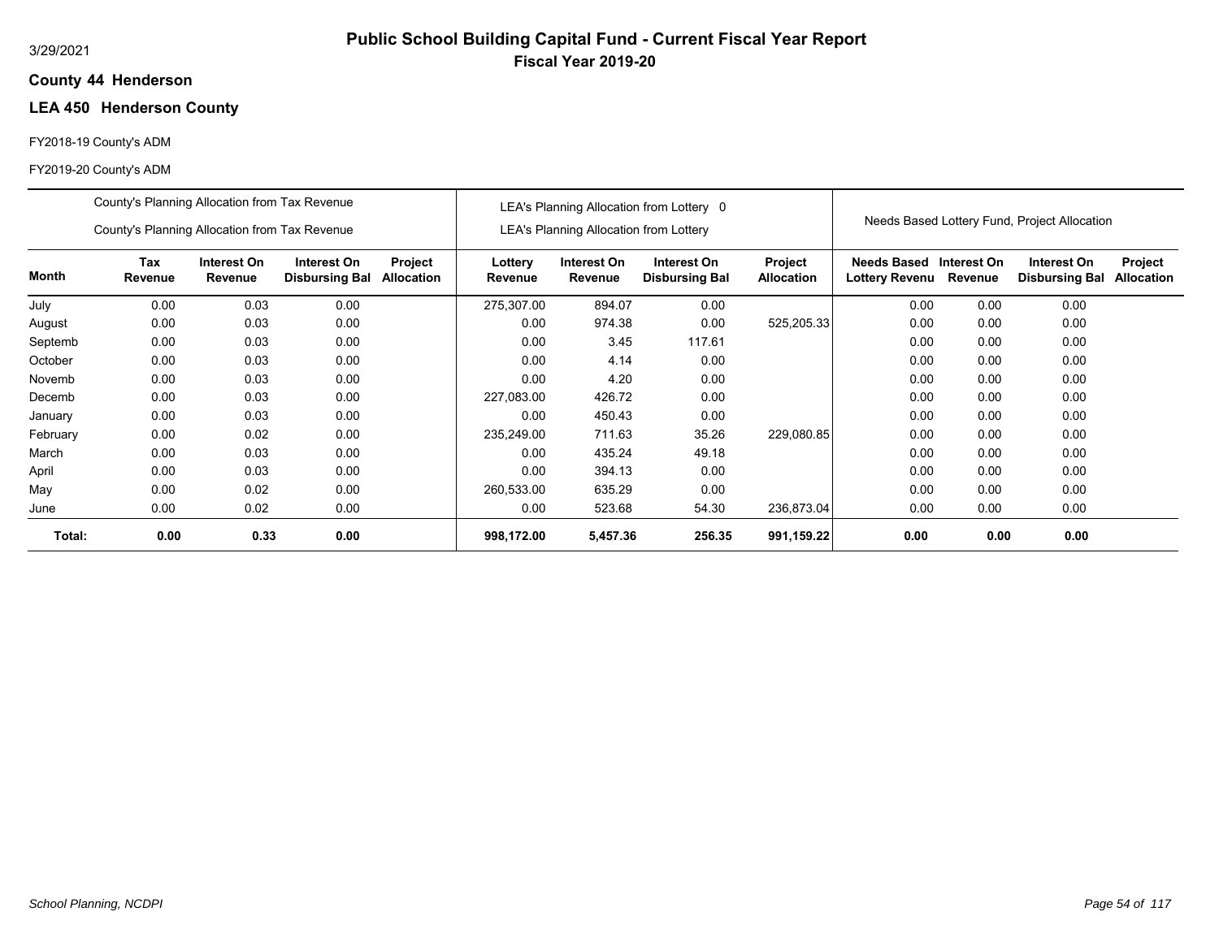# Public School Building Capital Fund - Current Fiscal Year Report

## Fiscal Year 2019-20

3/29/2021

**County 44 Henderson**

**LEA 450 Henderson County**

FY2018-19 County's ADM

FY2019-20 County's ADM

| | County's Planning Allocation from Tax Revenue<br>County's Planning Allocation from Tax Revenue | | | | LEA's Planning Allocation from Lottery 0<br>LEA's Planning Allocation from Lottery | | | | Needs Based Lottery Fund, Project Allocation | | | |
|---|---|---|---|---|---|---|---|---|---|---|---|---|
| **Month** | **Tax Revenue** | **Interest On Revenue** | **Interest On Disbursing Bal** | **Project Allocation** | **Lottery Revenue** | **Interest On Revenue** | **Interest On Disbursing Bal** | **Project Allocation** | **Needs Based Lottery Revenu** | **Interest On Revenue** | **Interest On Disbursing Bal** | **Project Allocation** |
| July | 0.00 | 0.03 | 0.00 | | 275,307.00 | 894.07 | 0.00 | | 0.00 | 0.00 | 0.00 | |
| August | 0.00 | 0.03 | 0.00 | | 0.00 | 974.38 | 0.00 | 525,205.33 | 0.00 | 0.00 | 0.00 | |
| Septemb | 0.00 | 0.03 | 0.00 | | 0.00 | 3.45 | 117.61 | | 0.00 | 0.00 | 0.00 | |
| October | 0.00 | 0.03 | 0.00 | | 0.00 | 4.14 | 0.00 | | 0.00 | 0.00 | 0.00 | |
| Novemb | 0.00 | 0.03 | 0.00 | | 0.00 | 4.20 | 0.00 | | 0.00 | 0.00 | 0.00 | |
| Decemb | 0.00 | 0.03 | 0.00 | | 227,083.00 | 426.72 | 0.00 | | 0.00 | 0.00 | 0.00 | |
| January | 0.00 | 0.03 | 0.00 | | 0.00 | 450.43 | 0.00 | | 0.00 | 0.00 | 0.00 | |
| February | 0.00 | 0.02 | 0.00 | | 235,249.00 | 711.63 | 35.26 | 229,080.85 | 0.00 | 0.00 | 0.00 | |
| March | 0.00 | 0.03 | 0.00 | | 0.00 | 435.24 | 49.18 | | 0.00 | 0.00 | 0.00 | |
| April | 0.00 | 0.03 | 0.00 | | 0.00 | 394.13 | 0.00 | | 0.00 | 0.00 | 0.00 | |
| May | 0.00 | 0.02 | 0.00 | | 260,533.00 | 635.29 | 0.00 | | 0.00 | 0.00 | 0.00 | |
| June | 0.00 | 0.02 | 0.00 | | 0.00 | 523.68 | 54.30 | 236,873.04 | 0.00 | 0.00 | 0.00 | |
| **Total:** | **0.00** | **0.33** | **0.00** | | **998,172.00** | **5,457.36** | **256.35** | **991,159.22** | **0.00** | **0.00** | **0.00** | |

*School Planning, NCDPI*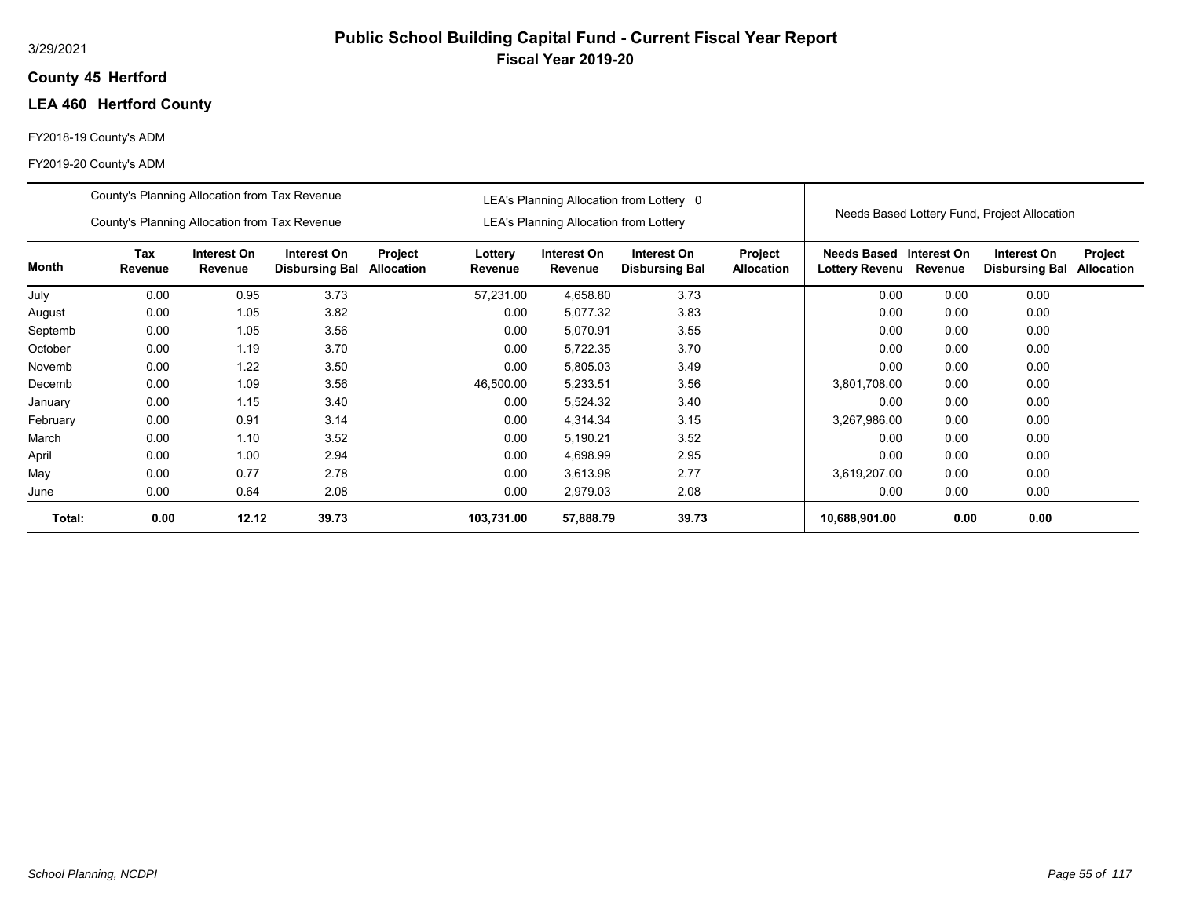3/29/2021

# Public School Building Capital Fund - Current Fiscal Year Report

**Fiscal Year 2019-20**

**County 45 Hertford**

**LEA 460 Hertford County**

FY2018-19 County's ADM

FY2019-20 County's ADM

| | County's Planning Allocation from Tax Revenue<br>County's Planning Allocation from Tax Revenue | | | | LEA's Planning Allocation from Lottery 0<br>LEA's Planning Allocation from Lottery | | | | Needs Based Lottery Fund, Project Allocation | | | |
|---|---|---|---|---|---|---|---|---|---|---|---|---|
| **Month** | **Tax Revenue** | **Interest On Revenue** | **Interest On Disbursing Bal** | **Project Allocation** | **Lottery Revenue** | **Interest On Revenue** | **Interest On Disbursing Bal** | **Project Allocation** | **Needs Based Lottery Revenu** | **Interest On Revenue** | **Interest On Disbursing Bal** | **Project Allocation** |
| July | 0.00 | 0.95 | 3.73 | | 57,231.00 | 4,658.80 | 3.73 | | 0.00 | 0.00 | 0.00 | |
| August | 0.00 | 1.05 | 3.82 | | 0.00 | 5,077.32 | 3.83 | | 0.00 | 0.00 | 0.00 | |
| Septemb | 0.00 | 1.05 | 3.56 | | 0.00 | 5,070.91 | 3.55 | | 0.00 | 0.00 | 0.00 | |
| October | 0.00 | 1.19 | 3.70 | | 0.00 | 5,722.35 | 3.70 | | 0.00 | 0.00 | 0.00 | |
| Novemb | 0.00 | 1.22 | 3.50 | | 0.00 | 5,805.03 | 3.49 | | 0.00 | 0.00 | 0.00 | |
| Decemb | 0.00 | 1.09 | 3.56 | | 46,500.00 | 5,233.51 | 3.56 | | 3,801,708.00 | 0.00 | 0.00 | |
| January | 0.00 | 1.15 | 3.40 | | 0.00 | 5,524.32 | 3.40 | | 0.00 | 0.00 | 0.00 | |
| February | 0.00 | 0.91 | 3.14 | | 0.00 | 4,314.34 | 3.15 | | 3,267,986.00 | 0.00 | 0.00 | |
| March | 0.00 | 1.10 | 3.52 | | 0.00 | 5,190.21 | 3.52 | | 0.00 | 0.00 | 0.00 | |
| April | 0.00 | 1.00 | 2.94 | | 0.00 | 4,698.99 | 2.95 | | 0.00 | 0.00 | 0.00 | |
| May | 0.00 | 0.77 | 2.78 | | 0.00 | 3,613.98 | 2.77 | | 3,619,207.00 | 0.00 | 0.00 | |
| June | 0.00 | 0.64 | 2.08 | | 0.00 | 2,979.03 | 2.08 | | 0.00 | 0.00 | 0.00 | |
| **Total:** | **0.00** | **12.12** | **39.73** | | **103,731.00** | **57,888.79** | **39.73** | | **10,688,901.00** | **0.00** | **0.00** | |

*School Planning, NCDPI*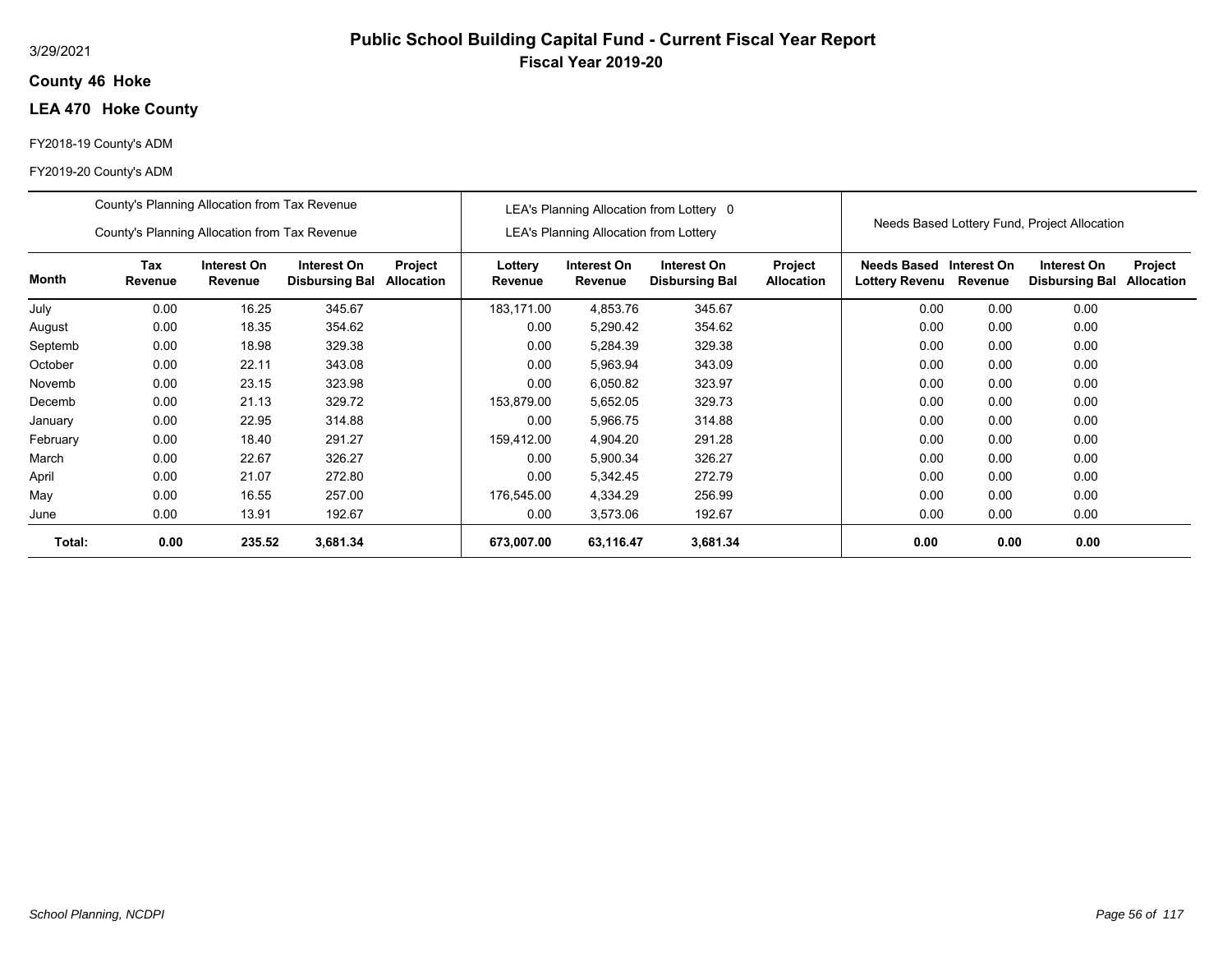# Public School Building Capital Fund - Current Fiscal Year Report

## Fiscal Year 2019-20

3/29/2021

**County 46 Hoke**

**LEA 470 Hoke County**

FY2018-19 County's ADM

FY2019-20 County's ADM

| | County's Planning Allocation from Tax Revenue / County's Planning Allocation from Tax Revenue | | | | LEA's Planning Allocation from Lottery 0 / LEA's Planning Allocation from Lottery | | | | Needs Based Lottery Fund, Project Allocation | | | |
|---|---|---|---|---|---|---|---|---|---|---|---|---|
| **Month** | **Tax Revenue** | **Interest On Revenue** | **Interest On Disbursing Bal** | **Project Allocation** | **Lottery Revenue** | **Interest On Revenue** | **Interest On Disbursing Bal** | **Project Allocation** | **Needs Based Lottery Revenu** | **Interest On Revenue** | **Interest On Disbursing Bal** | **Project Allocation** |
| July | 0.00 | 16.25 | 345.67 | | 183,171.00 | 4,853.76 | 345.67 | | 0.00 | 0.00 | 0.00 | |
| August | 0.00 | 18.35 | 354.62 | | 0.00 | 5,290.42 | 354.62 | | 0.00 | 0.00 | 0.00 | |
| Septemb | 0.00 | 18.98 | 329.38 | | 0.00 | 5,284.39 | 329.38 | | 0.00 | 0.00 | 0.00 | |
| October | 0.00 | 22.11 | 343.08 | | 0.00 | 5,963.94 | 343.09 | | 0.00 | 0.00 | 0.00 | |
| Novemb | 0.00 | 23.15 | 323.98 | | 0.00 | 6,050.82 | 323.97 | | 0.00 | 0.00 | 0.00 | |
| Decemb | 0.00 | 21.13 | 329.72 | | 153,879.00 | 5,652.05 | 329.73 | | 0.00 | 0.00 | 0.00 | |
| January | 0.00 | 22.95 | 314.88 | | 0.00 | 5,966.75 | 314.88 | | 0.00 | 0.00 | 0.00 | |
| February | 0.00 | 18.40 | 291.27 | | 159,412.00 | 4,904.20 | 291.28 | | 0.00 | 0.00 | 0.00 | |
| March | 0.00 | 22.67 | 326.27 | | 0.00 | 5,900.34 | 326.27 | | 0.00 | 0.00 | 0.00 | |
| April | 0.00 | 21.07 | 272.80 | | 0.00 | 5,342.45 | 272.79 | | 0.00 | 0.00 | 0.00 | |
| May | 0.00 | 16.55 | 257.00 | | 176,545.00 | 4,334.29 | 256.99 | | 0.00 | 0.00 | 0.00 | |
| June | 0.00 | 13.91 | 192.67 | | 0.00 | 3,573.06 | 192.67 | | 0.00 | 0.00 | 0.00 | |
| **Total:** | **0.00** | **235.52** | **3,681.34** | | **673,007.00** | **63,116.47** | **3,681.34** | | **0.00** | **0.00** | **0.00** | |

*School Planning, NCDPI*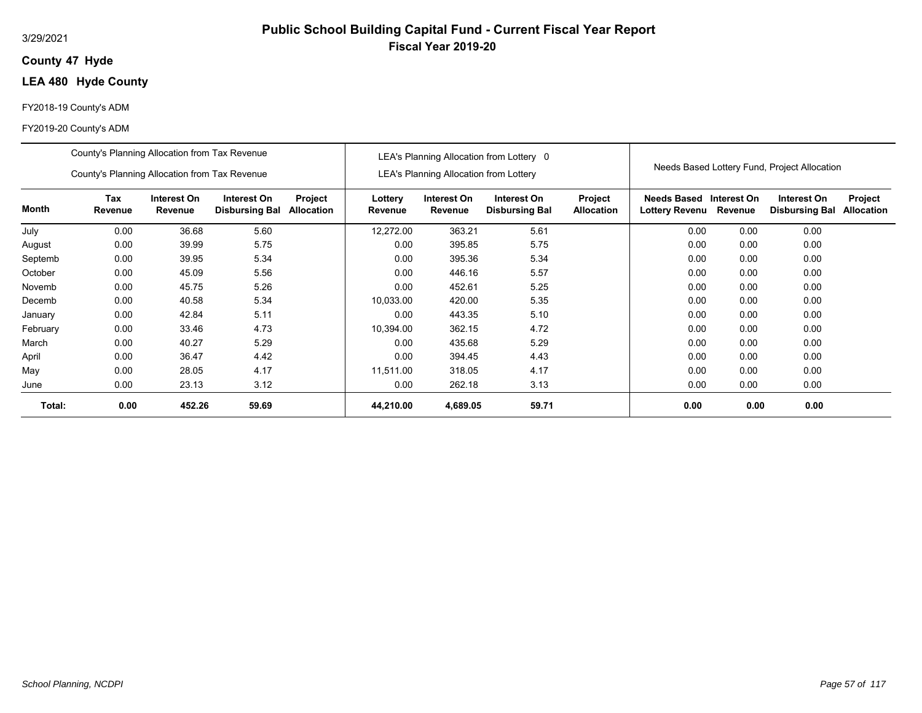3/29/2021

# Public School Building Capital Fund - Current Fiscal Year Report
## Fiscal Year 2019-20

**County 47 Hyde**

**LEA 480 Hyde County**

FY2018-19 County's ADM

FY2019-20 County's ADM

| | County's Planning Allocation from Tax Revenue / County's Planning Allocation from Tax Revenue | | | | LEA's Planning Allocation from Lottery 0 / LEA's Planning Allocation from Lottery | | | | Needs Based Lottery Fund, Project Allocation | | | |
|---|---|---|---|---|---|---|---|---|---|---|---|---|
| **Month** | **Tax Revenue** | **Interest On Revenue** | **Interest On Disbursing Bal** | **Project Allocation** | **Lottery Revenue** | **Interest On Revenue** | **Interest On Disbursing Bal** | **Project Allocation** | **Needs Based Lottery Revenu** | **Interest On Revenue** | **Interest On Disbursing Bal** | **Project Allocation** |
| July | 0.00 | 36.68 | 5.60 | | 12,272.00 | 363.21 | 5.61 | | 0.00 | 0.00 | 0.00 | |
| August | 0.00 | 39.99 | 5.75 | | 0.00 | 395.85 | 5.75 | | 0.00 | 0.00 | 0.00 | |
| Septemb | 0.00 | 39.95 | 5.34 | | 0.00 | 395.36 | 5.34 | | 0.00 | 0.00 | 0.00 | |
| October | 0.00 | 45.09 | 5.56 | | 0.00 | 446.16 | 5.57 | | 0.00 | 0.00 | 0.00 | |
| Novemb | 0.00 | 45.75 | 5.26 | | 0.00 | 452.61 | 5.25 | | 0.00 | 0.00 | 0.00 | |
| Decemb | 0.00 | 40.58 | 5.34 | | 10,033.00 | 420.00 | 5.35 | | 0.00 | 0.00 | 0.00 | |
| January | 0.00 | 42.84 | 5.11 | | 0.00 | 443.35 | 5.10 | | 0.00 | 0.00 | 0.00 | |
| February | 0.00 | 33.46 | 4.73 | | 10,394.00 | 362.15 | 4.72 | | 0.00 | 0.00 | 0.00 | |
| March | 0.00 | 40.27 | 5.29 | | 0.00 | 435.68 | 5.29 | | 0.00 | 0.00 | 0.00 | |
| April | 0.00 | 36.47 | 4.42 | | 0.00 | 394.45 | 4.43 | | 0.00 | 0.00 | 0.00 | |
| May | 0.00 | 28.05 | 4.17 | | 11,511.00 | 318.05 | 4.17 | | 0.00 | 0.00 | 0.00 | |
| June | 0.00 | 23.13 | 3.12 | | 0.00 | 262.18 | 3.13 | | 0.00 | 0.00 | 0.00 | |
| **Total:** | **0.00** | **452.26** | **59.69** | | **44,210.00** | **4,689.05** | **59.71** | | **0.00** | **0.00** | **0.00** | |

*School Planning, NCDPI*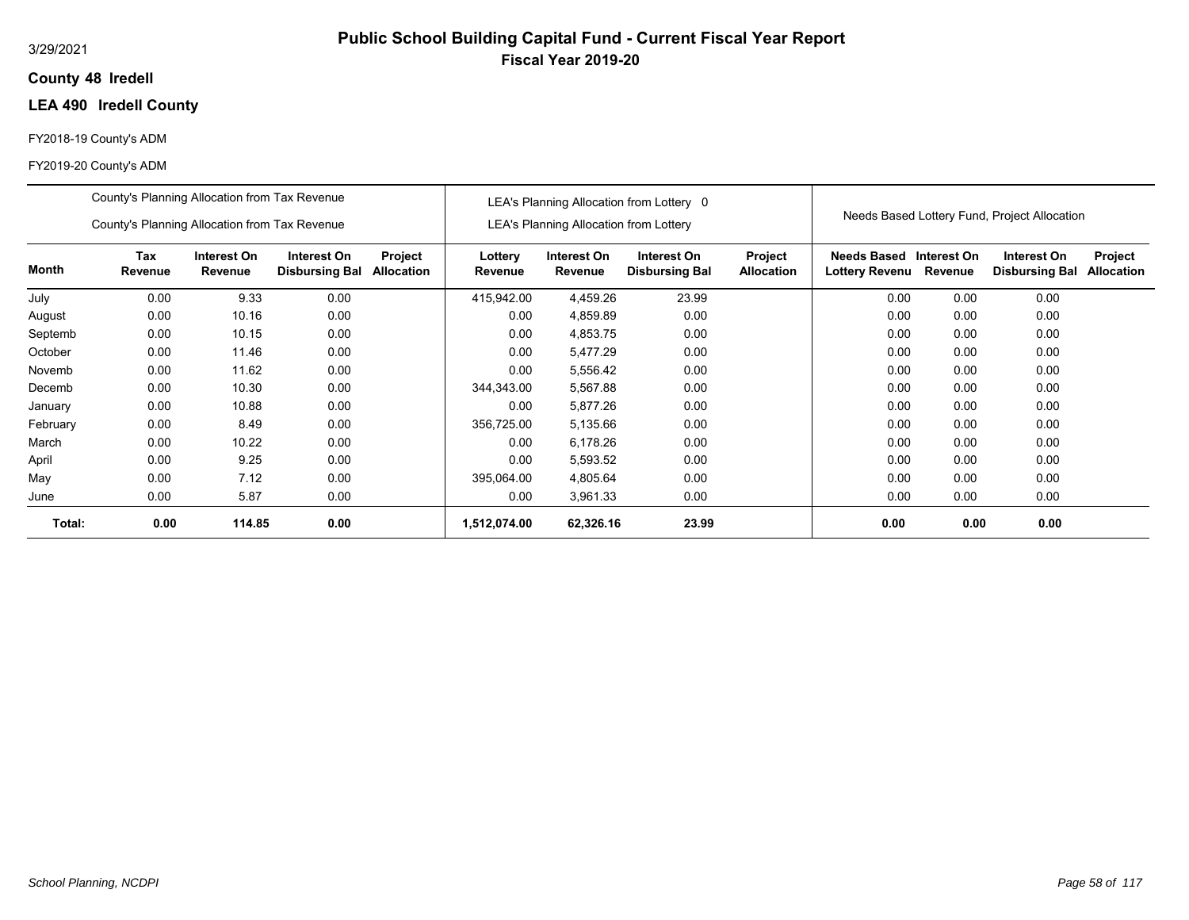3/29/2021

# Public School Building Capital Fund - Current Fiscal Year Report

## Fiscal Year 2019-20

**County 48 Iredell**

**LEA 490 Iredell County**

FY2018-19 County's ADM

FY2019-20 County's ADM

| | County's Planning Allocation from Tax Revenue / County's Planning Allocation from Tax Revenue | | | | LEA's Planning Allocation from Lottery 0 / LEA's Planning Allocation from Lottery | | | | Needs Based Lottery Fund, Project Allocation | | | |
|---|---|---|---|---|---|---|---|---|---|---|---|---|
| **Month** | **Tax Revenue** | **Interest On Revenue** | **Interest On Disbursing Bal** | **Project Allocation** | **Lottery Revenue** | **Interest On Revenue** | **Interest On Disbursing Bal** | **Project Allocation** | **Needs Based Lottery Revenu** | **Interest On Revenue** | **Interest On Disbursing Bal** | **Project Allocation** |
| July | 0.00 | 9.33 | 0.00 | | 415,942.00 | 4,459.26 | 23.99 | | 0.00 | 0.00 | 0.00 | |
| August | 0.00 | 10.16 | 0.00 | | 0.00 | 4,859.89 | 0.00 | | 0.00 | 0.00 | 0.00 | |
| Septemb | 0.00 | 10.15 | 0.00 | | 0.00 | 4,853.75 | 0.00 | | 0.00 | 0.00 | 0.00 | |
| October | 0.00 | 11.46 | 0.00 | | 0.00 | 5,477.29 | 0.00 | | 0.00 | 0.00 | 0.00 | |
| Novemb | 0.00 | 11.62 | 0.00 | | 0.00 | 5,556.42 | 0.00 | | 0.00 | 0.00 | 0.00 | |
| Decemb | 0.00 | 10.30 | 0.00 | | 344,343.00 | 5,567.88 | 0.00 | | 0.00 | 0.00 | 0.00 | |
| January | 0.00 | 10.88 | 0.00 | | 0.00 | 5,877.26 | 0.00 | | 0.00 | 0.00 | 0.00 | |
| February | 0.00 | 8.49 | 0.00 | | 356,725.00 | 5,135.66 | 0.00 | | 0.00 | 0.00 | 0.00 | |
| March | 0.00 | 10.22 | 0.00 | | 0.00 | 6,178.26 | 0.00 | | 0.00 | 0.00 | 0.00 | |
| April | 0.00 | 9.25 | 0.00 | | 0.00 | 5,593.52 | 0.00 | | 0.00 | 0.00 | 0.00 | |
| May | 0.00 | 7.12 | 0.00 | | 395,064.00 | 4,805.64 | 0.00 | | 0.00 | 0.00 | 0.00 | |
| June | 0.00 | 5.87 | 0.00 | | 0.00 | 3,961.33 | 0.00 | | 0.00 | 0.00 | 0.00 | |
| **Total:** | **0.00** | **114.85** | **0.00** | | **1,512,074.00** | **62,326.16** | **23.99** | | **0.00** | **0.00** | **0.00** | |

*School Planning, NCDPI*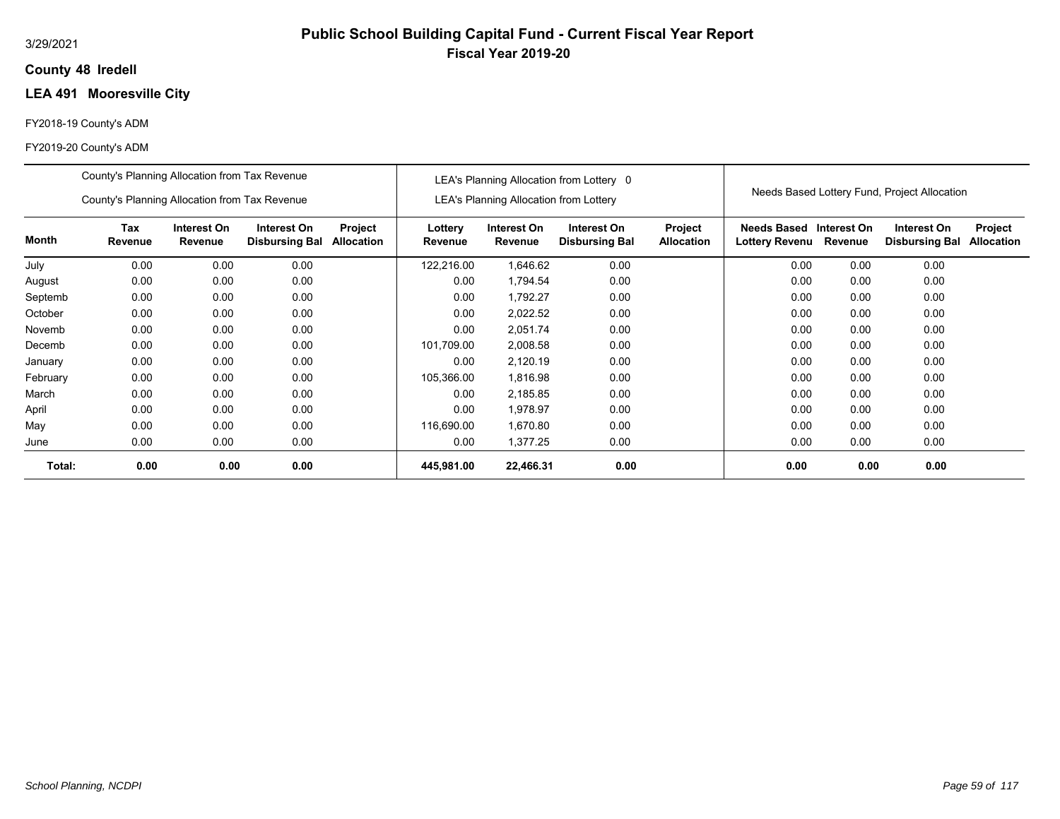3/29/2021

# Public School Building Capital Fund - Current Fiscal Year Report

## Fiscal Year 2019-20

**County 48 Iredell**

**LEA 491 Mooresville City**

FY2018-19 County's ADM

FY2019-20 County's ADM

| | County's Planning Allocation from Tax Revenue<br>County's Planning Allocation from Tax Revenue | | | | LEA's Planning Allocation from Lottery 0<br>LEA's Planning Allocation from Lottery | | | | Needs Based Lottery Fund, Project Allocation | | | |
|---|---|---|---|---|---|---|---|---|---|---|---|---|
| **Month** | **Tax Revenue** | **Interest On Revenue** | **Interest On Disbursing Bal** | **Project Allocation** | **Lottery Revenue** | **Interest On Revenue** | **Interest On Disbursing Bal** | **Project Allocation** | **Needs Based Lottery Revenu** | **Interest On Revenue** | **Interest On Disbursing Bal** | **Project Allocation** |
| July | 0.00 | 0.00 | 0.00 | | 122,216.00 | 1,646.62 | 0.00 | | 0.00 | 0.00 | 0.00 | |
| August | 0.00 | 0.00 | 0.00 | | 0.00 | 1,794.54 | 0.00 | | 0.00 | 0.00 | 0.00 | |
| Septemb | 0.00 | 0.00 | 0.00 | | 0.00 | 1,792.27 | 0.00 | | 0.00 | 0.00 | 0.00 | |
| October | 0.00 | 0.00 | 0.00 | | 0.00 | 2,022.52 | 0.00 | | 0.00 | 0.00 | 0.00 | |
| Novemb | 0.00 | 0.00 | 0.00 | | 0.00 | 2,051.74 | 0.00 | | 0.00 | 0.00 | 0.00 | |
| Decemb | 0.00 | 0.00 | 0.00 | | 101,709.00 | 2,008.58 | 0.00 | | 0.00 | 0.00 | 0.00 | |
| January | 0.00 | 0.00 | 0.00 | | 0.00 | 2,120.19 | 0.00 | | 0.00 | 0.00 | 0.00 | |
| February | 0.00 | 0.00 | 0.00 | | 105,366.00 | 1,816.98 | 0.00 | | 0.00 | 0.00 | 0.00 | |
| March | 0.00 | 0.00 | 0.00 | | 0.00 | 2,185.85 | 0.00 | | 0.00 | 0.00 | 0.00 | |
| April | 0.00 | 0.00 | 0.00 | | 0.00 | 1,978.97 | 0.00 | | 0.00 | 0.00 | 0.00 | |
| May | 0.00 | 0.00 | 0.00 | | 116,690.00 | 1,670.80 | 0.00 | | 0.00 | 0.00 | 0.00 | |
| June | 0.00 | 0.00 | 0.00 | | 0.00 | 1,377.25 | 0.00 | | 0.00 | 0.00 | 0.00 | |
| **Total:** | **0.00** | **0.00** | **0.00** | | **445,981.00** | **22,466.31** | **0.00** | | **0.00** | **0.00** | **0.00** | |

*School Planning, NCDPI*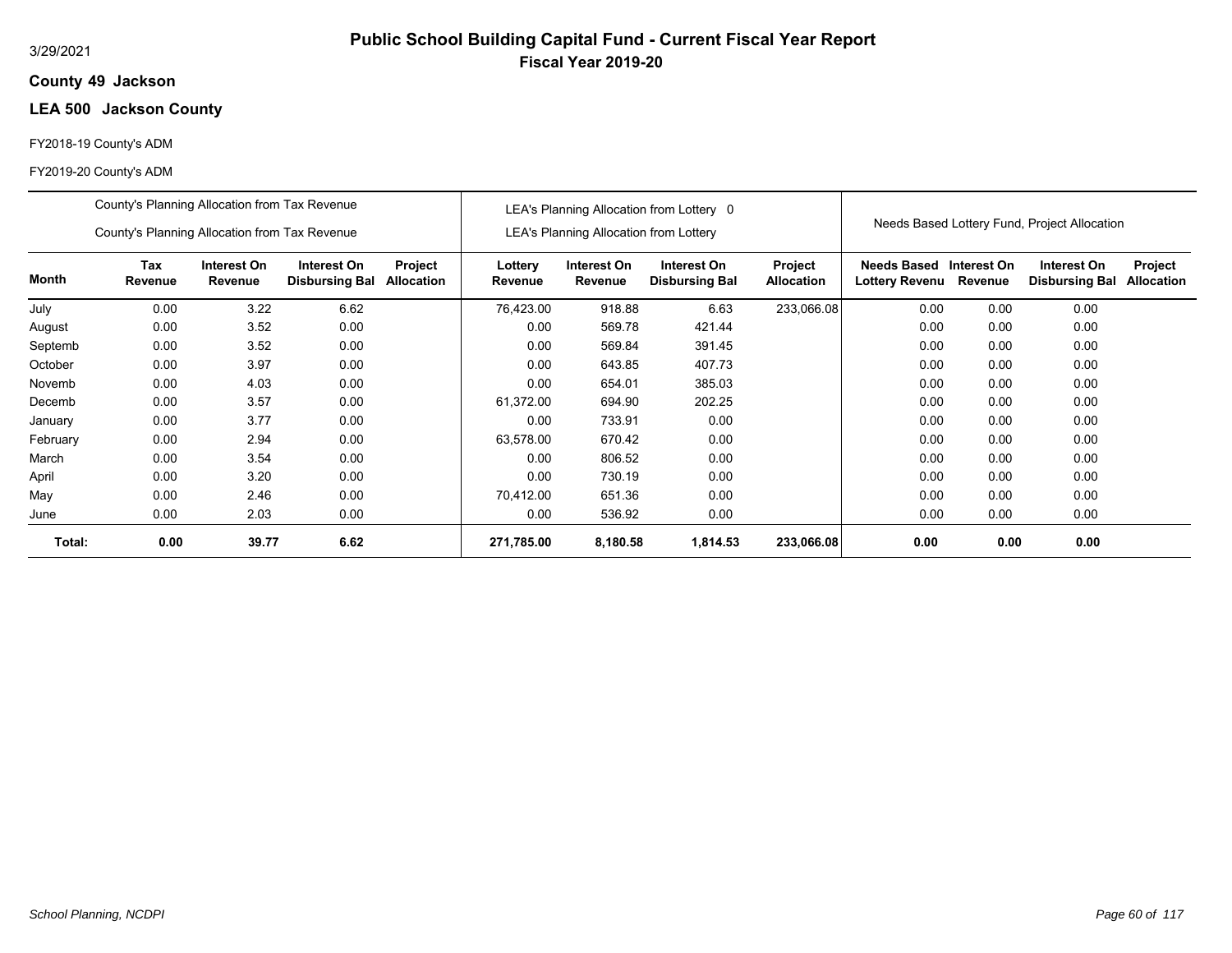# Public School Building Capital Fund - Current Fiscal Year Report

**Fiscal Year 2019-20**

3/29/2021

**County 49 Jackson**

**LEA 500 Jackson County**

FY2018-19 County's ADM

FY2019-20 County's ADM

| | County's Planning Allocation from Tax Revenue<br>County's Planning Allocation from Tax Revenue | | | | LEA's Planning Allocation from Lottery 0<br>LEA's Planning Allocation from Lottery | | | | Needs Based Lottery Fund, Project Allocation | | | |
|---|---|---|---|---|---|---|---|---|---|---|---|---|
| **Month** | **Tax Revenue** | **Interest On Revenue** | **Interest On Disbursing Bal** | **Project Allocation** | **Lottery Revenue** | **Interest On Revenue** | **Interest On Disbursing Bal** | **Project Allocation** | **Needs Based Lottery Revenu** | **Interest On Revenue** | **Interest On Disbursing Bal** | **Project Allocation** |
| July | 0.00 | 3.22 | 6.62 | | 76,423.00 | 918.88 | 6.63 | 233,066.08 | 0.00 | 0.00 | 0.00 | |
| August | 0.00 | 3.52 | 0.00 | | 0.00 | 569.78 | 421.44 | | 0.00 | 0.00 | 0.00 | |
| Septemb | 0.00 | 3.52 | 0.00 | | 0.00 | 569.84 | 391.45 | | 0.00 | 0.00 | 0.00 | |
| October | 0.00 | 3.97 | 0.00 | | 0.00 | 643.85 | 407.73 | | 0.00 | 0.00 | 0.00 | |
| Novemb | 0.00 | 4.03 | 0.00 | | 0.00 | 654.01 | 385.03 | | 0.00 | 0.00 | 0.00 | |
| Decemb | 0.00 | 3.57 | 0.00 | | 61,372.00 | 694.90 | 202.25 | | 0.00 | 0.00 | 0.00 | |
| January | 0.00 | 3.77 | 0.00 | | 0.00 | 733.91 | 0.00 | | 0.00 | 0.00 | 0.00 | |
| February | 0.00 | 2.94 | 0.00 | | 63,578.00 | 670.42 | 0.00 | | 0.00 | 0.00 | 0.00 | |
| March | 0.00 | 3.54 | 0.00 | | 0.00 | 806.52 | 0.00 | | 0.00 | 0.00 | 0.00 | |
| April | 0.00 | 3.20 | 0.00 | | 0.00 | 730.19 | 0.00 | | 0.00 | 0.00 | 0.00 | |
| May | 0.00 | 2.46 | 0.00 | | 70,412.00 | 651.36 | 0.00 | | 0.00 | 0.00 | 0.00 | |
| June | 0.00 | 2.03 | 0.00 | | 0.00 | 536.92 | 0.00 | | 0.00 | 0.00 | 0.00 | |
| **Total:** | **0.00** | **39.77** | **6.62** | | **271,785.00** | **8,180.58** | **1,814.53** | **233,066.08** | **0.00** | **0.00** | **0.00** | |

*School Planning, NCDPI*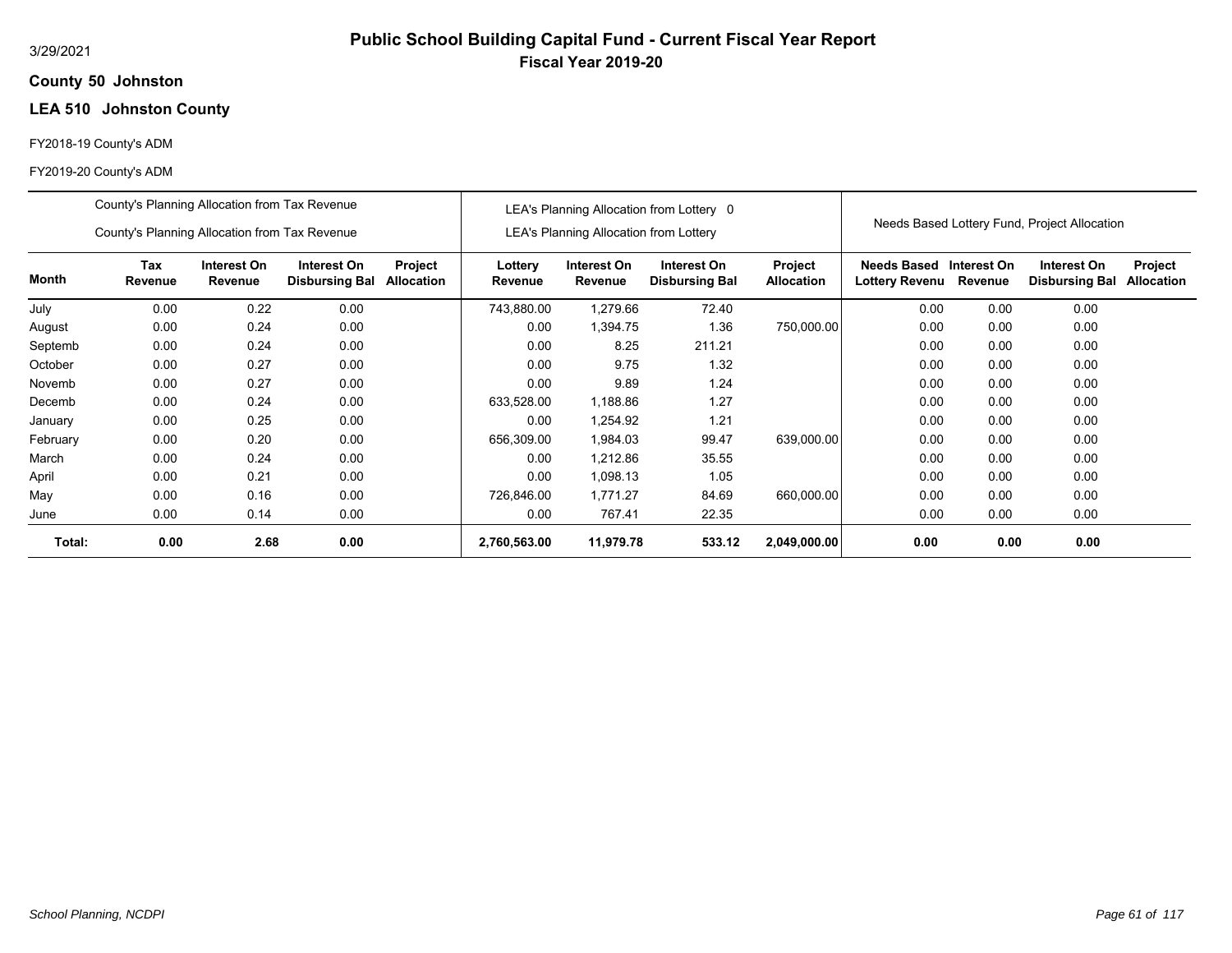3/29/2021

# Public School Building Capital Fund - Current Fiscal Year Report

## Fiscal Year 2019-20

**County 50 Johnston**

**LEA 510 Johnston County**

FY2018-19 County's ADM

FY2019-20 County's ADM

| | County's Planning Allocation from Tax Revenue / County's Planning Allocation from Tax Revenue | | | | LEA's Planning Allocation from Lottery 0 / LEA's Planning Allocation from Lottery | | | | Needs Based Lottery Fund, Project Allocation | | | |
|---|---|---|---|---|---|---|---|---|---|---|---|---|
| **Month** | **Tax Revenue** | **Interest On Revenue** | **Interest On Disbursing Bal** | **Project Allocation** | **Lottery Revenue** | **Interest On Revenue** | **Interest On Disbursing Bal** | **Project Allocation** | **Needs Based Lottery Revenu** | **Interest On Revenue** | **Interest On Disbursing Bal** | **Project Allocation** |
| July | 0.00 | 0.22 | 0.00 | | 743,880.00 | 1,279.66 | 72.40 | | 0.00 | 0.00 | 0.00 | |
| August | 0.00 | 0.24 | 0.00 | | 0.00 | 1,394.75 | 1.36 | 750,000.00 | 0.00 | 0.00 | 0.00 | |
| Septemb | 0.00 | 0.24 | 0.00 | | 0.00 | 8.25 | 211.21 | | 0.00 | 0.00 | 0.00 | |
| October | 0.00 | 0.27 | 0.00 | | 0.00 | 9.75 | 1.32 | | 0.00 | 0.00 | 0.00 | |
| Novemb | 0.00 | 0.27 | 0.00 | | 0.00 | 9.89 | 1.24 | | 0.00 | 0.00 | 0.00 | |
| Decemb | 0.00 | 0.24 | 0.00 | | 633,528.00 | 1,188.86 | 1.27 | | 0.00 | 0.00 | 0.00 | |
| January | 0.00 | 0.25 | 0.00 | | 0.00 | 1,254.92 | 1.21 | | 0.00 | 0.00 | 0.00 | |
| February | 0.00 | 0.20 | 0.00 | | 656,309.00 | 1,984.03 | 99.47 | 639,000.00 | 0.00 | 0.00 | 0.00 | |
| March | 0.00 | 0.24 | 0.00 | | 0.00 | 1,212.86 | 35.55 | | 0.00 | 0.00 | 0.00 | |
| April | 0.00 | 0.21 | 0.00 | | 0.00 | 1,098.13 | 1.05 | | 0.00 | 0.00 | 0.00 | |
| May | 0.00 | 0.16 | 0.00 | | 726,846.00 | 1,771.27 | 84.69 | 660,000.00 | 0.00 | 0.00 | 0.00 | |
| June | 0.00 | 0.14 | 0.00 | | 0.00 | 767.41 | 22.35 | | 0.00 | 0.00 | 0.00 | |
| **Total:** | **0.00** | **2.68** | **0.00** | | **2,760,563.00** | **11,979.78** | **533.12** | **2,049,000.00** | **0.00** | **0.00** | **0.00** | |

*School Planning, NCDPI*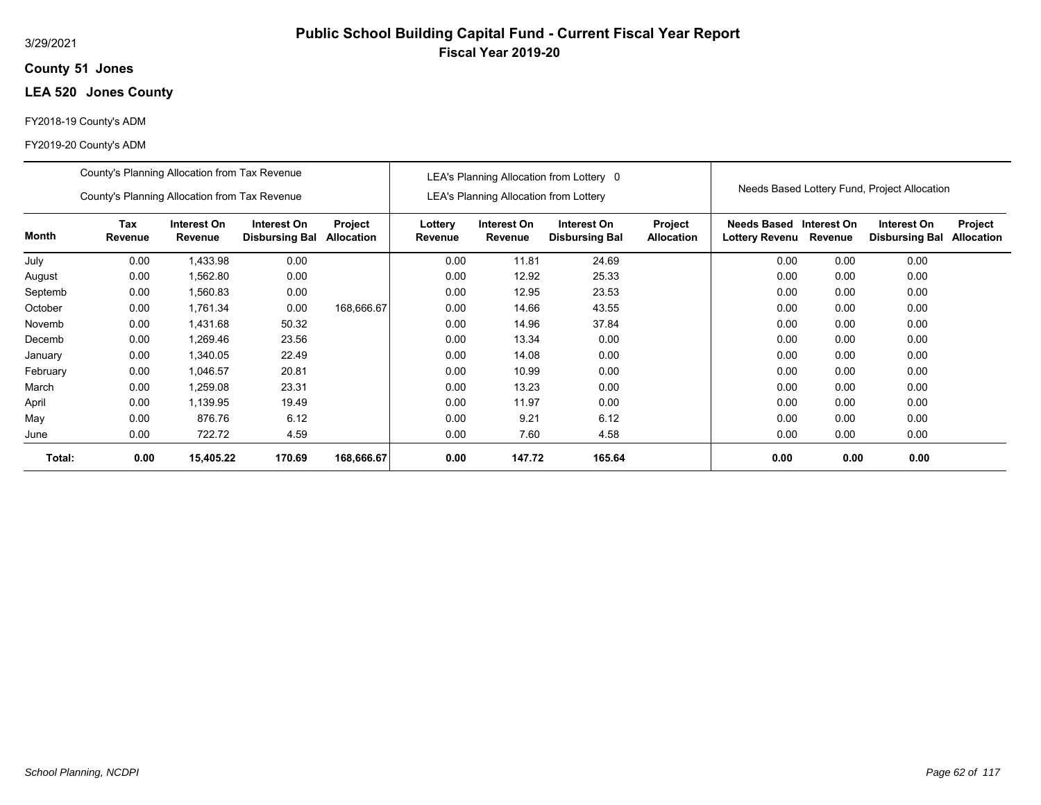# Public School Building Capital Fund - Current Fiscal Year Report

## Fiscal Year 2019-20

3/29/2021

**County 51 Jones**

**LEA 520 Jones County**

FY2018-19 County's ADM

FY2019-20 County's ADM

| | County's Planning Allocation from Tax Revenue / County's Planning Allocation from Tax Revenue | | | | LEA's Planning Allocation from Lottery 0 / LEA's Planning Allocation from Lottery | | | | Needs Based Lottery Fund, Project Allocation | | | |
|---|---|---|---|---|---|---|---|---|---|---|---|---|
| **Month** | **Tax Revenue** | **Interest On Revenue** | **Interest On Disbursing Bal** | **Project Allocation** | **Lottery Revenue** | **Interest On Revenue** | **Interest On Disbursing Bal** | **Project Allocation** | **Needs Based Lottery Revenu** | **Interest On Revenue** | **Interest On Disbursing Bal** | **Project Allocation** |
| July | 0.00 | 1,433.98 | 0.00 | | 0.00 | 11.81 | 24.69 | | 0.00 | 0.00 | 0.00 | |
| August | 0.00 | 1,562.80 | 0.00 | | 0.00 | 12.92 | 25.33 | | 0.00 | 0.00 | 0.00 | |
| Septemb | 0.00 | 1,560.83 | 0.00 | | 0.00 | 12.95 | 23.53 | | 0.00 | 0.00 | 0.00 | |
| October | 0.00 | 1,761.34 | 0.00 | 168,666.67 | 0.00 | 14.66 | 43.55 | | 0.00 | 0.00 | 0.00 | |
| Novemb | 0.00 | 1,431.68 | 50.32 | | 0.00 | 14.96 | 37.84 | | 0.00 | 0.00 | 0.00 | |
| Decemb | 0.00 | 1,269.46 | 23.56 | | 0.00 | 13.34 | 0.00 | | 0.00 | 0.00 | 0.00 | |
| January | 0.00 | 1,340.05 | 22.49 | | 0.00 | 14.08 | 0.00 | | 0.00 | 0.00 | 0.00 | |
| February | 0.00 | 1,046.57 | 20.81 | | 0.00 | 10.99 | 0.00 | | 0.00 | 0.00 | 0.00 | |
| March | 0.00 | 1,259.08 | 23.31 | | 0.00 | 13.23 | 0.00 | | 0.00 | 0.00 | 0.00 | |
| April | 0.00 | 1,139.95 | 19.49 | | 0.00 | 11.97 | 0.00 | | 0.00 | 0.00 | 0.00 | |
| May | 0.00 | 876.76 | 6.12 | | 0.00 | 9.21 | 6.12 | | 0.00 | 0.00 | 0.00 | |
| June | 0.00 | 722.72 | 4.59 | | 0.00 | 7.60 | 4.58 | | 0.00 | 0.00 | 0.00 | |
| **Total:** | **0.00** | **15,405.22** | **170.69** | **168,666.67** | **0.00** | **147.72** | **165.64** | | **0.00** | **0.00** | **0.00** | |

*School Planning, NCDPI*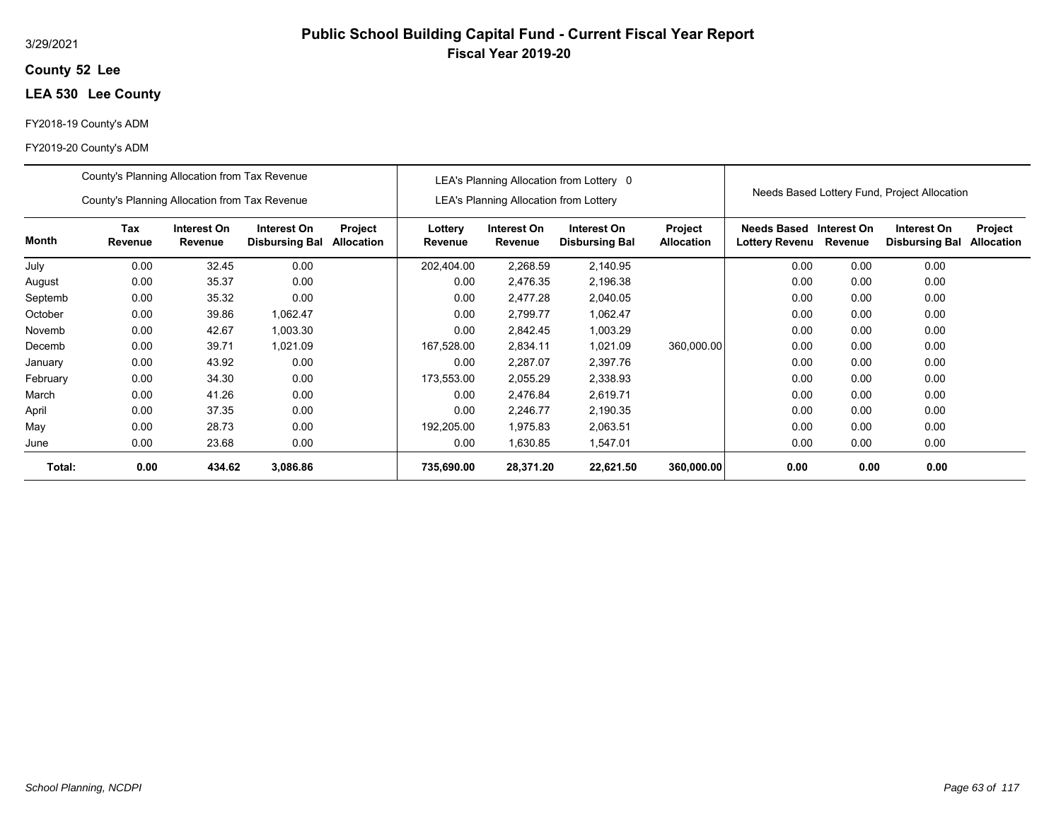3/29/2021

# Public School Building Capital Fund - Current Fiscal Year Report

## Fiscal Year 2019-20

**County 52 Lee**

**LEA 530 Lee County**

FY2018-19 County's ADM

FY2019-20 County's ADM

| | County's Planning Allocation from Tax Revenue<br>County's Planning Allocation from Tax Revenue | | | | LEA's Planning Allocation from Lottery 0<br>LEA's Planning Allocation from Lottery | | | | Needs Based Lottery Fund, Project Allocation | | | |
|---|---|---|---|---|---|---|---|---|---|---|---|---|
| **Month** | **Tax Revenue** | **Interest On Revenue** | **Interest On Disbursing Bal** | **Project Allocation** | **Lottery Revenue** | **Interest On Revenue** | **Interest On Disbursing Bal** | **Project Allocation** | **Needs Based Lottery Revenu** | **Interest On Revenue** | **Interest On Disbursing Bal** | **Project Allocation** |
| July | 0.00 | 32.45 | 0.00 | | 202,404.00 | 2,268.59 | 2,140.95 | | 0.00 | 0.00 | 0.00 | |
| August | 0.00 | 35.37 | 0.00 | | 0.00 | 2,476.35 | 2,196.38 | | 0.00 | 0.00 | 0.00 | |
| Septemb | 0.00 | 35.32 | 0.00 | | 0.00 | 2,477.28 | 2,040.05 | | 0.00 | 0.00 | 0.00 | |
| October | 0.00 | 39.86 | 1,062.47 | | 0.00 | 2,799.77 | 1,062.47 | | 0.00 | 0.00 | 0.00 | |
| Novemb | 0.00 | 42.67 | 1,003.30 | | 0.00 | 2,842.45 | 1,003.29 | | 0.00 | 0.00 | 0.00 | |
| Decemb | 0.00 | 39.71 | 1,021.09 | | 167,528.00 | 2,834.11 | 1,021.09 | 360,000.00 | 0.00 | 0.00 | 0.00 | |
| January | 0.00 | 43.92 | 0.00 | | 0.00 | 2,287.07 | 2,397.76 | | 0.00 | 0.00 | 0.00 | |
| February | 0.00 | 34.30 | 0.00 | | 173,553.00 | 2,055.29 | 2,338.93 | | 0.00 | 0.00 | 0.00 | |
| March | 0.00 | 41.26 | 0.00 | | 0.00 | 2,476.84 | 2,619.71 | | 0.00 | 0.00 | 0.00 | |
| April | 0.00 | 37.35 | 0.00 | | 0.00 | 2,246.77 | 2,190.35 | | 0.00 | 0.00 | 0.00 | |
| May | 0.00 | 28.73 | 0.00 | | 192,205.00 | 1,975.83 | 2,063.51 | | 0.00 | 0.00 | 0.00 | |
| June | 0.00 | 23.68 | 0.00 | | 0.00 | 1,630.85 | 1,547.01 | | 0.00 | 0.00 | 0.00 | |
| **Total:** | **0.00** | **434.62** | **3,086.86** | | **735,690.00** | **28,371.20** | **22,621.50** | **360,000.00** | **0.00** | **0.00** | **0.00** | |

*School Planning, NCDPI*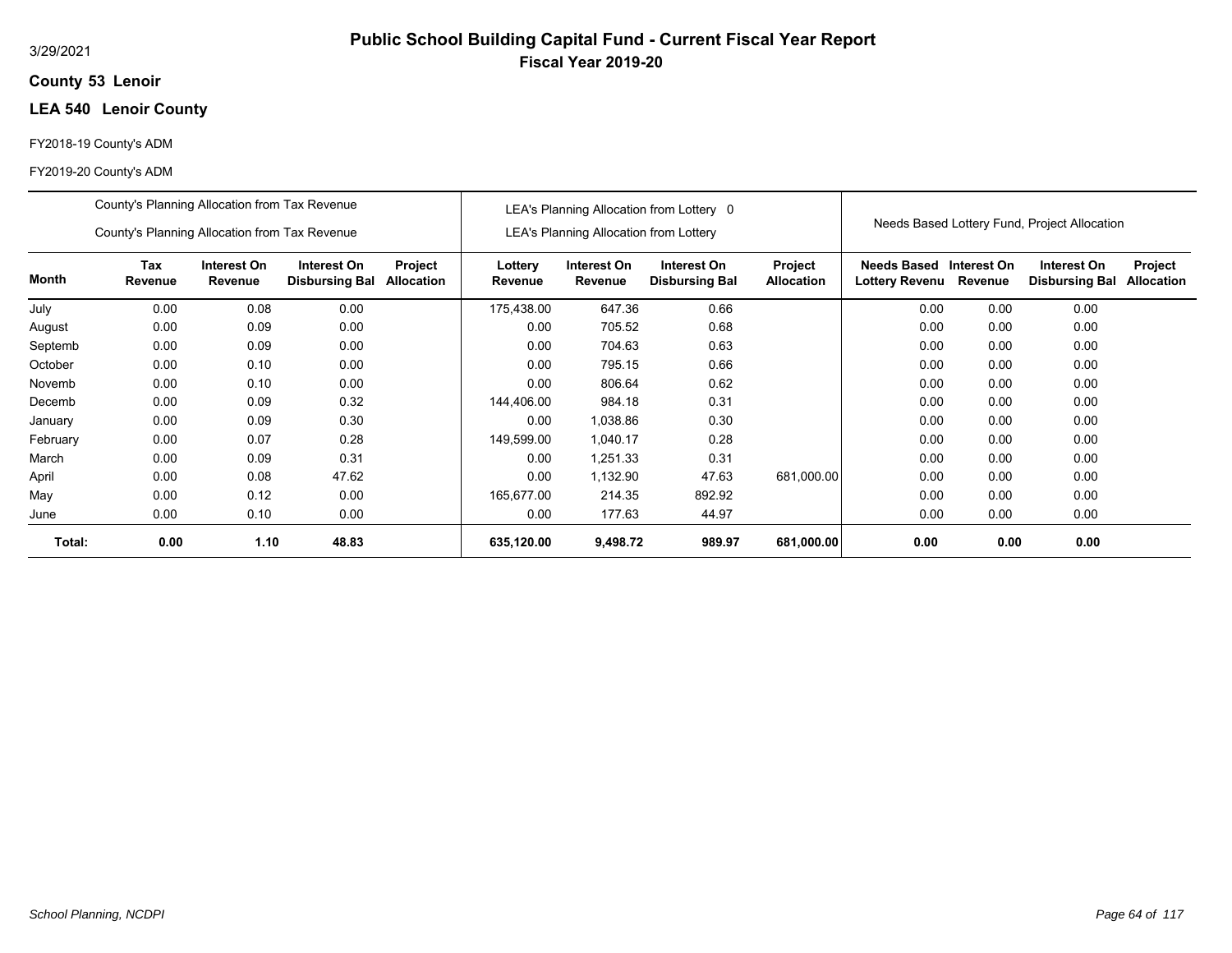# Public School Building Capital Fund - Current Fiscal Year Report

**Fiscal Year 2019-20**

3/29/2021

**County 53 Lenoir**

**LEA 540 Lenoir County**

FY2018-19 County's ADM

FY2019-20 County's ADM

| | County's Planning Allocation from Tax Revenue<br>County's Planning Allocation from Tax Revenue | | | | LEA's Planning Allocation from Lottery 0<br>LEA's Planning Allocation from Lottery | | | | Needs Based Lottery Fund, Project Allocation | | | |
|---|---|---|---|---|---|---|---|---|---|---|---|---|
| **Month** | **Tax Revenue** | **Interest On Revenue** | **Interest On Disbursing Bal** | **Project Allocation** | **Lottery Revenue** | **Interest On Revenue** | **Interest On Disbursing Bal** | **Project Allocation** | **Needs Based Lottery Revenu** | **Interest On Revenue** | **Interest On Disbursing Bal** | **Project Allocation** |
| July | 0.00 | 0.08 | 0.00 | | 175,438.00 | 647.36 | 0.66 | | 0.00 | 0.00 | 0.00 | |
| August | 0.00 | 0.09 | 0.00 | | 0.00 | 705.52 | 0.68 | | 0.00 | 0.00 | 0.00 | |
| Septemb | 0.00 | 0.09 | 0.00 | | 0.00 | 704.63 | 0.63 | | 0.00 | 0.00 | 0.00 | |
| October | 0.00 | 0.10 | 0.00 | | 0.00 | 795.15 | 0.66 | | 0.00 | 0.00 | 0.00 | |
| Novemb | 0.00 | 0.10 | 0.00 | | 0.00 | 806.64 | 0.62 | | 0.00 | 0.00 | 0.00 | |
| Decemb | 0.00 | 0.09 | 0.32 | | 144,406.00 | 984.18 | 0.31 | | 0.00 | 0.00 | 0.00 | |
| January | 0.00 | 0.09 | 0.30 | | 0.00 | 1,038.86 | 0.30 | | 0.00 | 0.00 | 0.00 | |
| February | 0.00 | 0.07 | 0.28 | | 149,599.00 | 1,040.17 | 0.28 | | 0.00 | 0.00 | 0.00 | |
| March | 0.00 | 0.09 | 0.31 | | 0.00 | 1,251.33 | 0.31 | | 0.00 | 0.00 | 0.00 | |
| April | 0.00 | 0.08 | 47.62 | | 0.00 | 1,132.90 | 47.63 | 681,000.00 | 0.00 | 0.00 | 0.00 | |
| May | 0.00 | 0.12 | 0.00 | | 165,677.00 | 214.35 | 892.92 | | 0.00 | 0.00 | 0.00 | |
| June | 0.00 | 0.10 | 0.00 | | 0.00 | 177.63 | 44.97 | | 0.00 | 0.00 | 0.00 | |
| **Total:** | **0.00** | **1.10** | **48.83** | | **635,120.00** | **9,498.72** | **989.97** | **681,000.00** | **0.00** | **0.00** | **0.00** | |

*School Planning, NCDPI*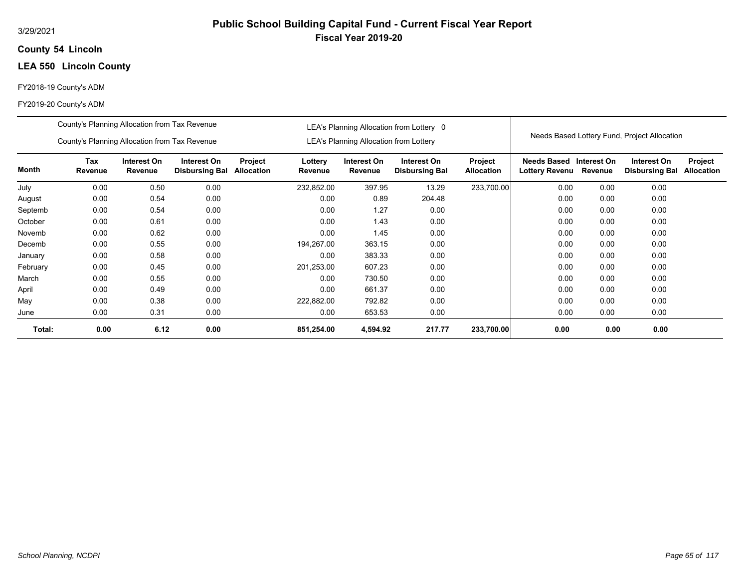3/29/2021

# Public School Building Capital Fund - Current Fiscal Year Report

## Fiscal Year 2019-20

**County 54 Lincoln**

**LEA 550 Lincoln County**

FY2018-19 County's ADM

FY2019-20 County's ADM

| | County's Planning Allocation from Tax Revenue<br>County's Planning Allocation from Tax Revenue | | | | LEA's Planning Allocation from Lottery 0<br>LEA's Planning Allocation from Lottery | | | | Needs Based Lottery Fund, Project Allocation | | | |
|---|---|---|---|---|---|---|---|---|---|---|---|---|
| **Month** | **Tax Revenue** | **Interest On Revenue** | **Interest On Disbursing Bal** | **Project Allocation** | **Lottery Revenue** | **Interest On Revenue** | **Interest On Disbursing Bal** | **Project Allocation** | **Needs Based Lottery Revenu** | **Interest On Revenue** | **Interest On Disbursing Bal** | **Project Allocation** |
| July | 0.00 | 0.50 | 0.00 | | 232,852.00 | 397.95 | 13.29 | 233,700.00 | 0.00 | 0.00 | 0.00 | |
| August | 0.00 | 0.54 | 0.00 | | 0.00 | 0.89 | 204.48 | | 0.00 | 0.00 | 0.00 | |
| Septemb | 0.00 | 0.54 | 0.00 | | 0.00 | 1.27 | 0.00 | | 0.00 | 0.00 | 0.00 | |
| October | 0.00 | 0.61 | 0.00 | | 0.00 | 1.43 | 0.00 | | 0.00 | 0.00 | 0.00 | |
| Novemb | 0.00 | 0.62 | 0.00 | | 0.00 | 1.45 | 0.00 | | 0.00 | 0.00 | 0.00 | |
| Decemb | 0.00 | 0.55 | 0.00 | | 194,267.00 | 363.15 | 0.00 | | 0.00 | 0.00 | 0.00 | |
| January | 0.00 | 0.58 | 0.00 | | 0.00 | 383.33 | 0.00 | | 0.00 | 0.00 | 0.00 | |
| February | 0.00 | 0.45 | 0.00 | | 201,253.00 | 607.23 | 0.00 | | 0.00 | 0.00 | 0.00 | |
| March | 0.00 | 0.55 | 0.00 | | 0.00 | 730.50 | 0.00 | | 0.00 | 0.00 | 0.00 | |
| April | 0.00 | 0.49 | 0.00 | | 0.00 | 661.37 | 0.00 | | 0.00 | 0.00 | 0.00 | |
| May | 0.00 | 0.38 | 0.00 | | 222,882.00 | 792.82 | 0.00 | | 0.00 | 0.00 | 0.00 | |
| June | 0.00 | 0.31 | 0.00 | | 0.00 | 653.53 | 0.00 | | 0.00 | 0.00 | 0.00 | |
| **Total:** | **0.00** | **6.12** | **0.00** | | **851,254.00** | **4,594.92** | **217.77** | **233,700.00** | **0.00** | **0.00** | **0.00** | |

*School Planning, NCDPI*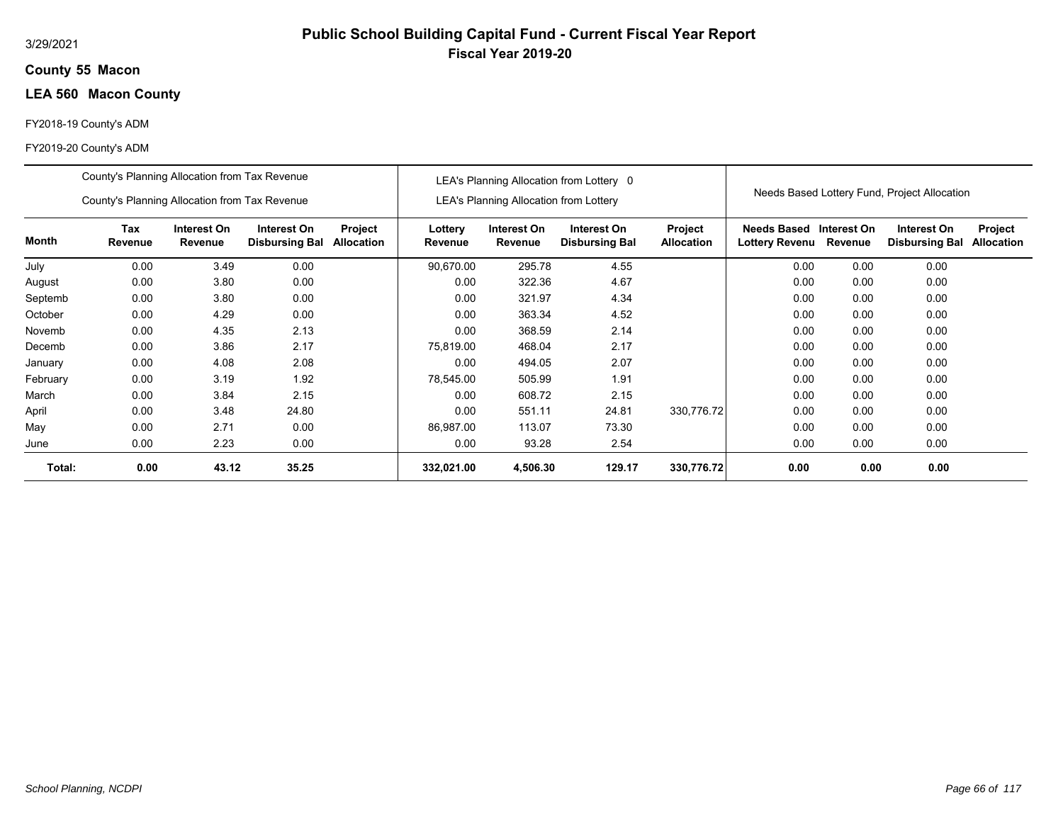3/29/2021

# Public School Building Capital Fund - Current Fiscal Year Report

## Fiscal Year 2019-20

**County 55 Macon**

**LEA 560 Macon County**

FY2018-19 County's ADM

FY2019-20 County's ADM

| | County's Planning Allocation from Tax Revenue<br>County's Planning Allocation from Tax Revenue | | | | LEA's Planning Allocation from Lottery 0<br>LEA's Planning Allocation from Lottery | | | | Needs Based Lottery Fund, Project Allocation | | | |
|---|---|---|---|---|---|---|---|---|---|---|---|---|
| **Month** | **Tax Revenue** | **Interest On Revenue** | **Interest On Disbursing Bal** | **Project Allocation** | **Lottery Revenue** | **Interest On Revenue** | **Interest On Disbursing Bal** | **Project Allocation** | **Needs Based Lottery Revenu** | **Interest On Revenue** | **Interest On Disbursing Bal** | **Project Allocation** |
| July | 0.00 | 3.49 | 0.00 | | 90,670.00 | 295.78 | 4.55 | | 0.00 | 0.00 | 0.00 | |
| August | 0.00 | 3.80 | 0.00 | | 0.00 | 322.36 | 4.67 | | 0.00 | 0.00 | 0.00 | |
| Septemb | 0.00 | 3.80 | 0.00 | | 0.00 | 321.97 | 4.34 | | 0.00 | 0.00 | 0.00 | |
| October | 0.00 | 4.29 | 0.00 | | 0.00 | 363.34 | 4.52 | | 0.00 | 0.00 | 0.00 | |
| Novemb | 0.00 | 4.35 | 2.13 | | 0.00 | 368.59 | 2.14 | | 0.00 | 0.00 | 0.00 | |
| Decemb | 0.00 | 3.86 | 2.17 | | 75,819.00 | 468.04 | 2.17 | | 0.00 | 0.00 | 0.00 | |
| January | 0.00 | 4.08 | 2.08 | | 0.00 | 494.05 | 2.07 | | 0.00 | 0.00 | 0.00 | |
| February | 0.00 | 3.19 | 1.92 | | 78,545.00 | 505.99 | 1.91 | | 0.00 | 0.00 | 0.00 | |
| March | 0.00 | 3.84 | 2.15 | | 0.00 | 608.72 | 2.15 | | 0.00 | 0.00 | 0.00 | |
| April | 0.00 | 3.48 | 24.80 | | 0.00 | 551.11 | 24.81 | 330,776.72 | 0.00 | 0.00 | 0.00 | |
| May | 0.00 | 2.71 | 0.00 | | 86,987.00 | 113.07 | 73.30 | | 0.00 | 0.00 | 0.00 | |
| June | 0.00 | 2.23 | 0.00 | | 0.00 | 93.28 | 2.54 | | 0.00 | 0.00 | 0.00 | |
| **Total:** | **0.00** | **43.12** | **35.25** | | **332,021.00** | **4,506.30** | **129.17** | **330,776.72** | **0.00** | **0.00** | **0.00** | |

*School Planning, NCDPI*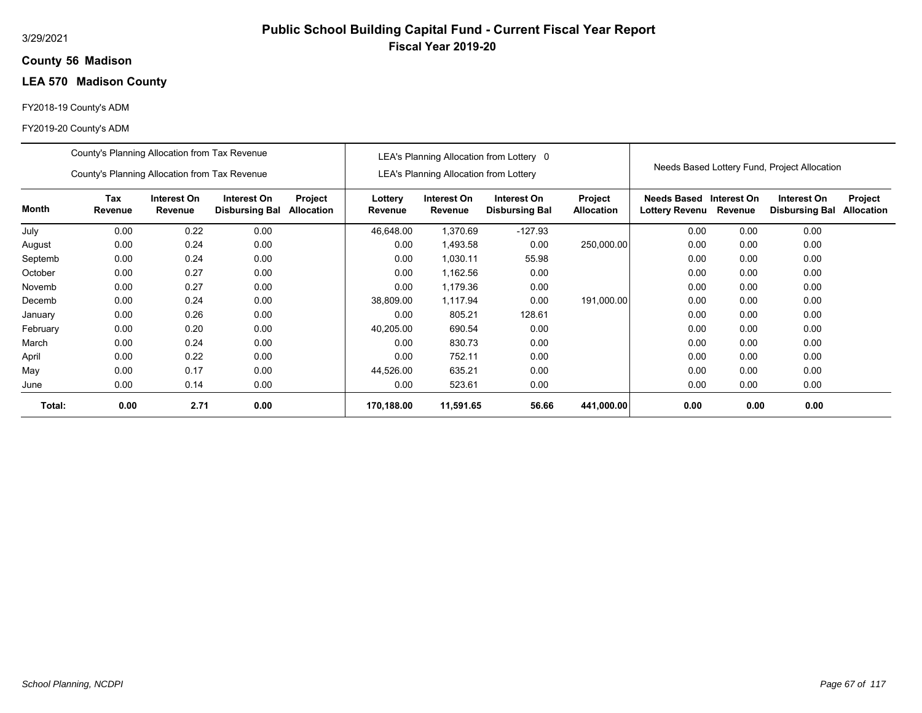3/29/2021

# Public School Building Capital Fund - Current Fiscal Year Report

## Fiscal Year 2019-20

**County 56 Madison**

**LEA 570 Madison County**

FY2018-19 County's ADM

FY2019-20 County's ADM

| | County's Planning Allocation from Tax Revenue / County's Planning Allocation from Tax Revenue | | | | LEA's Planning Allocation from Lottery 0 / LEA's Planning Allocation from Lottery | | | | Needs Based Lottery Fund, Project Allocation | | | |
|---|---|---|---|---|---|---|---|---|---|---|---|---|
| **Month** | **Tax Revenue** | **Interest On Revenue** | **Interest On Disbursing Bal** | **Project Allocation** | **Lottery Revenue** | **Interest On Revenue** | **Interest On Disbursing Bal** | **Project Allocation** | **Needs Based Lottery Revenu** | **Interest On Revenue** | **Interest On Disbursing Bal** | **Project Allocation** |
| July | 0.00 | 0.22 | 0.00 | | 46,648.00 | 1,370.69 | -127.93 | | 0.00 | 0.00 | 0.00 | |
| August | 0.00 | 0.24 | 0.00 | | 0.00 | 1,493.58 | 0.00 | 250,000.00 | 0.00 | 0.00 | 0.00 | |
| Septemb | 0.00 | 0.24 | 0.00 | | 0.00 | 1,030.11 | 55.98 | | 0.00 | 0.00 | 0.00 | |
| October | 0.00 | 0.27 | 0.00 | | 0.00 | 1,162.56 | 0.00 | | 0.00 | 0.00 | 0.00 | |
| Novemb | 0.00 | 0.27 | 0.00 | | 0.00 | 1,179.36 | 0.00 | | 0.00 | 0.00 | 0.00 | |
| Decemb | 0.00 | 0.24 | 0.00 | | 38,809.00 | 1,117.94 | 0.00 | 191,000.00 | 0.00 | 0.00 | 0.00 | |
| January | 0.00 | 0.26 | 0.00 | | 0.00 | 805.21 | 128.61 | | 0.00 | 0.00 | 0.00 | |
| February | 0.00 | 0.20 | 0.00 | | 40,205.00 | 690.54 | 0.00 | | 0.00 | 0.00 | 0.00 | |
| March | 0.00 | 0.24 | 0.00 | | 0.00 | 830.73 | 0.00 | | 0.00 | 0.00 | 0.00 | |
| April | 0.00 | 0.22 | 0.00 | | 0.00 | 752.11 | 0.00 | | 0.00 | 0.00 | 0.00 | |
| May | 0.00 | 0.17 | 0.00 | | 44,526.00 | 635.21 | 0.00 | | 0.00 | 0.00 | 0.00 | |
| June | 0.00 | 0.14 | 0.00 | | 0.00 | 523.61 | 0.00 | | 0.00 | 0.00 | 0.00 | |
| **Total:** | **0.00** | **2.71** | **0.00** | | **170,188.00** | **11,591.65** | **56.66** | **441,000.00** | **0.00** | **0.00** | **0.00** | |

*School Planning, NCDPI*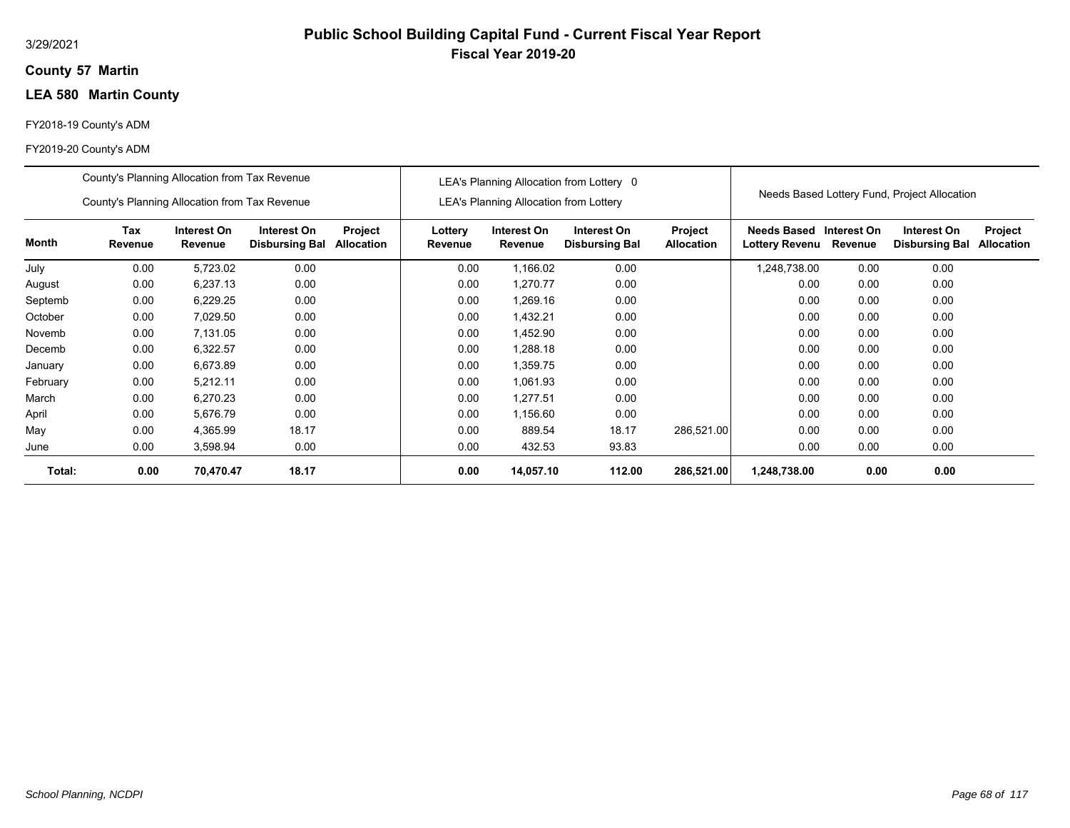# Public School Building Capital Fund - Current Fiscal Year Report

## Fiscal Year 2019-20

3/29/2021

**County 57 Martin**

**LEA 580 Martin County**

FY2018-19 County's ADM

FY2019-20 County's ADM

| | County's Planning Allocation from Tax Revenue / County's Planning Allocation from Tax Revenue | | | | LEA's Planning Allocation from Lottery 0 / LEA's Planning Allocation from Lottery | | | | Needs Based Lottery Fund, Project Allocation | | | |
|---|---|---|---|---|---|---|---|---|---|---|---|---|
| **Month** | **Tax Revenue** | **Interest On Revenue** | **Interest On Disbursing Bal** | **Project Allocation** | **Lottery Revenue** | **Interest On Revenue** | **Interest On Disbursing Bal** | **Project Allocation** | **Needs Based Lottery Revenu** | **Interest On Revenue** | **Interest On Disbursing Bal** | **Project Allocation** |
| July | 0.00 | 5,723.02 | 0.00 | | 0.00 | 1,166.02 | 0.00 | | 1,248,738.00 | 0.00 | 0.00 | |
| August | 0.00 | 6,237.13 | 0.00 | | 0.00 | 1,270.77 | 0.00 | | 0.00 | 0.00 | 0.00 | |
| Septemb | 0.00 | 6,229.25 | 0.00 | | 0.00 | 1,269.16 | 0.00 | | 0.00 | 0.00 | 0.00 | |
| October | 0.00 | 7,029.50 | 0.00 | | 0.00 | 1,432.21 | 0.00 | | 0.00 | 0.00 | 0.00 | |
| Novemb | 0.00 | 7,131.05 | 0.00 | | 0.00 | 1,452.90 | 0.00 | | 0.00 | 0.00 | 0.00 | |
| Decemb | 0.00 | 6,322.57 | 0.00 | | 0.00 | 1,288.18 | 0.00 | | 0.00 | 0.00 | 0.00 | |
| January | 0.00 | 6,673.89 | 0.00 | | 0.00 | 1,359.75 | 0.00 | | 0.00 | 0.00 | 0.00 | |
| February | 0.00 | 5,212.11 | 0.00 | | 0.00 | 1,061.93 | 0.00 | | 0.00 | 0.00 | 0.00 | |
| March | 0.00 | 6,270.23 | 0.00 | | 0.00 | 1,277.51 | 0.00 | | 0.00 | 0.00 | 0.00 | |
| April | 0.00 | 5,676.79 | 0.00 | | 0.00 | 1,156.60 | 0.00 | | 0.00 | 0.00 | 0.00 | |
| May | 0.00 | 4,365.99 | 18.17 | | 0.00 | 889.54 | 18.17 | 286,521.00 | 0.00 | 0.00 | 0.00 | |
| June | 0.00 | 3,598.94 | 0.00 | | 0.00 | 432.53 | 93.83 | | 0.00 | 0.00 | 0.00 | |
| **Total:** | **0.00** | **70,470.47** | **18.17** | | **0.00** | **14,057.10** | **112.00** | **286,521.00** | **1,248,738.00** | **0.00** | **0.00** | |

*School Planning, NCDPI*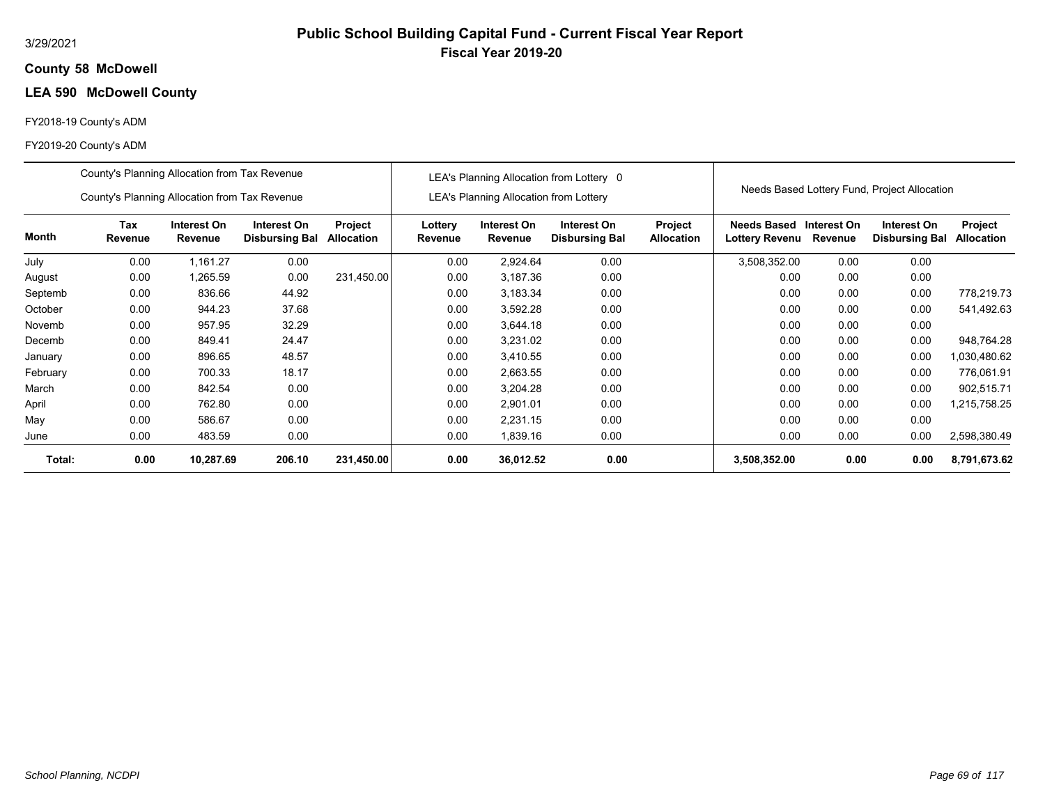# Public School Building Capital Fund - Current Fiscal Year Report

**Fiscal Year 2019-20**

3/29/2021

## County 58 McDowell

## LEA 590 McDowell County

FY2018-19 County's ADM

FY2019-20 County's ADM

| | County's Planning Allocation from Tax Revenue<br>County's Planning Allocation from Tax Revenue | | | | LEA's Planning Allocation from Lottery 0<br>LEA's Planning Allocation from Lottery | | | | Needs Based Lottery Fund, Project Allocation | | | |
|---|---|---|---|---|---|---|---|---|---|---|---|---|
| **Month** | **Tax Revenue** | **Interest On Revenue** | **Interest On Disbursing Bal** | **Project Allocation** | **Lottery Revenue** | **Interest On Revenue** | **Interest On Disbursing Bal** | **Project Allocation** | **Needs Based Lottery Revenu** | **Interest On Revenue** | **Interest On Disbursing Bal** | **Project Allocation** |
| July | 0.00 | 1,161.27 | 0.00 | | 0.00 | 2,924.64 | 0.00 | | 3,508,352.00 | 0.00 | 0.00 | |
| August | 0.00 | 1,265.59 | 0.00 | 231,450.00 | 0.00 | 3,187.36 | 0.00 | | 0.00 | 0.00 | 0.00 | |
| Septemb | 0.00 | 836.66 | 44.92 | | 0.00 | 3,183.34 | 0.00 | | 0.00 | 0.00 | 0.00 | 778,219.73 |
| October | 0.00 | 944.23 | 37.68 | | 0.00 | 3,592.28 | 0.00 | | 0.00 | 0.00 | 0.00 | 541,492.63 |
| Novemb | 0.00 | 957.95 | 32.29 | | 0.00 | 3,644.18 | 0.00 | | 0.00 | 0.00 | 0.00 | |
| Decemb | 0.00 | 849.41 | 24.47 | | 0.00 | 3,231.02 | 0.00 | | 0.00 | 0.00 | 0.00 | 948,764.28 |
| January | 0.00 | 896.65 | 48.57 | | 0.00 | 3,410.55 | 0.00 | | 0.00 | 0.00 | 0.00 | 1,030,480.62 |
| February | 0.00 | 700.33 | 18.17 | | 0.00 | 2,663.55 | 0.00 | | 0.00 | 0.00 | 0.00 | 776,061.91 |
| March | 0.00 | 842.54 | 0.00 | | 0.00 | 3,204.28 | 0.00 | | 0.00 | 0.00 | 0.00 | 902,515.71 |
| April | 0.00 | 762.80 | 0.00 | | 0.00 | 2,901.01 | 0.00 | | 0.00 | 0.00 | 0.00 | 1,215,758.25 |
| May | 0.00 | 586.67 | 0.00 | | 0.00 | 2,231.15 | 0.00 | | 0.00 | 0.00 | 0.00 | |
| June | 0.00 | 483.59 | 0.00 | | 0.00 | 1,839.16 | 0.00 | | 0.00 | 0.00 | 0.00 | 2,598,380.49 |
| **Total:** | **0.00** | **10,287.69** | **206.10** | **231,450.00** | **0.00** | **36,012.52** | **0.00** | | **3,508,352.00** | **0.00** | **0.00** | **8,791,673.62** |

*School Planning, NCDPI*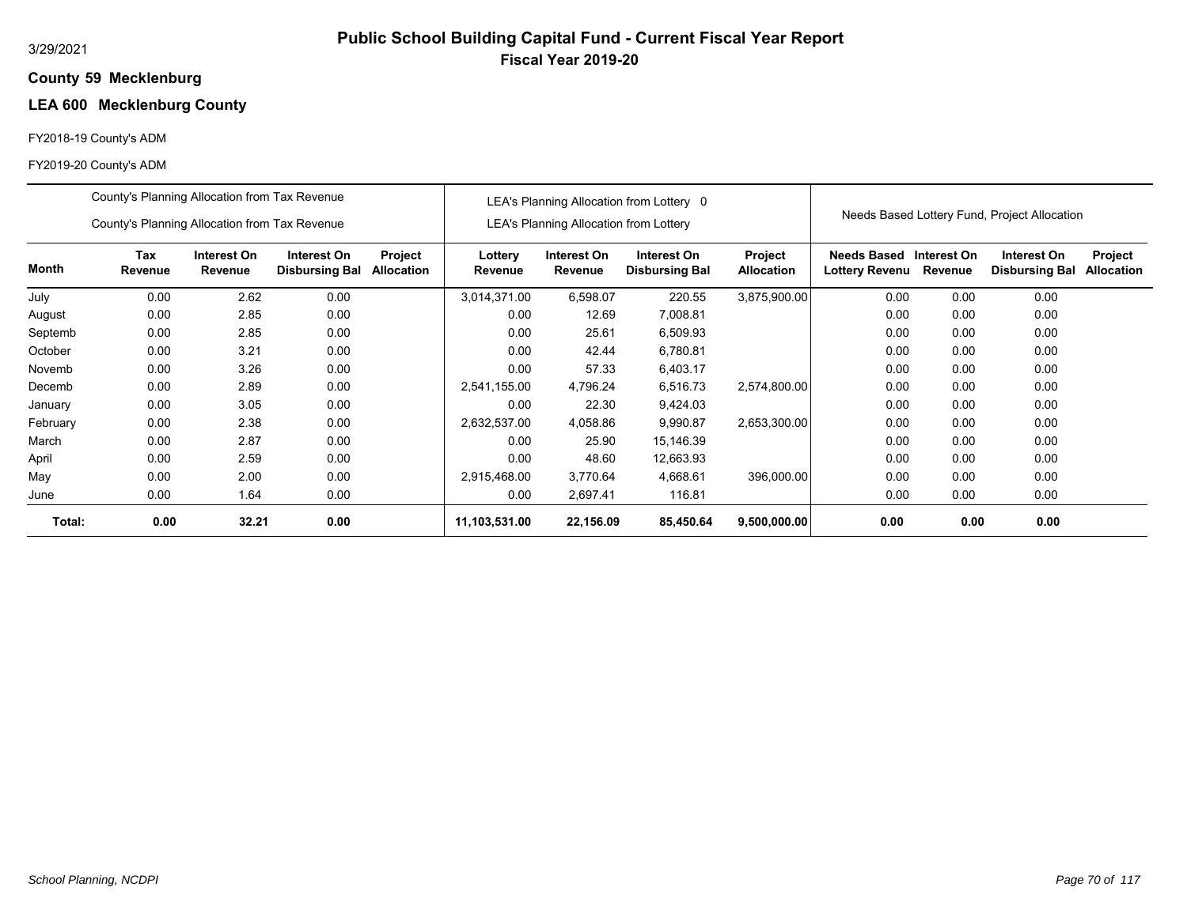# Public School Building Capital Fund - Current Fiscal Year Report

**Fiscal Year 2019-20**

3/29/2021

**County 59 Mecklenburg**

**LEA 600 Mecklenburg County**

FY2018-19 County's ADM

FY2019-20 County's ADM

| | County's Planning Allocation from Tax Revenue / County's Planning Allocation from Tax Revenue | | | | LEA's Planning Allocation from Lottery 0 / LEA's Planning Allocation from Lottery | | | | Needs Based Lottery Fund, Project Allocation | | | |
|---|---|---|---|---|---|---|---|---|---|---|---|---|
| **Month** | **Tax Revenue** | **Interest On Revenue** | **Interest On Disbursing Bal** | **Project Allocation** | **Lottery Revenue** | **Interest On Revenue** | **Interest On Disbursing Bal** | **Project Allocation** | **Needs Based Lottery Revenu** | **Interest On Revenue** | **Interest On Disbursing Bal** | **Project Allocation** |
| July | 0.00 | 2.62 | 0.00 | | 3,014,371.00 | 6,598.07 | 220.55 | 3,875,900.00 | 0.00 | 0.00 | 0.00 | |
| August | 0.00 | 2.85 | 0.00 | | 0.00 | 12.69 | 7,008.81 | | 0.00 | 0.00 | 0.00 | |
| Septemb | 0.00 | 2.85 | 0.00 | | 0.00 | 25.61 | 6,509.93 | | 0.00 | 0.00 | 0.00 | |
| October | 0.00 | 3.21 | 0.00 | | 0.00 | 42.44 | 6,780.81 | | 0.00 | 0.00 | 0.00 | |
| Novemb | 0.00 | 3.26 | 0.00 | | 0.00 | 57.33 | 6,403.17 | | 0.00 | 0.00 | 0.00 | |
| Decemb | 0.00 | 2.89 | 0.00 | | 2,541,155.00 | 4,796.24 | 6,516.73 | 2,574,800.00 | 0.00 | 0.00 | 0.00 | |
| January | 0.00 | 3.05 | 0.00 | | 0.00 | 22.30 | 9,424.03 | | 0.00 | 0.00 | 0.00 | |
| February | 0.00 | 2.38 | 0.00 | | 2,632,537.00 | 4,058.86 | 9,990.87 | 2,653,300.00 | 0.00 | 0.00 | 0.00 | |
| March | 0.00 | 2.87 | 0.00 | | 0.00 | 25.90 | 15,146.39 | | 0.00 | 0.00 | 0.00 | |
| April | 0.00 | 2.59 | 0.00 | | 0.00 | 48.60 | 12,663.93 | | 0.00 | 0.00 | 0.00 | |
| May | 0.00 | 2.00 | 0.00 | | 2,915,468.00 | 3,770.64 | 4,668.61 | 396,000.00 | 0.00 | 0.00 | 0.00 | |
| June | 0.00 | 1.64 | 0.00 | | 0.00 | 2,697.41 | 116.81 | | 0.00 | 0.00 | 0.00 | |
| **Total:** | **0.00** | **32.21** | **0.00** | | **11,103,531.00** | **22,156.09** | **85,450.64** | **9,500,000.00** | **0.00** | **0.00** | **0.00** | |

*School Planning, NCDPI*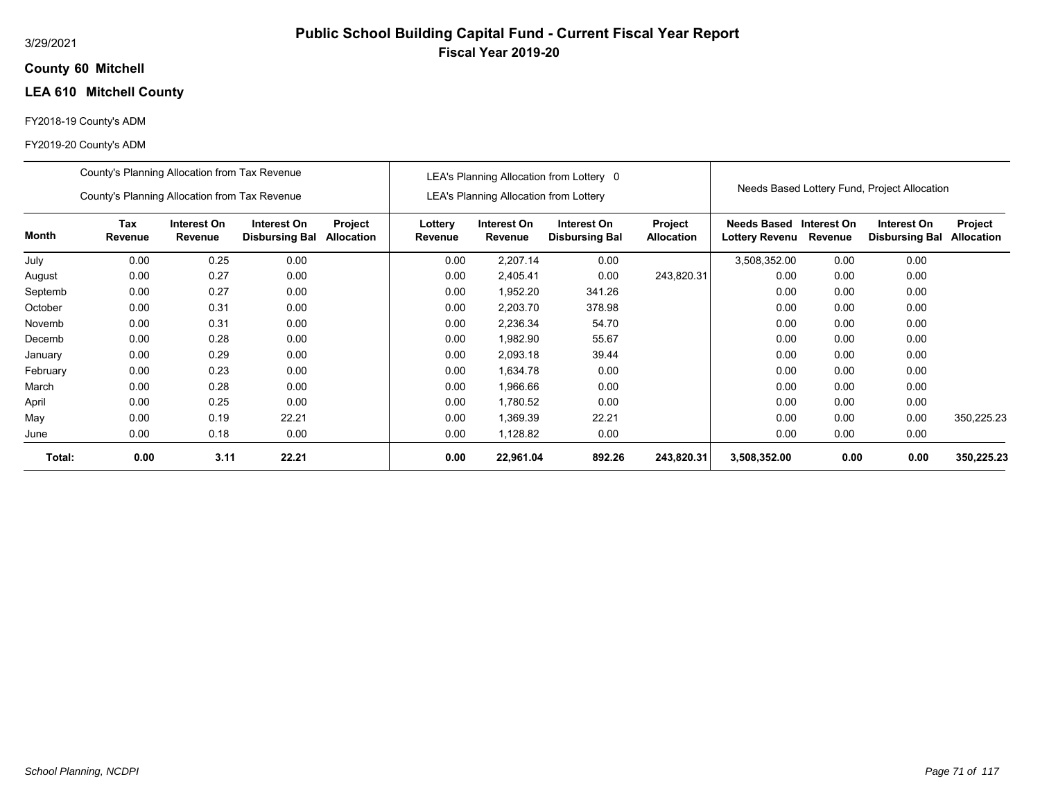# Public School Building Capital Fund - Current Fiscal Year Report

**Fiscal Year 2019-20**

3/29/2021

**County 60 Mitchell**

**LEA 610 Mitchell County**

FY2018-19 County's ADM

FY2019-20 County's ADM

| | County's Planning Allocation from Tax Revenue<br>County's Planning Allocation from Tax Revenue | | | | LEA's Planning Allocation from Lottery 0<br>LEA's Planning Allocation from Lottery | | | | Needs Based Lottery Fund, Project Allocation | | | |
|---|---|---|---|---|---|---|---|---|---|---|---|---|
| **Month** | **Tax Revenue** | **Interest On Revenue** | **Interest On Disbursing Bal** | **Project Allocation** | **Lottery Revenue** | **Interest On Revenue** | **Interest On Disbursing Bal** | **Project Allocation** | **Needs Based Lottery Revenu** | **Interest On Revenue** | **Interest On Disbursing Bal** | **Project Allocation** |
| July | 0.00 | 0.25 | 0.00 | | 0.00 | 2,207.14 | 0.00 | | 3,508,352.00 | 0.00 | 0.00 | |
| August | 0.00 | 0.27 | 0.00 | | 0.00 | 2,405.41 | 0.00 | 243,820.31 | 0.00 | 0.00 | 0.00 | |
| Septemb | 0.00 | 0.27 | 0.00 | | 0.00 | 1,952.20 | 341.26 | | 0.00 | 0.00 | 0.00 | |
| October | 0.00 | 0.31 | 0.00 | | 0.00 | 2,203.70 | 378.98 | | 0.00 | 0.00 | 0.00 | |
| Novemb | 0.00 | 0.31 | 0.00 | | 0.00 | 2,236.34 | 54.70 | | 0.00 | 0.00 | 0.00 | |
| Decemb | 0.00 | 0.28 | 0.00 | | 0.00 | 1,982.90 | 55.67 | | 0.00 | 0.00 | 0.00 | |
| January | 0.00 | 0.29 | 0.00 | | 0.00 | 2,093.18 | 39.44 | | 0.00 | 0.00 | 0.00 | |
| February | 0.00 | 0.23 | 0.00 | | 0.00 | 1,634.78 | 0.00 | | 0.00 | 0.00 | 0.00 | |
| March | 0.00 | 0.28 | 0.00 | | 0.00 | 1,966.66 | 0.00 | | 0.00 | 0.00 | 0.00 | |
| April | 0.00 | 0.25 | 0.00 | | 0.00 | 1,780.52 | 0.00 | | 0.00 | 0.00 | 0.00 | |
| May | 0.00 | 0.19 | 22.21 | | 0.00 | 1,369.39 | 22.21 | | 0.00 | 0.00 | 0.00 | 350,225.23 |
| June | 0.00 | 0.18 | 0.00 | | 0.00 | 1,128.82 | 0.00 | | 0.00 | 0.00 | 0.00 | |
| **Total:** | **0.00** | **3.11** | **22.21** | | **0.00** | **22,961.04** | **892.26** | **243,820.31** | **3,508,352.00** | **0.00** | **0.00** | **350,225.23** |

*School Planning, NCDPI*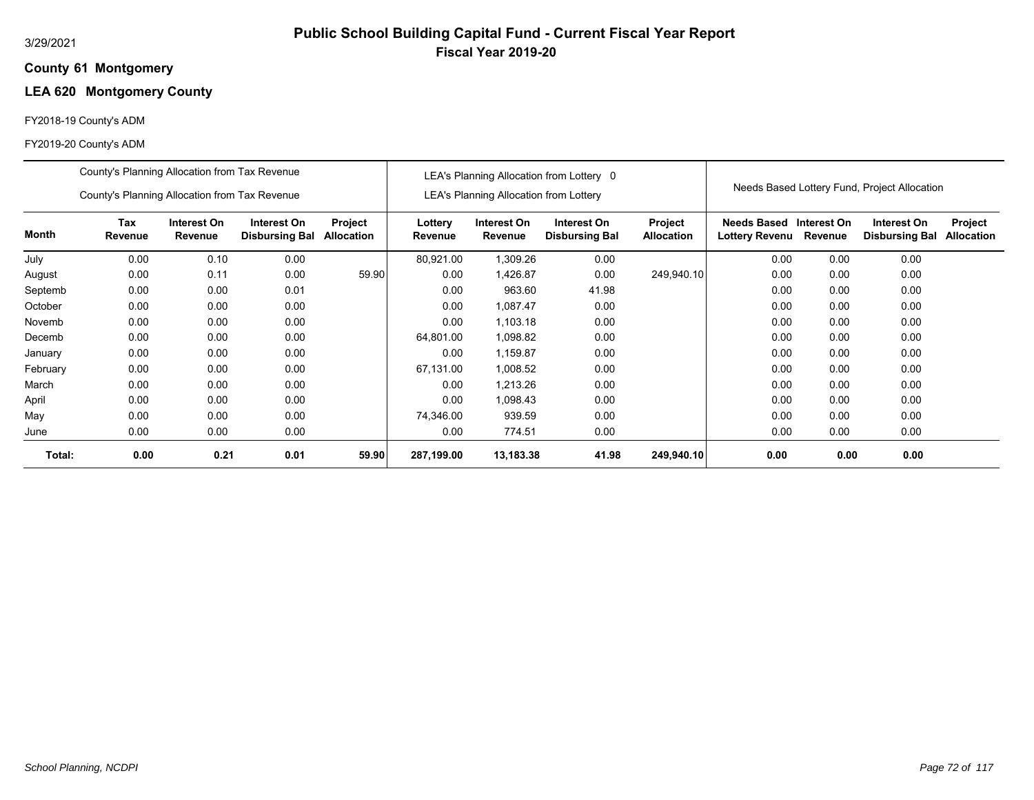# Public School Building Capital Fund - Current Fiscal Year Report

**Fiscal Year 2019-20**

3/29/2021

**County 61 Montgomery**

## LEA 620 Montgomery County

FY2018-19 County's ADM

FY2019-20 County's ADM

| | County's Planning Allocation from Tax Revenue / County's Planning Allocation from Tax Revenue | | | | LEA's Planning Allocation from Lottery 0 / LEA's Planning Allocation from Lottery | | | | Needs Based Lottery Fund, Project Allocation | | | |
|---|---|---|---|---|---|---|---|---|---|---|---|---|
| **Month** | **Tax Revenue** | **Interest On Revenue** | **Interest On Disbursing Bal** | **Project Allocation** | **Lottery Revenue** | **Interest On Revenue** | **Interest On Disbursing Bal** | **Project Allocation** | **Needs Based Lottery Revenu** | **Interest On Revenue** | **Interest On Disbursing Bal** | **Project Allocation** |
| July | 0.00 | 0.10 | 0.00 | | 80,921.00 | 1,309.26 | 0.00 | | 0.00 | 0.00 | 0.00 | |
| August | 0.00 | 0.11 | 0.00 | 59.90 | 0.00 | 1,426.87 | 0.00 | 249,940.10 | 0.00 | 0.00 | 0.00 | |
| Septemb | 0.00 | 0.00 | 0.01 | | 0.00 | 963.60 | 41.98 | | 0.00 | 0.00 | 0.00 | |
| October | 0.00 | 0.00 | 0.00 | | 0.00 | 1,087.47 | 0.00 | | 0.00 | 0.00 | 0.00 | |
| Novemb | 0.00 | 0.00 | 0.00 | | 0.00 | 1,103.18 | 0.00 | | 0.00 | 0.00 | 0.00 | |
| Decemb | 0.00 | 0.00 | 0.00 | | 64,801.00 | 1,098.82 | 0.00 | | 0.00 | 0.00 | 0.00 | |
| January | 0.00 | 0.00 | 0.00 | | 0.00 | 1,159.87 | 0.00 | | 0.00 | 0.00 | 0.00 | |
| February | 0.00 | 0.00 | 0.00 | | 67,131.00 | 1,008.52 | 0.00 | | 0.00 | 0.00 | 0.00 | |
| March | 0.00 | 0.00 | 0.00 | | 0.00 | 1,213.26 | 0.00 | | 0.00 | 0.00 | 0.00 | |
| April | 0.00 | 0.00 | 0.00 | | 0.00 | 1,098.43 | 0.00 | | 0.00 | 0.00 | 0.00 | |
| May | 0.00 | 0.00 | 0.00 | | 74,346.00 | 939.59 | 0.00 | | 0.00 | 0.00 | 0.00 | |
| June | 0.00 | 0.00 | 0.00 | | 0.00 | 774.51 | 0.00 | | 0.00 | 0.00 | 0.00 | |
| **Total:** | **0.00** | **0.21** | **0.01** | **59.90** | **287,199.00** | **13,183.38** | **41.98** | **249,940.10** | **0.00** | **0.00** | **0.00** | |

*School Planning, NCDPI*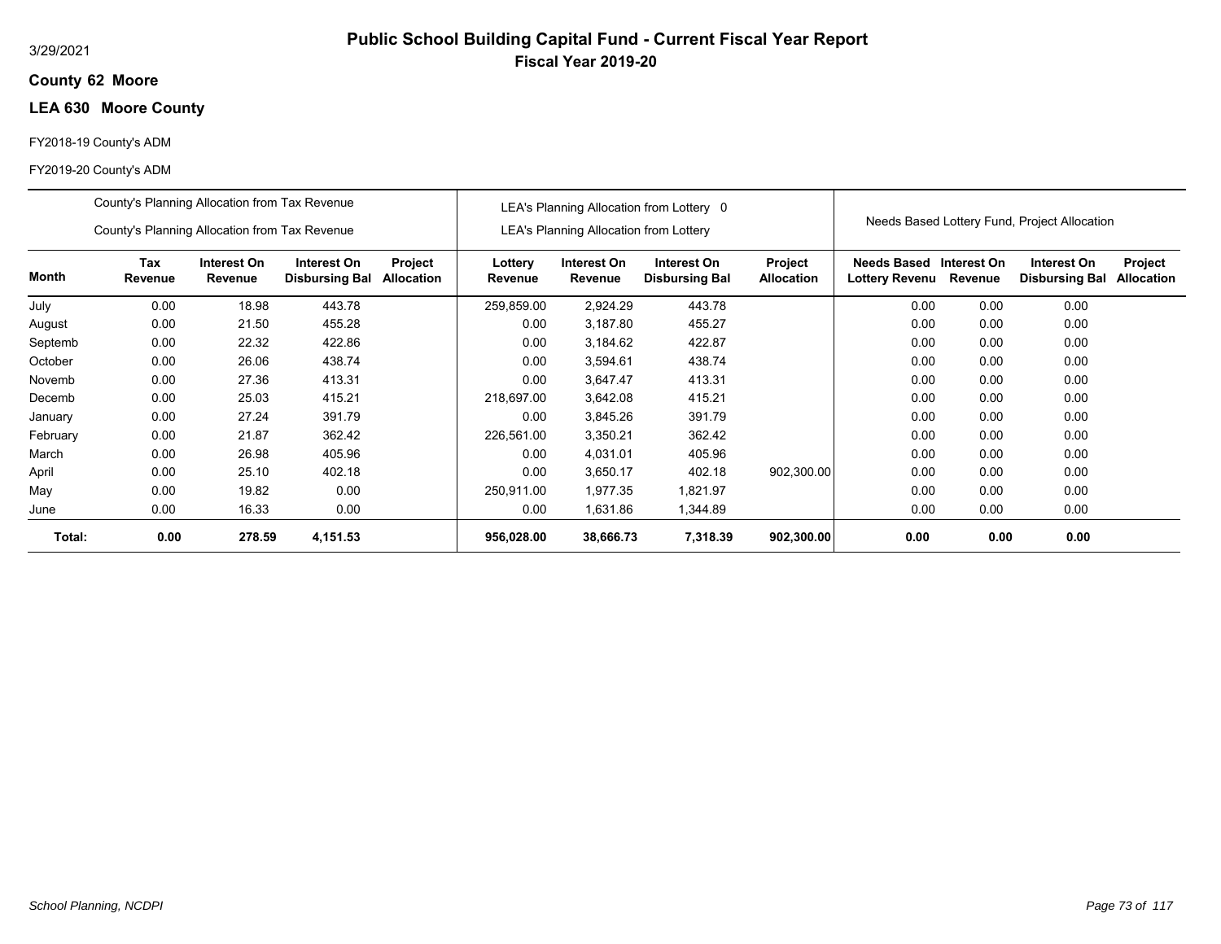3/29/2021

# Public School Building Capital Fund - Current Fiscal Year Report
## Fiscal Year 2019-20

**County 62 Moore**

**LEA 630 Moore County**

FY2018-19 County's ADM

FY2019-20 County's ADM

| | County's Planning Allocation from Tax Revenue / County's Planning Allocation from Tax Revenue | | | | LEA's Planning Allocation from Lottery 0 / LEA's Planning Allocation from Lottery | | | | Needs Based Lottery Fund, Project Allocation | | | |
|---|---|---|---|---|---|---|---|---|---|---|---|---|
| **Month** | **Tax Revenue** | **Interest On Revenue** | **Interest On Disbursing Bal** | **Project Allocation** | **Lottery Revenue** | **Interest On Revenue** | **Interest On Disbursing Bal** | **Project Allocation** | **Needs Based Lottery Revenu** | **Interest On Revenue** | **Interest On Disbursing Bal** | **Project Allocation** |
| July | 0.00 | 18.98 | 443.78 | | 259,859.00 | 2,924.29 | 443.78 | | 0.00 | 0.00 | 0.00 | |
| August | 0.00 | 21.50 | 455.28 | | 0.00 | 3,187.80 | 455.27 | | 0.00 | 0.00 | 0.00 | |
| Septemb | 0.00 | 22.32 | 422.86 | | 0.00 | 3,184.62 | 422.87 | | 0.00 | 0.00 | 0.00 | |
| October | 0.00 | 26.06 | 438.74 | | 0.00 | 3,594.61 | 438.74 | | 0.00 | 0.00 | 0.00 | |
| Novemb | 0.00 | 27.36 | 413.31 | | 0.00 | 3,647.47 | 413.31 | | 0.00 | 0.00 | 0.00 | |
| Decemb | 0.00 | 25.03 | 415.21 | | 218,697.00 | 3,642.08 | 415.21 | | 0.00 | 0.00 | 0.00 | |
| January | 0.00 | 27.24 | 391.79 | | 0.00 | 3,845.26 | 391.79 | | 0.00 | 0.00 | 0.00 | |
| February | 0.00 | 21.87 | 362.42 | | 226,561.00 | 3,350.21 | 362.42 | | 0.00 | 0.00 | 0.00 | |
| March | 0.00 | 26.98 | 405.96 | | 0.00 | 4,031.01 | 405.96 | | 0.00 | 0.00 | 0.00 | |
| April | 0.00 | 25.10 | 402.18 | | 0.00 | 3,650.17 | 402.18 | 902,300.00 | 0.00 | 0.00 | 0.00 | |
| May | 0.00 | 19.82 | 0.00 | | 250,911.00 | 1,977.35 | 1,821.97 | | 0.00 | 0.00 | 0.00 | |
| June | 0.00 | 16.33 | 0.00 | | 0.00 | 1,631.86 | 1,344.89 | | 0.00 | 0.00 | 0.00 | |
| **Total:** | **0.00** | **278.59** | **4,151.53** | | **956,028.00** | **38,666.73** | **7,318.39** | **902,300.00** | **0.00** | **0.00** | **0.00** | |

*School Planning, NCDPI*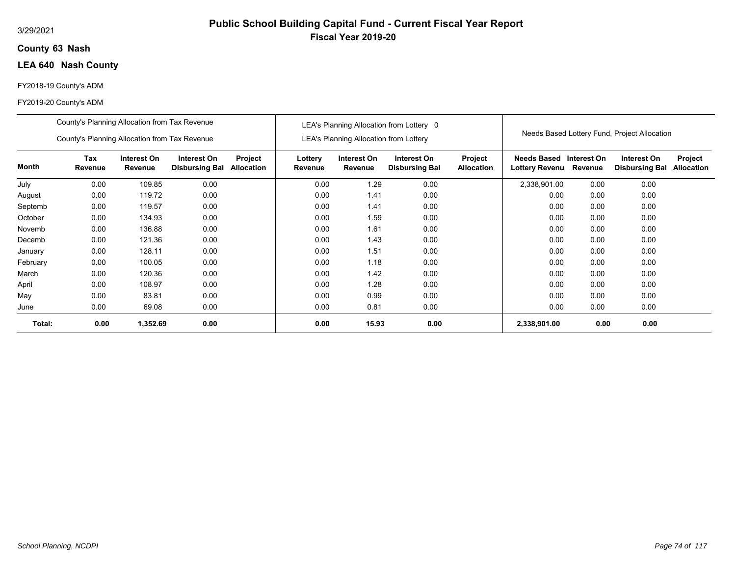3/29/2021

# Public School Building Capital Fund - Current Fiscal Year Report

## Fiscal Year 2019-20

**County 63 Nash**

**LEA 640 Nash County**

FY2018-19 County's ADM

FY2019-20 County's ADM

| County's Planning Allocation from Tax Revenue<br>County's Planning Allocation from Tax Revenue | | | | | LEA's Planning Allocation from Lottery 0<br>LEA's Planning Allocation from Lottery | | | | Needs Based Lottery Fund, Project Allocation | | | |
|---|---|---|---|---|---|---|---|---|---|---|---|---|
| **Month** | **Tax Revenue** | **Interest On Revenue** | **Interest On Disbursing Bal** | **Project Allocation** | **Lottery Revenue** | **Interest On Revenue** | **Interest On Disbursing Bal** | **Project Allocation** | **Needs Based Lottery Revenu** | **Interest On Revenue** | **Interest On Disbursing Bal** | **Project Allocation** |
| July | 0.00 | 109.85 | 0.00 | | 0.00 | 1.29 | 0.00 | | 2,338,901.00 | 0.00 | 0.00 | |
| August | 0.00 | 119.72 | 0.00 | | 0.00 | 1.41 | 0.00 | | 0.00 | 0.00 | 0.00 | |
| Septemb | 0.00 | 119.57 | 0.00 | | 0.00 | 1.41 | 0.00 | | 0.00 | 0.00 | 0.00 | |
| October | 0.00 | 134.93 | 0.00 | | 0.00 | 1.59 | 0.00 | | 0.00 | 0.00 | 0.00 | |
| Novemb | 0.00 | 136.88 | 0.00 | | 0.00 | 1.61 | 0.00 | | 0.00 | 0.00 | 0.00 | |
| Decemb | 0.00 | 121.36 | 0.00 | | 0.00 | 1.43 | 0.00 | | 0.00 | 0.00 | 0.00 | |
| January | 0.00 | 128.11 | 0.00 | | 0.00 | 1.51 | 0.00 | | 0.00 | 0.00 | 0.00 | |
| February | 0.00 | 100.05 | 0.00 | | 0.00 | 1.18 | 0.00 | | 0.00 | 0.00 | 0.00 | |
| March | 0.00 | 120.36 | 0.00 | | 0.00 | 1.42 | 0.00 | | 0.00 | 0.00 | 0.00 | |
| April | 0.00 | 108.97 | 0.00 | | 0.00 | 1.28 | 0.00 | | 0.00 | 0.00 | 0.00 | |
| May | 0.00 | 83.81 | 0.00 | | 0.00 | 0.99 | 0.00 | | 0.00 | 0.00 | 0.00 | |
| June | 0.00 | 69.08 | 0.00 | | 0.00 | 0.81 | 0.00 | | 0.00 | 0.00 | 0.00 | |
| **Total:** | **0.00** | **1,352.69** | **0.00** | | **0.00** | **15.93** | **0.00** | | **2,338,901.00** | **0.00** | **0.00** | |

*School Planning, NCDPI*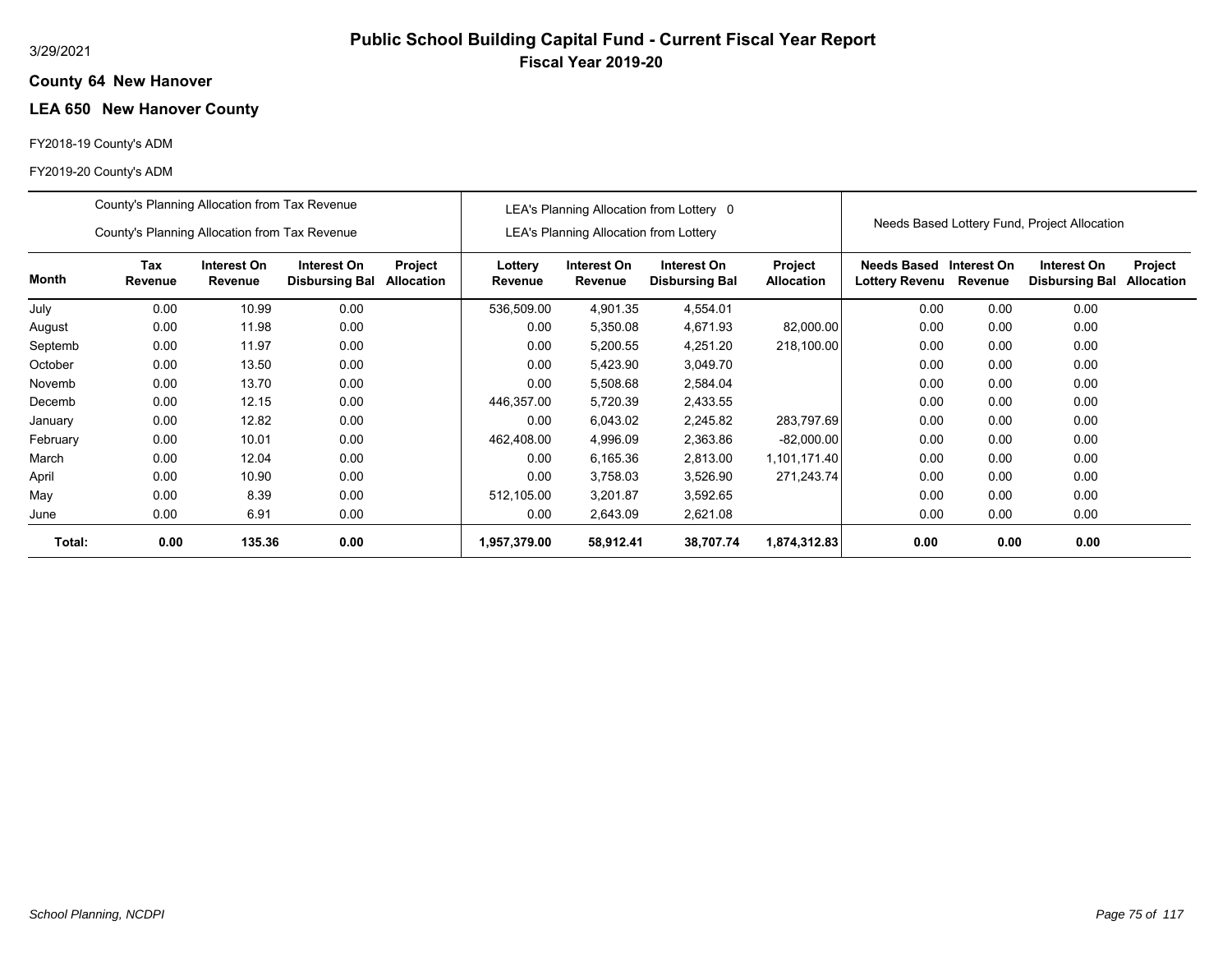# Public School Building Capital Fund - Current Fiscal Year Report

**Fiscal Year 2019-20**

3/29/2021

**County 64 New Hanover**

**LEA 650 New Hanover County**

FY2018-19 County's ADM

FY2019-20 County's ADM

| | County's Planning Allocation from Tax Revenue<br>County's Planning Allocation from Tax Revenue | | | | LEA's Planning Allocation from Lottery 0<br>LEA's Planning Allocation from Lottery | | | | Needs Based Lottery Fund, Project Allocation | | | |
|---|---|---|---|---|---|---|---|---|---|---|---|---|
| **Month** | **Tax Revenue** | **Interest On Revenue** | **Interest On Disbursing Bal** | **Project Allocation** | **Lottery Revenue** | **Interest On Revenue** | **Interest On Disbursing Bal** | **Project Allocation** | **Needs Based Lottery Revenu** | **Interest On Revenue** | **Interest On Disbursing Bal** | **Project Allocation** |
| July | 0.00 | 10.99 | 0.00 | | 536,509.00 | 4,901.35 | 4,554.01 | | 0.00 | 0.00 | 0.00 | |
| August | 0.00 | 11.98 | 0.00 | | 0.00 | 5,350.08 | 4,671.93 | 82,000.00 | 0.00 | 0.00 | 0.00 | |
| Septemb | 0.00 | 11.97 | 0.00 | | 0.00 | 5,200.55 | 4,251.20 | 218,100.00 | 0.00 | 0.00 | 0.00 | |
| October | 0.00 | 13.50 | 0.00 | | 0.00 | 5,423.90 | 3,049.70 | | 0.00 | 0.00 | 0.00 | |
| Novemb | 0.00 | 13.70 | 0.00 | | 0.00 | 5,508.68 | 2,584.04 | | 0.00 | 0.00 | 0.00 | |
| Decemb | 0.00 | 12.15 | 0.00 | | 446,357.00 | 5,720.39 | 2,433.55 | | 0.00 | 0.00 | 0.00 | |
| January | 0.00 | 12.82 | 0.00 | | 0.00 | 6,043.02 | 2,245.82 | 283,797.69 | 0.00 | 0.00 | 0.00 | |
| February | 0.00 | 10.01 | 0.00 | | 462,408.00 | 4,996.09 | 2,363.86 | -82,000.00 | 0.00 | 0.00 | 0.00 | |
| March | 0.00 | 12.04 | 0.00 | | 0.00 | 6,165.36 | 2,813.00 | 1,101,171.40 | 0.00 | 0.00 | 0.00 | |
| April | 0.00 | 10.90 | 0.00 | | 0.00 | 3,758.03 | 3,526.90 | 271,243.74 | 0.00 | 0.00 | 0.00 | |
| May | 0.00 | 8.39 | 0.00 | | 512,105.00 | 3,201.87 | 3,592.65 | | 0.00 | 0.00 | 0.00 | |
| June | 0.00 | 6.91 | 0.00 | | 0.00 | 2,643.09 | 2,621.08 | | 0.00 | 0.00 | 0.00 | |
| **Total:** | **0.00** | **135.36** | **0.00** | | **1,957,379.00** | **58,912.41** | **38,707.74** | **1,874,312.83** | **0.00** | **0.00** | **0.00** | |

*School Planning, NCDPI*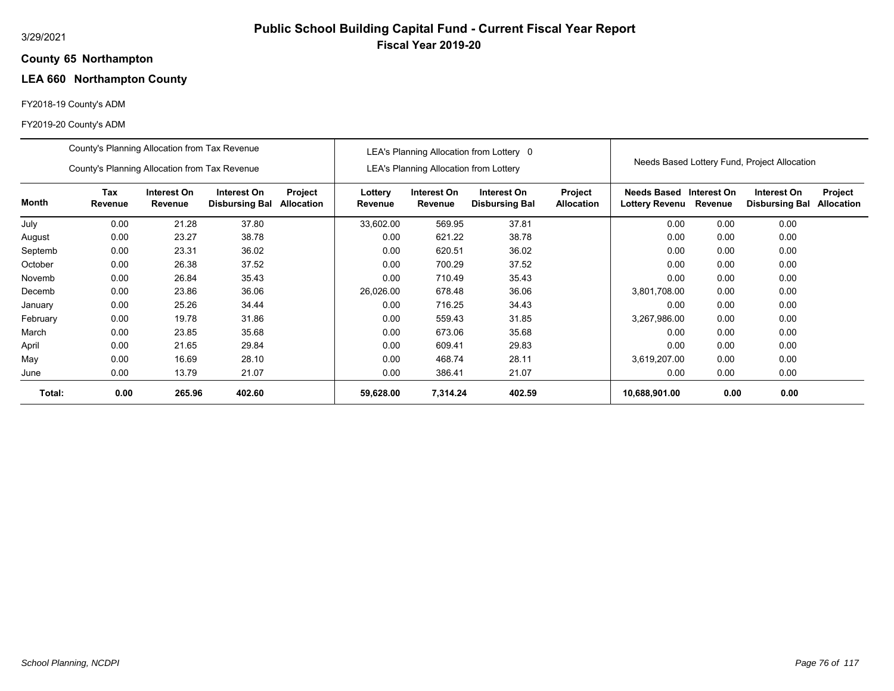# Public School Building Capital Fund - Current Fiscal Year Report

**Fiscal Year 2019-20**

3/29/2021

**County 65 Northampton**

**LEA 660 Northampton County**

FY2018-19 County's ADM

FY2019-20 County's ADM

| | County's Planning Allocation from Tax Revenue<br>County's Planning Allocation from Tax Revenue | | | | LEA's Planning Allocation from Lottery 0<br>LEA's Planning Allocation from Lottery | | | | Needs Based Lottery Fund, Project Allocation | | | |
|---|---|---|---|---|---|---|---|---|---|---|---|---|
| **Month** | **Tax Revenue** | **Interest On Revenue** | **Interest On Disbursing Bal** | **Project Allocation** | **Lottery Revenue** | **Interest On Revenue** | **Interest On Disbursing Bal** | **Project Allocation** | **Needs Based Lottery Revenu** | **Interest On Revenue** | **Interest On Disbursing Bal** | **Project Allocation** |
| July | 0.00 | 21.28 | 37.80 | | 33,602.00 | 569.95 | 37.81 | | 0.00 | 0.00 | 0.00 | |
| August | 0.00 | 23.27 | 38.78 | | 0.00 | 621.22 | 38.78 | | 0.00 | 0.00 | 0.00 | |
| Septemb | 0.00 | 23.31 | 36.02 | | 0.00 | 620.51 | 36.02 | | 0.00 | 0.00 | 0.00 | |
| October | 0.00 | 26.38 | 37.52 | | 0.00 | 700.29 | 37.52 | | 0.00 | 0.00 | 0.00 | |
| Novemb | 0.00 | 26.84 | 35.43 | | 0.00 | 710.49 | 35.43 | | 0.00 | 0.00 | 0.00 | |
| Decemb | 0.00 | 23.86 | 36.06 | | 26,026.00 | 678.48 | 36.06 | | 3,801,708.00 | 0.00 | 0.00 | |
| January | 0.00 | 25.26 | 34.44 | | 0.00 | 716.25 | 34.43 | | 0.00 | 0.00 | 0.00 | |
| February | 0.00 | 19.78 | 31.86 | | 0.00 | 559.43 | 31.85 | | 3,267,986.00 | 0.00 | 0.00 | |
| March | 0.00 | 23.85 | 35.68 | | 0.00 | 673.06 | 35.68 | | 0.00 | 0.00 | 0.00 | |
| April | 0.00 | 21.65 | 29.84 | | 0.00 | 609.41 | 29.83 | | 0.00 | 0.00 | 0.00 | |
| May | 0.00 | 16.69 | 28.10 | | 0.00 | 468.74 | 28.11 | | 3,619,207.00 | 0.00 | 0.00 | |
| June | 0.00 | 13.79 | 21.07 | | 0.00 | 386.41 | 21.07 | | 0.00 | 0.00 | 0.00 | |
| **Total:** | **0.00** | **265.96** | **402.60** | | **59,628.00** | **7,314.24** | **402.59** | | **10,688,901.00** | **0.00** | **0.00** | |

*School Planning, NCDPI*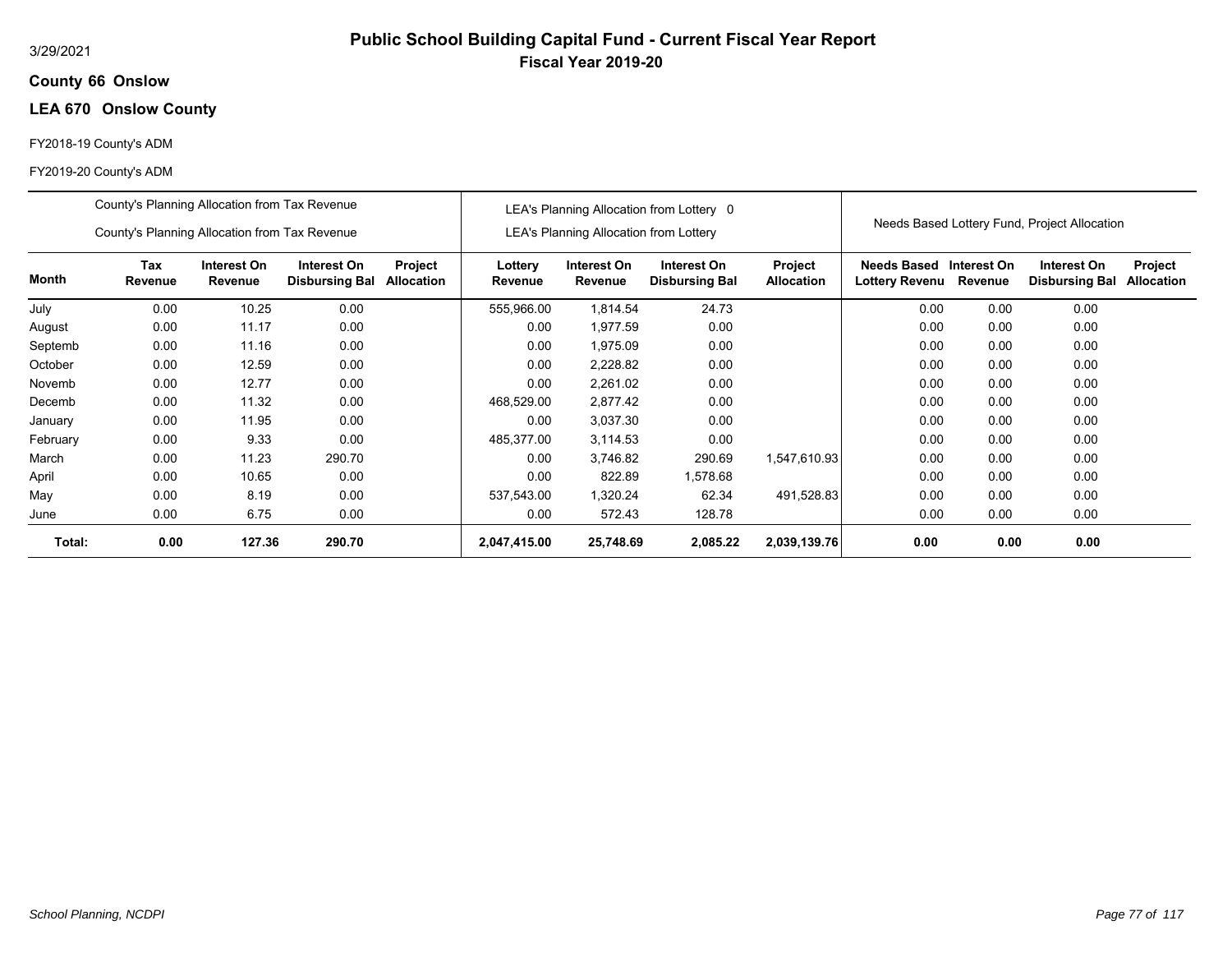3/29/2021

# Public School Building Capital Fund - Current Fiscal Year Report

**Fiscal Year 2019-20**

**County 66 Onslow**

**LEA 670 Onslow County**

FY2018-19 County's ADM

FY2019-20 County's ADM

| | County's Planning Allocation from Tax Revenue / County's Planning Allocation from Tax Revenue | | | | LEA's Planning Allocation from Lottery 0 / LEA's Planning Allocation from Lottery | | | | Needs Based Lottery Fund, Project Allocation | | | |
|---|---|---|---|---|---|---|---|---|---|---|---|---|
| **Month** | **Tax Revenue** | **Interest On Revenue** | **Interest On Disbursing Bal** | **Project Allocation** | **Lottery Revenue** | **Interest On Revenue** | **Interest On Disbursing Bal** | **Project Allocation** | **Needs Based Lottery Revenu** | **Interest On Revenue** | **Interest On Disbursing Bal** | **Project Allocation** |
| July | 0.00 | 10.25 | 0.00 | | 555,966.00 | 1,814.54 | 24.73 | | 0.00 | 0.00 | 0.00 | |
| August | 0.00 | 11.17 | 0.00 | | 0.00 | 1,977.59 | 0.00 | | 0.00 | 0.00 | 0.00 | |
| Septemb | 0.00 | 11.16 | 0.00 | | 0.00 | 1,975.09 | 0.00 | | 0.00 | 0.00 | 0.00 | |
| October | 0.00 | 12.59 | 0.00 | | 0.00 | 2,228.82 | 0.00 | | 0.00 | 0.00 | 0.00 | |
| Novemb | 0.00 | 12.77 | 0.00 | | 0.00 | 2,261.02 | 0.00 | | 0.00 | 0.00 | 0.00 | |
| Decemb | 0.00 | 11.32 | 0.00 | | 468,529.00 | 2,877.42 | 0.00 | | 0.00 | 0.00 | 0.00 | |
| January | 0.00 | 11.95 | 0.00 | | 0.00 | 3,037.30 | 0.00 | | 0.00 | 0.00 | 0.00 | |
| February | 0.00 | 9.33 | 0.00 | | 485,377.00 | 3,114.53 | 0.00 | | 0.00 | 0.00 | 0.00 | |
| March | 0.00 | 11.23 | 290.70 | | 0.00 | 3,746.82 | 290.69 | 1,547,610.93 | 0.00 | 0.00 | 0.00 | |
| April | 0.00 | 10.65 | 0.00 | | 0.00 | 822.89 | 1,578.68 | | 0.00 | 0.00 | 0.00 | |
| May | 0.00 | 8.19 | 0.00 | | 537,543.00 | 1,320.24 | 62.34 | 491,528.83 | 0.00 | 0.00 | 0.00 | |
| June | 0.00 | 6.75 | 0.00 | | 0.00 | 572.43 | 128.78 | | 0.00 | 0.00 | 0.00 | |
| **Total:** | **0.00** | **127.36** | **290.70** | | **2,047,415.00** | **25,748.69** | **2,085.22** | **2,039,139.76** | **0.00** | **0.00** | **0.00** | |

*School Planning, NCDPI*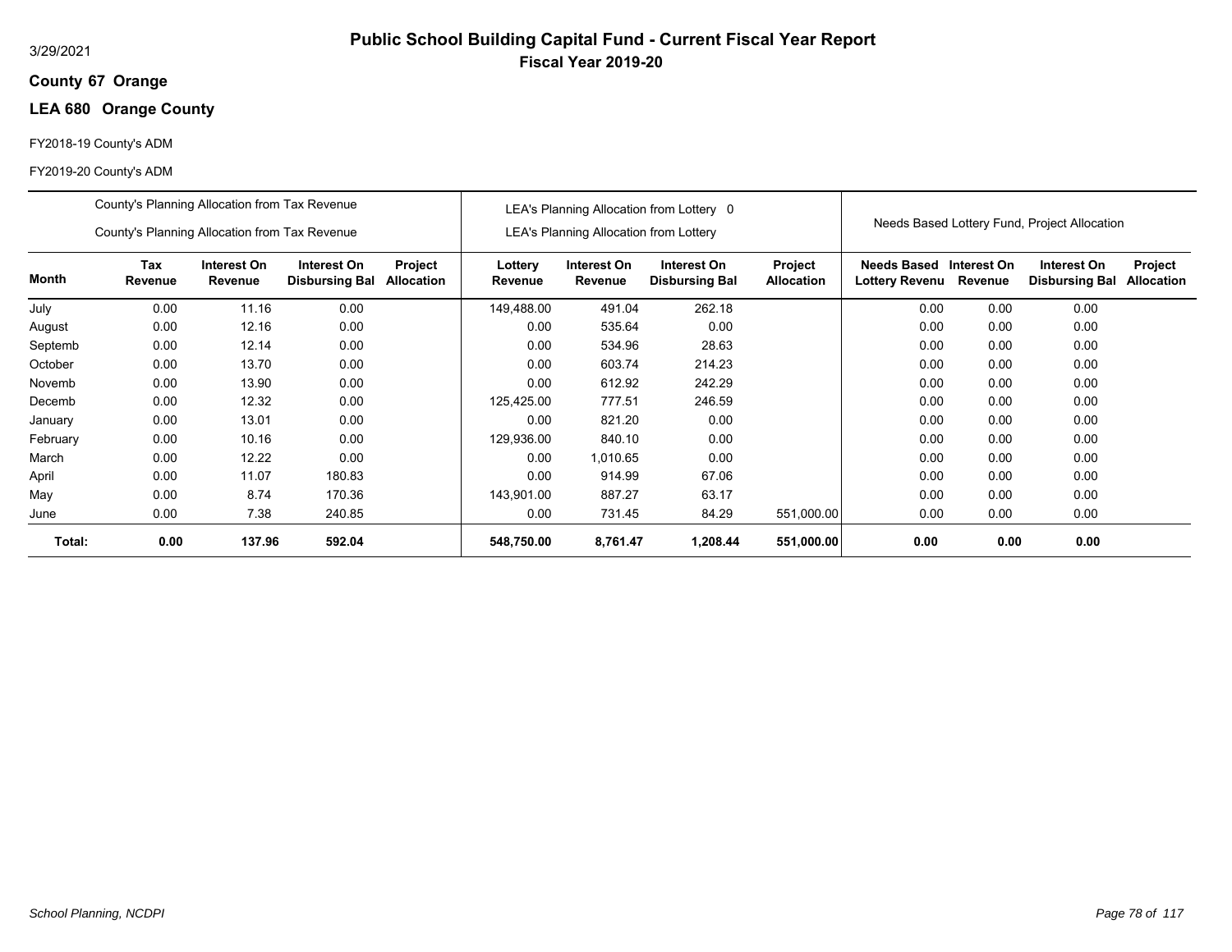3/29/2021

# Public School Building Capital Fund - Current Fiscal Year Report

## Fiscal Year 2019-20

**County 67 Orange**

**LEA 680 Orange County**

FY2018-19 County's ADM

FY2019-20 County's ADM

| | County's Planning Allocation from Tax Revenue<br>County's Planning Allocation from Tax Revenue | | | | LEA's Planning Allocation from Lottery 0<br>LEA's Planning Allocation from Lottery | | | | Needs Based Lottery Fund, Project Allocation | | | |
|---|---|---|---|---|---|---|---|---|---|---|---|---|
| **Month** | **Tax Revenue** | **Interest On Revenue** | **Interest On Disbursing Bal** | **Project Allocation** | **Lottery Revenue** | **Interest On Revenue** | **Interest On Disbursing Bal** | **Project Allocation** | **Needs Based Lottery Revenu** | **Interest On Revenue** | **Interest On Disbursing Bal** | **Project Allocation** |
| July | 0.00 | 11.16 | 0.00 | | 149,488.00 | 491.04 | 262.18 | | 0.00 | 0.00 | 0.00 | |
| August | 0.00 | 12.16 | 0.00 | | 0.00 | 535.64 | 0.00 | | 0.00 | 0.00 | 0.00 | |
| Septemb | 0.00 | 12.14 | 0.00 | | 0.00 | 534.96 | 28.63 | | 0.00 | 0.00 | 0.00 | |
| October | 0.00 | 13.70 | 0.00 | | 0.00 | 603.74 | 214.23 | | 0.00 | 0.00 | 0.00 | |
| Novemb | 0.00 | 13.90 | 0.00 | | 0.00 | 612.92 | 242.29 | | 0.00 | 0.00 | 0.00 | |
| Decemb | 0.00 | 12.32 | 0.00 | | 125,425.00 | 777.51 | 246.59 | | 0.00 | 0.00 | 0.00 | |
| January | 0.00 | 13.01 | 0.00 | | 0.00 | 821.20 | 0.00 | | 0.00 | 0.00 | 0.00 | |
| February | 0.00 | 10.16 | 0.00 | | 129,936.00 | 840.10 | 0.00 | | 0.00 | 0.00 | 0.00 | |
| March | 0.00 | 12.22 | 0.00 | | 0.00 | 1,010.65 | 0.00 | | 0.00 | 0.00 | 0.00 | |
| April | 0.00 | 11.07 | 180.83 | | 0.00 | 914.99 | 67.06 | | 0.00 | 0.00 | 0.00 | |
| May | 0.00 | 8.74 | 170.36 | | 143,901.00 | 887.27 | 63.17 | | 0.00 | 0.00 | 0.00 | |
| June | 0.00 | 7.38 | 240.85 | | 0.00 | 731.45 | 84.29 | 551,000.00 | 0.00 | 0.00 | 0.00 | |
| **Total:** | **0.00** | **137.96** | **592.04** | | **548,750.00** | **8,761.47** | **1,208.44** | **551,000.00** | **0.00** | **0.00** | **0.00** | |

*School Planning, NCDPI*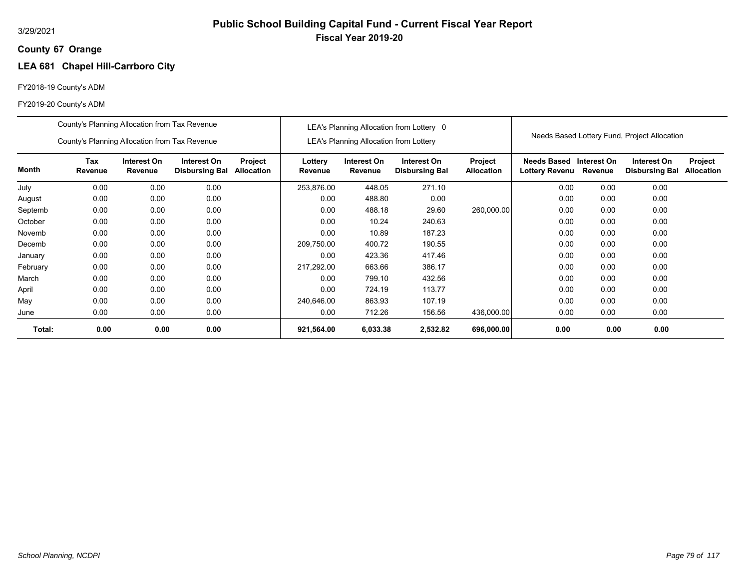# Public School Building Capital Fund - Current Fiscal Year Report

**Fiscal Year 2019-20**

3/29/2021

**County 67 Orange**

## LEA 681 Chapel Hill-Carrboro City

FY2018-19 County's ADM

FY2019-20 County's ADM

| | County's Planning Allocation from Tax Revenue / County's Planning Allocation from Tax Revenue | | | | LEA's Planning Allocation from Lottery 0 / LEA's Planning Allocation from Lottery | | | | Needs Based Lottery Fund, Project Allocation | | | |
|---|---|---|---|---|---|---|---|---|---|---|---|---|
| **Month** | **Tax Revenue** | **Interest On Revenue** | **Interest On Disbursing Bal** | **Project Allocation** | **Lottery Revenue** | **Interest On Revenue** | **Interest On Disbursing Bal** | **Project Allocation** | **Needs Based Lottery Revenu** | **Interest On Revenue** | **Interest On Disbursing Bal** | **Project Allocation** |
| July | 0.00 | 0.00 | 0.00 | | 253,876.00 | 448.05 | 271.10 | | 0.00 | 0.00 | 0.00 | |
| August | 0.00 | 0.00 | 0.00 | | 0.00 | 488.80 | 0.00 | | 0.00 | 0.00 | 0.00 | |
| Septemb | 0.00 | 0.00 | 0.00 | | 0.00 | 488.18 | 29.60 | 260,000.00 | 0.00 | 0.00 | 0.00 | |
| October | 0.00 | 0.00 | 0.00 | | 0.00 | 10.24 | 240.63 | | 0.00 | 0.00 | 0.00 | |
| Novemb | 0.00 | 0.00 | 0.00 | | 0.00 | 10.89 | 187.23 | | 0.00 | 0.00 | 0.00 | |
| Decemb | 0.00 | 0.00 | 0.00 | | 209,750.00 | 400.72 | 190.55 | | 0.00 | 0.00 | 0.00 | |
| January | 0.00 | 0.00 | 0.00 | | 0.00 | 423.36 | 417.46 | | 0.00 | 0.00 | 0.00 | |
| February | 0.00 | 0.00 | 0.00 | | 217,292.00 | 663.66 | 386.17 | | 0.00 | 0.00 | 0.00 | |
| March | 0.00 | 0.00 | 0.00 | | 0.00 | 799.10 | 432.56 | | 0.00 | 0.00 | 0.00 | |
| April | 0.00 | 0.00 | 0.00 | | 0.00 | 724.19 | 113.77 | | 0.00 | 0.00 | 0.00 | |
| May | 0.00 | 0.00 | 0.00 | | 240,646.00 | 863.93 | 107.19 | | 0.00 | 0.00 | 0.00 | |
| June | 0.00 | 0.00 | 0.00 | | 0.00 | 712.26 | 156.56 | 436,000.00 | 0.00 | 0.00 | 0.00 | |
| **Total:** | **0.00** | **0.00** | **0.00** | | **921,564.00** | **6,033.38** | **2,532.82** | **696,000.00** | **0.00** | **0.00** | **0.00** | |

*School Planning, NCDPI*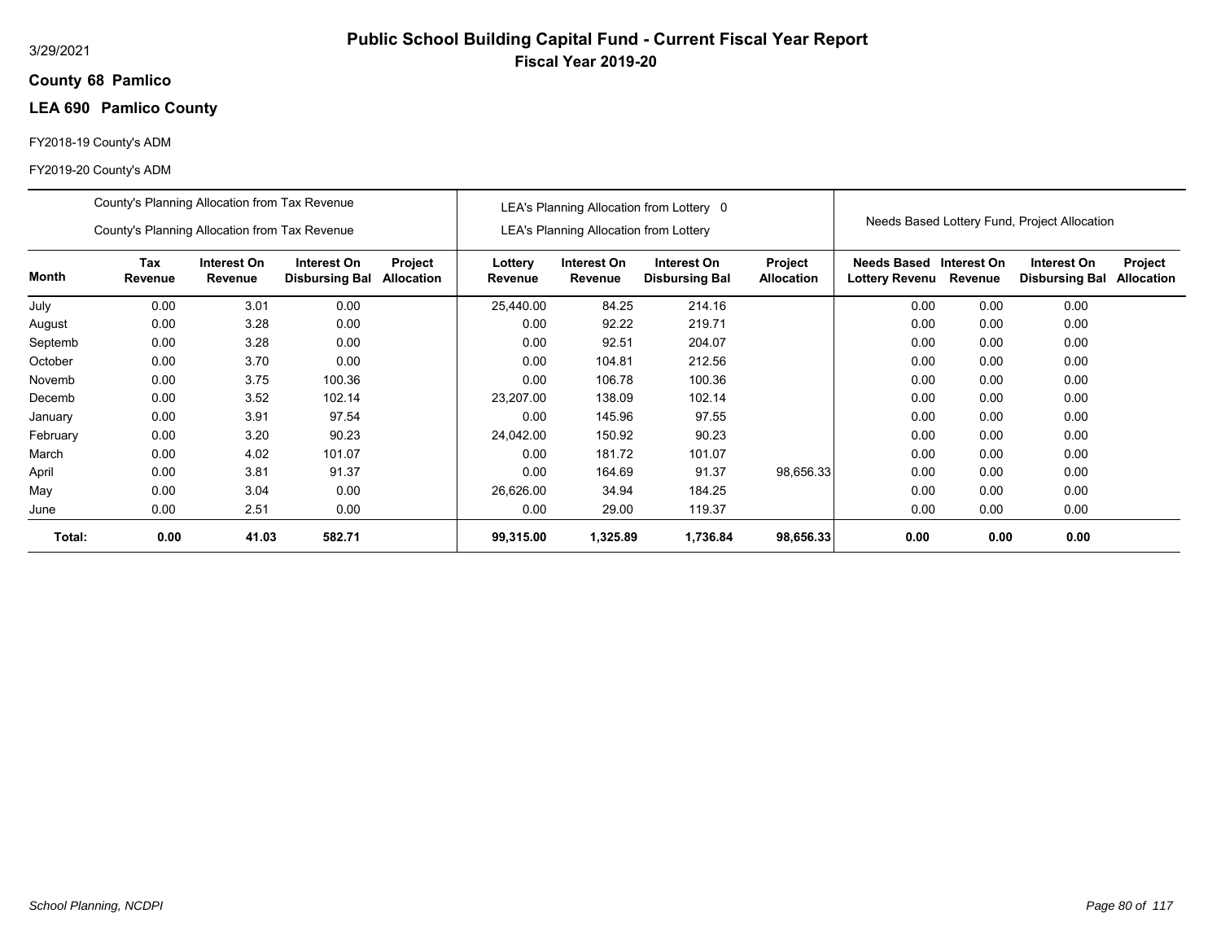3/29/2021

# Public School Building Capital Fund - Current Fiscal Year Report

## Fiscal Year 2019-20

**County 68 Pamlico**

**LEA 690 Pamlico County**

FY2018-19 County's ADM

FY2019-20 County's ADM

| | County's Planning Allocation from Tax Revenue<br>County's Planning Allocation from Tax Revenue | | | | LEA's Planning Allocation from Lottery 0<br>LEA's Planning Allocation from Lottery | | | | Needs Based Lottery Fund, Project Allocation | | | |
|---|---|---|---|---|---|---|---|---|---|---|---|---|
| **Month** | **Tax Revenue** | **Interest On Revenue** | **Interest On Disbursing Bal** | **Project Allocation** | **Lottery Revenue** | **Interest On Revenue** | **Interest On Disbursing Bal** | **Project Allocation** | **Needs Based Lottery Revenu** | **Interest On Revenue** | **Interest On Disbursing Bal** | **Project Allocation** |
| July | 0.00 | 3.01 | 0.00 | | 25,440.00 | 84.25 | 214.16 | | 0.00 | 0.00 | 0.00 | |
| August | 0.00 | 3.28 | 0.00 | | 0.00 | 92.22 | 219.71 | | 0.00 | 0.00 | 0.00 | |
| Septemb | 0.00 | 3.28 | 0.00 | | 0.00 | 92.51 | 204.07 | | 0.00 | 0.00 | 0.00 | |
| October | 0.00 | 3.70 | 0.00 | | 0.00 | 104.81 | 212.56 | | 0.00 | 0.00 | 0.00 | |
| Novemb | 0.00 | 3.75 | 100.36 | | 0.00 | 106.78 | 100.36 | | 0.00 | 0.00 | 0.00 | |
| Decemb | 0.00 | 3.52 | 102.14 | | 23,207.00 | 138.09 | 102.14 | | 0.00 | 0.00 | 0.00 | |
| January | 0.00 | 3.91 | 97.54 | | 0.00 | 145.96 | 97.55 | | 0.00 | 0.00 | 0.00 | |
| February | 0.00 | 3.20 | 90.23 | | 24,042.00 | 150.92 | 90.23 | | 0.00 | 0.00 | 0.00 | |
| March | 0.00 | 4.02 | 101.07 | | 0.00 | 181.72 | 101.07 | | 0.00 | 0.00 | 0.00 | |
| April | 0.00 | 3.81 | 91.37 | | 0.00 | 164.69 | 91.37 | 98,656.33 | 0.00 | 0.00 | 0.00 | |
| May | 0.00 | 3.04 | 0.00 | | 26,626.00 | 34.94 | 184.25 | | 0.00 | 0.00 | 0.00 | |
| June | 0.00 | 2.51 | 0.00 | | 0.00 | 29.00 | 119.37 | | 0.00 | 0.00 | 0.00 | |
| **Total:** | **0.00** | **41.03** | **582.71** | | **99,315.00** | **1,325.89** | **1,736.84** | **98,656.33** | **0.00** | **0.00** | **0.00** | |

*School Planning, NCDPI*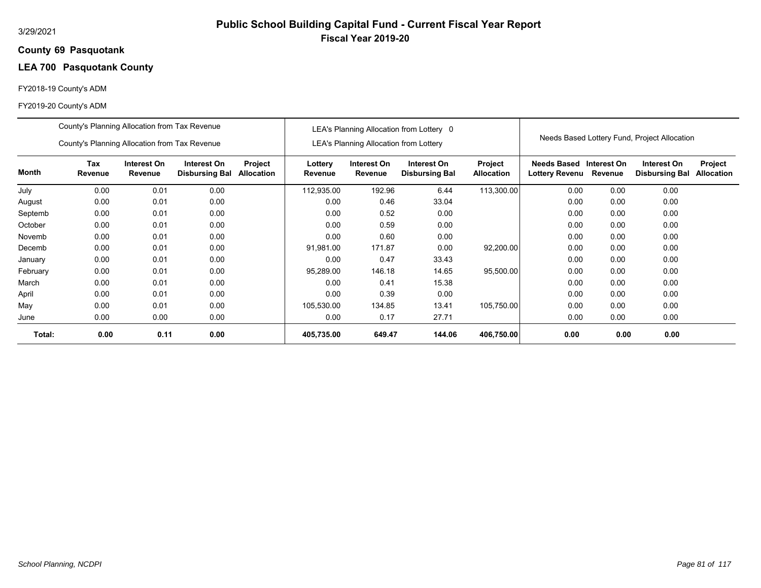# Public School Building Capital Fund - Current Fiscal Year Report

**Fiscal Year 2019-20**

3/29/2021

**County 69 Pasquotank**

**LEA 700 Pasquotank County**

FY2018-19 County's ADM

FY2019-20 County's ADM

| | County's Planning Allocation from Tax Revenue<br>County's Planning Allocation from Tax Revenue | | | | LEA's Planning Allocation from Lottery 0<br>LEA's Planning Allocation from Lottery | | | | Needs Based Lottery Fund, Project Allocation | | | |
|---|---|---|---|---|---|---|---|---|---|---|---|---|
| **Month** | **Tax Revenue** | **Interest On Revenue** | **Interest On Disbursing Bal** | **Project Allocation** | **Lottery Revenue** | **Interest On Revenue** | **Interest On Disbursing Bal** | **Project Allocation** | **Needs Based Lottery Revenu** | **Interest On Revenue** | **Interest On Disbursing Bal** | **Project Allocation** |
| July | 0.00 | 0.01 | 0.00 | | 112,935.00 | 192.96 | 6.44 | 113,300.00 | 0.00 | 0.00 | 0.00 | |
| August | 0.00 | 0.01 | 0.00 | | 0.00 | 0.46 | 33.04 | | 0.00 | 0.00 | 0.00 | |
| Septemb | 0.00 | 0.01 | 0.00 | | 0.00 | 0.52 | 0.00 | | 0.00 | 0.00 | 0.00 | |
| October | 0.00 | 0.01 | 0.00 | | 0.00 | 0.59 | 0.00 | | 0.00 | 0.00 | 0.00 | |
| Novemb | 0.00 | 0.01 | 0.00 | | 0.00 | 0.60 | 0.00 | | 0.00 | 0.00 | 0.00 | |
| Decemb | 0.00 | 0.01 | 0.00 | | 91,981.00 | 171.87 | 0.00 | 92,200.00 | 0.00 | 0.00 | 0.00 | |
| January | 0.00 | 0.01 | 0.00 | | 0.00 | 0.47 | 33.43 | | 0.00 | 0.00 | 0.00 | |
| February | 0.00 | 0.01 | 0.00 | | 95,289.00 | 146.18 | 14.65 | 95,500.00 | 0.00 | 0.00 | 0.00 | |
| March | 0.00 | 0.01 | 0.00 | | 0.00 | 0.41 | 15.38 | | 0.00 | 0.00 | 0.00 | |
| April | 0.00 | 0.01 | 0.00 | | 0.00 | 0.39 | 0.00 | | 0.00 | 0.00 | 0.00 | |
| May | 0.00 | 0.01 | 0.00 | | 105,530.00 | 134.85 | 13.41 | 105,750.00 | 0.00 | 0.00 | 0.00 | |
| June | 0.00 | 0.00 | 0.00 | | 0.00 | 0.17 | 27.71 | | 0.00 | 0.00 | 0.00 | |
| **Total:** | **0.00** | **0.11** | **0.00** | | **405,735.00** | **649.47** | **144.06** | **406,750.00** | **0.00** | **0.00** | **0.00** | |

*School Planning, NCDPI*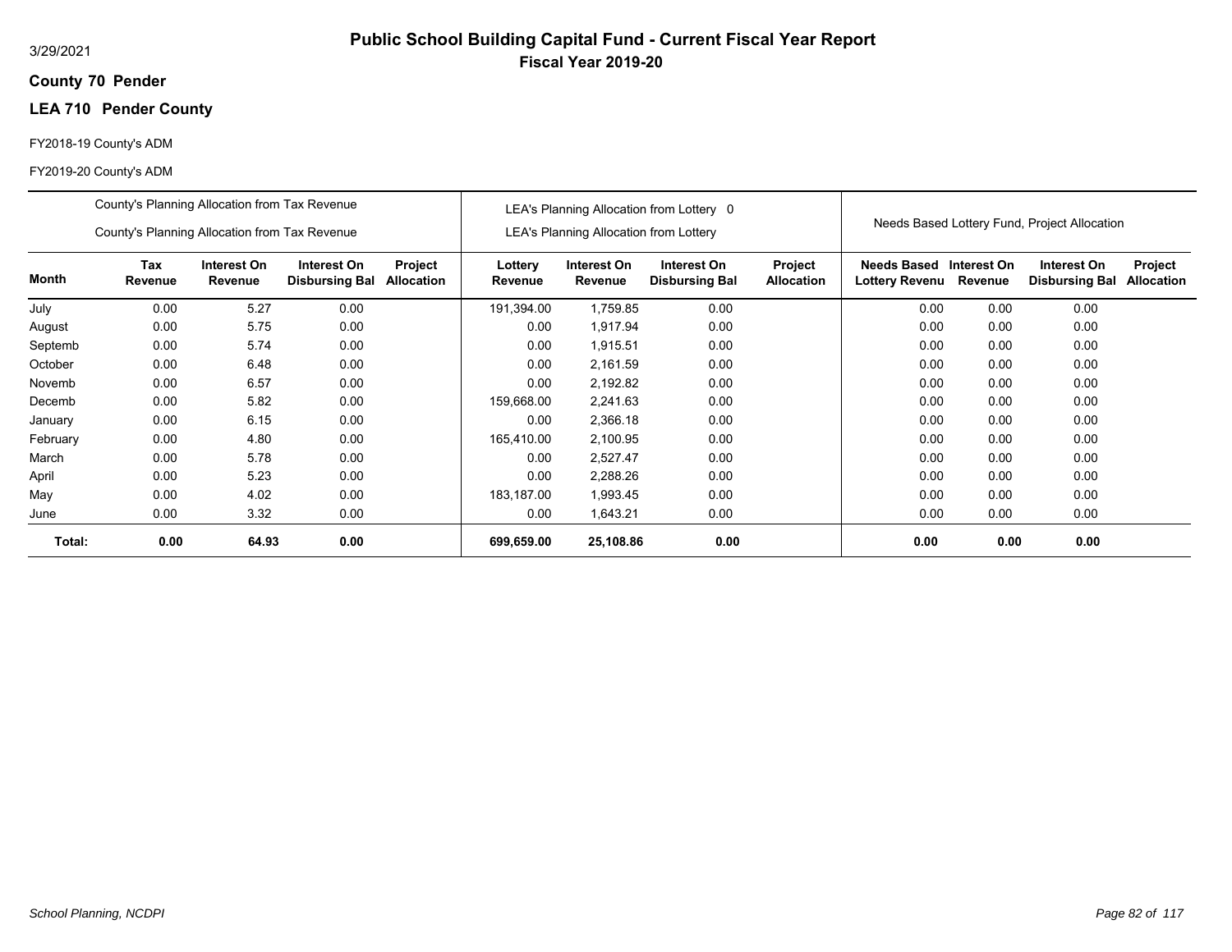3/29/2021

# Public School Building Capital Fund - Current Fiscal Year Report

## Fiscal Year 2019-20

**County 70 Pender**

**LEA 710 Pender County**

FY2018-19 County's ADM

FY2019-20 County's ADM

| | County's Planning Allocation from Tax Revenue<br>County's Planning Allocation from Tax Revenue | | | | LEA's Planning Allocation from Lottery 0<br>LEA's Planning Allocation from Lottery | | | | Needs Based Lottery Fund, Project Allocation | | | |
|---|---|---|---|---|---|---|---|---|---|---|---|---|
| **Month** | **Tax Revenue** | **Interest On Revenue** | **Interest On Disbursing Bal** | **Project Allocation** | **Lottery Revenue** | **Interest On Revenue** | **Interest On Disbursing Bal** | **Project Allocation** | **Needs Based Lottery Revenu** | **Interest On Revenue** | **Interest On Disbursing Bal** | **Project Allocation** |
| July | 0.00 | 5.27 | 0.00 | | 191,394.00 | 1,759.85 | 0.00 | | 0.00 | 0.00 | 0.00 | |
| August | 0.00 | 5.75 | 0.00 | | 0.00 | 1,917.94 | 0.00 | | 0.00 | 0.00 | 0.00 | |
| Septemb | 0.00 | 5.74 | 0.00 | | 0.00 | 1,915.51 | 0.00 | | 0.00 | 0.00 | 0.00 | |
| October | 0.00 | 6.48 | 0.00 | | 0.00 | 2,161.59 | 0.00 | | 0.00 | 0.00 | 0.00 | |
| Novemb | 0.00 | 6.57 | 0.00 | | 0.00 | 2,192.82 | 0.00 | | 0.00 | 0.00 | 0.00 | |
| Decemb | 0.00 | 5.82 | 0.00 | | 159,668.00 | 2,241.63 | 0.00 | | 0.00 | 0.00 | 0.00 | |
| January | 0.00 | 6.15 | 0.00 | | 0.00 | 2,366.18 | 0.00 | | 0.00 | 0.00 | 0.00 | |
| February | 0.00 | 4.80 | 0.00 | | 165,410.00 | 2,100.95 | 0.00 | | 0.00 | 0.00 | 0.00 | |
| March | 0.00 | 5.78 | 0.00 | | 0.00 | 2,527.47 | 0.00 | | 0.00 | 0.00 | 0.00 | |
| April | 0.00 | 5.23 | 0.00 | | 0.00 | 2,288.26 | 0.00 | | 0.00 | 0.00 | 0.00 | |
| May | 0.00 | 4.02 | 0.00 | | 183,187.00 | 1,993.45 | 0.00 | | 0.00 | 0.00 | 0.00 | |
| June | 0.00 | 3.32 | 0.00 | | 0.00 | 1,643.21 | 0.00 | | 0.00 | 0.00 | 0.00 | |
| **Total:** | **0.00** | **64.93** | **0.00** | | **699,659.00** | **25,108.86** | **0.00** | | **0.00** | **0.00** | **0.00** | |

*School Planning, NCDPI*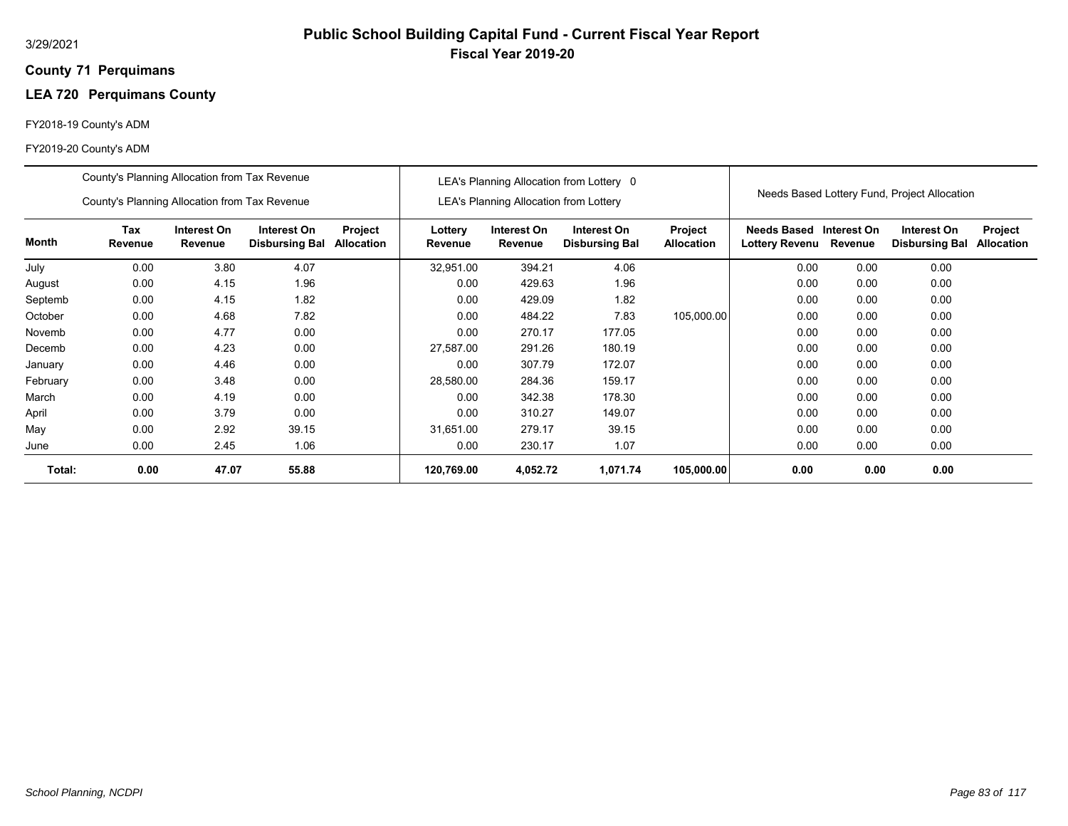3/29/2021

# Public School Building Capital Fund - Current Fiscal Year Report

## Fiscal Year 2019-20

**County 71 Perquimans**

### LEA 720 Perquimans County

FY2018-19 County's ADM

FY2019-20 County's ADM

| | County's Planning Allocation from Tax Revenue<br>County's Planning Allocation from Tax Revenue | | | | LEA's Planning Allocation from Lottery 0<br>LEA's Planning Allocation from Lottery | | | | Needs Based Lottery Fund, Project Allocation | | | |
|---|---|---|---|---|---|---|---|---|---|---|---|---|
| **Month** | **Tax Revenue** | **Interest On Revenue** | **Interest On Disbursing Bal** | **Project Allocation** | **Lottery Revenue** | **Interest On Revenue** | **Interest On Disbursing Bal** | **Project Allocation** | **Needs Based Lottery Revenu** | **Interest On Revenue** | **Interest On Disbursing Bal** | **Project Allocation** |
| July | 0.00 | 3.80 | 4.07 | | 32,951.00 | 394.21 | 4.06 | | 0.00 | 0.00 | 0.00 | |
| August | 0.00 | 4.15 | 1.96 | | 0.00 | 429.63 | 1.96 | | 0.00 | 0.00 | 0.00 | |
| Septemb | 0.00 | 4.15 | 1.82 | | 0.00 | 429.09 | 1.82 | | 0.00 | 0.00 | 0.00 | |
| October | 0.00 | 4.68 | 7.82 | | 0.00 | 484.22 | 7.83 | 105,000.00 | 0.00 | 0.00 | 0.00 | |
| Novemb | 0.00 | 4.77 | 0.00 | | 0.00 | 270.17 | 177.05 | | 0.00 | 0.00 | 0.00 | |
| Decemb | 0.00 | 4.23 | 0.00 | | 27,587.00 | 291.26 | 180.19 | | 0.00 | 0.00 | 0.00 | |
| January | 0.00 | 4.46 | 0.00 | | 0.00 | 307.79 | 172.07 | | 0.00 | 0.00 | 0.00 | |
| February | 0.00 | 3.48 | 0.00 | | 28,580.00 | 284.36 | 159.17 | | 0.00 | 0.00 | 0.00 | |
| March | 0.00 | 4.19 | 0.00 | | 0.00 | 342.38 | 178.30 | | 0.00 | 0.00 | 0.00 | |
| April | 0.00 | 3.79 | 0.00 | | 0.00 | 310.27 | 149.07 | | 0.00 | 0.00 | 0.00 | |
| May | 0.00 | 2.92 | 39.15 | | 31,651.00 | 279.17 | 39.15 | | 0.00 | 0.00 | 0.00 | |
| June | 0.00 | 2.45 | 1.06 | | 0.00 | 230.17 | 1.07 | | 0.00 | 0.00 | 0.00 | |
| **Total:** | **0.00** | **47.07** | **55.88** | | **120,769.00** | **4,052.72** | **1,071.74** | **105,000.00** | **0.00** | **0.00** | **0.00** | |

*School Planning, NCDPI*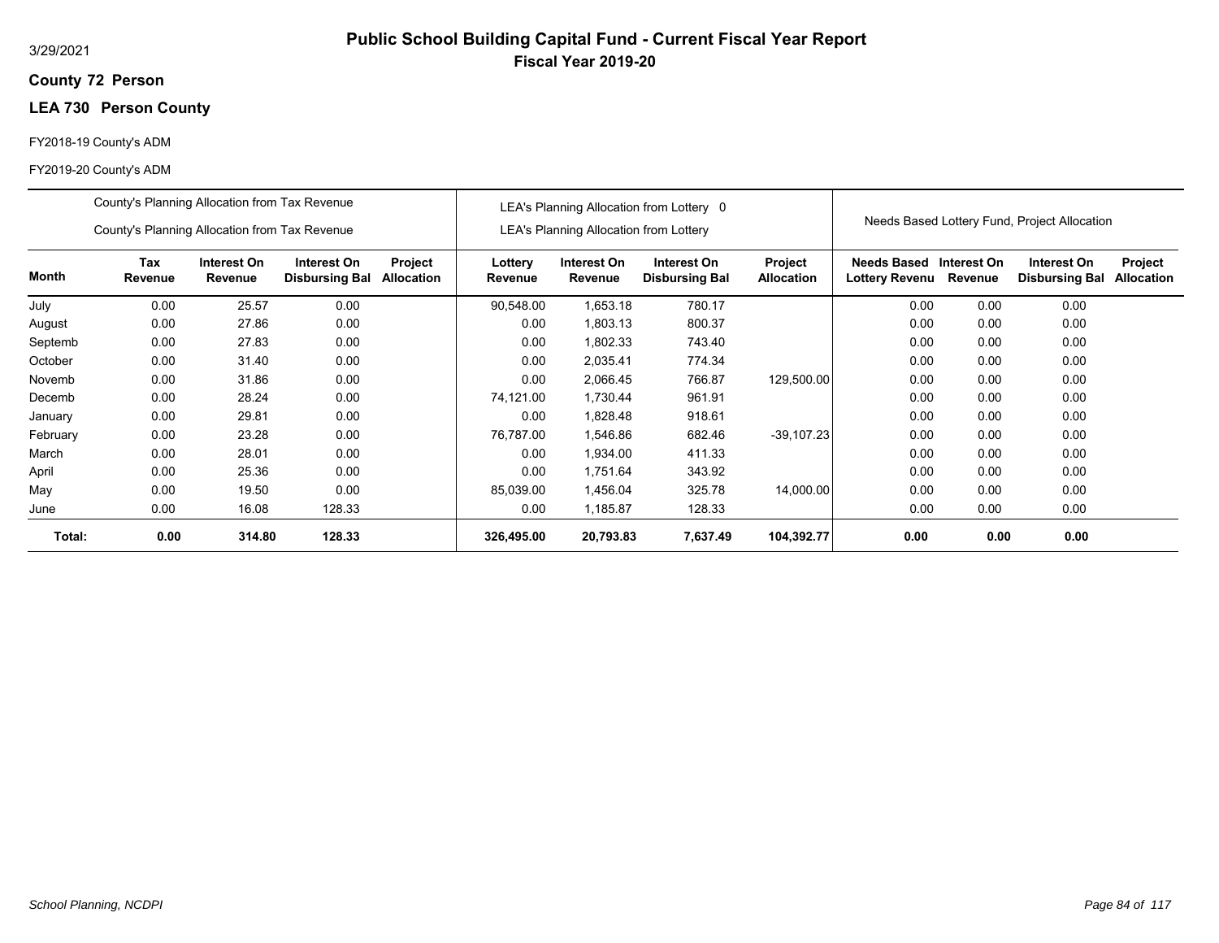3/29/2021

# Public School Building Capital Fund - Current Fiscal Year Report

## Fiscal Year 2019-20

**County 72 Person**

**LEA 730 Person County**

FY2018-19 County's ADM

FY2019-20 County's ADM

| | County's Planning Allocation from Tax Revenue / County's Planning Allocation from Tax Revenue | | | | LEA's Planning Allocation from Lottery 0 / LEA's Planning Allocation from Lottery | | | | Needs Based Lottery Fund, Project Allocation | | | |
|---|---|---|---|---|---|---|---|---|---|---|---|---|
| **Month** | **Tax Revenue** | **Interest On Revenue** | **Interest On Disbursing Bal** | **Project Allocation** | **Lottery Revenue** | **Interest On Revenue** | **Interest On Disbursing Bal** | **Project Allocation** | **Needs Based Lottery Revenu** | **Interest On Revenue** | **Interest On Disbursing Bal** | **Project Allocation** |
| July | 0.00 | 25.57 | 0.00 | | 90,548.00 | 1,653.18 | 780.17 | | 0.00 | 0.00 | 0.00 | |
| August | 0.00 | 27.86 | 0.00 | | 0.00 | 1,803.13 | 800.37 | | 0.00 | 0.00 | 0.00 | |
| Septemb | 0.00 | 27.83 | 0.00 | | 0.00 | 1,802.33 | 743.40 | | 0.00 | 0.00 | 0.00 | |
| October | 0.00 | 31.40 | 0.00 | | 0.00 | 2,035.41 | 774.34 | | 0.00 | 0.00 | 0.00 | |
| Novemb | 0.00 | 31.86 | 0.00 | | 0.00 | 2,066.45 | 766.87 | 129,500.00 | 0.00 | 0.00 | 0.00 | |
| Decemb | 0.00 | 28.24 | 0.00 | | 74,121.00 | 1,730.44 | 961.91 | | 0.00 | 0.00 | 0.00 | |
| January | 0.00 | 29.81 | 0.00 | | 0.00 | 1,828.48 | 918.61 | | 0.00 | 0.00 | 0.00 | |
| February | 0.00 | 23.28 | 0.00 | | 76,787.00 | 1,546.86 | 682.46 | -39,107.23 | 0.00 | 0.00 | 0.00 | |
| March | 0.00 | 28.01 | 0.00 | | 0.00 | 1,934.00 | 411.33 | | 0.00 | 0.00 | 0.00 | |
| April | 0.00 | 25.36 | 0.00 | | 0.00 | 1,751.64 | 343.92 | | 0.00 | 0.00 | 0.00 | |
| May | 0.00 | 19.50 | 0.00 | | 85,039.00 | 1,456.04 | 325.78 | 14,000.00 | 0.00 | 0.00 | 0.00 | |
| June | 0.00 | 16.08 | 128.33 | | 0.00 | 1,185.87 | 128.33 | | 0.00 | 0.00 | 0.00 | |
| **Total:** | **0.00** | **314.80** | **128.33** | | **326,495.00** | **20,793.83** | **7,637.49** | **104,392.77** | **0.00** | **0.00** | **0.00** | |

*School Planning, NCDPI*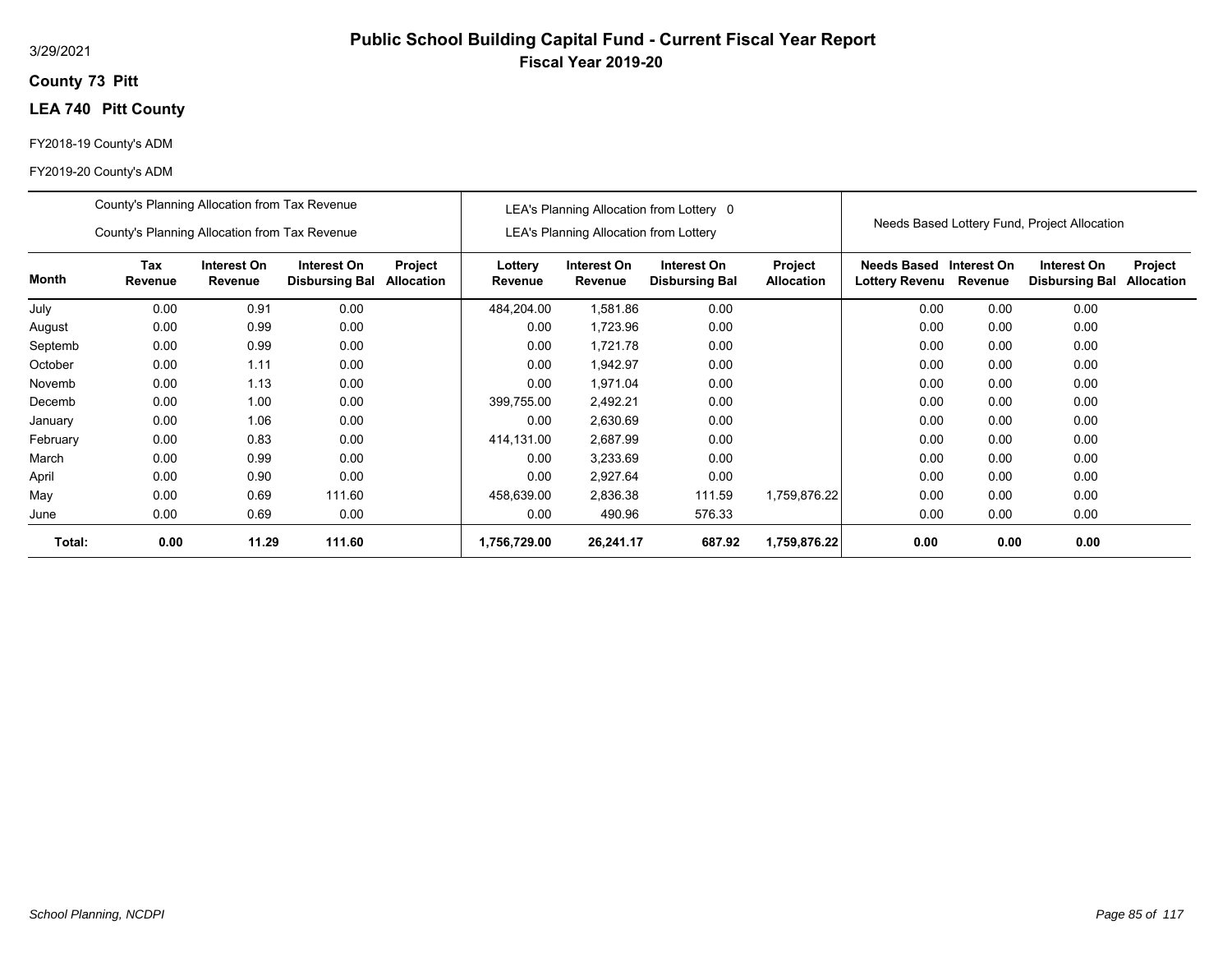3/29/2021

# Public School Building Capital Fund - Current Fiscal Year Report

## Fiscal Year 2019-20

**County 73 Pitt**

**LEA 740 Pitt County**

FY2018-19 County's ADM

FY2019-20 County's ADM

| | County's Planning Allocation from Tax Revenue / County's Planning Allocation from Tax Revenue | | | | LEA's Planning Allocation from Lottery 0 / LEA's Planning Allocation from Lottery | | | | Needs Based Lottery Fund, Project Allocation | | | |
|---|---|---|---|---|---|---|---|---|---|---|---|---|
| **Month** | **Tax Revenue** | **Interest On Revenue** | **Interest On Disbursing Bal** | **Project Allocation** | **Lottery Revenue** | **Interest On Revenue** | **Interest On Disbursing Bal** | **Project Allocation** | **Needs Based Lottery Revenu** | **Interest On Revenue** | **Interest On Disbursing Bal** | **Project Allocation** |
| July | 0.00 | 0.91 | 0.00 | | 484,204.00 | 1,581.86 | 0.00 | | 0.00 | 0.00 | 0.00 | |
| August | 0.00 | 0.99 | 0.00 | | 0.00 | 1,723.96 | 0.00 | | 0.00 | 0.00 | 0.00 | |
| Septemb | 0.00 | 0.99 | 0.00 | | 0.00 | 1,721.78 | 0.00 | | 0.00 | 0.00 | 0.00 | |
| October | 0.00 | 1.11 | 0.00 | | 0.00 | 1,942.97 | 0.00 | | 0.00 | 0.00 | 0.00 | |
| Novemb | 0.00 | 1.13 | 0.00 | | 0.00 | 1,971.04 | 0.00 | | 0.00 | 0.00 | 0.00 | |
| Decemb | 0.00 | 1.00 | 0.00 | | 399,755.00 | 2,492.21 | 0.00 | | 0.00 | 0.00 | 0.00 | |
| January | 0.00 | 1.06 | 0.00 | | 0.00 | 2,630.69 | 0.00 | | 0.00 | 0.00 | 0.00 | |
| February | 0.00 | 0.83 | 0.00 | | 414,131.00 | 2,687.99 | 0.00 | | 0.00 | 0.00 | 0.00 | |
| March | 0.00 | 0.99 | 0.00 | | 0.00 | 3,233.69 | 0.00 | | 0.00 | 0.00 | 0.00 | |
| April | 0.00 | 0.90 | 0.00 | | 0.00 | 2,927.64 | 0.00 | | 0.00 | 0.00 | 0.00 | |
| May | 0.00 | 0.69 | 111.60 | | 458,639.00 | 2,836.38 | 111.59 | 1,759,876.22 | 0.00 | 0.00 | 0.00 | |
| June | 0.00 | 0.69 | 0.00 | | 0.00 | 490.96 | 576.33 | | 0.00 | 0.00 | 0.00 | |
| **Total:** | **0.00** | **11.29** | **111.60** | | **1,756,729.00** | **26,241.17** | **687.92** | **1,759,876.22** | **0.00** | **0.00** | **0.00** | |

*School Planning, NCDPI*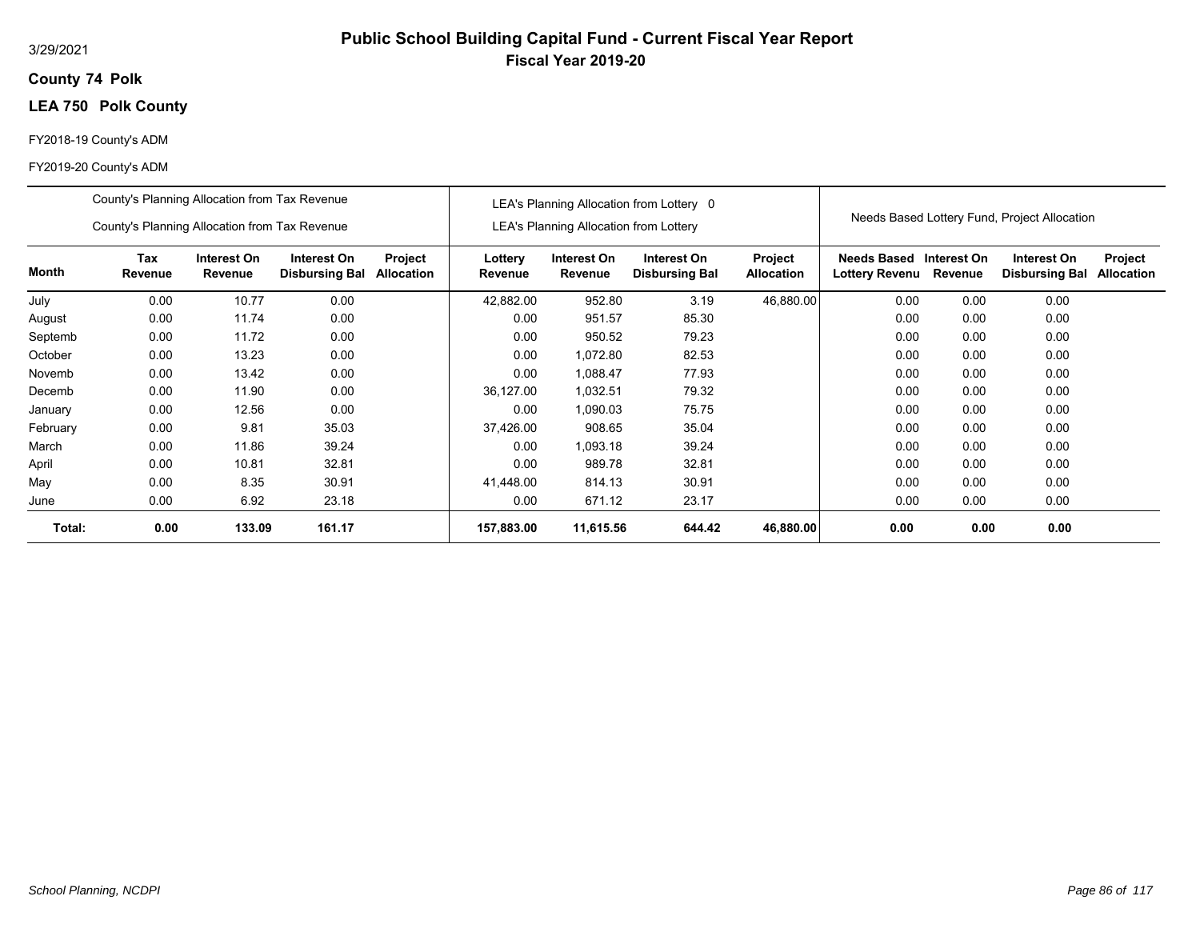3/29/2021

# Public School Building Capital Fund - Current Fiscal Year Report

## Fiscal Year 2019-20

**County 74 Polk**

**LEA 750 Polk County**

FY2018-19 County's ADM

FY2019-20 County's ADM

| | County's Planning Allocation from Tax Revenue<br>County's Planning Allocation from Tax Revenue | | | | LEA's Planning Allocation from Lottery 0<br>LEA's Planning Allocation from Lottery | | | | Needs Based Lottery Fund, Project Allocation | | | |
|---|---|---|---|---|---|---|---|---|---|---|---|---|
| **Month** | **Tax Revenue** | **Interest On Revenue** | **Interest On Disbursing Bal** | **Project Allocation** | **Lottery Revenue** | **Interest On Revenue** | **Interest On Disbursing Bal** | **Project Allocation** | **Needs Based Lottery Revenu** | **Interest On Revenue** | **Interest On Disbursing Bal** | **Project Allocation** |
| July | 0.00 | 10.77 | 0.00 | | 42,882.00 | 952.80 | 3.19 | 46,880.00 | 0.00 | 0.00 | 0.00 | |
| August | 0.00 | 11.74 | 0.00 | | 0.00 | 951.57 | 85.30 | | 0.00 | 0.00 | 0.00 | |
| Septemb | 0.00 | 11.72 | 0.00 | | 0.00 | 950.52 | 79.23 | | 0.00 | 0.00 | 0.00 | |
| October | 0.00 | 13.23 | 0.00 | | 0.00 | 1,072.80 | 82.53 | | 0.00 | 0.00 | 0.00 | |
| Novemb | 0.00 | 13.42 | 0.00 | | 0.00 | 1,088.47 | 77.93 | | 0.00 | 0.00 | 0.00 | |
| Decemb | 0.00 | 11.90 | 0.00 | | 36,127.00 | 1,032.51 | 79.32 | | 0.00 | 0.00 | 0.00 | |
| January | 0.00 | 12.56 | 0.00 | | 0.00 | 1,090.03 | 75.75 | | 0.00 | 0.00 | 0.00 | |
| February | 0.00 | 9.81 | 35.03 | | 37,426.00 | 908.65 | 35.04 | | 0.00 | 0.00 | 0.00 | |
| March | 0.00 | 11.86 | 39.24 | | 0.00 | 1,093.18 | 39.24 | | 0.00 | 0.00 | 0.00 | |
| April | 0.00 | 10.81 | 32.81 | | 0.00 | 989.78 | 32.81 | | 0.00 | 0.00 | 0.00 | |
| May | 0.00 | 8.35 | 30.91 | | 41,448.00 | 814.13 | 30.91 | | 0.00 | 0.00 | 0.00 | |
| June | 0.00 | 6.92 | 23.18 | | 0.00 | 671.12 | 23.17 | | 0.00 | 0.00 | 0.00 | |
| **Total:** | **0.00** | **133.09** | **161.17** | | **157,883.00** | **11,615.56** | **644.42** | **46,880.00** | **0.00** | **0.00** | **0.00** | |

*School Planning, NCDPI*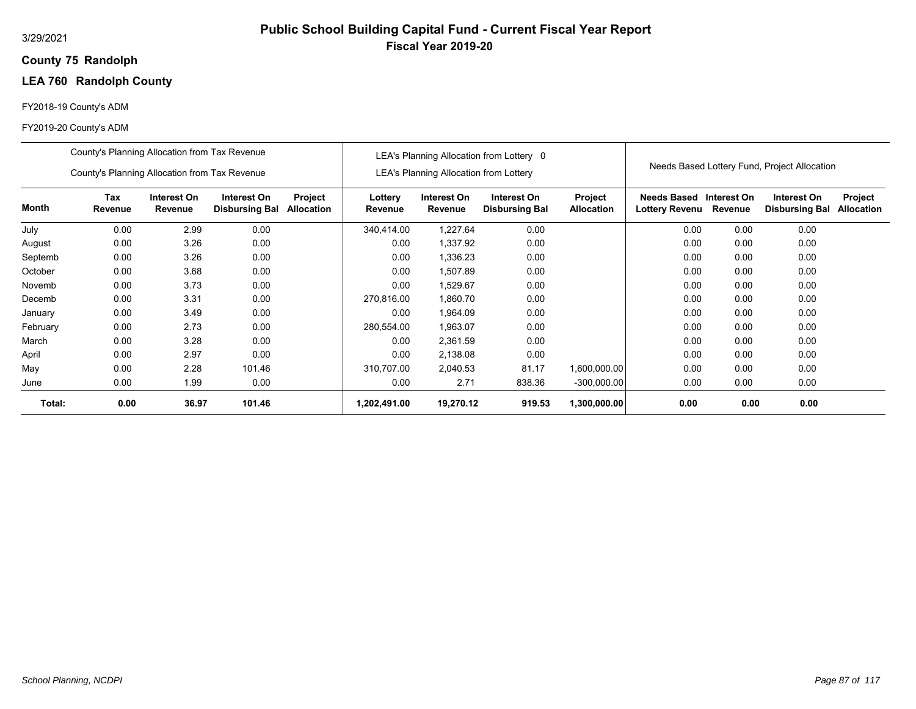# Public School Building Capital Fund - Current Fiscal Year Report

## Fiscal Year 2019-20

3/29/2021

**County 75 Randolph**

**LEA 760 Randolph County**

FY2018-19 County's ADM

FY2019-20 County's ADM

| | County's Planning Allocation from Tax Revenue<br>County's Planning Allocation from Tax Revenue | | | | LEA's Planning Allocation from Lottery 0<br>LEA's Planning Allocation from Lottery | | | | Needs Based Lottery Fund, Project Allocation | | | |
|---|---|---|---|---|---|---|---|---|---|---|---|---|
| **Month** | **Tax Revenue** | **Interest On Revenue** | **Interest On Disbursing Bal** | **Project Allocation** | **Lottery Revenue** | **Interest On Revenue** | **Interest On Disbursing Bal** | **Project Allocation** | **Needs Based Lottery Revenu** | **Interest On Revenue** | **Interest On Disbursing Bal** | **Project Allocation** |
| July | 0.00 | 2.99 | 0.00 | | 340,414.00 | 1,227.64 | 0.00 | | 0.00 | 0.00 | 0.00 | |
| August | 0.00 | 3.26 | 0.00 | | 0.00 | 1,337.92 | 0.00 | | 0.00 | 0.00 | 0.00 | |
| Septemb | 0.00 | 3.26 | 0.00 | | 0.00 | 1,336.23 | 0.00 | | 0.00 | 0.00 | 0.00 | |
| October | 0.00 | 3.68 | 0.00 | | 0.00 | 1,507.89 | 0.00 | | 0.00 | 0.00 | 0.00 | |
| Novemb | 0.00 | 3.73 | 0.00 | | 0.00 | 1,529.67 | 0.00 | | 0.00 | 0.00 | 0.00 | |
| Decemb | 0.00 | 3.31 | 0.00 | | 270,816.00 | 1,860.70 | 0.00 | | 0.00 | 0.00 | 0.00 | |
| January | 0.00 | 3.49 | 0.00 | | 0.00 | 1,964.09 | 0.00 | | 0.00 | 0.00 | 0.00 | |
| February | 0.00 | 2.73 | 0.00 | | 280,554.00 | 1,963.07 | 0.00 | | 0.00 | 0.00 | 0.00 | |
| March | 0.00 | 3.28 | 0.00 | | 0.00 | 2,361.59 | 0.00 | | 0.00 | 0.00 | 0.00 | |
| April | 0.00 | 2.97 | 0.00 | | 0.00 | 2,138.08 | 0.00 | | 0.00 | 0.00 | 0.00 | |
| May | 0.00 | 2.28 | 101.46 | | 310,707.00 | 2,040.53 | 81.17 | 1,600,000.00 | 0.00 | 0.00 | 0.00 | |
| June | 0.00 | 1.99 | 0.00 | | 0.00 | 2.71 | 838.36 | -300,000.00 | 0.00 | 0.00 | 0.00 | |
| **Total:** | **0.00** | **36.97** | **101.46** | | **1,202,491.00** | **19,270.12** | **919.53** | **1,300,000.00** | **0.00** | **0.00** | **0.00** | |

*School Planning, NCDPI*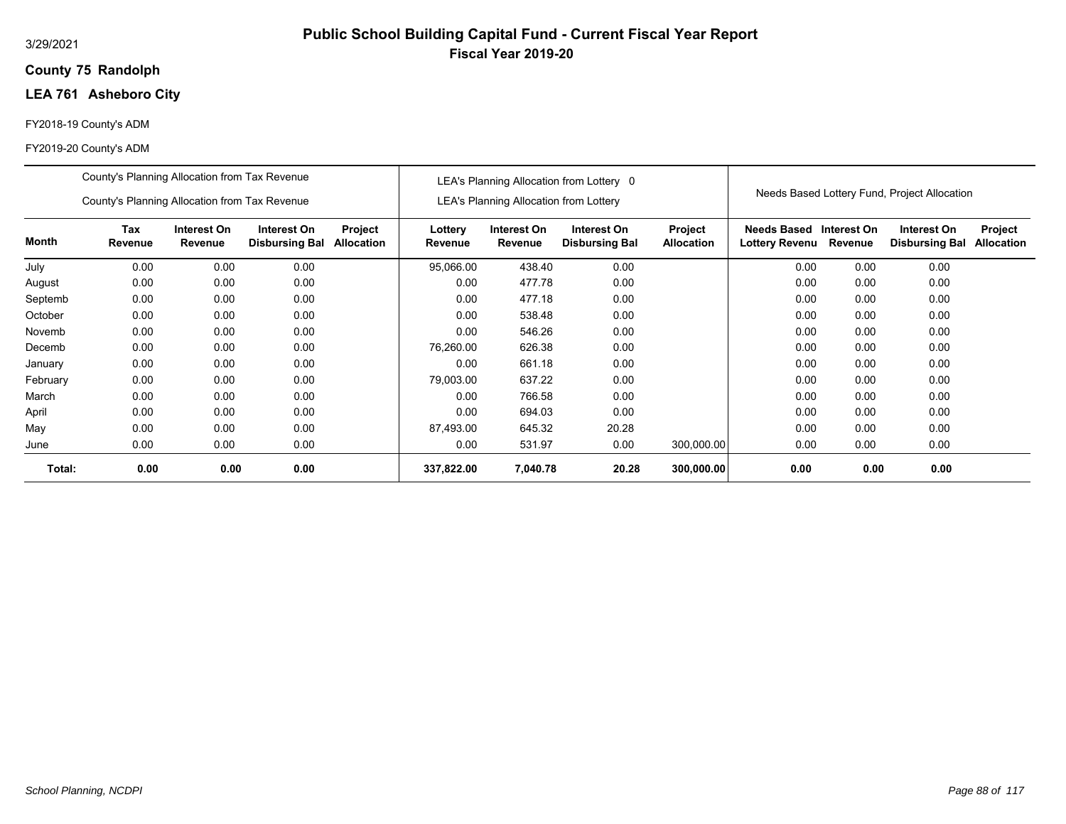3/29/2021

# Public School Building Capital Fund - Current Fiscal Year Report

## Fiscal Year 2019-20

**County 75 Randolph**

**LEA 761 Asheboro City**

FY2018-19 County's ADM

FY2019-20 County's ADM

| | County's Planning Allocation from Tax Revenue / County's Planning Allocation from Tax Revenue | | | | LEA's Planning Allocation from Lottery 0 / LEA's Planning Allocation from Lottery | | | | Needs Based Lottery Fund, Project Allocation | | | |
|---|---|---|---|---|---|---|---|---|---|---|---|---|
| **Month** | **Tax Revenue** | **Interest On Revenue** | **Interest On Disbursing Bal** | **Project Allocation** | **Lottery Revenue** | **Interest On Revenue** | **Interest On Disbursing Bal** | **Project Allocation** | **Needs Based Lottery Revenu** | **Interest On Revenue** | **Interest On Disbursing Bal** | **Project Allocation** |
| July | 0.00 | 0.00 | 0.00 | | 95,066.00 | 438.40 | 0.00 | | 0.00 | 0.00 | 0.00 | |
| August | 0.00 | 0.00 | 0.00 | | 0.00 | 477.78 | 0.00 | | 0.00 | 0.00 | 0.00 | |
| Septemb | 0.00 | 0.00 | 0.00 | | 0.00 | 477.18 | 0.00 | | 0.00 | 0.00 | 0.00 | |
| October | 0.00 | 0.00 | 0.00 | | 0.00 | 538.48 | 0.00 | | 0.00 | 0.00 | 0.00 | |
| Novemb | 0.00 | 0.00 | 0.00 | | 0.00 | 546.26 | 0.00 | | 0.00 | 0.00 | 0.00 | |
| Decemb | 0.00 | 0.00 | 0.00 | | 76,260.00 | 626.38 | 0.00 | | 0.00 | 0.00 | 0.00 | |
| January | 0.00 | 0.00 | 0.00 | | 0.00 | 661.18 | 0.00 | | 0.00 | 0.00 | 0.00 | |
| February | 0.00 | 0.00 | 0.00 | | 79,003.00 | 637.22 | 0.00 | | 0.00 | 0.00 | 0.00 | |
| March | 0.00 | 0.00 | 0.00 | | 0.00 | 766.58 | 0.00 | | 0.00 | 0.00 | 0.00 | |
| April | 0.00 | 0.00 | 0.00 | | 0.00 | 694.03 | 0.00 | | 0.00 | 0.00 | 0.00 | |
| May | 0.00 | 0.00 | 0.00 | | 87,493.00 | 645.32 | 20.28 | | 0.00 | 0.00 | 0.00 | |
| June | 0.00 | 0.00 | 0.00 | | 0.00 | 531.97 | 0.00 | 300,000.00 | 0.00 | 0.00 | 0.00 | |
| **Total:** | **0.00** | **0.00** | **0.00** | | **337,822.00** | **7,040.78** | **20.28** | **300,000.00** | **0.00** | **0.00** | **0.00** | |

*School Planning, NCDPI*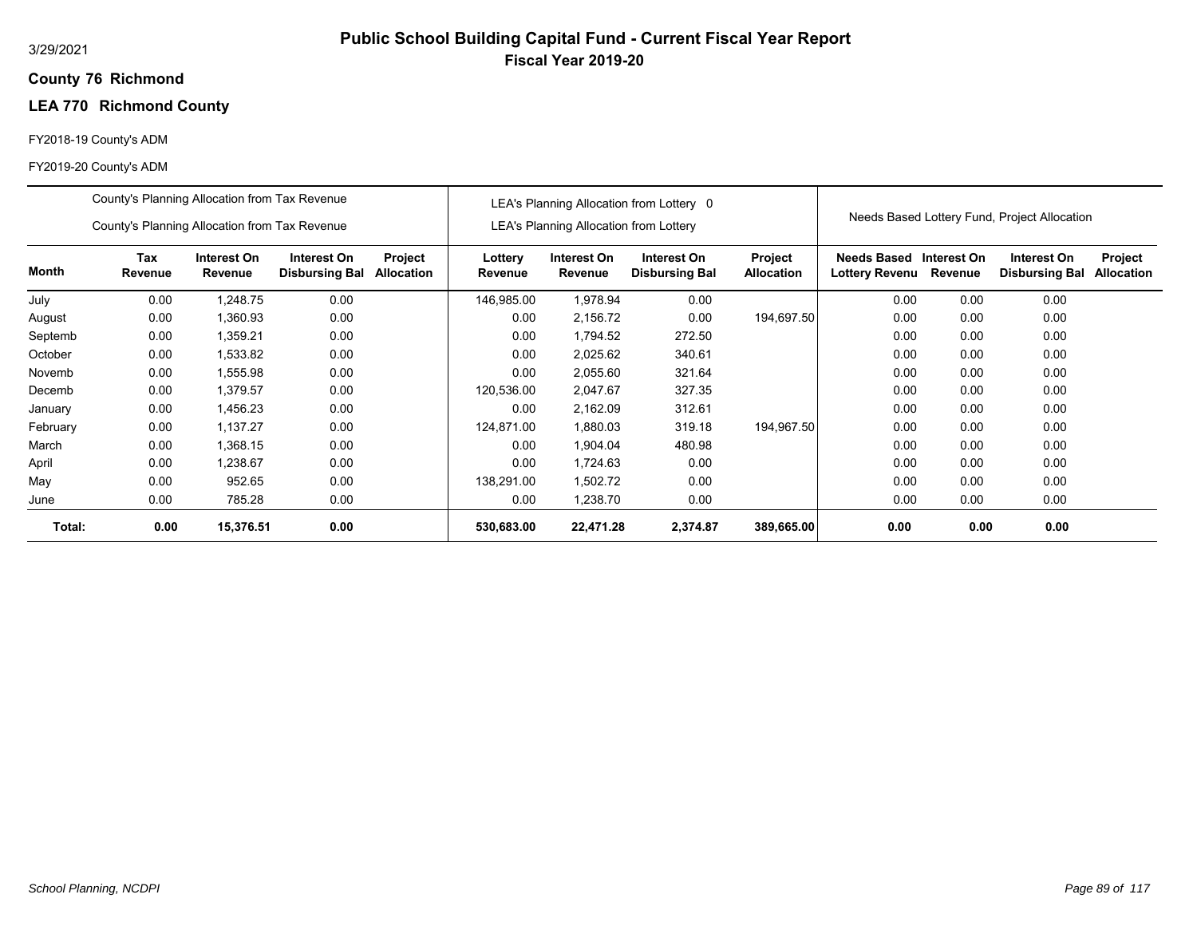3/29/2021

# Public School Building Capital Fund - Current Fiscal Year Report

## Fiscal Year 2019-20

**County 76 Richmond**

**LEA 770 Richmond County**

FY2018-19 County's ADM

FY2019-20 County's ADM

| County's Planning Allocation from Tax Revenue / County's Planning Allocation from Tax Revenue | | | | | LEA's Planning Allocation from Lottery 0 / LEA's Planning Allocation from Lottery | | | | Needs Based Lottery Fund, Project Allocation | | | |
|---|---|---|---|---|---|---|---|---|---|---|---|---|
| **Month** | **Tax Revenue** | **Interest On Revenue** | **Interest On Disbursing Bal** | **Project Allocation** | **Lottery Revenue** | **Interest On Revenue** | **Interest On Disbursing Bal** | **Project Allocation** | **Needs Based Lottery Revenu** | **Interest On Revenue** | **Interest On Disbursing Bal** | **Project Allocation** |
| July | 0.00 | 1,248.75 | 0.00 | | 146,985.00 | 1,978.94 | 0.00 | | 0.00 | 0.00 | 0.00 | |
| August | 0.00 | 1,360.93 | 0.00 | | 0.00 | 2,156.72 | 0.00 | 194,697.50 | 0.00 | 0.00 | 0.00 | |
| Septemb | 0.00 | 1,359.21 | 0.00 | | 0.00 | 1,794.52 | 272.50 | | 0.00 | 0.00 | 0.00 | |
| October | 0.00 | 1,533.82 | 0.00 | | 0.00 | 2,025.62 | 340.61 | | 0.00 | 0.00 | 0.00 | |
| Novemb | 0.00 | 1,555.98 | 0.00 | | 0.00 | 2,055.60 | 321.64 | | 0.00 | 0.00 | 0.00 | |
| Decemb | 0.00 | 1,379.57 | 0.00 | | 120,536.00 | 2,047.67 | 327.35 | | 0.00 | 0.00 | 0.00 | |
| January | 0.00 | 1,456.23 | 0.00 | | 0.00 | 2,162.09 | 312.61 | | 0.00 | 0.00 | 0.00 | |
| February | 0.00 | 1,137.27 | 0.00 | | 124,871.00 | 1,880.03 | 319.18 | 194,967.50 | 0.00 | 0.00 | 0.00 | |
| March | 0.00 | 1,368.15 | 0.00 | | 0.00 | 1,904.04 | 480.98 | | 0.00 | 0.00 | 0.00 | |
| April | 0.00 | 1,238.67 | 0.00 | | 0.00 | 1,724.63 | 0.00 | | 0.00 | 0.00 | 0.00 | |
| May | 0.00 | 952.65 | 0.00 | | 138,291.00 | 1,502.72 | 0.00 | | 0.00 | 0.00 | 0.00 | |
| June | 0.00 | 785.28 | 0.00 | | 0.00 | 1,238.70 | 0.00 | | 0.00 | 0.00 | 0.00 | |
| **Total:** | **0.00** | **15,376.51** | **0.00** | | **530,683.00** | **22,471.28** | **2,374.87** | **389,665.00** | **0.00** | **0.00** | **0.00** | |

*School Planning, NCDPI*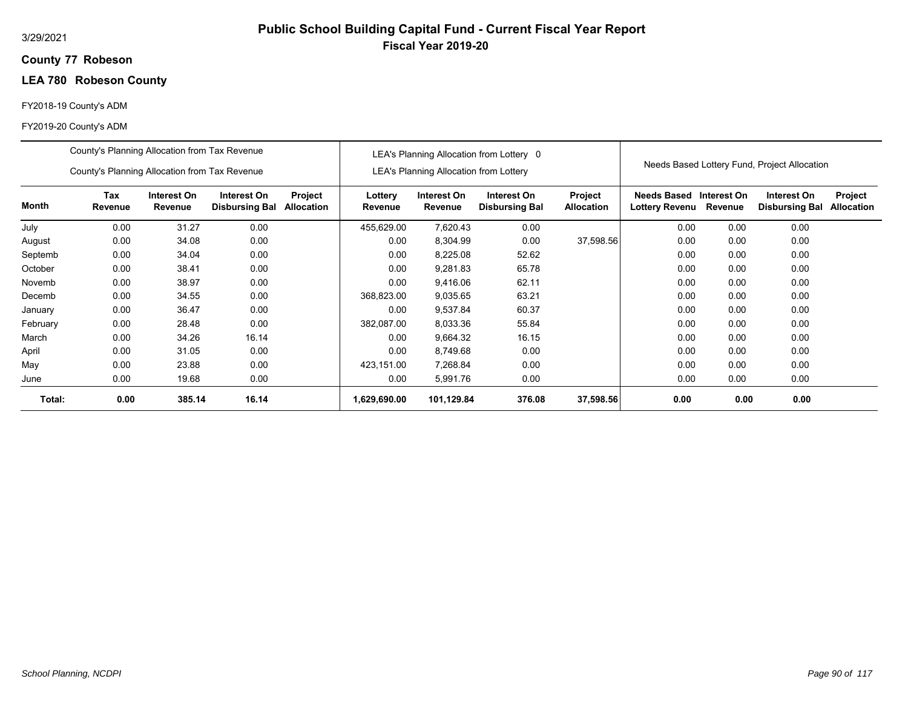# Public School Building Capital Fund - Current Fiscal Year Report

**Fiscal Year 2019-20**

3/29/2021

**County 77 Robeson**

**LEA 780 Robeson County**

FY2018-19 County's ADM

FY2019-20 County's ADM

| | County's Planning Allocation from Tax Revenue<br>County's Planning Allocation from Tax Revenue | | | | LEA's Planning Allocation from Lottery 0<br>LEA's Planning Allocation from Lottery | | | | Needs Based Lottery Fund, Project Allocation | | | |
|---|---|---|---|---|---|---|---|---|---|---|---|---|
| **Month** | **Tax Revenue** | **Interest On Revenue** | **Interest On Disbursing Bal** | **Project Allocation** | **Lottery Revenue** | **Interest On Revenue** | **Interest On Disbursing Bal** | **Project Allocation** | **Needs Based Lottery Revenu** | **Interest On Revenue** | **Interest On Disbursing Bal** | **Project Allocation** |
| July | 0.00 | 31.27 | 0.00 | | 455,629.00 | 7,620.43 | 0.00 | | 0.00 | 0.00 | 0.00 | |
| August | 0.00 | 34.08 | 0.00 | | 0.00 | 8,304.99 | 0.00 | 37,598.56 | 0.00 | 0.00 | 0.00 | |
| Septemb | 0.00 | 34.04 | 0.00 | | 0.00 | 8,225.08 | 52.62 | | 0.00 | 0.00 | 0.00 | |
| October | 0.00 | 38.41 | 0.00 | | 0.00 | 9,281.83 | 65.78 | | 0.00 | 0.00 | 0.00 | |
| Novemb | 0.00 | 38.97 | 0.00 | | 0.00 | 9,416.06 | 62.11 | | 0.00 | 0.00 | 0.00 | |
| Decemb | 0.00 | 34.55 | 0.00 | | 368,823.00 | 9,035.65 | 63.21 | | 0.00 | 0.00 | 0.00 | |
| January | 0.00 | 36.47 | 0.00 | | 0.00 | 9,537.84 | 60.37 | | 0.00 | 0.00 | 0.00 | |
| February | 0.00 | 28.48 | 0.00 | | 382,087.00 | 8,033.36 | 55.84 | | 0.00 | 0.00 | 0.00 | |
| March | 0.00 | 34.26 | 16.14 | | 0.00 | 9,664.32 | 16.15 | | 0.00 | 0.00 | 0.00 | |
| April | 0.00 | 31.05 | 0.00 | | 0.00 | 8,749.68 | 0.00 | | 0.00 | 0.00 | 0.00 | |
| May | 0.00 | 23.88 | 0.00 | | 423,151.00 | 7,268.84 | 0.00 | | 0.00 | 0.00 | 0.00 | |
| June | 0.00 | 19.68 | 0.00 | | 0.00 | 5,991.76 | 0.00 | | 0.00 | 0.00 | 0.00 | |
| **Total:** | **0.00** | **385.14** | **16.14** | | **1,629,690.00** | **101,129.84** | **376.08** | **37,598.56** | **0.00** | **0.00** | **0.00** | |

*School Planning, NCDPI*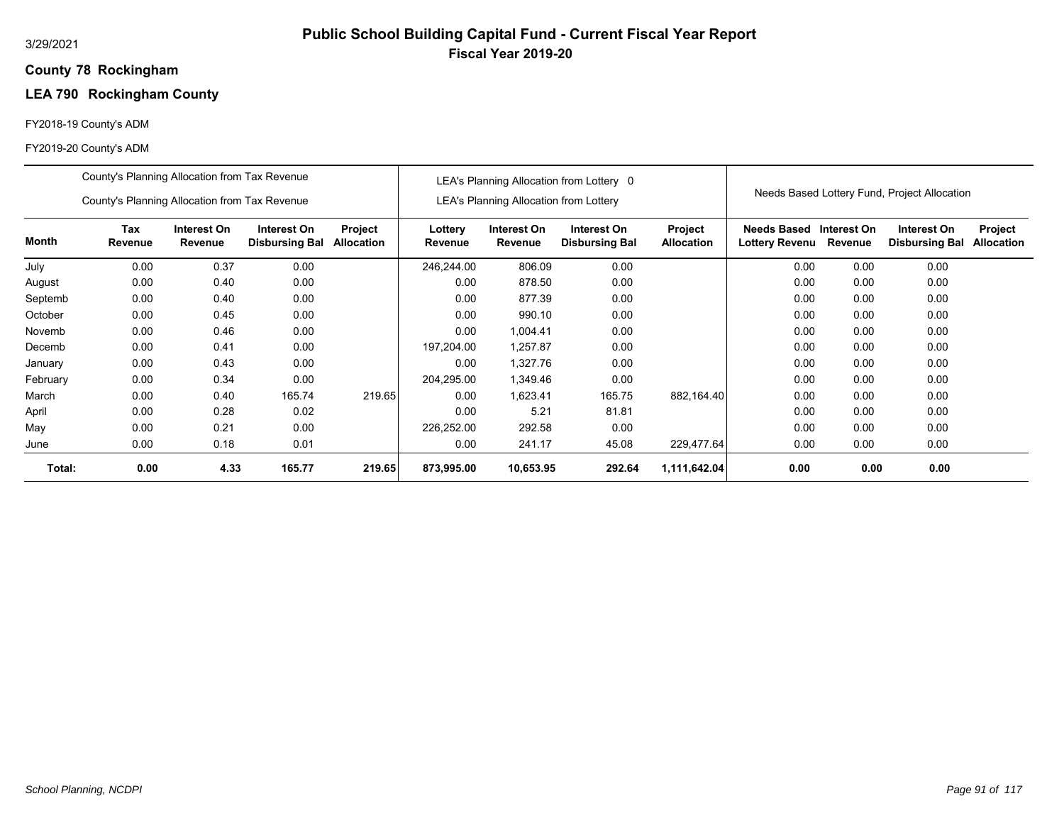3/29/2021

# Public School Building Capital Fund - Current Fiscal Year Report

**Fiscal Year 2019-20**

**County 78 Rockingham**

**LEA 790 Rockingham County**

FY2018-19 County's ADM

FY2019-20 County's ADM

| | County's Planning Allocation from Tax Revenue / County's Planning Allocation from Tax Revenue | | | | LEA's Planning Allocation from Lottery 0 / LEA's Planning Allocation from Lottery | | | | Needs Based Lottery Fund, Project Allocation | | | |
|---|---|---|---|---|---|---|---|---|---|---|---|---|
| **Month** | **Tax Revenue** | **Interest On Revenue** | **Interest On Disbursing Bal** | **Project Allocation** | **Lottery Revenue** | **Interest On Revenue** | **Interest On Disbursing Bal** | **Project Allocation** | **Needs Based Lottery Revenu** | **Interest On Revenue** | **Interest On Disbursing Bal** | **Project Allocation** |
| July | 0.00 | 0.37 | 0.00 | | 246,244.00 | 806.09 | 0.00 | | 0.00 | 0.00 | 0.00 | |
| August | 0.00 | 0.40 | 0.00 | | 0.00 | 878.50 | 0.00 | | 0.00 | 0.00 | 0.00 | |
| Septemb | 0.00 | 0.40 | 0.00 | | 0.00 | 877.39 | 0.00 | | 0.00 | 0.00 | 0.00 | |
| October | 0.00 | 0.45 | 0.00 | | 0.00 | 990.10 | 0.00 | | 0.00 | 0.00 | 0.00 | |
| Novemb | 0.00 | 0.46 | 0.00 | | 0.00 | 1,004.41 | 0.00 | | 0.00 | 0.00 | 0.00 | |
| Decemb | 0.00 | 0.41 | 0.00 | | 197,204.00 | 1,257.87 | 0.00 | | 0.00 | 0.00 | 0.00 | |
| January | 0.00 | 0.43 | 0.00 | | 0.00 | 1,327.76 | 0.00 | | 0.00 | 0.00 | 0.00 | |
| February | 0.00 | 0.34 | 0.00 | | 204,295.00 | 1,349.46 | 0.00 | | 0.00 | 0.00 | 0.00 | |
| March | 0.00 | 0.40 | 165.74 | 219.65 | 0.00 | 1,623.41 | 165.75 | 882,164.40 | 0.00 | 0.00 | 0.00 | |
| April | 0.00 | 0.28 | 0.02 | | 0.00 | 5.21 | 81.81 | | 0.00 | 0.00 | 0.00 | |
| May | 0.00 | 0.21 | 0.00 | | 226,252.00 | 292.58 | 0.00 | | 0.00 | 0.00 | 0.00 | |
| June | 0.00 | 0.18 | 0.01 | | 0.00 | 241.17 | 45.08 | 229,477.64 | 0.00 | 0.00 | 0.00 | |
| **Total:** | **0.00** | **4.33** | **165.77** | **219.65** | **873,995.00** | **10,653.95** | **292.64** | **1,111,642.04** | **0.00** | **0.00** | **0.00** | |

*School Planning, NCDPI*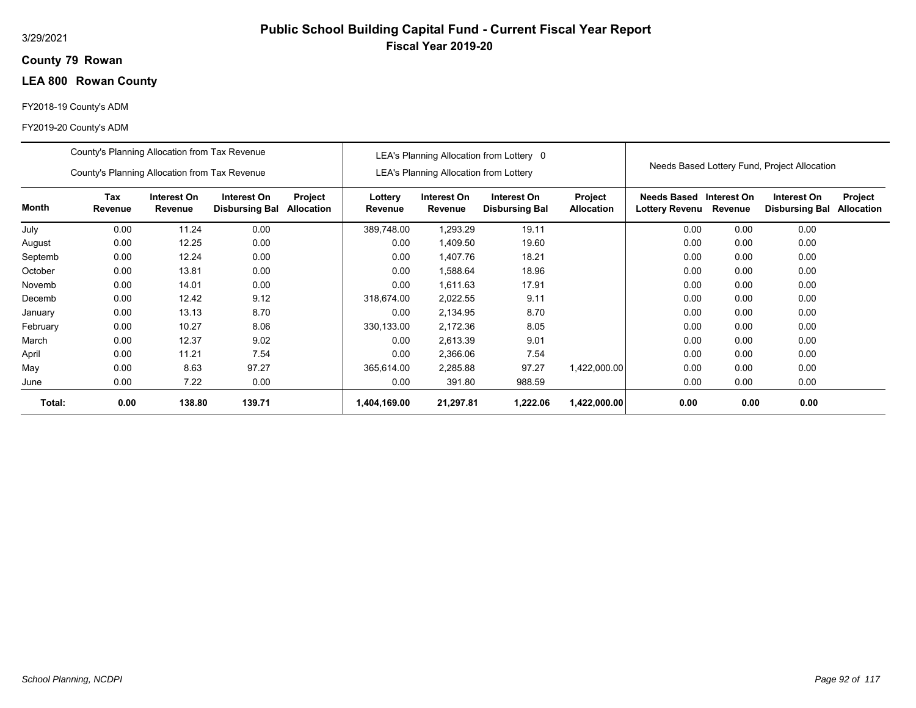# Public School Building Capital Fund - Current Fiscal Year Report

**Fiscal Year 2019-20**

3/29/2021

**County 79 Rowan**

**LEA 800 Rowan County**

FY2018-19 County's ADM

FY2019-20 County's ADM

| | County's Planning Allocation from Tax Revenue / County's Planning Allocation from Tax Revenue | | | | LEA's Planning Allocation from Lottery 0 / LEA's Planning Allocation from Lottery | | | | Needs Based Lottery Fund, Project Allocation | | | |
|---|---|---|---|---|---|---|---|---|---|---|---|---|
| **Month** | **Tax Revenue** | **Interest On Revenue** | **Interest On Disbursing Bal** | **Project Allocation** | **Lottery Revenue** | **Interest On Revenue** | **Interest On Disbursing Bal** | **Project Allocation** | **Needs Based Lottery Revenu** | **Interest On Revenue** | **Interest On Disbursing Bal** | **Project Allocation** |
| July | 0.00 | 11.24 | 0.00 | | 389,748.00 | 1,293.29 | 19.11 | | 0.00 | 0.00 | 0.00 | |
| August | 0.00 | 12.25 | 0.00 | | 0.00 | 1,409.50 | 19.60 | | 0.00 | 0.00 | 0.00 | |
| Septemb | 0.00 | 12.24 | 0.00 | | 0.00 | 1,407.76 | 18.21 | | 0.00 | 0.00 | 0.00 | |
| October | 0.00 | 13.81 | 0.00 | | 0.00 | 1,588.64 | 18.96 | | 0.00 | 0.00 | 0.00 | |
| Novemb | 0.00 | 14.01 | 0.00 | | 0.00 | 1,611.63 | 17.91 | | 0.00 | 0.00 | 0.00 | |
| Decemb | 0.00 | 12.42 | 9.12 | | 318,674.00 | 2,022.55 | 9.11 | | 0.00 | 0.00 | 0.00 | |
| January | 0.00 | 13.13 | 8.70 | | 0.00 | 2,134.95 | 8.70 | | 0.00 | 0.00 | 0.00 | |
| February | 0.00 | 10.27 | 8.06 | | 330,133.00 | 2,172.36 | 8.05 | | 0.00 | 0.00 | 0.00 | |
| March | 0.00 | 12.37 | 9.02 | | 0.00 | 2,613.39 | 9.01 | | 0.00 | 0.00 | 0.00 | |
| April | 0.00 | 11.21 | 7.54 | | 0.00 | 2,366.06 | 7.54 | | 0.00 | 0.00 | 0.00 | |
| May | 0.00 | 8.63 | 97.27 | | 365,614.00 | 2,285.88 | 97.27 | 1,422,000.00 | 0.00 | 0.00 | 0.00 | |
| June | 0.00 | 7.22 | 0.00 | | 0.00 | 391.80 | 988.59 | | 0.00 | 0.00 | 0.00 | |
| **Total:** | **0.00** | **138.80** | **139.71** | | **1,404,169.00** | **21,297.81** | **1,222.06** | **1,422,000.00** | **0.00** | **0.00** | **0.00** | |

*School Planning, NCDPI*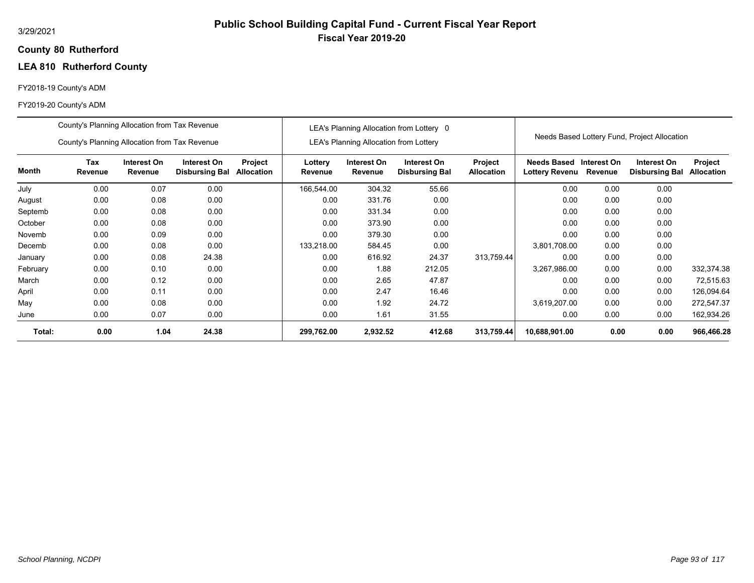# Public School Building Capital Fund - Current Fiscal Year Report

**Fiscal Year 2019-20**

3/29/2021

**County 80 Rutherford**

**LEA 810 Rutherford County**

FY2018-19 County's ADM

FY2019-20 County's ADM

| | County's Planning Allocation from Tax Revenue<br>County's Planning Allocation from Tax Revenue | | | | LEA's Planning Allocation from Lottery 0<br>LEA's Planning Allocation from Lottery | | | | Needs Based Lottery Fund, Project Allocation | | | |
|---|---|---|---|---|---|---|---|---|---|---|---|---|
| **Month** | **Tax Revenue** | **Interest On Revenue** | **Interest On Disbursing Bal** | **Project Allocation** | **Lottery Revenue** | **Interest On Revenue** | **Interest On Disbursing Bal** | **Project Allocation** | **Needs Based Lottery Revenu** | **Interest On Revenue** | **Interest On Disbursing Bal** | **Project Allocation** |
| July | 0.00 | 0.07 | 0.00 | | 166,544.00 | 304.32 | 55.66 | | 0.00 | 0.00 | 0.00 | |
| August | 0.00 | 0.08 | 0.00 | | 0.00 | 331.76 | 0.00 | | 0.00 | 0.00 | 0.00 | |
| Septemb | 0.00 | 0.08 | 0.00 | | 0.00 | 331.34 | 0.00 | | 0.00 | 0.00 | 0.00 | |
| October | 0.00 | 0.08 | 0.00 | | 0.00 | 373.90 | 0.00 | | 0.00 | 0.00 | 0.00 | |
| Novemb | 0.00 | 0.09 | 0.00 | | 0.00 | 379.30 | 0.00 | | 0.00 | 0.00 | 0.00 | |
| Decemb | 0.00 | 0.08 | 0.00 | | 133,218.00 | 584.45 | 0.00 | | 3,801,708.00 | 0.00 | 0.00 | |
| January | 0.00 | 0.08 | 24.38 | | 0.00 | 616.92 | 24.37 | 313,759.44 | 0.00 | 0.00 | 0.00 | |
| February | 0.00 | 0.10 | 0.00 | | 0.00 | 1.88 | 212.05 | | 3,267,986.00 | 0.00 | 0.00 | 332,374.38 |
| March | 0.00 | 0.12 | 0.00 | | 0.00 | 2.65 | 47.87 | | 0.00 | 0.00 | 0.00 | 72,515.63 |
| April | 0.00 | 0.11 | 0.00 | | 0.00 | 2.47 | 16.46 | | 0.00 | 0.00 | 0.00 | 126,094.64 |
| May | 0.00 | 0.08 | 0.00 | | 0.00 | 1.92 | 24.72 | | 3,619,207.00 | 0.00 | 0.00 | 272,547.37 |
| June | 0.00 | 0.07 | 0.00 | | 0.00 | 1.61 | 31.55 | | 0.00 | 0.00 | 0.00 | 162,934.26 |
| **Total:** | **0.00** | **1.04** | **24.38** | | **299,762.00** | **2,932.52** | **412.68** | **313,759.44** | **10,688,901.00** | **0.00** | **0.00** | **966,466.28** |

*School Planning, NCDPI*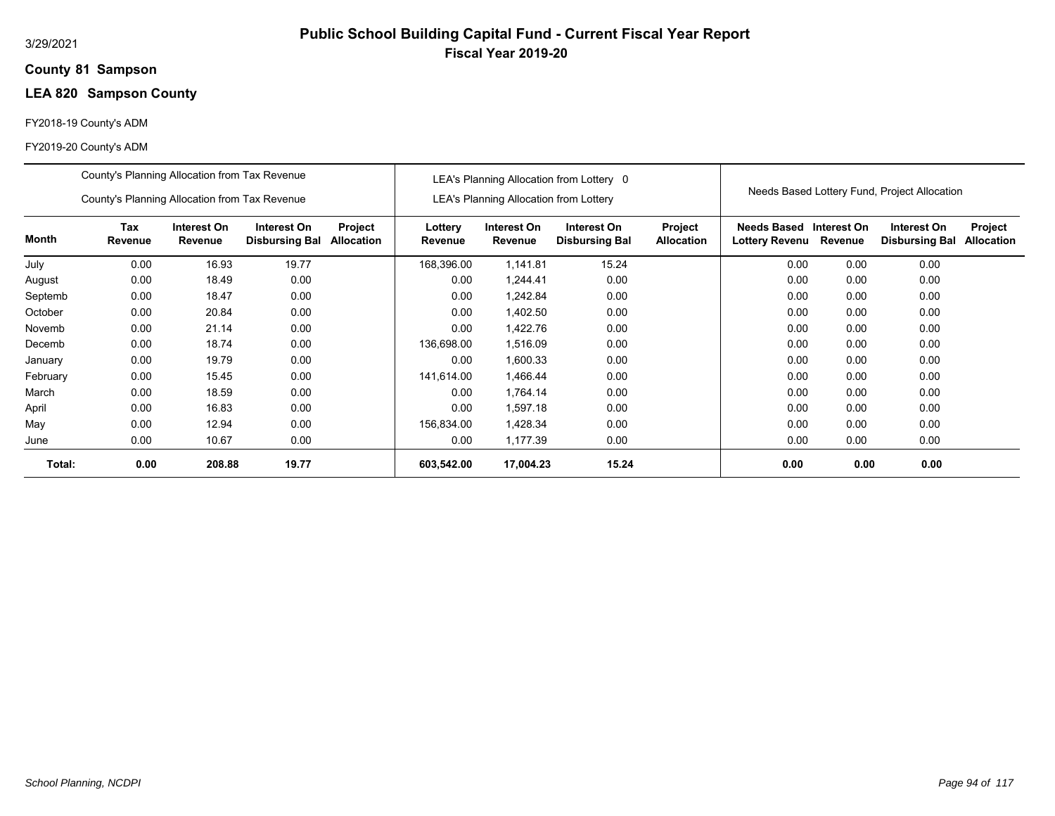# Public School Building Capital Fund - Current Fiscal Year Report

**Fiscal Year 2019-20**

3/29/2021

**County 81 Sampson**

**LEA 820 Sampson County**

FY2018-19 County's ADM

FY2019-20 County's ADM

| | County's Planning Allocation from Tax Revenue<br>County's Planning Allocation from Tax Revenue | | | | LEA's Planning Allocation from Lottery 0<br>LEA's Planning Allocation from Lottery | | | | Needs Based Lottery Fund, Project Allocation | | | |
|---|---|---|---|---|---|---|---|---|---|---|---|---|
| **Month** | **Tax Revenue** | **Interest On Revenue** | **Interest On Disbursing Bal** | **Project Allocation** | **Lottery Revenue** | **Interest On Revenue** | **Interest On Disbursing Bal** | **Project Allocation** | **Needs Based Lottery Revenu** | **Interest On Revenue** | **Interest On Disbursing Bal** | **Project Allocation** |
| July | 0.00 | 16.93 | 19.77 | | 168,396.00 | 1,141.81 | 15.24 | | 0.00 | 0.00 | 0.00 | |
| August | 0.00 | 18.49 | 0.00 | | 0.00 | 1,244.41 | 0.00 | | 0.00 | 0.00 | 0.00 | |
| Septemb | 0.00 | 18.47 | 0.00 | | 0.00 | 1,242.84 | 0.00 | | 0.00 | 0.00 | 0.00 | |
| October | 0.00 | 20.84 | 0.00 | | 0.00 | 1,402.50 | 0.00 | | 0.00 | 0.00 | 0.00 | |
| Novemb | 0.00 | 21.14 | 0.00 | | 0.00 | 1,422.76 | 0.00 | | 0.00 | 0.00 | 0.00 | |
| Decemb | 0.00 | 18.74 | 0.00 | | 136,698.00 | 1,516.09 | 0.00 | | 0.00 | 0.00 | 0.00 | |
| January | 0.00 | 19.79 | 0.00 | | 0.00 | 1,600.33 | 0.00 | | 0.00 | 0.00 | 0.00 | |
| February | 0.00 | 15.45 | 0.00 | | 141,614.00 | 1,466.44 | 0.00 | | 0.00 | 0.00 | 0.00 | |
| March | 0.00 | 18.59 | 0.00 | | 0.00 | 1,764.14 | 0.00 | | 0.00 | 0.00 | 0.00 | |
| April | 0.00 | 16.83 | 0.00 | | 0.00 | 1,597.18 | 0.00 | | 0.00 | 0.00 | 0.00 | |
| May | 0.00 | 12.94 | 0.00 | | 156,834.00 | 1,428.34 | 0.00 | | 0.00 | 0.00 | 0.00 | |
| June | 0.00 | 10.67 | 0.00 | | 0.00 | 1,177.39 | 0.00 | | 0.00 | 0.00 | 0.00 | |
| **Total:** | **0.00** | **208.88** | **19.77** | | **603,542.00** | **17,004.23** | **15.24** | | **0.00** | **0.00** | **0.00** | |

*School Planning, NCDPI*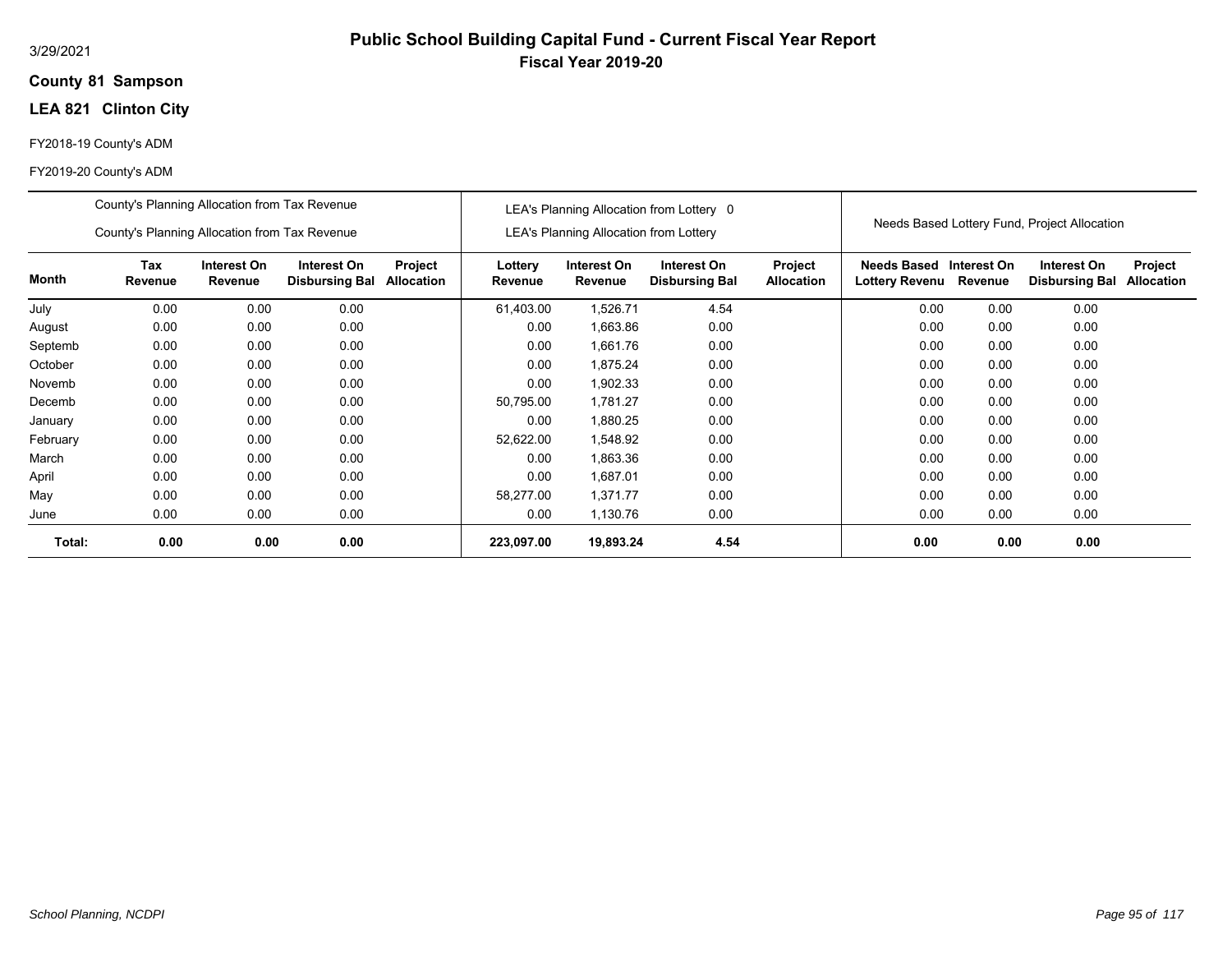# Public School Building Capital Fund - Current Fiscal Year Report

## Fiscal Year 2019-20

3/29/2021

**County 81 Sampson**

**LEA 821 Clinton City**

FY2018-19 County's ADM

FY2019-20 County's ADM

| | County's Planning Allocation from Tax Revenue / County's Planning Allocation from Tax Revenue | | | | LEA's Planning Allocation from Lottery 0 / LEA's Planning Allocation from Lottery | | | | Needs Based Lottery Fund, Project Allocation | | | |
|---|---|---|---|---|---|---|---|---|---|---|---|---|
| **Month** | **Tax Revenue** | **Interest On Revenue** | **Interest On Disbursing Bal** | **Project Allocation** | **Lottery Revenue** | **Interest On Revenue** | **Interest On Disbursing Bal** | **Project Allocation** | **Needs Based Lottery Revenu** | **Interest On Revenue** | **Interest On Disbursing Bal** | **Project Allocation** |
| July | 0.00 | 0.00 | 0.00 | | 61,403.00 | 1,526.71 | 4.54 | | 0.00 | 0.00 | 0.00 | |
| August | 0.00 | 0.00 | 0.00 | | 0.00 | 1,663.86 | 0.00 | | 0.00 | 0.00 | 0.00 | |
| Septemb | 0.00 | 0.00 | 0.00 | | 0.00 | 1,661.76 | 0.00 | | 0.00 | 0.00 | 0.00 | |
| October | 0.00 | 0.00 | 0.00 | | 0.00 | 1,875.24 | 0.00 | | 0.00 | 0.00 | 0.00 | |
| Novemb | 0.00 | 0.00 | 0.00 | | 0.00 | 1,902.33 | 0.00 | | 0.00 | 0.00 | 0.00 | |
| Decemb | 0.00 | 0.00 | 0.00 | | 50,795.00 | 1,781.27 | 0.00 | | 0.00 | 0.00 | 0.00 | |
| January | 0.00 | 0.00 | 0.00 | | 0.00 | 1,880.25 | 0.00 | | 0.00 | 0.00 | 0.00 | |
| February | 0.00 | 0.00 | 0.00 | | 52,622.00 | 1,548.92 | 0.00 | | 0.00 | 0.00 | 0.00 | |
| March | 0.00 | 0.00 | 0.00 | | 0.00 | 1,863.36 | 0.00 | | 0.00 | 0.00 | 0.00 | |
| April | 0.00 | 0.00 | 0.00 | | 0.00 | 1,687.01 | 0.00 | | 0.00 | 0.00 | 0.00 | |
| May | 0.00 | 0.00 | 0.00 | | 58,277.00 | 1,371.77 | 0.00 | | 0.00 | 0.00 | 0.00 | |
| June | 0.00 | 0.00 | 0.00 | | 0.00 | 1,130.76 | 0.00 | | 0.00 | 0.00 | 0.00 | |
| **Total:** | **0.00** | **0.00** | **0.00** | | **223,097.00** | **19,893.24** | **4.54** | | **0.00** | **0.00** | **0.00** | |

*School Planning, NCDPI*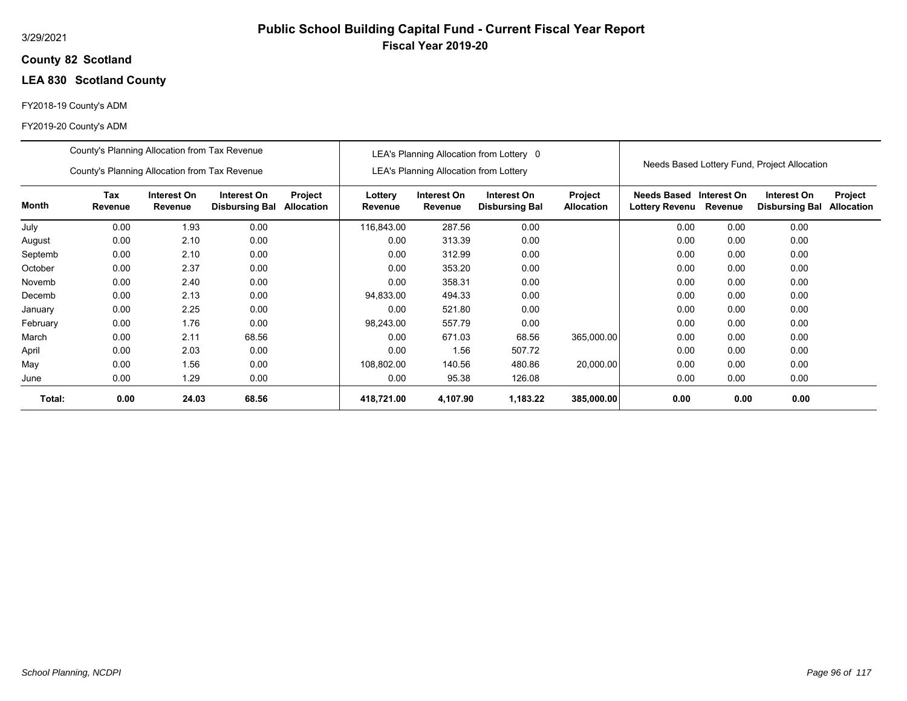# Public School Building Capital Fund - Current Fiscal Year Report

**Fiscal Year 2019-20**

3/29/2021

**County 82 Scotland**

**LEA 830 Scotland County**

FY2018-19 County's ADM

FY2019-20 County's ADM

| | County's Planning Allocation from Tax Revenue<br>County's Planning Allocation from Tax Revenue | | | | LEA's Planning Allocation from Lottery 0<br>LEA's Planning Allocation from Lottery | | | | Needs Based Lottery Fund, Project Allocation | | | |
|---|---|---|---|---|---|---|---|---|---|---|---|---|
| **Month** | **Tax Revenue** | **Interest On Revenue** | **Interest On Disbursing Bal** | **Project Allocation** | **Lottery Revenue** | **Interest On Revenue** | **Interest On Disbursing Bal** | **Project Allocation** | **Needs Based Lottery Revenu** | **Interest On Revenue** | **Interest On Disbursing Bal** | **Project Allocation** |
| July | 0.00 | 1.93 | 0.00 | | 116,843.00 | 287.56 | 0.00 | | 0.00 | 0.00 | 0.00 | |
| August | 0.00 | 2.10 | 0.00 | | 0.00 | 313.39 | 0.00 | | 0.00 | 0.00 | 0.00 | |
| Septemb | 0.00 | 2.10 | 0.00 | | 0.00 | 312.99 | 0.00 | | 0.00 | 0.00 | 0.00 | |
| October | 0.00 | 2.37 | 0.00 | | 0.00 | 353.20 | 0.00 | | 0.00 | 0.00 | 0.00 | |
| Novemb | 0.00 | 2.40 | 0.00 | | 0.00 | 358.31 | 0.00 | | 0.00 | 0.00 | 0.00 | |
| Decemb | 0.00 | 2.13 | 0.00 | | 94,833.00 | 494.33 | 0.00 | | 0.00 | 0.00 | 0.00 | |
| January | 0.00 | 2.25 | 0.00 | | 0.00 | 521.80 | 0.00 | | 0.00 | 0.00 | 0.00 | |
| February | 0.00 | 1.76 | 0.00 | | 98,243.00 | 557.79 | 0.00 | | 0.00 | 0.00 | 0.00 | |
| March | 0.00 | 2.11 | 68.56 | | 0.00 | 671.03 | 68.56 | 365,000.00 | 0.00 | 0.00 | 0.00 | |
| April | 0.00 | 2.03 | 0.00 | | 0.00 | 1.56 | 507.72 | | 0.00 | 0.00 | 0.00 | |
| May | 0.00 | 1.56 | 0.00 | | 108,802.00 | 140.56 | 480.86 | 20,000.00 | 0.00 | 0.00 | 0.00 | |
| June | 0.00 | 1.29 | 0.00 | | 0.00 | 95.38 | 126.08 | | 0.00 | 0.00 | 0.00 | |
| **Total:** | **0.00** | **24.03** | **68.56** | | **418,721.00** | **4,107.90** | **1,183.22** | **385,000.00** | **0.00** | **0.00** | **0.00** | |

*School Planning, NCDPI*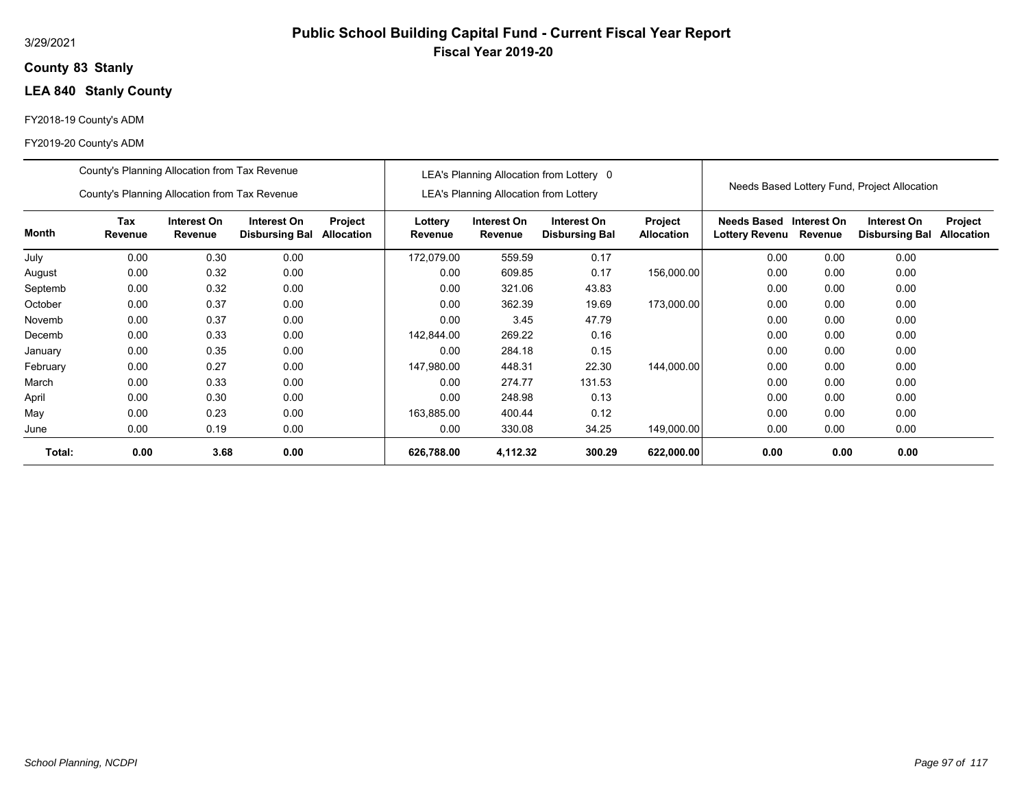# Public School Building Capital Fund - Current Fiscal Year Report

**Fiscal Year 2019-20**

3/29/2021

**County 83 Stanly**

**LEA 840 Stanly County**

FY2018-19 County's ADM

FY2019-20 County's ADM

| | County's Planning Allocation from Tax Revenue / County's Planning Allocation from Tax Revenue | | | | LEA's Planning Allocation from Lottery 0 / LEA's Planning Allocation from Lottery | | | | Needs Based Lottery Fund, Project Allocation | | | |
|---|---|---|---|---|---|---|---|---|---|---|---|---|
| **Month** | **Tax Revenue** | **Interest On Revenue** | **Interest On Disbursing Bal** | **Project Allocation** | **Lottery Revenue** | **Interest On Revenue** | **Interest On Disbursing Bal** | **Project Allocation** | **Needs Based Lottery Revenu** | **Interest On Revenue** | **Interest On Disbursing Bal** | **Project Allocation** |
| July | 0.00 | 0.30 | 0.00 | | 172,079.00 | 559.59 | 0.17 | | 0.00 | 0.00 | 0.00 | |
| August | 0.00 | 0.32 | 0.00 | | 0.00 | 609.85 | 0.17 | 156,000.00 | 0.00 | 0.00 | 0.00 | |
| Septemb | 0.00 | 0.32 | 0.00 | | 0.00 | 321.06 | 43.83 | | 0.00 | 0.00 | 0.00 | |
| October | 0.00 | 0.37 | 0.00 | | 0.00 | 362.39 | 19.69 | 173,000.00 | 0.00 | 0.00 | 0.00 | |
| Novemb | 0.00 | 0.37 | 0.00 | | 0.00 | 3.45 | 47.79 | | 0.00 | 0.00 | 0.00 | |
| Decemb | 0.00 | 0.33 | 0.00 | | 142,844.00 | 269.22 | 0.16 | | 0.00 | 0.00 | 0.00 | |
| January | 0.00 | 0.35 | 0.00 | | 0.00 | 284.18 | 0.15 | | 0.00 | 0.00 | 0.00 | |
| February | 0.00 | 0.27 | 0.00 | | 147,980.00 | 448.31 | 22.30 | 144,000.00 | 0.00 | 0.00 | 0.00 | |
| March | 0.00 | 0.33 | 0.00 | | 0.00 | 274.77 | 131.53 | | 0.00 | 0.00 | 0.00 | |
| April | 0.00 | 0.30 | 0.00 | | 0.00 | 248.98 | 0.13 | | 0.00 | 0.00 | 0.00 | |
| May | 0.00 | 0.23 | 0.00 | | 163,885.00 | 400.44 | 0.12 | | 0.00 | 0.00 | 0.00 | |
| June | 0.00 | 0.19 | 0.00 | | 0.00 | 330.08 | 34.25 | 149,000.00 | 0.00 | 0.00 | 0.00 | |
| **Total:** | **0.00** | **3.68** | **0.00** | | **626,788.00** | **4,112.32** | **300.29** | **622,000.00** | **0.00** | **0.00** | **0.00** | |

*School Planning, NCDPI*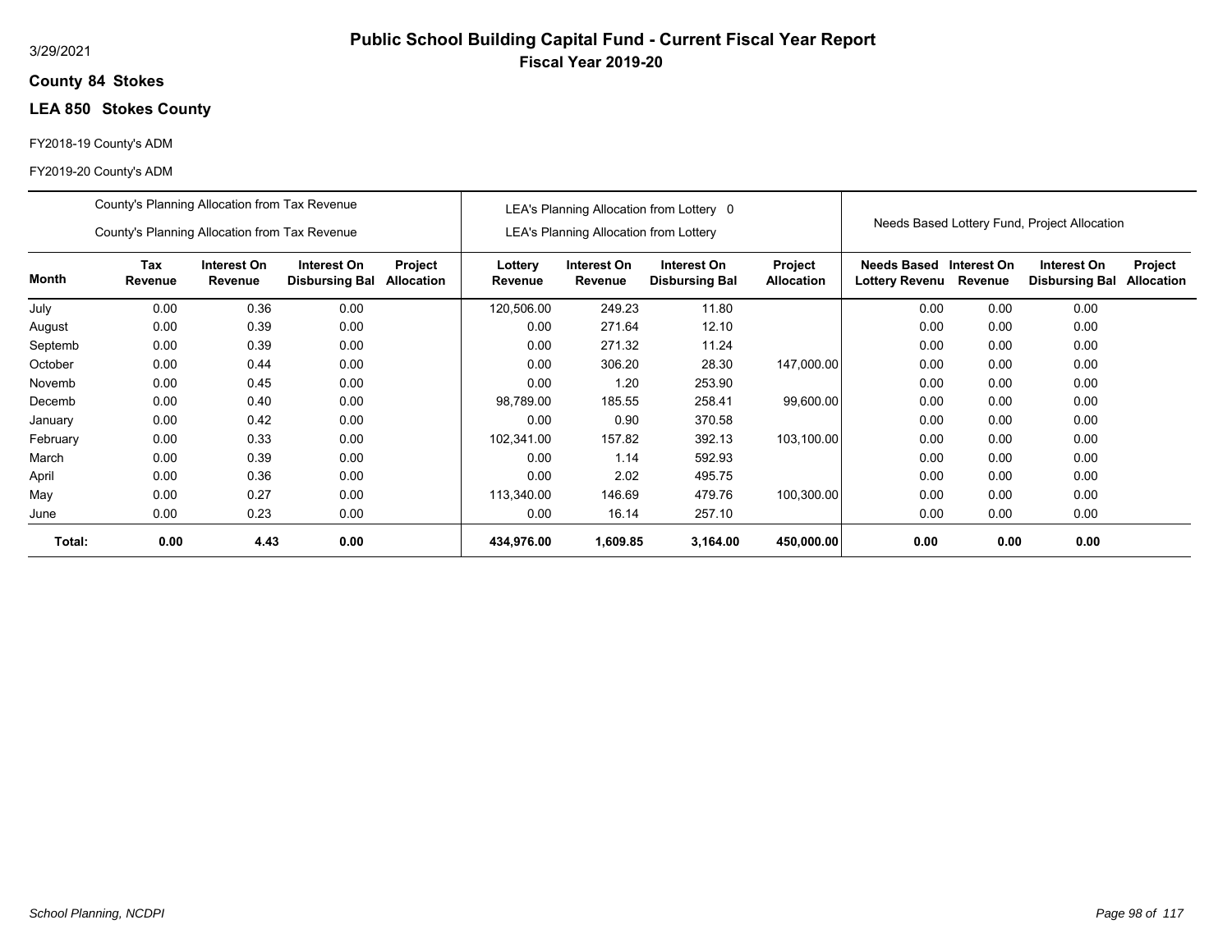3/29/2021

# Public School Building Capital Fund - Current Fiscal Year Report

## Fiscal Year 2019-20

**County 84 Stokes**

**LEA 850 Stokes County**

FY2018-19 County's ADM

FY2019-20 County's ADM

| | County's Planning Allocation from Tax Revenue / County's Planning Allocation from Tax Revenue | | | | LEA's Planning Allocation from Lottery 0 / LEA's Planning Allocation from Lottery | | | | Needs Based Lottery Fund, Project Allocation | | | |
|---|---|---|---|---|---|---|---|---|---|---|---|---|
| **Month** | **Tax Revenue** | **Interest On Revenue** | **Interest On Disbursing Bal** | **Project Allocation** | **Lottery Revenue** | **Interest On Revenue** | **Interest On Disbursing Bal** | **Project Allocation** | **Needs Based Lottery Revenu** | **Interest On Revenue** | **Interest On Disbursing Bal** | **Project Allocation** |
| July | 0.00 | 0.36 | 0.00 | | 120,506.00 | 249.23 | 11.80 | | 0.00 | 0.00 | 0.00 | |
| August | 0.00 | 0.39 | 0.00 | | 0.00 | 271.64 | 12.10 | | 0.00 | 0.00 | 0.00 | |
| Septemb | 0.00 | 0.39 | 0.00 | | 0.00 | 271.32 | 11.24 | | 0.00 | 0.00 | 0.00 | |
| October | 0.00 | 0.44 | 0.00 | | 0.00 | 306.20 | 28.30 | 147,000.00 | 0.00 | 0.00 | 0.00 | |
| Novemb | 0.00 | 0.45 | 0.00 | | 0.00 | 1.20 | 253.90 | | 0.00 | 0.00 | 0.00 | |
| Decemb | 0.00 | 0.40 | 0.00 | | 98,789.00 | 185.55 | 258.41 | 99,600.00 | 0.00 | 0.00 | 0.00 | |
| January | 0.00 | 0.42 | 0.00 | | 0.00 | 0.90 | 370.58 | | 0.00 | 0.00 | 0.00 | |
| February | 0.00 | 0.33 | 0.00 | | 102,341.00 | 157.82 | 392.13 | 103,100.00 | 0.00 | 0.00 | 0.00 | |
| March | 0.00 | 0.39 | 0.00 | | 0.00 | 1.14 | 592.93 | | 0.00 | 0.00 | 0.00 | |
| April | 0.00 | 0.36 | 0.00 | | 0.00 | 2.02 | 495.75 | | 0.00 | 0.00 | 0.00 | |
| May | 0.00 | 0.27 | 0.00 | | 113,340.00 | 146.69 | 479.76 | 100,300.00 | 0.00 | 0.00 | 0.00 | |
| June | 0.00 | 0.23 | 0.00 | | 0.00 | 16.14 | 257.10 | | 0.00 | 0.00 | 0.00 | |
| **Total:** | **0.00** | **4.43** | **0.00** | | **434,976.00** | **1,609.85** | **3,164.00** | **450,000.00** | **0.00** | **0.00** | **0.00** | |

*School Planning, NCDPI*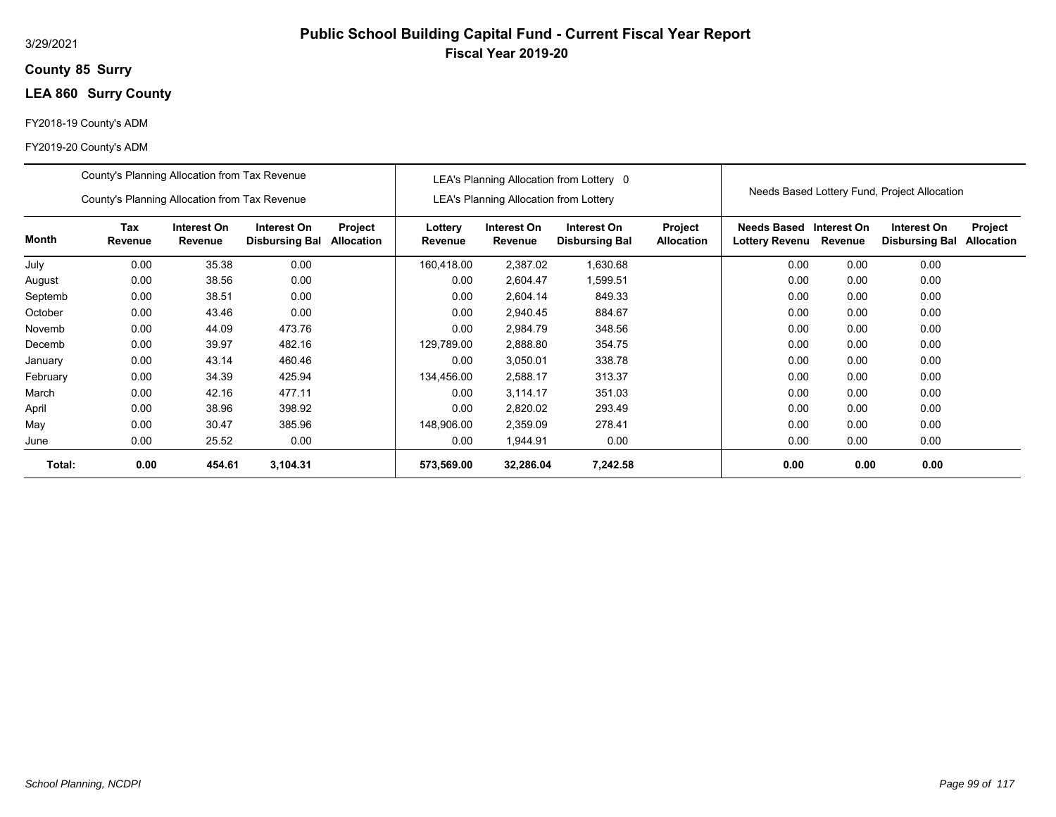3/29/2021

# Public School Building Capital Fund - Current Fiscal Year Report

## Fiscal Year 2019-20

**County 85 Surry**

**LEA 860 Surry County**

FY2018-19 County's ADM

FY2019-20 County's ADM

| | County's Planning Allocation from Tax Revenue<br>County's Planning Allocation from Tax Revenue | | | | LEA's Planning Allocation from Lottery 0<br>LEA's Planning Allocation from Lottery | | | | Needs Based Lottery Fund, Project Allocation | | | |
|---|---|---|---|---|---|---|---|---|---|---|---|---|
| **Month** | **Tax Revenue** | **Interest On Revenue** | **Interest On Disbursing Bal** | **Project Allocation** | **Lottery Revenue** | **Interest On Revenue** | **Interest On Disbursing Bal** | **Project Allocation** | **Needs Based Lottery Revenu** | **Interest On Revenue** | **Interest On Disbursing Bal** | **Project Allocation** |
| July | 0.00 | 35.38 | 0.00 | | 160,418.00 | 2,387.02 | 1,630.68 | | 0.00 | 0.00 | 0.00 | |
| August | 0.00 | 38.56 | 0.00 | | 0.00 | 2,604.47 | 1,599.51 | | 0.00 | 0.00 | 0.00 | |
| Septemb | 0.00 | 38.51 | 0.00 | | 0.00 | 2,604.14 | 849.33 | | 0.00 | 0.00 | 0.00 | |
| October | 0.00 | 43.46 | 0.00 | | 0.00 | 2,940.45 | 884.67 | | 0.00 | 0.00 | 0.00 | |
| Novemb | 0.00 | 44.09 | 473.76 | | 0.00 | 2,984.79 | 348.56 | | 0.00 | 0.00 | 0.00 | |
| Decemb | 0.00 | 39.97 | 482.16 | | 129,789.00 | 2,888.80 | 354.75 | | 0.00 | 0.00 | 0.00 | |
| January | 0.00 | 43.14 | 460.46 | | 0.00 | 3,050.01 | 338.78 | | 0.00 | 0.00 | 0.00 | |
| February | 0.00 | 34.39 | 425.94 | | 134,456.00 | 2,588.17 | 313.37 | | 0.00 | 0.00 | 0.00 | |
| March | 0.00 | 42.16 | 477.11 | | 0.00 | 3,114.17 | 351.03 | | 0.00 | 0.00 | 0.00 | |
| April | 0.00 | 38.96 | 398.92 | | 0.00 | 2,820.02 | 293.49 | | 0.00 | 0.00 | 0.00 | |
| May | 0.00 | 30.47 | 385.96 | | 148,906.00 | 2,359.09 | 278.41 | | 0.00 | 0.00 | 0.00 | |
| June | 0.00 | 25.52 | 0.00 | | 0.00 | 1,944.91 | 0.00 | | 0.00 | 0.00 | 0.00 | |
| **Total:** | **0.00** | **454.61** | **3,104.31** | | **573,569.00** | **32,286.04** | **7,242.58** | | **0.00** | **0.00** | **0.00** | |

*School Planning, NCDPI*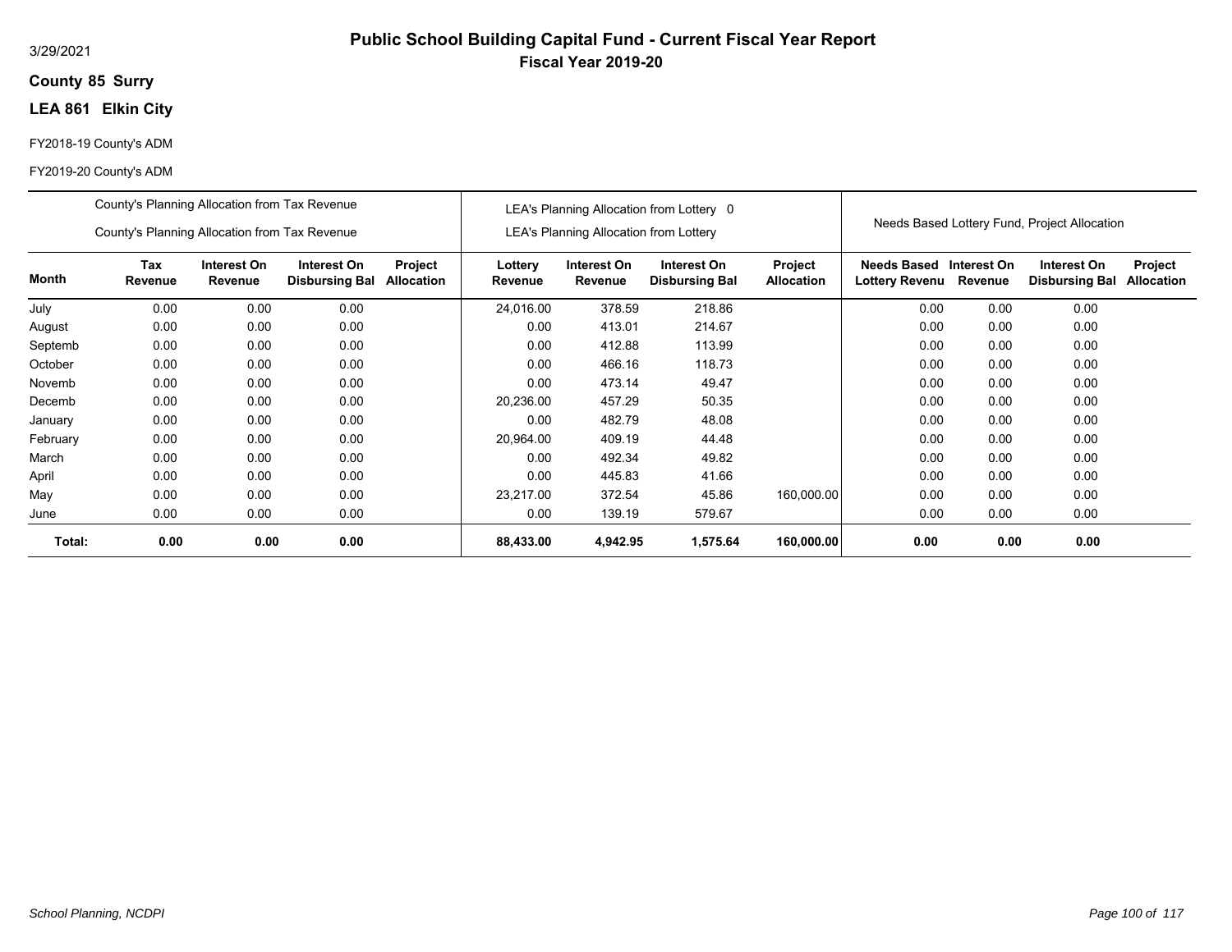3/29/2021

# Public School Building Capital Fund - Current Fiscal Year Report

## Fiscal Year 2019-20

**County 85 Surry**

**LEA 861 Elkin City**

FY2018-19 County's ADM

FY2019-20 County's ADM

| | County's Planning Allocation from Tax Revenue / County's Planning Allocation from Tax Revenue | | | | LEA's Planning Allocation from Lottery 0 / LEA's Planning Allocation from Lottery | | | | Needs Based Lottery Fund, Project Allocation | | | |
|---|---|---|---|---|---|---|---|---|---|---|---|---|
| **Month** | **Tax Revenue** | **Interest On Revenue** | **Interest On Disbursing Bal** | **Project Allocation** | **Lottery Revenue** | **Interest On Revenue** | **Interest On Disbursing Bal** | **Project Allocation** | **Needs Based Lottery Revenu** | **Interest On Revenue** | **Interest On Disbursing Bal** | **Project Allocation** |
| July | 0.00 | 0.00 | 0.00 | | 24,016.00 | 378.59 | 218.86 | | 0.00 | 0.00 | 0.00 | |
| August | 0.00 | 0.00 | 0.00 | | 0.00 | 413.01 | 214.67 | | 0.00 | 0.00 | 0.00 | |
| Septemb | 0.00 | 0.00 | 0.00 | | 0.00 | 412.88 | 113.99 | | 0.00 | 0.00 | 0.00 | |
| October | 0.00 | 0.00 | 0.00 | | 0.00 | 466.16 | 118.73 | | 0.00 | 0.00 | 0.00 | |
| Novemb | 0.00 | 0.00 | 0.00 | | 0.00 | 473.14 | 49.47 | | 0.00 | 0.00 | 0.00 | |
| Decemb | 0.00 | 0.00 | 0.00 | | 20,236.00 | 457.29 | 50.35 | | 0.00 | 0.00 | 0.00 | |
| January | 0.00 | 0.00 | 0.00 | | 0.00 | 482.79 | 48.08 | | 0.00 | 0.00 | 0.00 | |
| February | 0.00 | 0.00 | 0.00 | | 20,964.00 | 409.19 | 44.48 | | 0.00 | 0.00 | 0.00 | |
| March | 0.00 | 0.00 | 0.00 | | 0.00 | 492.34 | 49.82 | | 0.00 | 0.00 | 0.00 | |
| April | 0.00 | 0.00 | 0.00 | | 0.00 | 445.83 | 41.66 | | 0.00 | 0.00 | 0.00 | |
| May | 0.00 | 0.00 | 0.00 | | 23,217.00 | 372.54 | 45.86 | 160,000.00 | 0.00 | 0.00 | 0.00 | |
| June | 0.00 | 0.00 | 0.00 | | 0.00 | 139.19 | 579.67 | | 0.00 | 0.00 | 0.00 | |
| **Total:** | **0.00** | **0.00** | **0.00** | | **88,433.00** | **4,942.95** | **1,575.64** | **160,000.00** | **0.00** | **0.00** | **0.00** | |

*School Planning, NCDPI*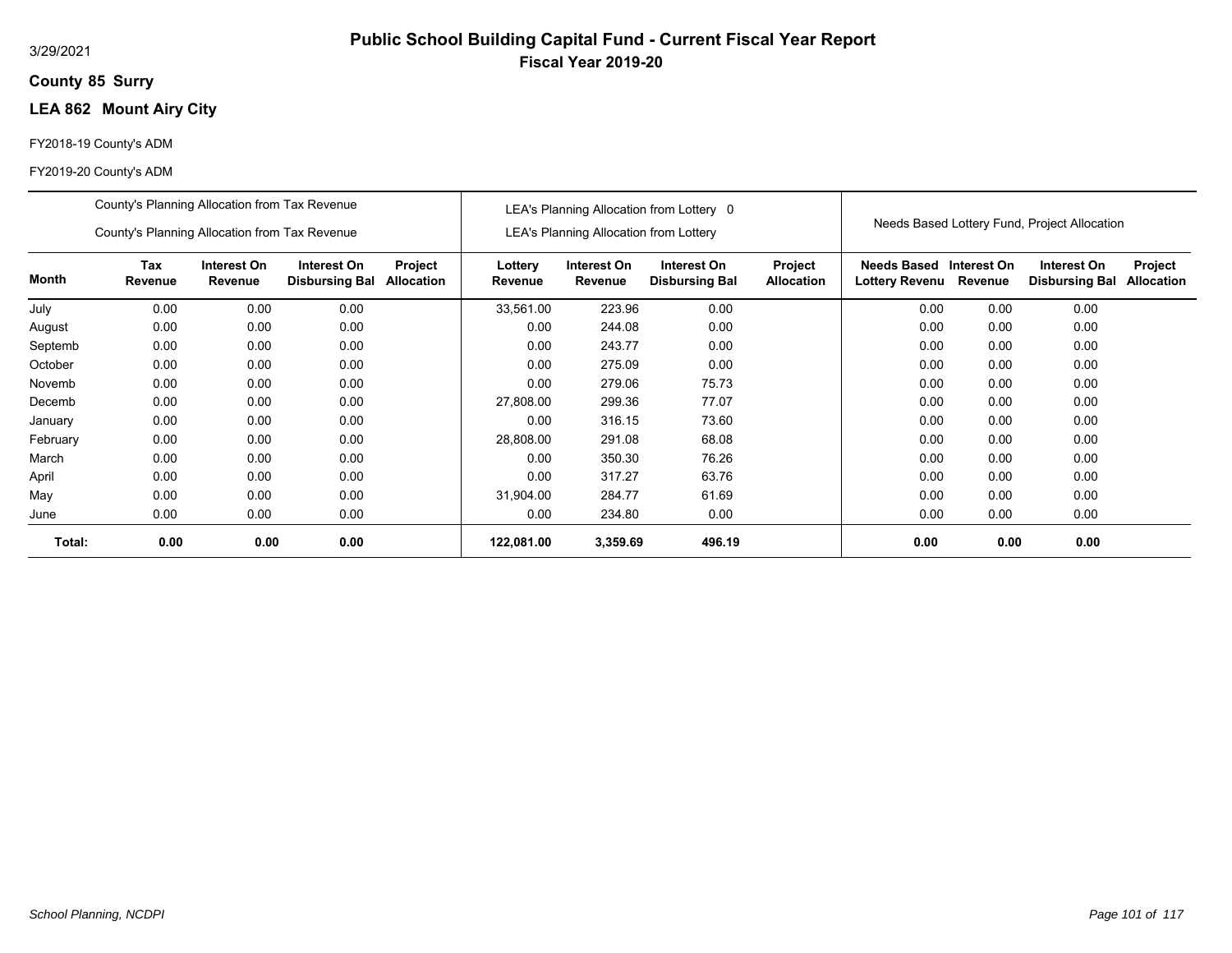3/29/2021

# Public School Building Capital Fund - Current Fiscal Year Report

## Fiscal Year 2019-20

**County 85 Surry**

**LEA 862 Mount Airy City**

FY2018-19 County's ADM

FY2019-20 County's ADM

| | County's Planning Allocation from Tax Revenue<br>County's Planning Allocation from Tax Revenue | | | | LEA's Planning Allocation from Lottery 0<br>LEA's Planning Allocation from Lottery | | | | Needs Based Lottery Fund, Project Allocation | | | |
|---|---|---|---|---|---|---|---|---|---|---|---|---|
| **Month** | **Tax Revenue** | **Interest On Revenue** | **Interest On Disbursing Bal** | **Project Allocation** | **Lottery Revenue** | **Interest On Revenue** | **Interest On Disbursing Bal** | **Project Allocation** | **Needs Based Lottery Revenu** | **Interest On Revenue** | **Interest On Disbursing Bal** | **Project Allocation** |
| July | 0.00 | 0.00 | 0.00 | | 33,561.00 | 223.96 | 0.00 | | 0.00 | 0.00 | 0.00 | |
| August | 0.00 | 0.00 | 0.00 | | 0.00 | 244.08 | 0.00 | | 0.00 | 0.00 | 0.00 | |
| Septemb | 0.00 | 0.00 | 0.00 | | 0.00 | 243.77 | 0.00 | | 0.00 | 0.00 | 0.00 | |
| October | 0.00 | 0.00 | 0.00 | | 0.00 | 275.09 | 0.00 | | 0.00 | 0.00 | 0.00 | |
| Novemb | 0.00 | 0.00 | 0.00 | | 0.00 | 279.06 | 75.73 | | 0.00 | 0.00 | 0.00 | |
| Decemb | 0.00 | 0.00 | 0.00 | | 27,808.00 | 299.36 | 77.07 | | 0.00 | 0.00 | 0.00 | |
| January | 0.00 | 0.00 | 0.00 | | 0.00 | 316.15 | 73.60 | | 0.00 | 0.00 | 0.00 | |
| February | 0.00 | 0.00 | 0.00 | | 28,808.00 | 291.08 | 68.08 | | 0.00 | 0.00 | 0.00 | |
| March | 0.00 | 0.00 | 0.00 | | 0.00 | 350.30 | 76.26 | | 0.00 | 0.00 | 0.00 | |
| April | 0.00 | 0.00 | 0.00 | | 0.00 | 317.27 | 63.76 | | 0.00 | 0.00 | 0.00 | |
| May | 0.00 | 0.00 | 0.00 | | 31,904.00 | 284.77 | 61.69 | | 0.00 | 0.00 | 0.00 | |
| June | 0.00 | 0.00 | 0.00 | | 0.00 | 234.80 | 0.00 | | 0.00 | 0.00 | 0.00 | |
| **Total:** | **0.00** | **0.00** | **0.00** | | **122,081.00** | **3,359.69** | **496.19** | | **0.00** | **0.00** | **0.00** | |

*School Planning, NCDPI*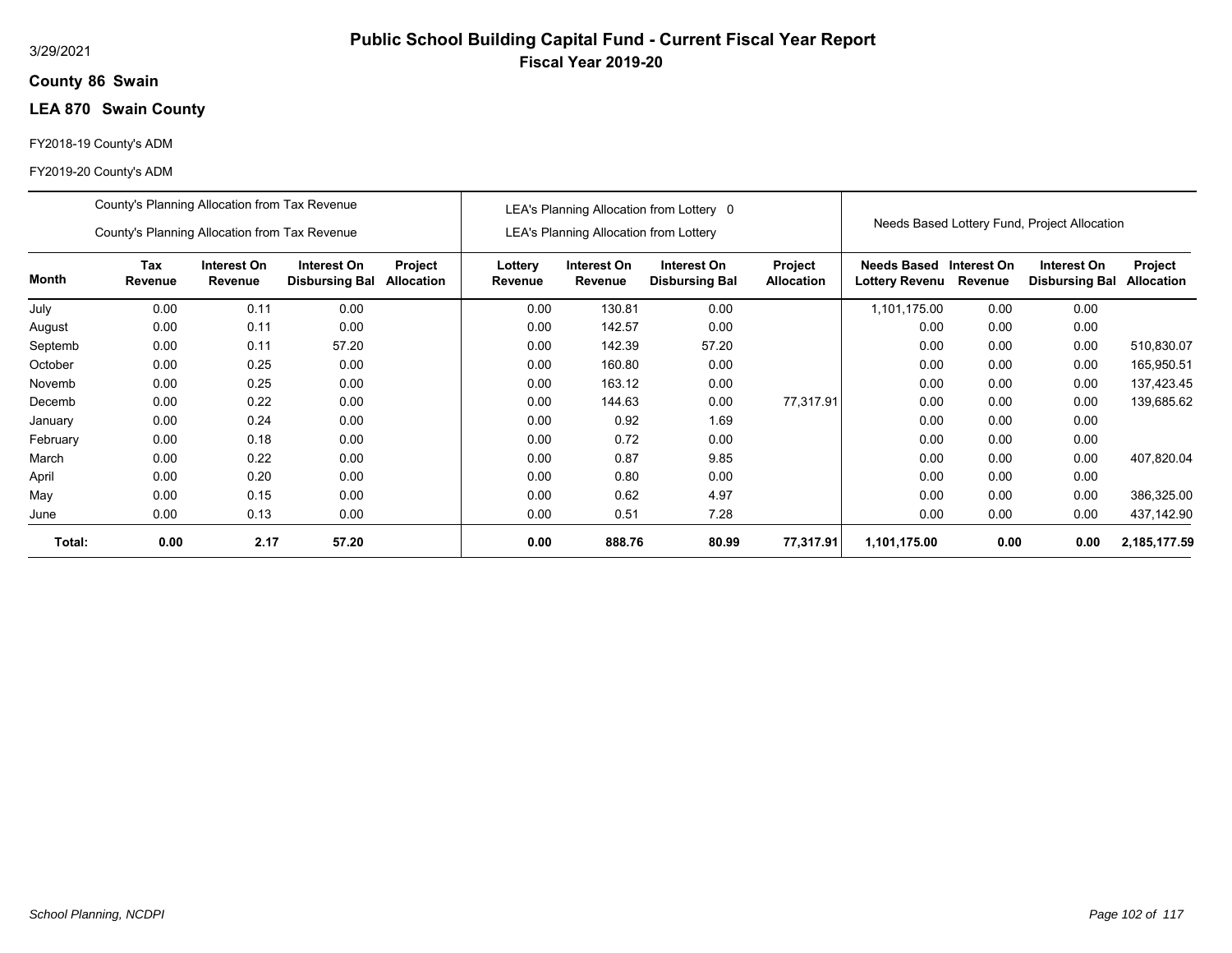3/29/2021

# Public School Building Capital Fund - Current Fiscal Year Report

**Fiscal Year 2019-20**

**County 86 Swain**

**LEA 870 Swain County**

FY2018-19 County's ADM

FY2019-20 County's ADM

| | County's Planning Allocation from Tax Revenue / County's Planning Allocation from Tax Revenue | | | | LEA's Planning Allocation from Lottery 0 / LEA's Planning Allocation from Lottery | | | | Needs Based Lottery Fund, Project Allocation | | | |
|---|---|---|---|---|---|---|---|---|---|---|---|---|
| **Month** | **Tax Revenue** | **Interest On Revenue** | **Interest On Disbursing Bal** | **Project Allocation** | **Lottery Revenue** | **Interest On Revenue** | **Interest On Disbursing Bal** | **Project Allocation** | **Needs Based Lottery Revenu** | **Interest On Revenue** | **Interest On Disbursing Bal** | **Project Allocation** |
| July | 0.00 | 0.11 | 0.00 | | 0.00 | 130.81 | 0.00 | | 1,101,175.00 | 0.00 | 0.00 | |
| August | 0.00 | 0.11 | 0.00 | | 0.00 | 142.57 | 0.00 | | 0.00 | 0.00 | 0.00 | |
| Septemb | 0.00 | 0.11 | 57.20 | | 0.00 | 142.39 | 57.20 | | 0.00 | 0.00 | 0.00 | 510,830.07 |
| October | 0.00 | 0.25 | 0.00 | | 0.00 | 160.80 | 0.00 | | 0.00 | 0.00 | 0.00 | 165,950.51 |
| Novemb | 0.00 | 0.25 | 0.00 | | 0.00 | 163.12 | 0.00 | | 0.00 | 0.00 | 0.00 | 137,423.45 |
| Decemb | 0.00 | 0.22 | 0.00 | | 0.00 | 144.63 | 0.00 | 77,317.91 | 0.00 | 0.00 | 0.00 | 139,685.62 |
| January | 0.00 | 0.24 | 0.00 | | 0.00 | 0.92 | 1.69 | | 0.00 | 0.00 | 0.00 | |
| February | 0.00 | 0.18 | 0.00 | | 0.00 | 0.72 | 0.00 | | 0.00 | 0.00 | 0.00 | |
| March | 0.00 | 0.22 | 0.00 | | 0.00 | 0.87 | 9.85 | | 0.00 | 0.00 | 0.00 | 407,820.04 |
| April | 0.00 | 0.20 | 0.00 | | 0.00 | 0.80 | 0.00 | | 0.00 | 0.00 | 0.00 | |
| May | 0.00 | 0.15 | 0.00 | | 0.00 | 0.62 | 4.97 | | 0.00 | 0.00 | 0.00 | 386,325.00 |
| June | 0.00 | 0.13 | 0.00 | | 0.00 | 0.51 | 7.28 | | 0.00 | 0.00 | 0.00 | 437,142.90 |
| **Total:** | **0.00** | **2.17** | **57.20** | | **0.00** | **888.76** | **80.99** | **77,317.91** | **1,101,175.00** | **0.00** | **0.00** | **2,185,177.59** |

*School Planning, NCDPI*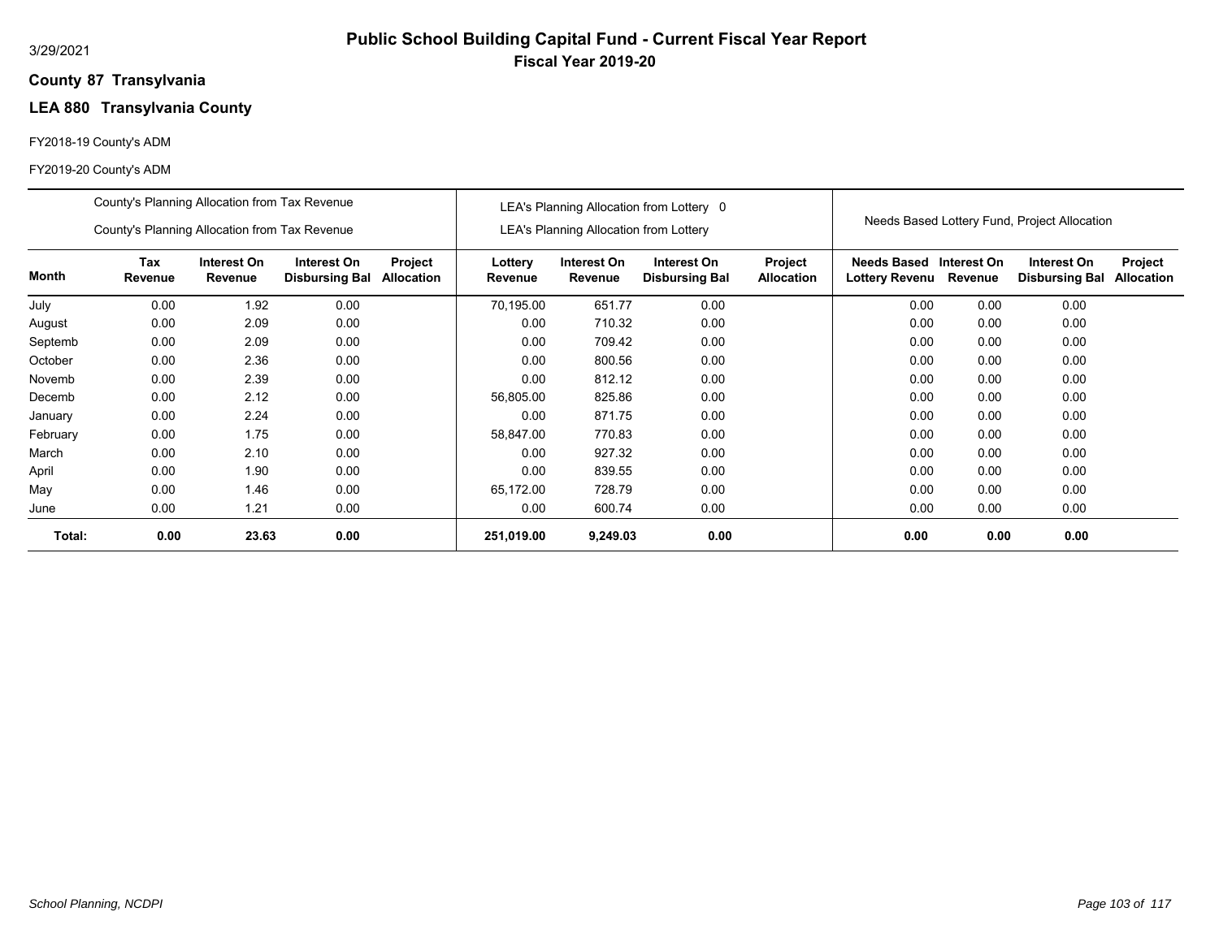# Public School Building Capital Fund - Current Fiscal Year Report

**Fiscal Year 2019-20**

**County 87 Transylvania**

**LEA 880 Transylvania County**

FY2018-19 County's ADM

FY2019-20 County's ADM

| | County's Planning Allocation from Tax Revenue<br>County's Planning Allocation from Tax Revenue | | | | LEA's Planning Allocation from Lottery 0<br>LEA's Planning Allocation from Lottery | | | | Needs Based Lottery Fund, Project Allocation | | | |
|---|---|---|---|---|---|---|---|---|---|---|---|---|
| **Month** | **Tax Revenue** | **Interest On Revenue** | **Interest On Disbursing Bal** | **Project Allocation** | **Lottery Revenue** | **Interest On Revenue** | **Interest On Disbursing Bal** | **Project Allocation** | **Needs Based Lottery Revenu** | **Interest On Revenue** | **Interest On Disbursing Bal** | **Project Allocation** |
| July | 0.00 | 1.92 | 0.00 | | 70,195.00 | 651.77 | 0.00 | | 0.00 | 0.00 | 0.00 | |
| August | 0.00 | 2.09 | 0.00 | | 0.00 | 710.32 | 0.00 | | 0.00 | 0.00 | 0.00 | |
| Septemb | 0.00 | 2.09 | 0.00 | | 0.00 | 709.42 | 0.00 | | 0.00 | 0.00 | 0.00 | |
| October | 0.00 | 2.36 | 0.00 | | 0.00 | 800.56 | 0.00 | | 0.00 | 0.00 | 0.00 | |
| Novemb | 0.00 | 2.39 | 0.00 | | 0.00 | 812.12 | 0.00 | | 0.00 | 0.00 | 0.00 | |
| Decemb | 0.00 | 2.12 | 0.00 | | 56,805.00 | 825.86 | 0.00 | | 0.00 | 0.00 | 0.00 | |
| January | 0.00 | 2.24 | 0.00 | | 0.00 | 871.75 | 0.00 | | 0.00 | 0.00 | 0.00 | |
| February | 0.00 | 1.75 | 0.00 | | 58,847.00 | 770.83 | 0.00 | | 0.00 | 0.00 | 0.00 | |
| March | 0.00 | 2.10 | 0.00 | | 0.00 | 927.32 | 0.00 | | 0.00 | 0.00 | 0.00 | |
| April | 0.00 | 1.90 | 0.00 | | 0.00 | 839.55 | 0.00 | | 0.00 | 0.00 | 0.00 | |
| May | 0.00 | 1.46 | 0.00 | | 65,172.00 | 728.79 | 0.00 | | 0.00 | 0.00 | 0.00 | |
| June | 0.00 | 1.21 | 0.00 | | 0.00 | 600.74 | 0.00 | | 0.00 | 0.00 | 0.00 | |
| **Total:** | **0.00** | **23.63** | **0.00** | | **251,019.00** | **9,249.03** | **0.00** | | **0.00** | **0.00** | **0.00** | |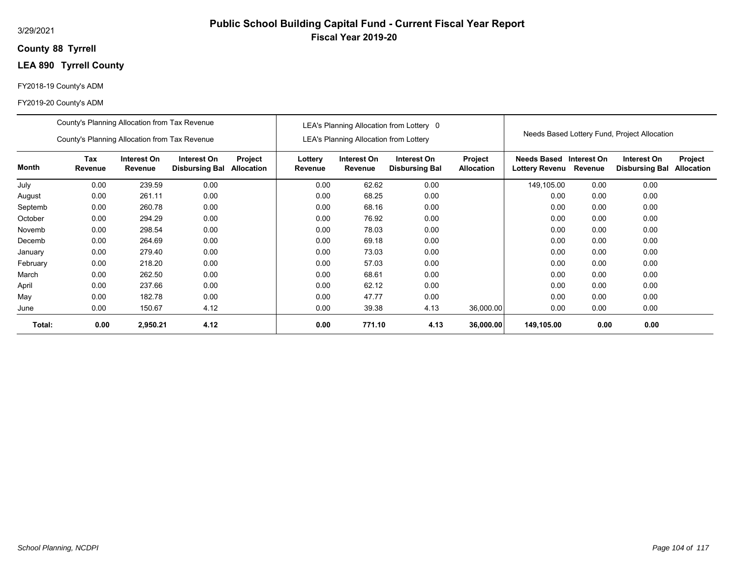3/29/2021

# Public School Building Capital Fund - Current Fiscal Year Report

## Fiscal Year 2019-20

**County 88 Tyrrell**

**LEA 890 Tyrrell County**

FY2018-19 County's ADM

FY2019-20 County's ADM

| | County's Planning Allocation from Tax Revenue<br>County's Planning Allocation from Tax Revenue | | | | LEA's Planning Allocation from Lottery 0<br>LEA's Planning Allocation from Lottery | | | | Needs Based Lottery Fund, Project Allocation | | | |
|---|---|---|---|---|---|---|---|---|---|---|---|---|
| **Month** | **Tax Revenue** | **Interest On Revenue** | **Interest On Disbursing Bal** | **Project Allocation** | **Lottery Revenue** | **Interest On Revenue** | **Interest On Disbursing Bal** | **Project Allocation** | **Needs Based Lottery Revenu** | **Interest On Revenue** | **Interest On Disbursing Bal** | **Project Allocation** |
| July | 0.00 | 239.59 | 0.00 | | 0.00 | 62.62 | 0.00 | | 149,105.00 | 0.00 | 0.00 | |
| August | 0.00 | 261.11 | 0.00 | | 0.00 | 68.25 | 0.00 | | 0.00 | 0.00 | 0.00 | |
| Septemb | 0.00 | 260.78 | 0.00 | | 0.00 | 68.16 | 0.00 | | 0.00 | 0.00 | 0.00 | |
| October | 0.00 | 294.29 | 0.00 | | 0.00 | 76.92 | 0.00 | | 0.00 | 0.00 | 0.00 | |
| Novemb | 0.00 | 298.54 | 0.00 | | 0.00 | 78.03 | 0.00 | | 0.00 | 0.00 | 0.00 | |
| Decemb | 0.00 | 264.69 | 0.00 | | 0.00 | 69.18 | 0.00 | | 0.00 | 0.00 | 0.00 | |
| January | 0.00 | 279.40 | 0.00 | | 0.00 | 73.03 | 0.00 | | 0.00 | 0.00 | 0.00 | |
| February | 0.00 | 218.20 | 0.00 | | 0.00 | 57.03 | 0.00 | | 0.00 | 0.00 | 0.00 | |
| March | 0.00 | 262.50 | 0.00 | | 0.00 | 68.61 | 0.00 | | 0.00 | 0.00 | 0.00 | |
| April | 0.00 | 237.66 | 0.00 | | 0.00 | 62.12 | 0.00 | | 0.00 | 0.00 | 0.00 | |
| May | 0.00 | 182.78 | 0.00 | | 0.00 | 47.77 | 0.00 | | 0.00 | 0.00 | 0.00 | |
| June | 0.00 | 150.67 | 4.12 | | 0.00 | 39.38 | 4.13 | 36,000.00 | 0.00 | 0.00 | 0.00 | |
| **Total:** | **0.00** | **2,950.21** | **4.12** | | **0.00** | **771.10** | **4.13** | **36,000.00** | **149,105.00** | **0.00** | **0.00** | |

*School Planning, NCDPI*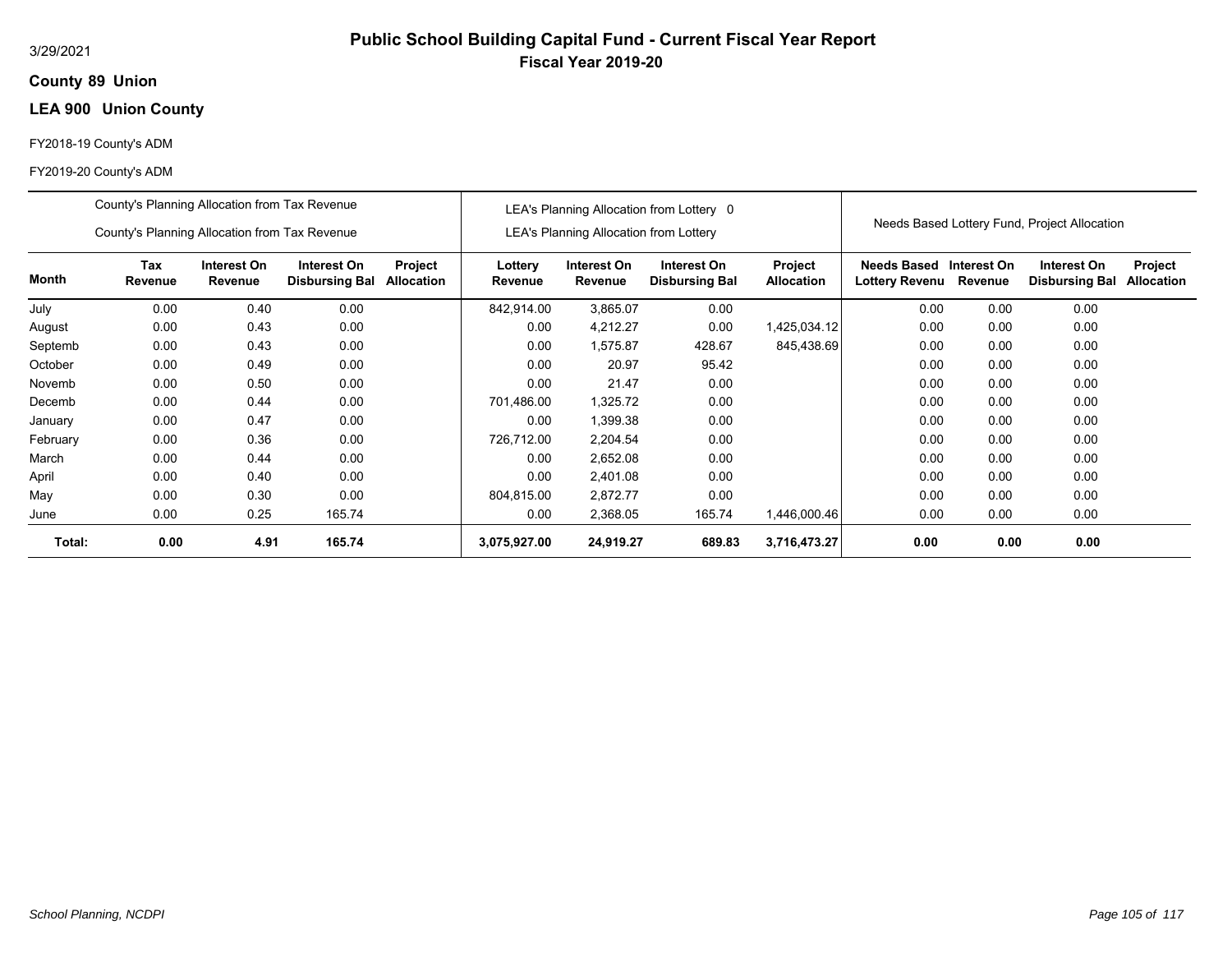# Public School Building Capital Fund - Current Fiscal Year Report

**Fiscal Year 2019-20**

3/29/2021

**County 89 Union**

**LEA 900 Union County**

FY2018-19 County's ADM

FY2019-20 County's ADM

| | County's Planning Allocation from Tax Revenue<br>County's Planning Allocation from Tax Revenue | | | | LEA's Planning Allocation from Lottery 0<br>LEA's Planning Allocation from Lottery | | | | Needs Based Lottery Fund, Project Allocation | | | |
|---|---|---|---|---|---|---|---|---|---|---|---|---|
| **Month** | **Tax Revenue** | **Interest On Revenue** | **Interest On Disbursing Bal** | **Project Allocation** | **Lottery Revenue** | **Interest On Revenue** | **Interest On Disbursing Bal** | **Project Allocation** | **Needs Based Lottery Revenu** | **Interest On Revenue** | **Interest On Disbursing Bal** | **Project Allocation** |
| July | 0.00 | 0.40 | 0.00 | | 842,914.00 | 3,865.07 | 0.00 | | 0.00 | 0.00 | 0.00 | |
| August | 0.00 | 0.43 | 0.00 | | 0.00 | 4,212.27 | 0.00 | 1,425,034.12 | 0.00 | 0.00 | 0.00 | |
| Septemb | 0.00 | 0.43 | 0.00 | | 0.00 | 1,575.87 | 428.67 | 845,438.69 | 0.00 | 0.00 | 0.00 | |
| October | 0.00 | 0.49 | 0.00 | | 0.00 | 20.97 | 95.42 | | 0.00 | 0.00 | 0.00 | |
| Novemb | 0.00 | 0.50 | 0.00 | | 0.00 | 21.47 | 0.00 | | 0.00 | 0.00 | 0.00 | |
| Decemb | 0.00 | 0.44 | 0.00 | | 701,486.00 | 1,325.72 | 0.00 | | 0.00 | 0.00 | 0.00 | |
| January | 0.00 | 0.47 | 0.00 | | 0.00 | 1,399.38 | 0.00 | | 0.00 | 0.00 | 0.00 | |
| February | 0.00 | 0.36 | 0.00 | | 726,712.00 | 2,204.54 | 0.00 | | 0.00 | 0.00 | 0.00 | |
| March | 0.00 | 0.44 | 0.00 | | 0.00 | 2,652.08 | 0.00 | | 0.00 | 0.00 | 0.00 | |
| April | 0.00 | 0.40 | 0.00 | | 0.00 | 2,401.08 | 0.00 | | 0.00 | 0.00 | 0.00 | |
| May | 0.00 | 0.30 | 0.00 | | 804,815.00 | 2,872.77 | 0.00 | | 0.00 | 0.00 | 0.00 | |
| June | 0.00 | 0.25 | 165.74 | | 0.00 | 2,368.05 | 165.74 | 1,446,000.46 | 0.00 | 0.00 | 0.00 | |
| **Total:** | **0.00** | **4.91** | **165.74** | | **3,075,927.00** | **24,919.27** | **689.83** | **3,716,473.27** | **0.00** | **0.00** | **0.00** | |

*School Planning, NCDPI*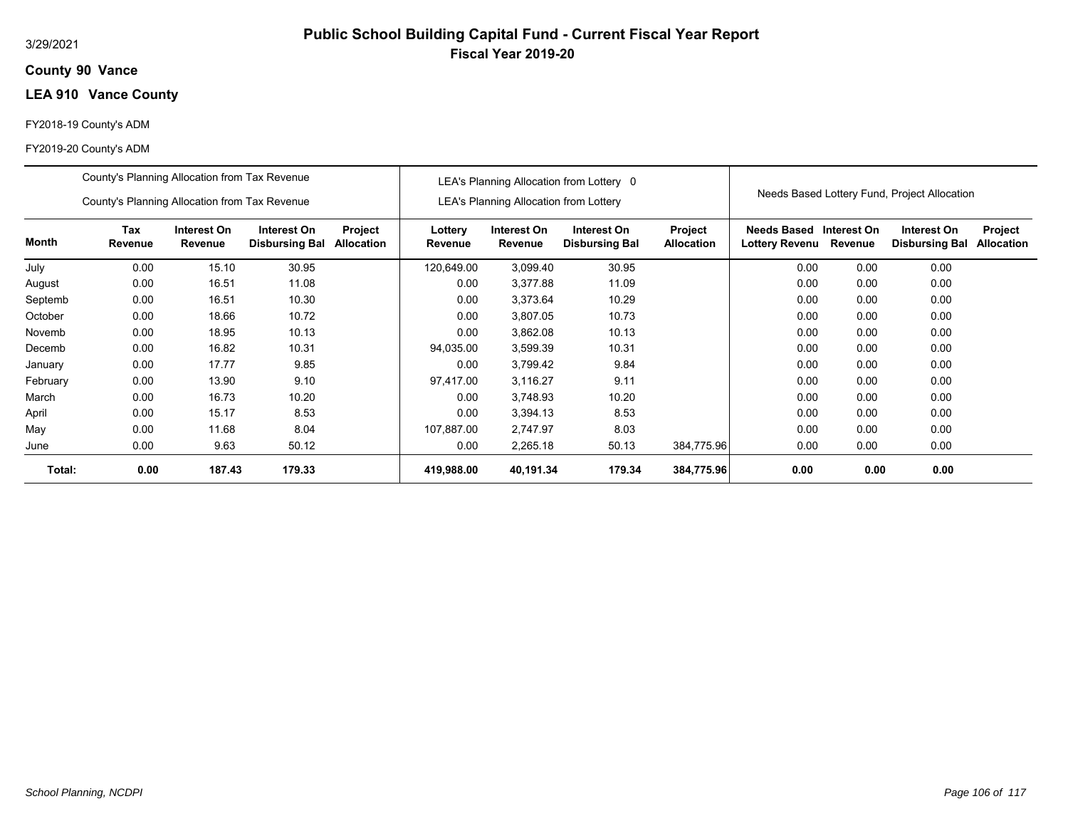# Public School Building Capital Fund - Current Fiscal Year Report

**Fiscal Year 2019-20**

3/29/2021

**County 90 Vance**

**LEA 910 Vance County**

FY2018-19 County's ADM

FY2019-20 County's ADM

| | County's Planning Allocation from Tax Revenue / County's Planning Allocation from Tax Revenue | | | | LEA's Planning Allocation from Lottery 0 / LEA's Planning Allocation from Lottery | | | | Needs Based Lottery Fund, Project Allocation | | | |
|---|---|---|---|---|---|---|---|---|---|---|---|---|
| **Month** | **Tax Revenue** | **Interest On Revenue** | **Interest On Disbursing Bal** | **Project Allocation** | **Lottery Revenue** | **Interest On Revenue** | **Interest On Disbursing Bal** | **Project Allocation** | **Needs Based Lottery Revenu** | **Interest On Revenue** | **Interest On Disbursing Bal** | **Project Allocation** |
| July | 0.00 | 15.10 | 30.95 | | 120,649.00 | 3,099.40 | 30.95 | | 0.00 | 0.00 | 0.00 | |
| August | 0.00 | 16.51 | 11.08 | | 0.00 | 3,377.88 | 11.09 | | 0.00 | 0.00 | 0.00 | |
| Septemb | 0.00 | 16.51 | 10.30 | | 0.00 | 3,373.64 | 10.29 | | 0.00 | 0.00 | 0.00 | |
| October | 0.00 | 18.66 | 10.72 | | 0.00 | 3,807.05 | 10.73 | | 0.00 | 0.00 | 0.00 | |
| Novemb | 0.00 | 18.95 | 10.13 | | 0.00 | 3,862.08 | 10.13 | | 0.00 | 0.00 | 0.00 | |
| Decemb | 0.00 | 16.82 | 10.31 | | 94,035.00 | 3,599.39 | 10.31 | | 0.00 | 0.00 | 0.00 | |
| January | 0.00 | 17.77 | 9.85 | | 0.00 | 3,799.42 | 9.84 | | 0.00 | 0.00 | 0.00 | |
| February | 0.00 | 13.90 | 9.10 | | 97,417.00 | 3,116.27 | 9.11 | | 0.00 | 0.00 | 0.00 | |
| March | 0.00 | 16.73 | 10.20 | | 0.00 | 3,748.93 | 10.20 | | 0.00 | 0.00 | 0.00 | |
| April | 0.00 | 15.17 | 8.53 | | 0.00 | 3,394.13 | 8.53 | | 0.00 | 0.00 | 0.00 | |
| May | 0.00 | 11.68 | 8.04 | | 107,887.00 | 2,747.97 | 8.03 | | 0.00 | 0.00 | 0.00 | |
| June | 0.00 | 9.63 | 50.12 | | 0.00 | 2,265.18 | 50.13 | 384,775.96 | 0.00 | 0.00 | 0.00 | |
| **Total:** | **0.00** | **187.43** | **179.33** | | **419,988.00** | **40,191.34** | **179.34** | **384,775.96** | **0.00** | **0.00** | **0.00** | |

*School Planning, NCDPI*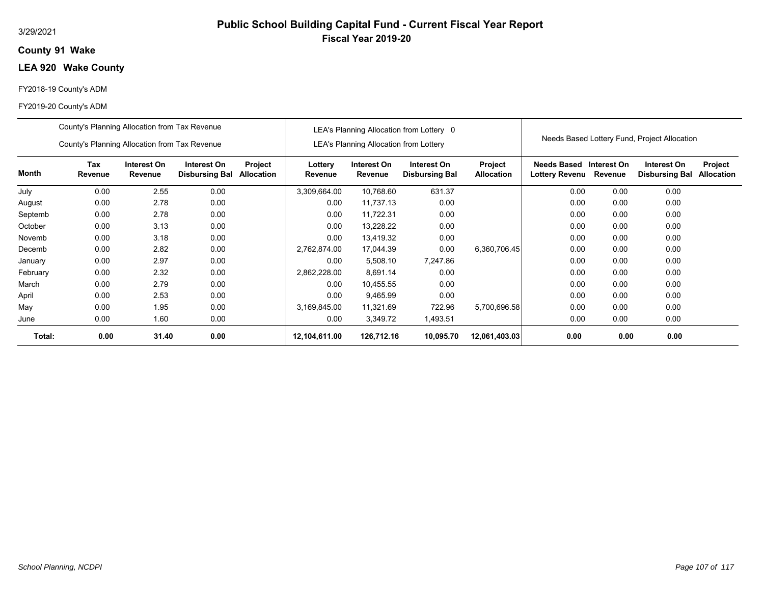# Public School Building Capital Fund - Current Fiscal Year Report

## Fiscal Year 2019-20

3/29/2021

**County 91 Wake**

**LEA 920 Wake County**

FY2018-19 County's ADM

FY2019-20 County's ADM

| | County's Planning Allocation from Tax Revenue<br>County's Planning Allocation from Tax Revenue | | | | LEA's Planning Allocation from Lottery 0<br>LEA's Planning Allocation from Lottery | | | | Needs Based Lottery Fund, Project Allocation | | | |
|---|---|---|---|---|---|---|---|---|---|---|---|---|
| **Month** | **Tax Revenue** | **Interest On Revenue** | **Interest On Disbursing Bal** | **Project Allocation** | **Lottery Revenue** | **Interest On Revenue** | **Interest On Disbursing Bal** | **Project Allocation** | **Needs Based Lottery Revenu** | **Interest On Revenue** | **Interest On Disbursing Bal** | **Project Allocation** |
| July | 0.00 | 2.55 | 0.00 | | 3,309,664.00 | 10,768.60 | 631.37 | | 0.00 | 0.00 | 0.00 | |
| August | 0.00 | 2.78 | 0.00 | | 0.00 | 11,737.13 | 0.00 | | 0.00 | 0.00 | 0.00 | |
| Septemb | 0.00 | 2.78 | 0.00 | | 0.00 | 11,722.31 | 0.00 | | 0.00 | 0.00 | 0.00 | |
| October | 0.00 | 3.13 | 0.00 | | 0.00 | 13,228.22 | 0.00 | | 0.00 | 0.00 | 0.00 | |
| Novemb | 0.00 | 3.18 | 0.00 | | 0.00 | 13,419.32 | 0.00 | | 0.00 | 0.00 | 0.00 | |
| Decemb | 0.00 | 2.82 | 0.00 | | 2,762,874.00 | 17,044.39 | 0.00 | 6,360,706.45 | 0.00 | 0.00 | 0.00 | |
| January | 0.00 | 2.97 | 0.00 | | 0.00 | 5,508.10 | 7,247.86 | | 0.00 | 0.00 | 0.00 | |
| February | 0.00 | 2.32 | 0.00 | | 2,862,228.00 | 8,691.14 | 0.00 | | 0.00 | 0.00 | 0.00 | |
| March | 0.00 | 2.79 | 0.00 | | 0.00 | 10,455.55 | 0.00 | | 0.00 | 0.00 | 0.00 | |
| April | 0.00 | 2.53 | 0.00 | | 0.00 | 9,465.99 | 0.00 | | 0.00 | 0.00 | 0.00 | |
| May | 0.00 | 1.95 | 0.00 | | 3,169,845.00 | 11,321.69 | 722.96 | 5,700,696.58 | 0.00 | 0.00 | 0.00 | |
| June | 0.00 | 1.60 | 0.00 | | 0.00 | 3,349.72 | 1,493.51 | | 0.00 | 0.00 | 0.00 | |
| **Total:** | **0.00** | **31.40** | **0.00** | | **12,104,611.00** | **126,712.16** | **10,095.70** | **12,061,403.03** | **0.00** | **0.00** | **0.00** | |

*School Planning, NCDPI*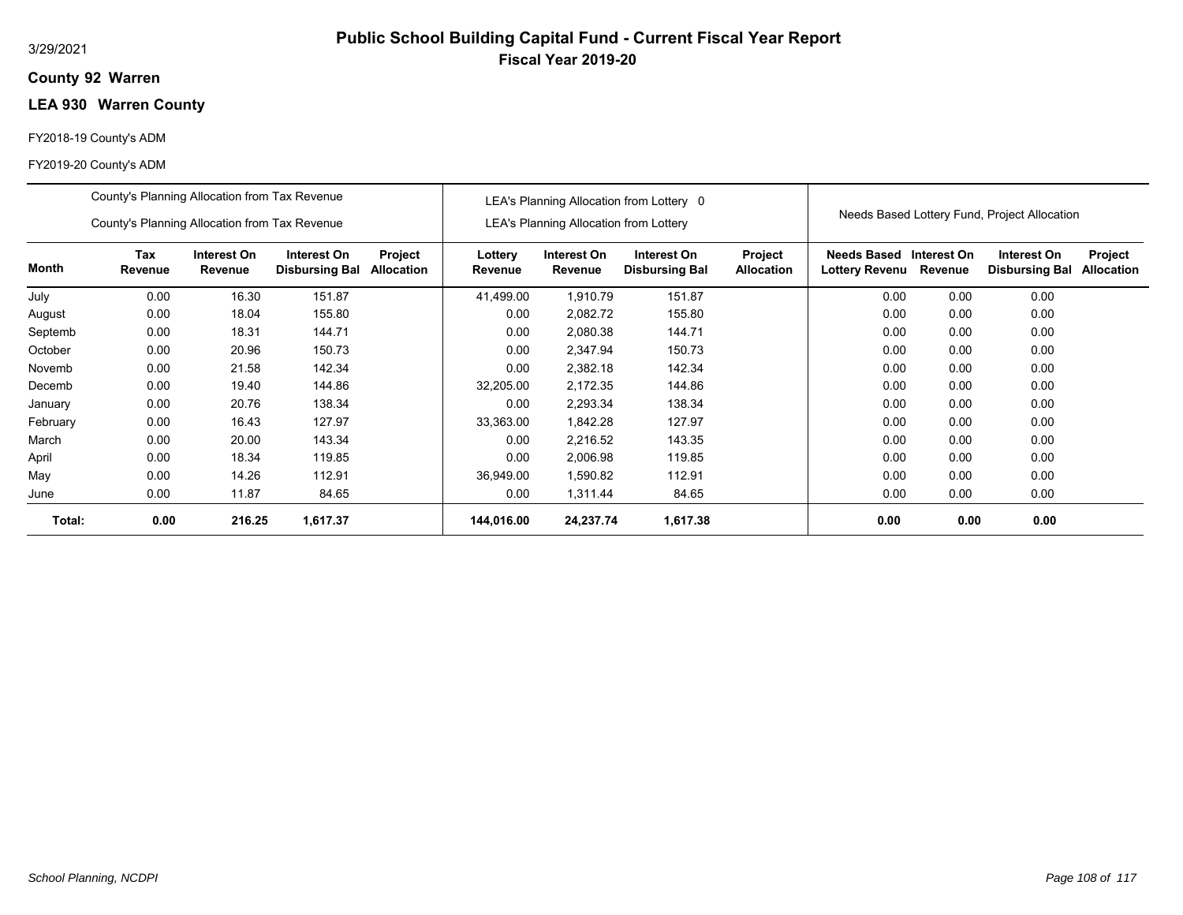3/29/2021

# Public School Building Capital Fund - Current Fiscal Year Report

## Fiscal Year 2019-20

**County 92 Warren**

**LEA 930 Warren County**

FY2018-19 County's ADM

FY2019-20 County's ADM

| | County's Planning Allocation from Tax Revenue / County's Planning Allocation from Tax Revenue | | | | LEA's Planning Allocation from Lottery 0 / LEA's Planning Allocation from Lottery | | | | Needs Based Lottery Fund, Project Allocation | | | |
|---|---|---|---|---|---|---|---|---|---|---|---|---|
| **Month** | **Tax Revenue** | **Interest On Revenue** | **Interest On Disbursing Bal** | **Project Allocation** | **Lottery Revenue** | **Interest On Revenue** | **Interest On Disbursing Bal** | **Project Allocation** | **Needs Based Lottery Revenu** | **Interest On Revenue** | **Interest On Disbursing Bal** | **Project Allocation** |
| July | 0.00 | 16.30 | 151.87 | | 41,499.00 | 1,910.79 | 151.87 | | 0.00 | 0.00 | 0.00 | |
| August | 0.00 | 18.04 | 155.80 | | 0.00 | 2,082.72 | 155.80 | | 0.00 | 0.00 | 0.00 | |
| Septemb | 0.00 | 18.31 | 144.71 | | 0.00 | 2,080.38 | 144.71 | | 0.00 | 0.00 | 0.00 | |
| October | 0.00 | 20.96 | 150.73 | | 0.00 | 2,347.94 | 150.73 | | 0.00 | 0.00 | 0.00 | |
| Novemb | 0.00 | 21.58 | 142.34 | | 0.00 | 2,382.18 | 142.34 | | 0.00 | 0.00 | 0.00 | |
| Decemb | 0.00 | 19.40 | 144.86 | | 32,205.00 | 2,172.35 | 144.86 | | 0.00 | 0.00 | 0.00 | |
| January | 0.00 | 20.76 | 138.34 | | 0.00 | 2,293.34 | 138.34 | | 0.00 | 0.00 | 0.00 | |
| February | 0.00 | 16.43 | 127.97 | | 33,363.00 | 1,842.28 | 127.97 | | 0.00 | 0.00 | 0.00 | |
| March | 0.00 | 20.00 | 143.34 | | 0.00 | 2,216.52 | 143.35 | | 0.00 | 0.00 | 0.00 | |
| April | 0.00 | 18.34 | 119.85 | | 0.00 | 2,006.98 | 119.85 | | 0.00 | 0.00 | 0.00 | |
| May | 0.00 | 14.26 | 112.91 | | 36,949.00 | 1,590.82 | 112.91 | | 0.00 | 0.00 | 0.00 | |
| June | 0.00 | 11.87 | 84.65 | | 0.00 | 1,311.44 | 84.65 | | 0.00 | 0.00 | 0.00 | |
| **Total:** | **0.00** | **216.25** | **1,617.37** | | **144,016.00** | **24,237.74** | **1,617.38** | | **0.00** | **0.00** | **0.00** | |

*School Planning, NCDPI*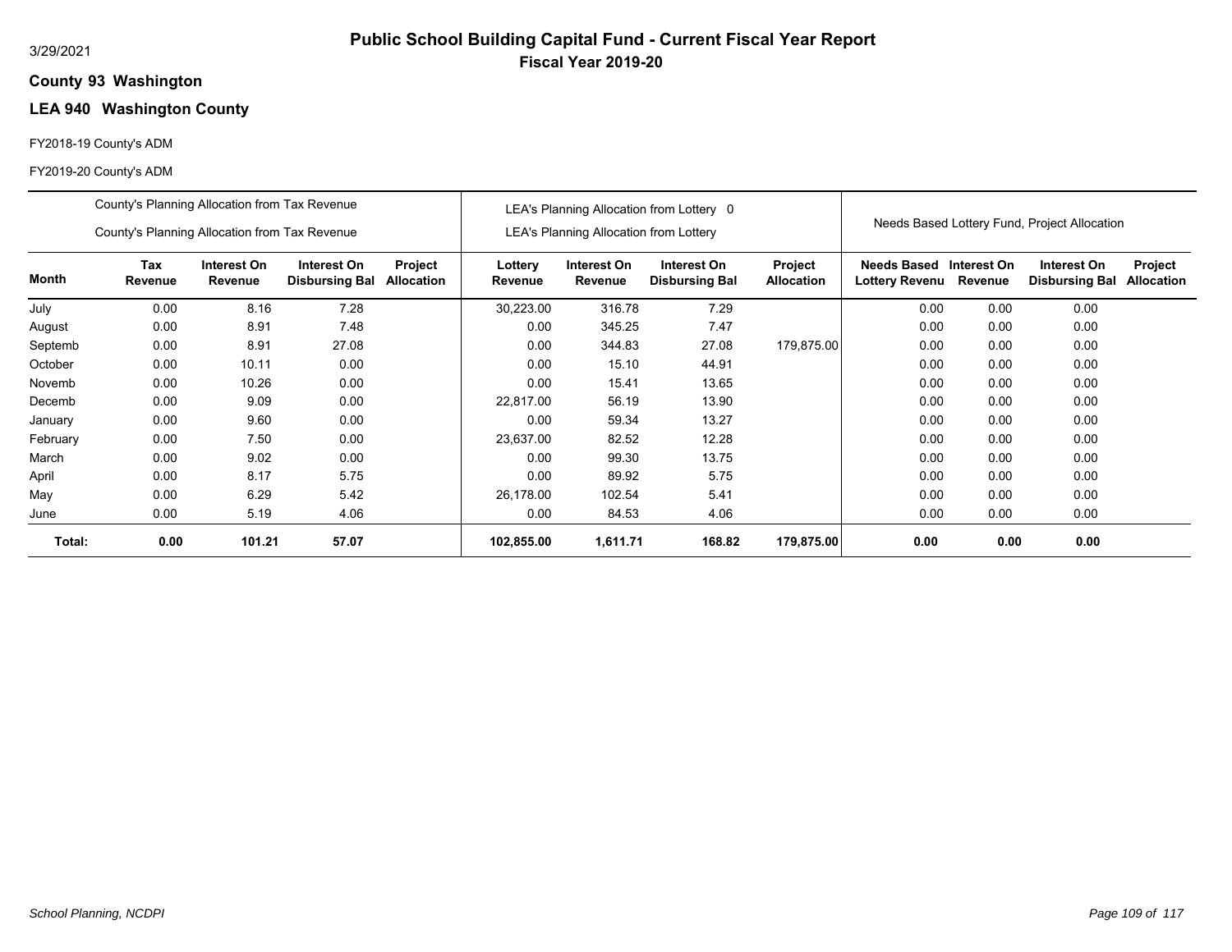3/29/2021

# Public School Building Capital Fund - Current Fiscal Year Report

## Fiscal Year 2019-20

### County 93 Washington

### LEA 940 Washington County

FY2018-19 County's ADM

FY2019-20 County's ADM

| | County's Planning Allocation from Tax Revenue / County's Planning Allocation from Tax Revenue | | | | LEA's Planning Allocation from Lottery 0 / LEA's Planning Allocation from Lottery | | | | Needs Based Lottery Fund, Project Allocation | | | |
|---|---|---|---|---|---|---|---|---|---|---|---|---|
| **Month** | **Tax Revenue** | **Interest On Revenue** | **Interest On Disbursing Bal** | **Project Allocation** | **Lottery Revenue** | **Interest On Revenue** | **Interest On Disbursing Bal** | **Project Allocation** | **Needs Based Lottery Revenu** | **Interest On Revenue** | **Interest On Disbursing Bal** | **Project Allocation** |
| July | 0.00 | 8.16 | 7.28 | | 30,223.00 | 316.78 | 7.29 | | 0.00 | 0.00 | 0.00 | |
| August | 0.00 | 8.91 | 7.48 | | 0.00 | 345.25 | 7.47 | | 0.00 | 0.00 | 0.00 | |
| Septemb | 0.00 | 8.91 | 27.08 | | 0.00 | 344.83 | 27.08 | 179,875.00 | 0.00 | 0.00 | 0.00 | |
| October | 0.00 | 10.11 | 0.00 | | 0.00 | 15.10 | 44.91 | | 0.00 | 0.00 | 0.00 | |
| Novemb | 0.00 | 10.26 | 0.00 | | 0.00 | 15.41 | 13.65 | | 0.00 | 0.00 | 0.00 | |
| Decemb | 0.00 | 9.09 | 0.00 | | 22,817.00 | 56.19 | 13.90 | | 0.00 | 0.00 | 0.00 | |
| January | 0.00 | 9.60 | 0.00 | | 0.00 | 59.34 | 13.27 | | 0.00 | 0.00 | 0.00 | |
| February | 0.00 | 7.50 | 0.00 | | 23,637.00 | 82.52 | 12.28 | | 0.00 | 0.00 | 0.00 | |
| March | 0.00 | 9.02 | 0.00 | | 0.00 | 99.30 | 13.75 | | 0.00 | 0.00 | 0.00 | |
| April | 0.00 | 8.17 | 5.75 | | 0.00 | 89.92 | 5.75 | | 0.00 | 0.00 | 0.00 | |
| May | 0.00 | 6.29 | 5.42 | | 26,178.00 | 102.54 | 5.41 | | 0.00 | 0.00 | 0.00 | |
| June | 0.00 | 5.19 | 4.06 | | 0.00 | 84.53 | 4.06 | | 0.00 | 0.00 | 0.00 | |
| **Total:** | **0.00** | **101.21** | **57.07** | | **102,855.00** | **1,611.71** | **168.82** | **179,875.00** | **0.00** | **0.00** | **0.00** | |

*School Planning, NCDPI*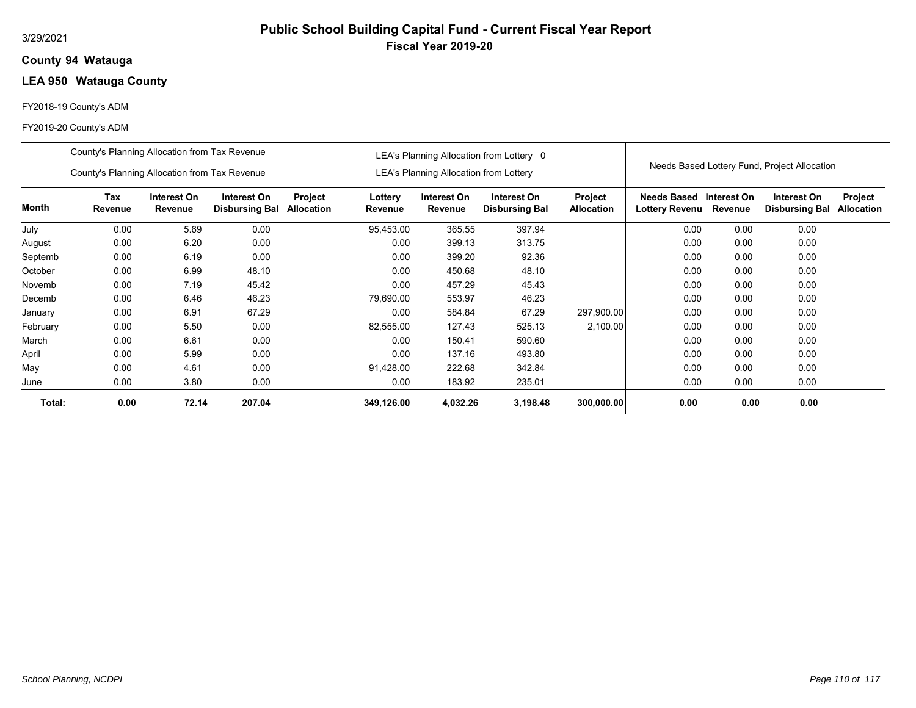3/29/2021

# Public School Building Capital Fund - Current Fiscal Year Report

## Fiscal Year 2019-20

**County 94 Watauga**

**LEA 950 Watauga County**

FY2018-19 County's ADM

FY2019-20 County's ADM

| | County's Planning Allocation from Tax Revenue<br>County's Planning Allocation from Tax Revenue | | | | LEA's Planning Allocation from Lottery 0<br>LEA's Planning Allocation from Lottery | | | | Needs Based Lottery Fund, Project Allocation | | | |
|---|---|---|---|---|---|---|---|---|---|---|---|---|
| **Month** | **Tax Revenue** | **Interest On Revenue** | **Interest On Disbursing Bal** | **Project Allocation** | **Lottery Revenue** | **Interest On Revenue** | **Interest On Disbursing Bal** | **Project Allocation** | **Needs Based Lottery Revenu** | **Interest On Revenue** | **Interest On Disbursing Bal** | **Project Allocation** |
| July | 0.00 | 5.69 | 0.00 | | 95,453.00 | 365.55 | 397.94 | | 0.00 | 0.00 | 0.00 | |
| August | 0.00 | 6.20 | 0.00 | | 0.00 | 399.13 | 313.75 | | 0.00 | 0.00 | 0.00 | |
| Septemb | 0.00 | 6.19 | 0.00 | | 0.00 | 399.20 | 92.36 | | 0.00 | 0.00 | 0.00 | |
| October | 0.00 | 6.99 | 48.10 | | 0.00 | 450.68 | 48.10 | | 0.00 | 0.00 | 0.00 | |
| Novemb | 0.00 | 7.19 | 45.42 | | 0.00 | 457.29 | 45.43 | | 0.00 | 0.00 | 0.00 | |
| Decemb | 0.00 | 6.46 | 46.23 | | 79,690.00 | 553.97 | 46.23 | | 0.00 | 0.00 | 0.00 | |
| January | 0.00 | 6.91 | 67.29 | | 0.00 | 584.84 | 67.29 | 297,900.00 | 0.00 | 0.00 | 0.00 | |
| February | 0.00 | 5.50 | 0.00 | | 82,555.00 | 127.43 | 525.13 | 2,100.00 | 0.00 | 0.00 | 0.00 | |
| March | 0.00 | 6.61 | 0.00 | | 0.00 | 150.41 | 590.60 | | 0.00 | 0.00 | 0.00 | |
| April | 0.00 | 5.99 | 0.00 | | 0.00 | 137.16 | 493.80 | | 0.00 | 0.00 | 0.00 | |
| May | 0.00 | 4.61 | 0.00 | | 91,428.00 | 222.68 | 342.84 | | 0.00 | 0.00 | 0.00 | |
| June | 0.00 | 3.80 | 0.00 | | 0.00 | 183.92 | 235.01 | | 0.00 | 0.00 | 0.00 | |
| **Total:** | **0.00** | **72.14** | **207.04** | | **349,126.00** | **4,032.26** | **3,198.48** | **300,000.00** | **0.00** | **0.00** | **0.00** | |

*School Planning, NCDPI*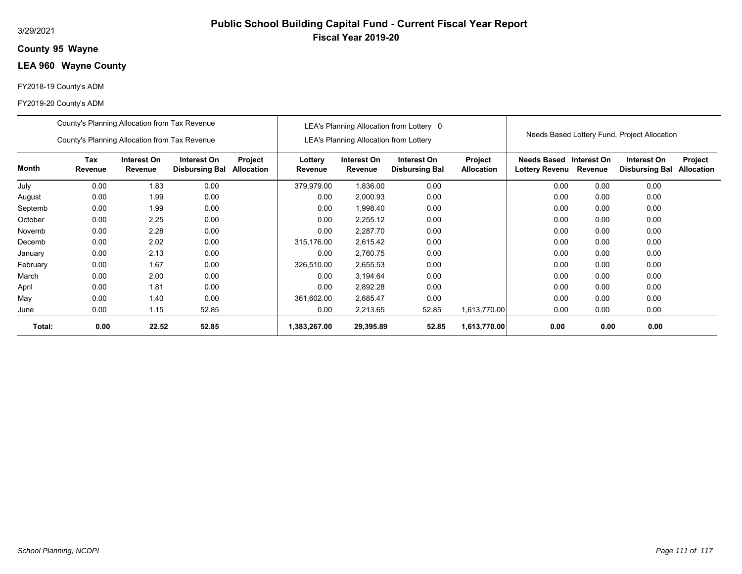3/29/2021

# Public School Building Capital Fund - Current Fiscal Year Report
## Fiscal Year 2019-20

**County 95 Wayne**

**LEA 960 Wayne County**

FY2018-19 County's ADM

FY2019-20 County's ADM

| | County's Planning Allocation from Tax Revenue<br>County's Planning Allocation from Tax Revenue | | | | LEA's Planning Allocation from Lottery 0<br>LEA's Planning Allocation from Lottery | | | | Needs Based Lottery Fund, Project Allocation | | | |
|---|---|---|---|---|---|---|---|---|---|---|---|---|
| **Month** | **Tax Revenue** | **Interest On Revenue** | **Interest On Disbursing Bal** | **Project Allocation** | **Lottery Revenue** | **Interest On Revenue** | **Interest On Disbursing Bal** | **Project Allocation** | **Needs Based Lottery Revenu** | **Interest On Revenue** | **Interest On Disbursing Bal** | **Project Allocation** |
| July | 0.00 | 1.83 | 0.00 | | 379,979.00 | 1,836.00 | 0.00 | | 0.00 | 0.00 | 0.00 | |
| August | 0.00 | 1.99 | 0.00 | | 0.00 | 2,000.93 | 0.00 | | 0.00 | 0.00 | 0.00 | |
| Septemb | 0.00 | 1.99 | 0.00 | | 0.00 | 1,998.40 | 0.00 | | 0.00 | 0.00 | 0.00 | |
| October | 0.00 | 2.25 | 0.00 | | 0.00 | 2,255.12 | 0.00 | | 0.00 | 0.00 | 0.00 | |
| Novemb | 0.00 | 2.28 | 0.00 | | 0.00 | 2,287.70 | 0.00 | | 0.00 | 0.00 | 0.00 | |
| Decemb | 0.00 | 2.02 | 0.00 | | 315,176.00 | 2,615.42 | 0.00 | | 0.00 | 0.00 | 0.00 | |
| January | 0.00 | 2.13 | 0.00 | | 0.00 | 2,760.75 | 0.00 | | 0.00 | 0.00 | 0.00 | |
| February | 0.00 | 1.67 | 0.00 | | 326,510.00 | 2,655.53 | 0.00 | | 0.00 | 0.00 | 0.00 | |
| March | 0.00 | 2.00 | 0.00 | | 0.00 | 3,194.64 | 0.00 | | 0.00 | 0.00 | 0.00 | |
| April | 0.00 | 1.81 | 0.00 | | 0.00 | 2,892.28 | 0.00 | | 0.00 | 0.00 | 0.00 | |
| May | 0.00 | 1.40 | 0.00 | | 361,602.00 | 2,685.47 | 0.00 | | 0.00 | 0.00 | 0.00 | |
| June | 0.00 | 1.15 | 52.85 | | 0.00 | 2,213.65 | 52.85 | 1,613,770.00 | 0.00 | 0.00 | 0.00 | |
| **Total:** | **0.00** | **22.52** | **52.85** | | **1,383,267.00** | **29,395.89** | **52.85** | **1,613,770.00** | **0.00** | **0.00** | **0.00** | |

*School Planning, NCDPI*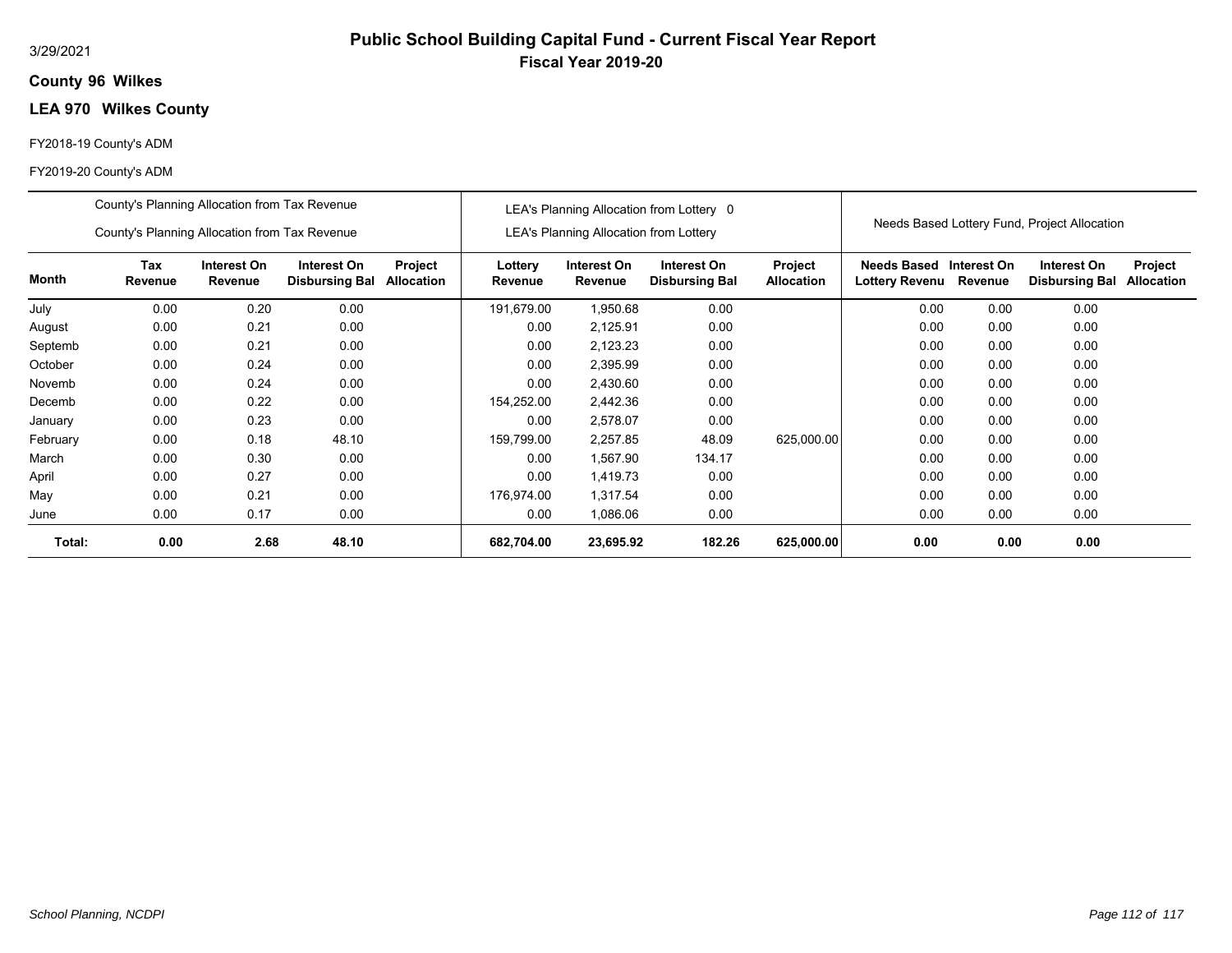# Public School Building Capital Fund - Current Fiscal Year Report

**Fiscal Year 2019-20**

**County 96 Wilkes**

**LEA 970 Wilkes County**

FY2018-19 County's ADM

FY2019-20 County's ADM

| | County's Planning Allocation from Tax Revenue / County's Planning Allocation from Tax Revenue | | | | LEA's Planning Allocation from Lottery 0 / LEA's Planning Allocation from Lottery | | | | Needs Based Lottery Fund, Project Allocation | | | |
|---|---|---|---|---|---|---|---|---|---|---|---|---|
| **Month** | **Tax Revenue** | **Interest On Revenue** | **Interest On Disbursing Bal** | **Project Allocation** | **Lottery Revenue** | **Interest On Revenue** | **Interest On Disbursing Bal** | **Project Allocation** | **Needs Based Lottery Revenu** | **Interest On Revenue** | **Interest On Disbursing Bal** | **Project Allocation** |
| July | 0.00 | 0.20 | 0.00 | | 191,679.00 | 1,950.68 | 0.00 | | 0.00 | 0.00 | 0.00 | |
| August | 0.00 | 0.21 | 0.00 | | 0.00 | 2,125.91 | 0.00 | | 0.00 | 0.00 | 0.00 | |
| Septemb | 0.00 | 0.21 | 0.00 | | 0.00 | 2,123.23 | 0.00 | | 0.00 | 0.00 | 0.00 | |
| October | 0.00 | 0.24 | 0.00 | | 0.00 | 2,395.99 | 0.00 | | 0.00 | 0.00 | 0.00 | |
| Novemb | 0.00 | 0.24 | 0.00 | | 0.00 | 2,430.60 | 0.00 | | 0.00 | 0.00 | 0.00 | |
| Decemb | 0.00 | 0.22 | 0.00 | | 154,252.00 | 2,442.36 | 0.00 | | 0.00 | 0.00 | 0.00 | |
| January | 0.00 | 0.23 | 0.00 | | 0.00 | 2,578.07 | 0.00 | | 0.00 | 0.00 | 0.00 | |
| February | 0.00 | 0.18 | 48.10 | | 159,799.00 | 2,257.85 | 48.09 | 625,000.00 | 0.00 | 0.00 | 0.00 | |
| March | 0.00 | 0.30 | 0.00 | | 0.00 | 1,567.90 | 134.17 | | 0.00 | 0.00 | 0.00 | |
| April | 0.00 | 0.27 | 0.00 | | 0.00 | 1,419.73 | 0.00 | | 0.00 | 0.00 | 0.00 | |
| May | 0.00 | 0.21 | 0.00 | | 176,974.00 | 1,317.54 | 0.00 | | 0.00 | 0.00 | 0.00 | |
| June | 0.00 | 0.17 | 0.00 | | 0.00 | 1,086.06 | 0.00 | | 0.00 | 0.00 | 0.00 | |
| **Total:** | **0.00** | **2.68** | **48.10** | | **682,704.00** | **23,695.92** | **182.26** | **625,000.00** | **0.00** | **0.00** | **0.00** | |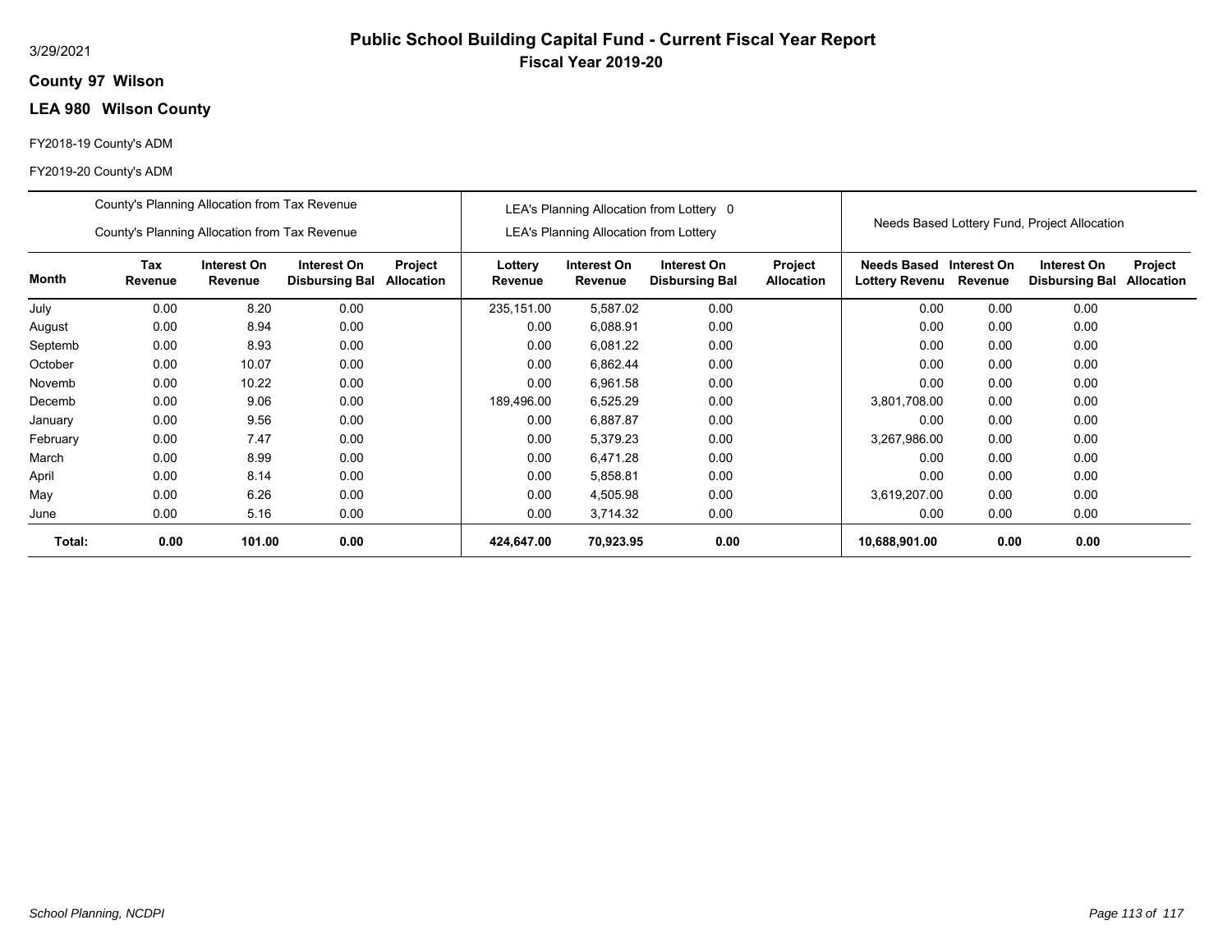# Public School Building Capital Fund - Current Fiscal Year Report

## Fiscal Year 2019-20

3/29/2021

**County 97 Wilson**

**LEA 980 Wilson County**

FY2018-19 County's ADM

FY2019-20 County's ADM

| | County's Planning Allocation from Tax Revenue / County's Planning Allocation from Tax Revenue | | | | LEA's Planning Allocation from Lottery 0 / LEA's Planning Allocation from Lottery | | | | Needs Based Lottery Fund, Project Allocation | | | |
|---|---|---|---|---|---|---|---|---|---|---|---|---|
| **Month** | **Tax Revenue** | **Interest On Revenue** | **Interest On Disbursing Bal** | **Project Allocation** | **Lottery Revenue** | **Interest On Revenue** | **Interest On Disbursing Bal** | **Project Allocation** | **Needs Based Lottery Revenu** | **Interest On Revenue** | **Interest On Disbursing Bal** | **Project Allocation** |
| July | 0.00 | 8.20 | 0.00 | | 235,151.00 | 5,587.02 | 0.00 | | 0.00 | 0.00 | 0.00 | |
| August | 0.00 | 8.94 | 0.00 | | 0.00 | 6,088.91 | 0.00 | | 0.00 | 0.00 | 0.00 | |
| Septemb | 0.00 | 8.93 | 0.00 | | 0.00 | 6,081.22 | 0.00 | | 0.00 | 0.00 | 0.00 | |
| October | 0.00 | 10.07 | 0.00 | | 0.00 | 6,862.44 | 0.00 | | 0.00 | 0.00 | 0.00 | |
| Novemb | 0.00 | 10.22 | 0.00 | | 0.00 | 6,961.58 | 0.00 | | 0.00 | 0.00 | 0.00 | |
| Decemb | 0.00 | 9.06 | 0.00 | | 189,496.00 | 6,525.29 | 0.00 | | 3,801,708.00 | 0.00 | 0.00 | |
| January | 0.00 | 9.56 | 0.00 | | 0.00 | 6,887.87 | 0.00 | | 0.00 | 0.00 | 0.00 | |
| February | 0.00 | 7.47 | 0.00 | | 0.00 | 5,379.23 | 0.00 | | 3,267,986.00 | 0.00 | 0.00 | |
| March | 0.00 | 8.99 | 0.00 | | 0.00 | 6,471.28 | 0.00 | | 0.00 | 0.00 | 0.00 | |
| April | 0.00 | 8.14 | 0.00 | | 0.00 | 5,858.81 | 0.00 | | 0.00 | 0.00 | 0.00 | |
| May | 0.00 | 6.26 | 0.00 | | 0.00 | 4,505.98 | 0.00 | | 3,619,207.00 | 0.00 | 0.00 | |
| June | 0.00 | 5.16 | 0.00 | | 0.00 | 3,714.32 | 0.00 | | 0.00 | 0.00 | 0.00 | |
| **Total:** | **0.00** | **101.00** | **0.00** | | **424,647.00** | **70,923.95** | **0.00** | | **10,688,901.00** | **0.00** | **0.00** | |

*School Planning, NCDPI*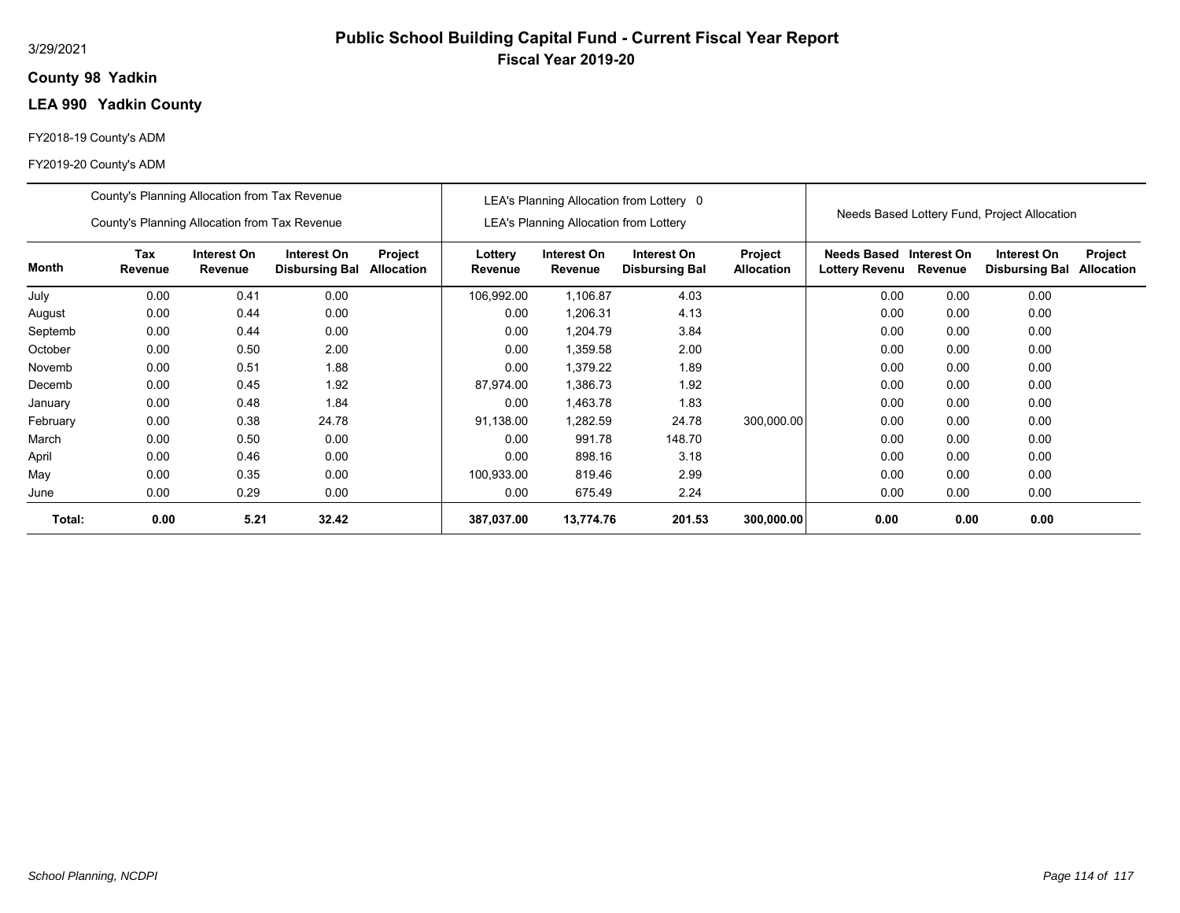3/29/2021

# Public School Building Capital Fund - Current Fiscal Year Report

## Fiscal Year 2019-20

**County 98 Yadkin**

**LEA 990 Yadkin County**

FY2018-19 County's ADM

FY2019-20 County's ADM

| | County's Planning Allocation from Tax Revenue<br>County's Planning Allocation from Tax Revenue | | | | LEA's Planning Allocation from Lottery 0<br>LEA's Planning Allocation from Lottery | | | | Needs Based Lottery Fund, Project Allocation | | | |
|---|---|---|---|---|---|---|---|---|---|---|---|---|
| **Month** | **Tax Revenue** | **Interest On Revenue** | **Interest On Disbursing Bal** | **Project Allocation** | **Lottery Revenue** | **Interest On Revenue** | **Interest On Disbursing Bal** | **Project Allocation** | **Needs Based Lottery Revenu** | **Interest On Revenue** | **Interest On Disbursing Bal** | **Project Allocation** |
| July | 0.00 | 0.41 | 0.00 | | 106,992.00 | 1,106.87 | 4.03 | | 0.00 | 0.00 | 0.00 | |
| August | 0.00 | 0.44 | 0.00 | | 0.00 | 1,206.31 | 4.13 | | 0.00 | 0.00 | 0.00 | |
| Septemb | 0.00 | 0.44 | 0.00 | | 0.00 | 1,204.79 | 3.84 | | 0.00 | 0.00 | 0.00 | |
| October | 0.00 | 0.50 | 2.00 | | 0.00 | 1,359.58 | 2.00 | | 0.00 | 0.00 | 0.00 | |
| Novemb | 0.00 | 0.51 | 1.88 | | 0.00 | 1,379.22 | 1.89 | | 0.00 | 0.00 | 0.00 | |
| Decemb | 0.00 | 0.45 | 1.92 | | 87,974.00 | 1,386.73 | 1.92 | | 0.00 | 0.00 | 0.00 | |
| January | 0.00 | 0.48 | 1.84 | | 0.00 | 1,463.78 | 1.83 | | 0.00 | 0.00 | 0.00 | |
| February | 0.00 | 0.38 | 24.78 | | 91,138.00 | 1,282.59 | 24.78 | 300,000.00 | 0.00 | 0.00 | 0.00 | |
| March | 0.00 | 0.50 | 0.00 | | 0.00 | 991.78 | 148.70 | | 0.00 | 0.00 | 0.00 | |
| April | 0.00 | 0.46 | 0.00 | | 0.00 | 898.16 | 3.18 | | 0.00 | 0.00 | 0.00 | |
| May | 0.00 | 0.35 | 0.00 | | 100,933.00 | 819.46 | 2.99 | | 0.00 | 0.00 | 0.00 | |
| June | 0.00 | 0.29 | 0.00 | | 0.00 | 675.49 | 2.24 | | 0.00 | 0.00 | 0.00 | |
| **Total:** | **0.00** | **5.21** | **32.42** | | **387,037.00** | **13,774.76** | **201.53** | **300,000.00** | **0.00** | **0.00** | **0.00** | |

*School Planning, NCDPI*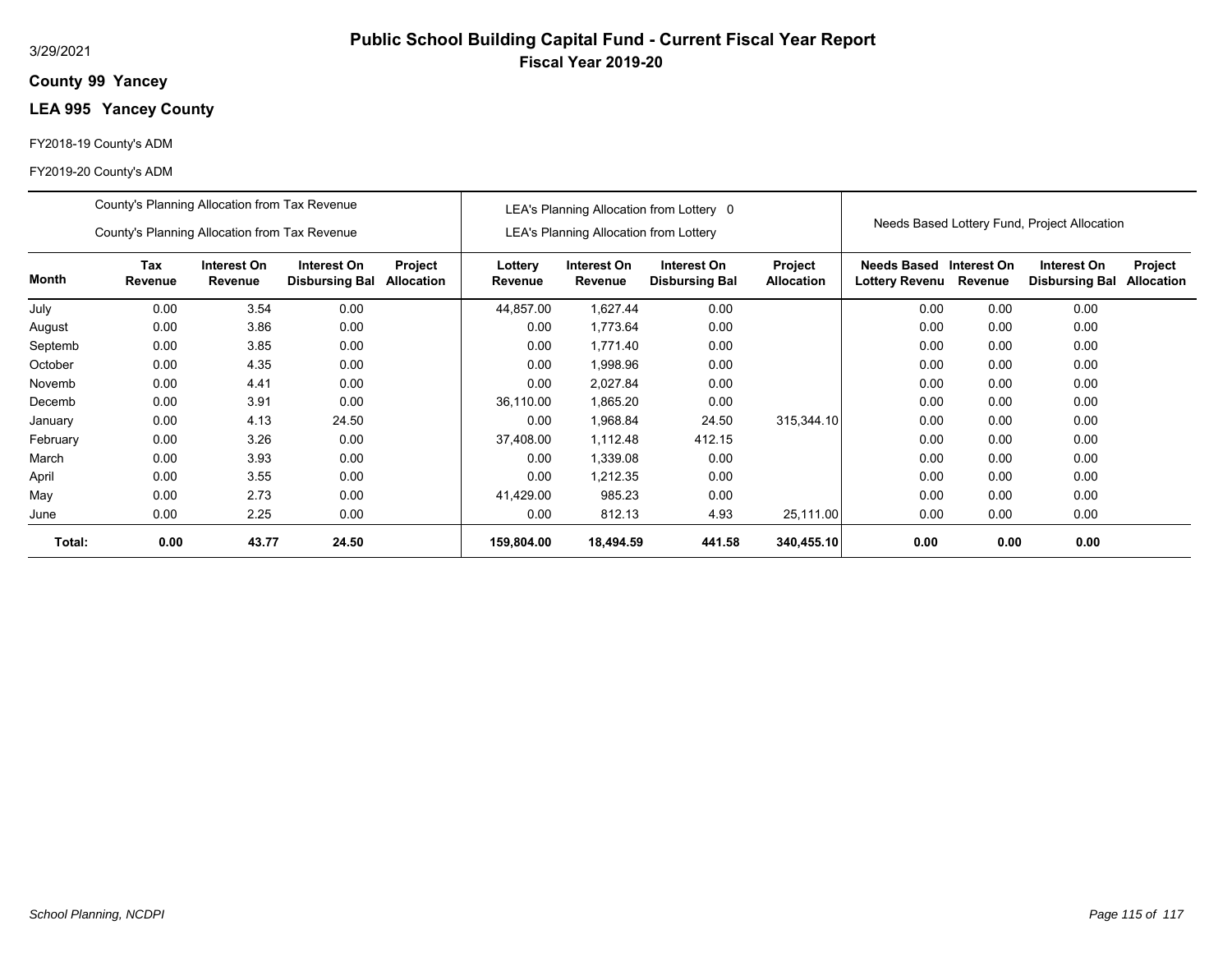3/29/2021

# Public School Building Capital Fund - Current Fiscal Year Report

## Fiscal Year 2019-20

**County 99 Yancey**

**LEA 995 Yancey County**

FY2018-19 County's ADM

FY2019-20 County's ADM

| | County's Planning Allocation from Tax Revenue<br>County's Planning Allocation from Tax Revenue | | | | LEA's Planning Allocation from Lottery 0<br>LEA's Planning Allocation from Lottery | | | | Needs Based Lottery Fund, Project Allocation | | | |
|---|---|---|---|---|---|---|---|---|---|---|---|---|
| **Month** | **Tax Revenue** | **Interest On Revenue** | **Interest On Disbursing Bal** | **Project Allocation** | **Lottery Revenue** | **Interest On Revenue** | **Interest On Disbursing Bal** | **Project Allocation** | **Needs Based Lottery Revenu** | **Interest On Revenue** | **Interest On Disbursing Bal** | **Project Allocation** |
| July | 0.00 | 3.54 | 0.00 | | 44,857.00 | 1,627.44 | 0.00 | | 0.00 | 0.00 | 0.00 | |
| August | 0.00 | 3.86 | 0.00 | | 0.00 | 1,773.64 | 0.00 | | 0.00 | 0.00 | 0.00 | |
| Septemb | 0.00 | 3.85 | 0.00 | | 0.00 | 1,771.40 | 0.00 | | 0.00 | 0.00 | 0.00 | |
| October | 0.00 | 4.35 | 0.00 | | 0.00 | 1,998.96 | 0.00 | | 0.00 | 0.00 | 0.00 | |
| Novemb | 0.00 | 4.41 | 0.00 | | 0.00 | 2,027.84 | 0.00 | | 0.00 | 0.00 | 0.00 | |
| Decemb | 0.00 | 3.91 | 0.00 | | 36,110.00 | 1,865.20 | 0.00 | | 0.00 | 0.00 | 0.00 | |
| January | 0.00 | 4.13 | 24.50 | | 0.00 | 1,968.84 | 24.50 | 315,344.10 | 0.00 | 0.00 | 0.00 | |
| February | 0.00 | 3.26 | 0.00 | | 37,408.00 | 1,112.48 | 412.15 | | 0.00 | 0.00 | 0.00 | |
| March | 0.00 | 3.93 | 0.00 | | 0.00 | 1,339.08 | 0.00 | | 0.00 | 0.00 | 0.00 | |
| April | 0.00 | 3.55 | 0.00 | | 0.00 | 1,212.35 | 0.00 | | 0.00 | 0.00 | 0.00 | |
| May | 0.00 | 2.73 | 0.00 | | 41,429.00 | 985.23 | 0.00 | | 0.00 | 0.00 | 0.00 | |
| June | 0.00 | 2.25 | 0.00 | | 0.00 | 812.13 | 4.93 | 25,111.00 | 0.00 | 0.00 | 0.00 | |
| **Total:** | **0.00** | **43.77** | **24.50** | | **159,804.00** | **18,494.59** | **441.58** | **340,455.10** | **0.00** | **0.00** | **0.00** | |

*School Planning, NCDPI*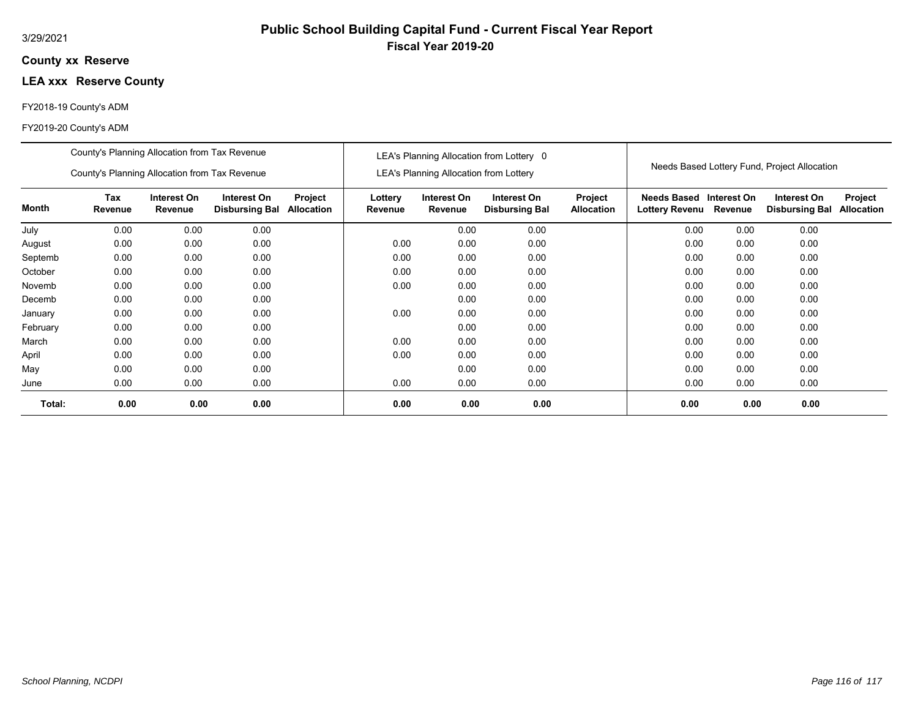3/29/2021

# Public School Building Capital Fund - Current Fiscal Year Report

## Fiscal Year 2019-20

**County xx Reserve**

**LEA xxx Reserve County**

FY2018-19 County's ADM

FY2019-20 County's ADM

| | County's Planning Allocation from Tax Revenue<br>County's Planning Allocation from Tax Revenue | | | | LEA's Planning Allocation from Lottery 0<br>LEA's Planning Allocation from Lottery | | | | Needs Based Lottery Fund, Project Allocation | | | |
|---|---|---|---|---|---|---|---|---|---|---|---|---|
| **Month** | **Tax Revenue** | **Interest On Revenue** | **Interest On Disbursing Bal** | **Project Allocation** | **Lottery Revenue** | **Interest On Revenue** | **Interest On Disbursing Bal** | **Project Allocation** | **Needs Based Lottery Revenu** | **Interest On Revenue** | **Interest On Disbursing Bal** | **Project Allocation** |
| July | 0.00 | 0.00 | 0.00 | | | 0.00 | 0.00 | | 0.00 | 0.00 | 0.00 | |
| August | 0.00 | 0.00 | 0.00 | | 0.00 | 0.00 | 0.00 | | 0.00 | 0.00 | 0.00 | |
| Septemb | 0.00 | 0.00 | 0.00 | | 0.00 | 0.00 | 0.00 | | 0.00 | 0.00 | 0.00 | |
| October | 0.00 | 0.00 | 0.00 | | 0.00 | 0.00 | 0.00 | | 0.00 | 0.00 | 0.00 | |
| Novemb | 0.00 | 0.00 | 0.00 | | 0.00 | 0.00 | 0.00 | | 0.00 | 0.00 | 0.00 | |
| Decemb | 0.00 | 0.00 | 0.00 | | | 0.00 | 0.00 | | 0.00 | 0.00 | 0.00 | |
| January | 0.00 | 0.00 | 0.00 | | 0.00 | 0.00 | 0.00 | | 0.00 | 0.00 | 0.00 | |
| February | 0.00 | 0.00 | 0.00 | | | 0.00 | 0.00 | | 0.00 | 0.00 | 0.00 | |
| March | 0.00 | 0.00 | 0.00 | | 0.00 | 0.00 | 0.00 | | 0.00 | 0.00 | 0.00 | |
| April | 0.00 | 0.00 | 0.00 | | 0.00 | 0.00 | 0.00 | | 0.00 | 0.00 | 0.00 | |
| May | 0.00 | 0.00 | 0.00 | | | 0.00 | 0.00 | | 0.00 | 0.00 | 0.00 | |
| June | 0.00 | 0.00 | 0.00 | | 0.00 | 0.00 | 0.00 | | 0.00 | 0.00 | 0.00 | |
| **Total:** | **0.00** | **0.00** | **0.00** | | **0.00** | **0.00** | **0.00** | | **0.00** | **0.00** | **0.00** | |

*School Planning, NCDPI*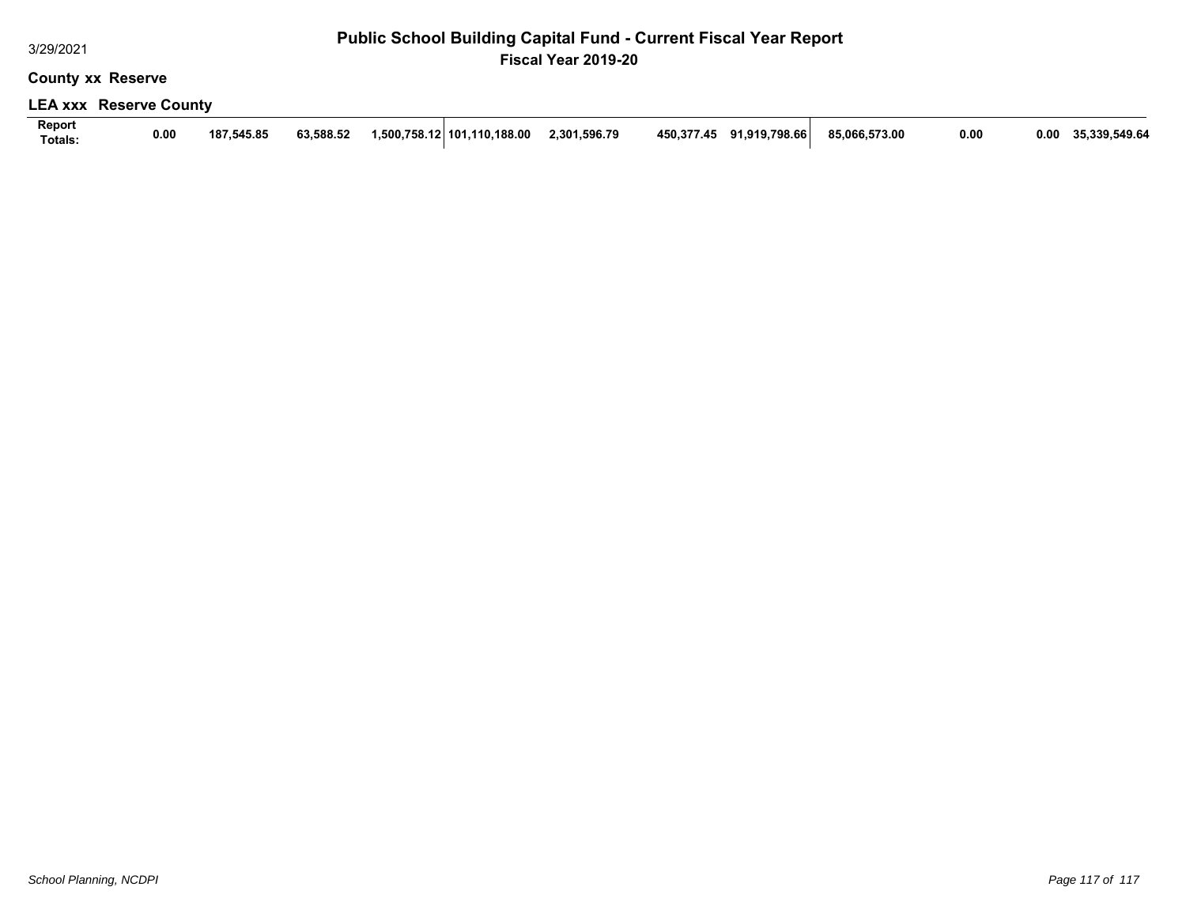# Public School Building Capital Fund - Current Fiscal Year Report

**Fiscal Year 2019-20**

**County xx Reserve**

**LEA xxx Reserve County**

| | | | | | | | | | | | | |
|---|---|---|---|---|---|---|---|---|---|---|---|---|
| **Report Totals:** | **0.00** | **187,545.85** | **63,588.52** | **1,500,758.12** | **101,110,188.00** | **2,301,596.79** | **450,377.45** | **91,919,798.66** | **85,066,573.00** | **0.00** | **0.00** | **35,339,549.64** |